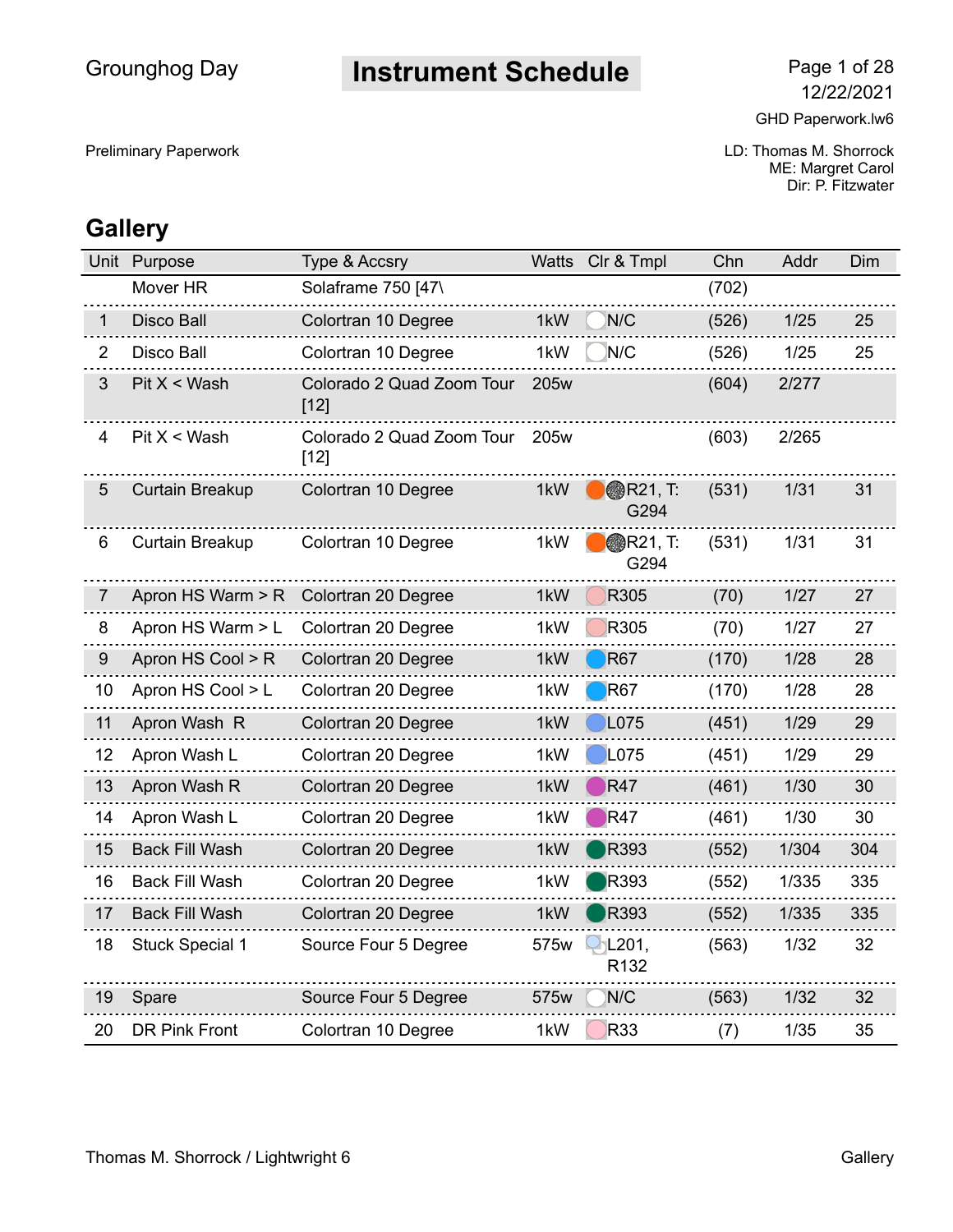Grounghog Day

# Instrument Schedule

12/22/2021

GHD Paperwork.lw6

Preliminary Paperwork

LD: Thomas M. Shorrock
ME: Margret Carol
Dir: P. Fitzwater

## Gallery

| Unit | Purpose | Type & Accsry | Watts | Clr & Tmpl | Chn | Addr | Dim |
|---|---|---|---|---|---|---|---|
| | Mover HR | Solaframe 750 [47\ | | | (702) | | |
| 1 | Disco Ball | Colortran 10 Degree | 1kW | N/C | (526) | 1/25 | 25 |
| 2 | Disco Ball | Colortran 10 Degree | 1kW | N/C | (526) | 1/25 | 25 |
| 3 | Pit X < Wash | Colorado 2 Quad Zoom Tour [12] | 205w | | (604) | 2/277 | |
| 4 | Pit X < Wash | Colorado 2 Quad Zoom Tour [12] | 205w | | (603) | 2/265 | |
| 5 | Curtain Breakup | Colortran 10 Degree | 1kW | R21, T: G294 | (531) | 1/31 | 31 |
| 6 | Curtain Breakup | Colortran 10 Degree | 1kW | R21, T: G294 | (531) | 1/31 | 31 |
| 7 | Apron HS Warm > R | Colortran 20 Degree | 1kW | R305 | (70) | 1/27 | 27 |
| 8 | Apron HS Warm > L | Colortran 20 Degree | 1kW | R305 | (70) | 1/27 | 27 |
| 9 | Apron HS Cool > R | Colortran 20 Degree | 1kW | R67 | (170) | 1/28 | 28 |
| 10 | Apron HS Cool > L | Colortran 20 Degree | 1kW | R67 | (170) | 1/28 | 28 |
| 11 | Apron Wash R | Colortran 20 Degree | 1kW | L075 | (451) | 1/29 | 29 |
| 12 | Apron Wash L | Colortran 20 Degree | 1kW | L075 | (451) | 1/29 | 29 |
| 13 | Apron Wash R | Colortran 20 Degree | 1kW | R47 | (461) | 1/30 | 30 |
| 14 | Apron Wash L | Colortran 20 Degree | 1kW | R47 | (461) | 1/30 | 30 |
| 15 | Back Fill Wash | Colortran 20 Degree | 1kW | R393 | (552) | 1/304 | 304 |
| 16 | Back Fill Wash | Colortran 20 Degree | 1kW | R393 | (552) | 1/335 | 335 |
| 17 | Back Fill Wash | Colortran 20 Degree | 1kW | R393 | (552) | 1/335 | 335 |
| 18 | Stuck Special 1 | Source Four 5 Degree | 575w | L201, R132 | (563) | 1/32 | 32 |
| 19 | Spare | Source Four 5 Degree | 575w | N/C | (563) | 1/32 | 32 |
| 20 | DR Pink Front | Colortran 10 Degree | 1kW | R33 | (7) | 1/35 | 35 |

Thomas M. Shorrock / Lightwright 6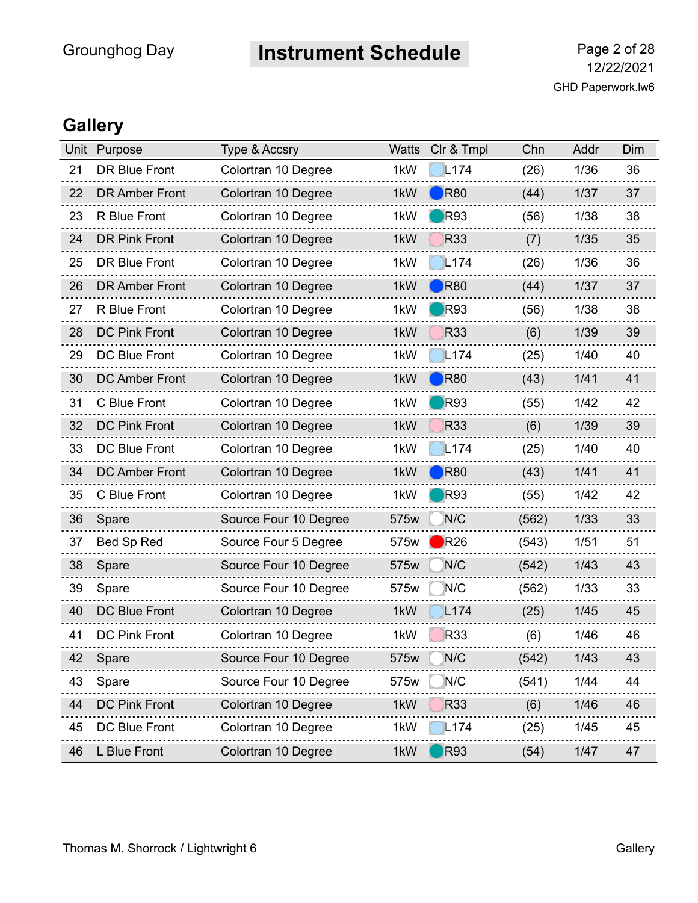# Instrument Schedule

Grounghog Day

12/22/2021

GHD Paperwork.lw6

## Gallery

| Unit | Purpose | Type & Accsry | Watts | Clr & Tmpl | Chn | Addr | Dim |
|---|---|---|---|---|---|---|---|
| 21 | DR Blue Front | Colortran 10 Degree | 1kW | L174 | (26) | 1/36 | 36 |
| 22 | DR Amber Front | Colortran 10 Degree | 1kW | R80 | (44) | 1/37 | 37 |
| 23 | R Blue Front | Colortran 10 Degree | 1kW | R93 | (56) | 1/38 | 38 |
| 24 | DR Pink Front | Colortran 10 Degree | 1kW | R33 | (7) | 1/35 | 35 |
| 25 | DR Blue Front | Colortran 10 Degree | 1kW | L174 | (26) | 1/36 | 36 |
| 26 | DR Amber Front | Colortran 10 Degree | 1kW | R80 | (44) | 1/37 | 37 |
| 27 | R Blue Front | Colortran 10 Degree | 1kW | R93 | (56) | 1/38 | 38 |
| 28 | DC Pink Front | Colortran 10 Degree | 1kW | R33 | (6) | 1/39 | 39 |
| 29 | DC Blue Front | Colortran 10 Degree | 1kW | L174 | (25) | 1/40 | 40 |
| 30 | DC Amber Front | Colortran 10 Degree | 1kW | R80 | (43) | 1/41 | 41 |
| 31 | C Blue Front | Colortran 10 Degree | 1kW | R93 | (55) | 1/42 | 42 |
| 32 | DC Pink Front | Colortran 10 Degree | 1kW | R33 | (6) | 1/39 | 39 |
| 33 | DC Blue Front | Colortran 10 Degree | 1kW | L174 | (25) | 1/40 | 40 |
| 34 | DC Amber Front | Colortran 10 Degree | 1kW | R80 | (43) | 1/41 | 41 |
| 35 | C Blue Front | Colortran 10 Degree | 1kW | R93 | (55) | 1/42 | 42 |
| 36 | Spare | Source Four 10 Degree | 575w | N/C | (562) | 1/33 | 33 |
| 37 | Bed Sp Red | Source Four 5 Degree | 575w | R26 | (543) | 1/51 | 51 |
| 38 | Spare | Source Four 10 Degree | 575w | N/C | (542) | 1/43 | 43 |
| 39 | Spare | Source Four 10 Degree | 575w | N/C | (562) | 1/33 | 33 |
| 40 | DC Blue Front | Colortran 10 Degree | 1kW | L174 | (25) | 1/45 | 45 |
| 41 | DC Pink Front | Colortran 10 Degree | 1kW | R33 | (6) | 1/46 | 46 |
| 42 | Spare | Source Four 10 Degree | 575w | N/C | (542) | 1/43 | 43 |
| 43 | Spare | Source Four 10 Degree | 575w | N/C | (541) | 1/44 | 44 |
| 44 | DC Pink Front | Colortran 10 Degree | 1kW | R33 | (6) | 1/46 | 46 |
| 45 | DC Blue Front | Colortran 10 Degree | 1kW | L174 | (25) | 1/45 | 45 |
| 46 | L Blue Front | Colortran 10 Degree | 1kW | R93 | (54) | 1/47 | 47 |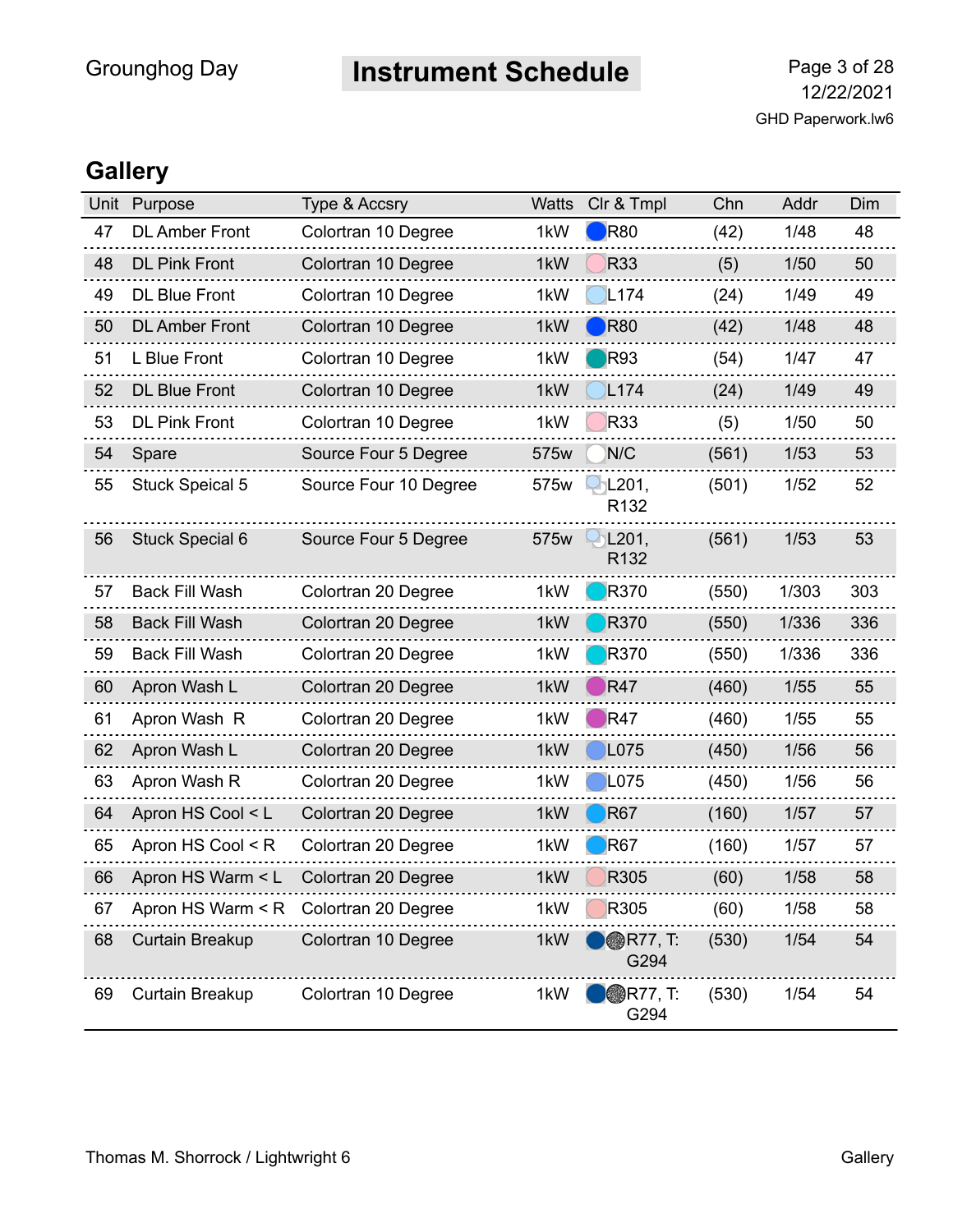# Instrument Schedule

Grounghog Day

12/22/2021

GHD Paperwork.lw6

## Gallery

| Unit | Purpose | Type & Accsry | Watts | Clr & Tmpl | Chn | Addr | Dim |
|---|---|---|---|---|---|---|---|
| 47 | DL Amber Front | Colortran 10 Degree | 1kW | R80 | (42) | 1/48 | 48 |
| 48 | DL Pink Front | Colortran 10 Degree | 1kW | R33 | (5) | 1/50 | 50 |
| 49 | DL Blue Front | Colortran 10 Degree | 1kW | L174 | (24) | 1/49 | 49 |
| 50 | DL Amber Front | Colortran 10 Degree | 1kW | R80 | (42) | 1/48 | 48 |
| 51 | L Blue Front | Colortran 10 Degree | 1kW | R93 | (54) | 1/47 | 47 |
| 52 | DL Blue Front | Colortran 10 Degree | 1kW | L174 | (24) | 1/49 | 49 |
| 53 | DL Pink Front | Colortran 10 Degree | 1kW | R33 | (5) | 1/50 | 50 |
| 54 | Spare | Source Four 5 Degree | 575w | N/C | (561) | 1/53 | 53 |
| 55 | Stuck Speical 5 | Source Four 10 Degree | 575w | L201, R132 | (501) | 1/52 | 52 |
| 56 | Stuck Special 6 | Source Four 5 Degree | 575w | L201, R132 | (561) | 1/53 | 53 |
| 57 | Back Fill Wash | Colortran 20 Degree | 1kW | R370 | (550) | 1/303 | 303 |
| 58 | Back Fill Wash | Colortran 20 Degree | 1kW | R370 | (550) | 1/336 | 336 |
| 59 | Back Fill Wash | Colortran 20 Degree | 1kW | R370 | (550) | 1/336 | 336 |
| 60 | Apron Wash L | Colortran 20 Degree | 1kW | R47 | (460) | 1/55 | 55 |
| 61 | Apron Wash R | Colortran 20 Degree | 1kW | R47 | (460) | 1/55 | 55 |
| 62 | Apron Wash L | Colortran 20 Degree | 1kW | L075 | (450) | 1/56 | 56 |
| 63 | Apron Wash R | Colortran 20 Degree | 1kW | L075 | (450) | 1/56 | 56 |
| 64 | Apron HS Cool < L | Colortran 20 Degree | 1kW | R67 | (160) | 1/57 | 57 |
| 65 | Apron HS Cool < R | Colortran 20 Degree | 1kW | R67 | (160) | 1/57 | 57 |
| 66 | Apron HS Warm < L | Colortran 20 Degree | 1kW | R305 | (60) | 1/58 | 58 |
| 67 | Apron HS Warm < R | Colortran 20 Degree | 1kW | R305 | (60) | 1/58 | 58 |
| 68 | Curtain Breakup | Colortran 10 Degree | 1kW | R77, T: G294 | (530) | 1/54 | 54 |
| 69 | Curtain Breakup | Colortran 10 Degree | 1kW | R77, T: G294 | (530) | 1/54 | 54 |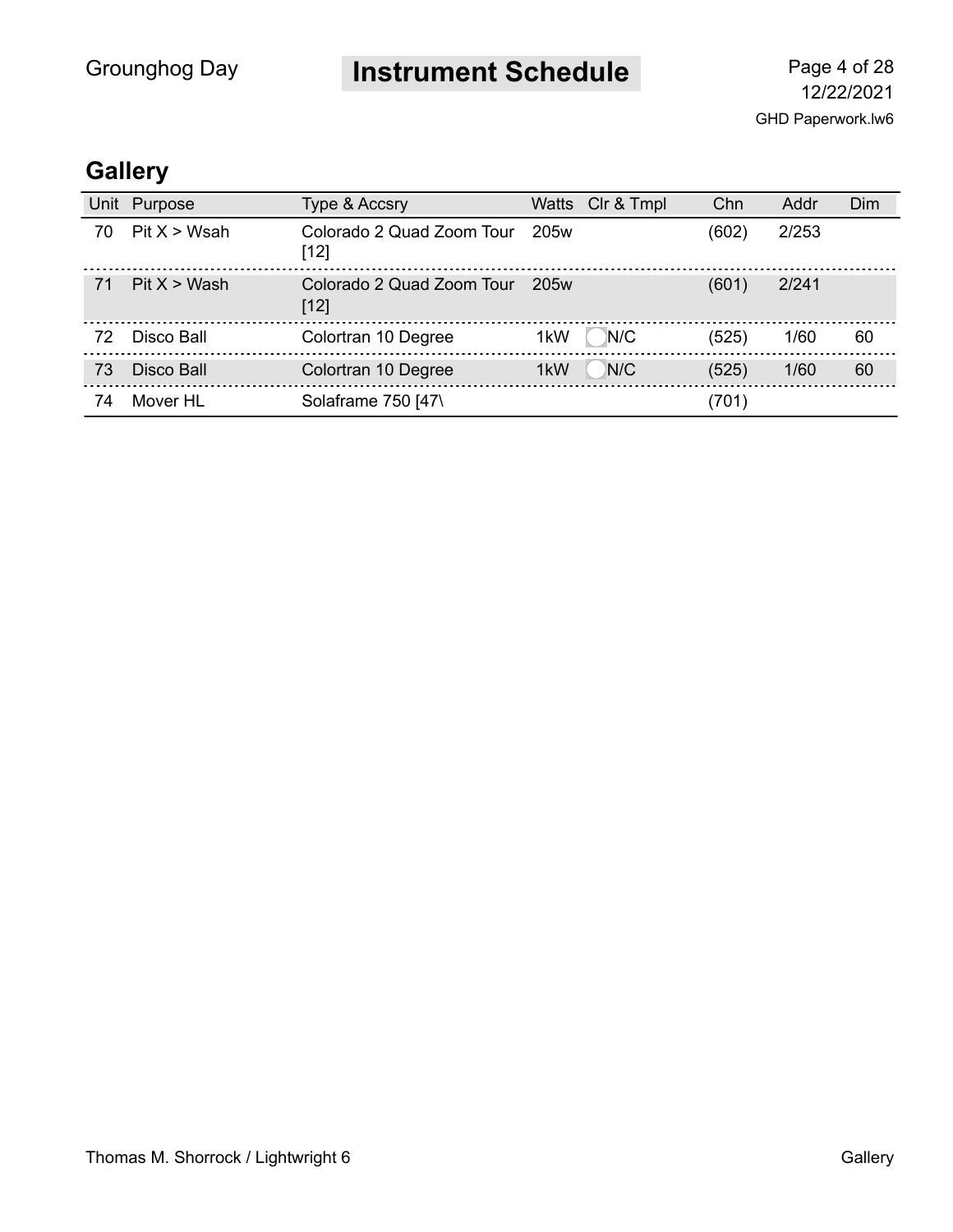## Gallery

| Unit | Purpose | Type & Accsry | Watts | Clr & Tmpl | Chn | Addr | Dim |
|---|---|---|---|---|---|---|---|
| 70 | Pit X > Wsah | Colorado 2 Quad Zoom Tour [12] | 205w | | (602) | 2/253 | |
| 71 | Pit X > Wash | Colorado 2 Quad Zoom Tour [12] | 205w | | (601) | 2/241 | |
| 72 | Disco Ball | Colortran 10 Degree | 1kW | N/C | (525) | 1/60 | 60 |
| 73 | Disco Ball | Colortran 10 Degree | 1kW | N/C | (525) | 1/60 | 60 |
| 74 | Mover HL | Solaframe 750 [47\ | | | (701) | | |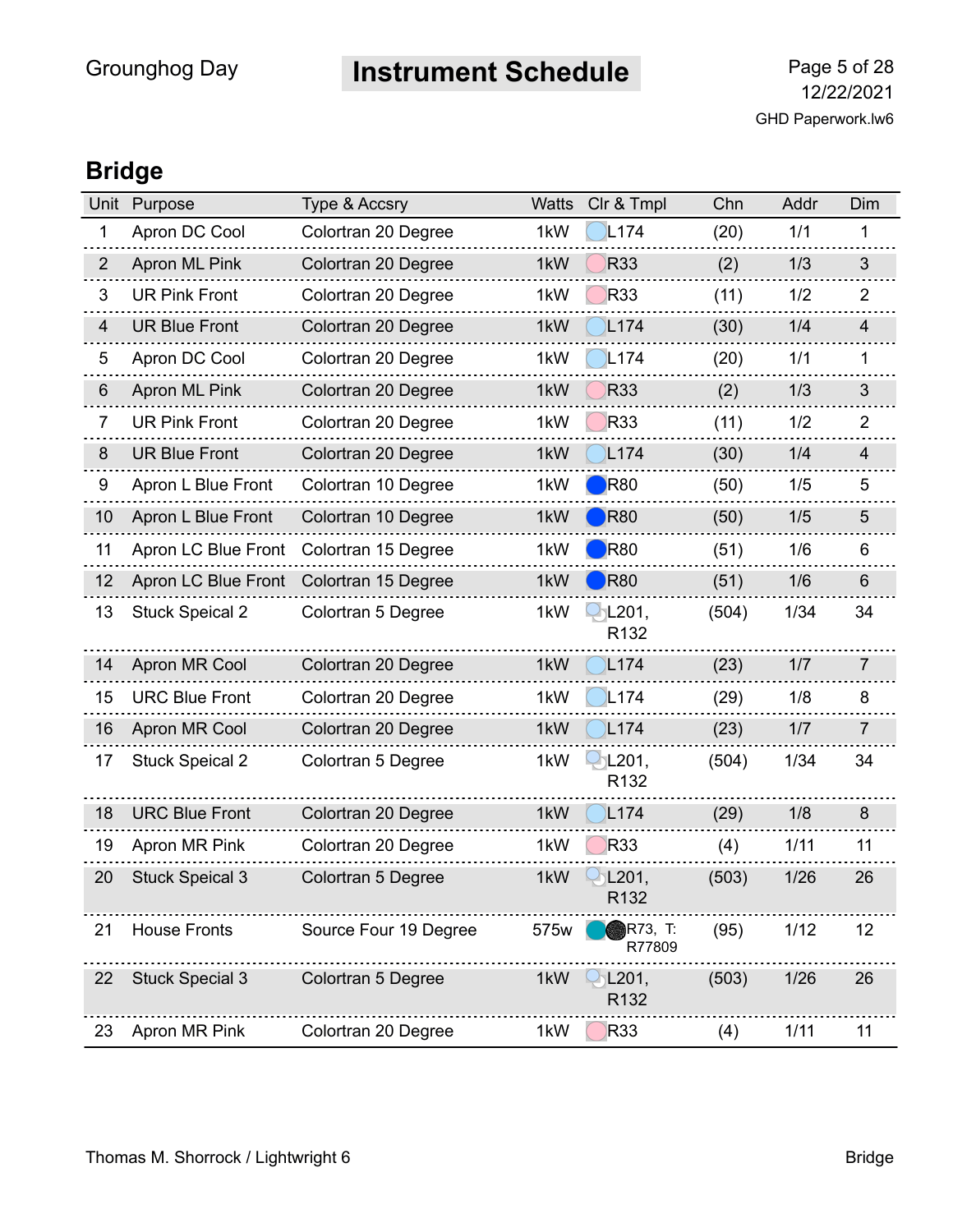## Instrument Schedule

Grounghog Day

12/22/2021

GHD Paperwork.lw6

## Bridge

| Unit | Purpose | Type & Accsry | Watts | Clr & Tmpl | Chn | Addr | Dim |
|---|---|---|---|---|---|---|---|
| 1 | Apron DC Cool | Colortran 20 Degree | 1kW | L174 | (20) | 1/1 | 1 |
| 2 | Apron ML Pink | Colortran 20 Degree | 1kW | R33 | (2) | 1/3 | 3 |
| 3 | UR Pink Front | Colortran 20 Degree | 1kW | R33 | (11) | 1/2 | 2 |
| 4 | UR Blue Front | Colortran 20 Degree | 1kW | L174 | (30) | 1/4 | 4 |
| 5 | Apron DC Cool | Colortran 20 Degree | 1kW | L174 | (20) | 1/1 | 1 |
| 6 | Apron ML Pink | Colortran 20 Degree | 1kW | R33 | (2) | 1/3 | 3 |
| 7 | UR Pink Front | Colortran 20 Degree | 1kW | R33 | (11) | 1/2 | 2 |
| 8 | UR Blue Front | Colortran 20 Degree | 1kW | L174 | (30) | 1/4 | 4 |
| 9 | Apron L Blue Front | Colortran 10 Degree | 1kW | R80 | (50) | 1/5 | 5 |
| 10 | Apron L Blue Front | Colortran 10 Degree | 1kW | R80 | (50) | 1/5 | 5 |
| 11 | Apron LC Blue Front | Colortran 15 Degree | 1kW | R80 | (51) | 1/6 | 6 |
| 12 | Apron LC Blue Front | Colortran 15 Degree | 1kW | R80 | (51) | 1/6 | 6 |
| 13 | Stuck Speical 2 | Colortran 5 Degree | 1kW | L201, R132 | (504) | 1/34 | 34 |
| 14 | Apron MR Cool | Colortran 20 Degree | 1kW | L174 | (23) | 1/7 | 7 |
| 15 | URC Blue Front | Colortran 20 Degree | 1kW | L174 | (29) | 1/8 | 8 |
| 16 | Apron MR Cool | Colortran 20 Degree | 1kW | L174 | (23) | 1/7 | 7 |
| 17 | Stuck Speical 2 | Colortran 5 Degree | 1kW | L201, R132 | (504) | 1/34 | 34 |
| 18 | URC Blue Front | Colortran 20 Degree | 1kW | L174 | (29) | 1/8 | 8 |
| 19 | Apron MR Pink | Colortran 20 Degree | 1kW | R33 | (4) | 1/11 | 11 |
| 20 | Stuck Speical 3 | Colortran 5 Degree | 1kW | L201, R132 | (503) | 1/26 | 26 |
| 21 | House Fronts | Source Four 19 Degree | 575w | R73, T: R77809 | (95) | 1/12 | 12 |
| 22 | Stuck Special 3 | Colortran 5 Degree | 1kW | L201, R132 | (503) | 1/26 | 26 |
| 23 | Apron MR Pink | Colortran 20 Degree | 1kW | R33 | (4) | 1/11 | 11 |

Thomas M. Shorrock / Lightwright 6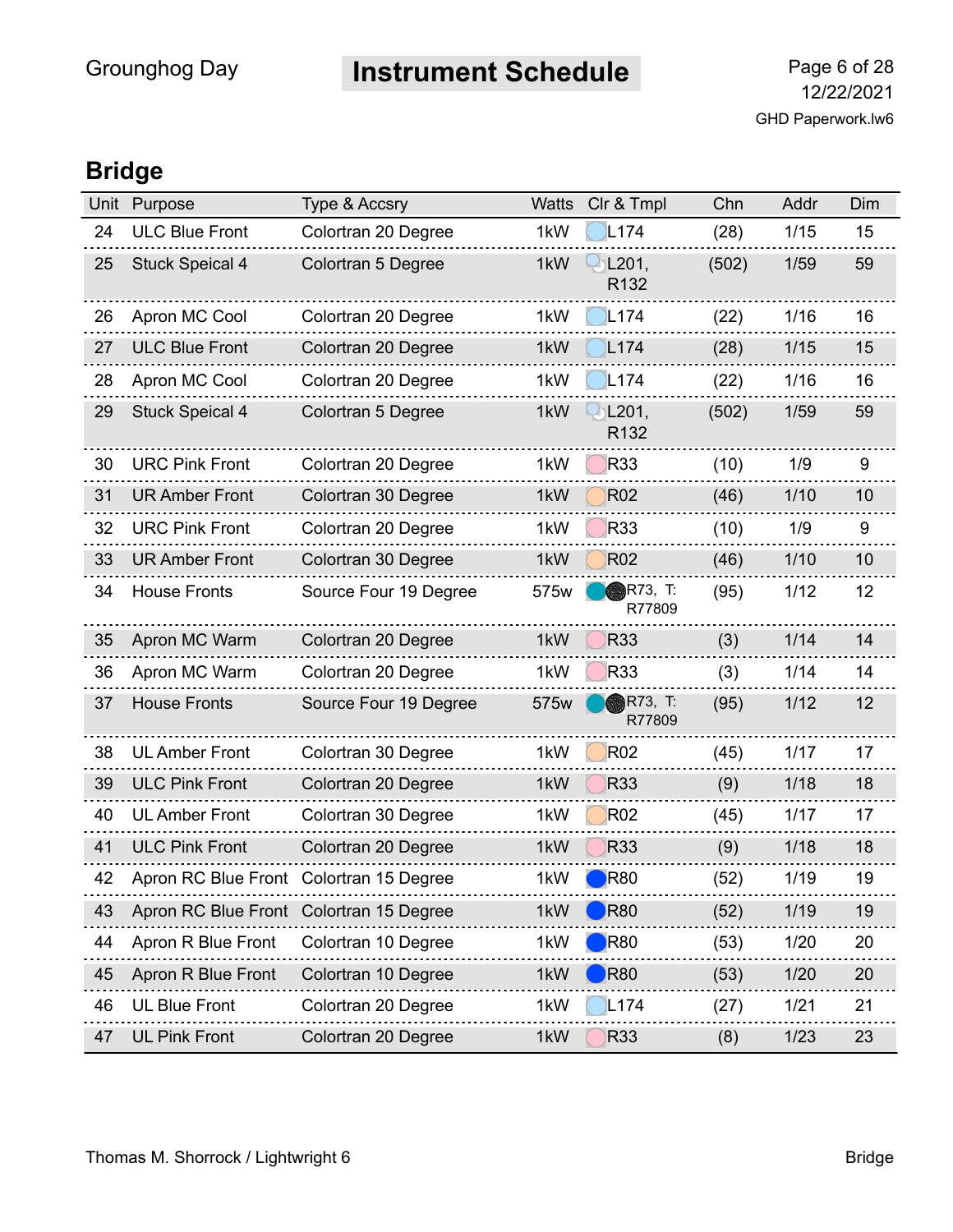## Bridge

| Unit | Purpose | Type & Accsry | Watts | Clr & Tmpl | Chn | Addr | Dim |
|---|---|---|---|---|---|---|---|
| 24 | ULC Blue Front | Colortran 20 Degree | 1kW | L174 | (28) | 1/15 | 15 |
| 25 | Stuck Speical 4 | Colortran 5 Degree | 1kW | L201, R132 | (502) | 1/59 | 59 |
| 26 | Apron MC Cool | Colortran 20 Degree | 1kW | L174 | (22) | 1/16 | 16 |
| 27 | ULC Blue Front | Colortran 20 Degree | 1kW | L174 | (28) | 1/15 | 15 |
| 28 | Apron MC Cool | Colortran 20 Degree | 1kW | L174 | (22) | 1/16 | 16 |
| 29 | Stuck Speical 4 | Colortran 5 Degree | 1kW | L201, R132 | (502) | 1/59 | 59 |
| 30 | URC Pink Front | Colortran 20 Degree | 1kW | R33 | (10) | 1/9 | 9 |
| 31 | UR Amber Front | Colortran 30 Degree | 1kW | R02 | (46) | 1/10 | 10 |
| 32 | URC Pink Front | Colortran 20 Degree | 1kW | R33 | (10) | 1/9 | 9 |
| 33 | UR Amber Front | Colortran 30 Degree | 1kW | R02 | (46) | 1/10 | 10 |
| 34 | House Fronts | Source Four 19 Degree | 575w | R73, T: R77809 | (95) | 1/12 | 12 |
| 35 | Apron MC Warm | Colortran 20 Degree | 1kW | R33 | (3) | 1/14 | 14 |
| 36 | Apron MC Warm | Colortran 20 Degree | 1kW | R33 | (3) | 1/14 | 14 |
| 37 | House Fronts | Source Four 19 Degree | 575w | R73, T: R77809 | (95) | 1/12 | 12 |
| 38 | UL Amber Front | Colortran 30 Degree | 1kW | R02 | (45) | 1/17 | 17 |
| 39 | ULC Pink Front | Colortran 20 Degree | 1kW | R33 | (9) | 1/18 | 18 |
| 40 | UL Amber Front | Colortran 30 Degree | 1kW | R02 | (45) | 1/17 | 17 |
| 41 | ULC Pink Front | Colortran 20 Degree | 1kW | R33 | (9) | 1/18 | 18 |
| 42 | Apron RC Blue Front | Colortran 15 Degree | 1kW | R80 | (52) | 1/19 | 19 |
| 43 | Apron RC Blue Front | Colortran 15 Degree | 1kW | R80 | (52) | 1/19 | 19 |
| 44 | Apron R Blue Front | Colortran 10 Degree | 1kW | R80 | (53) | 1/20 | 20 |
| 45 | Apron R Blue Front | Colortran 10 Degree | 1kW | R80 | (53) | 1/20 | 20 |
| 46 | UL Blue Front | Colortran 20 Degree | 1kW | L174 | (27) | 1/21 | 21 |
| 47 | UL Pink Front | Colortran 20 Degree | 1kW | R33 | (8) | 1/23 | 23 |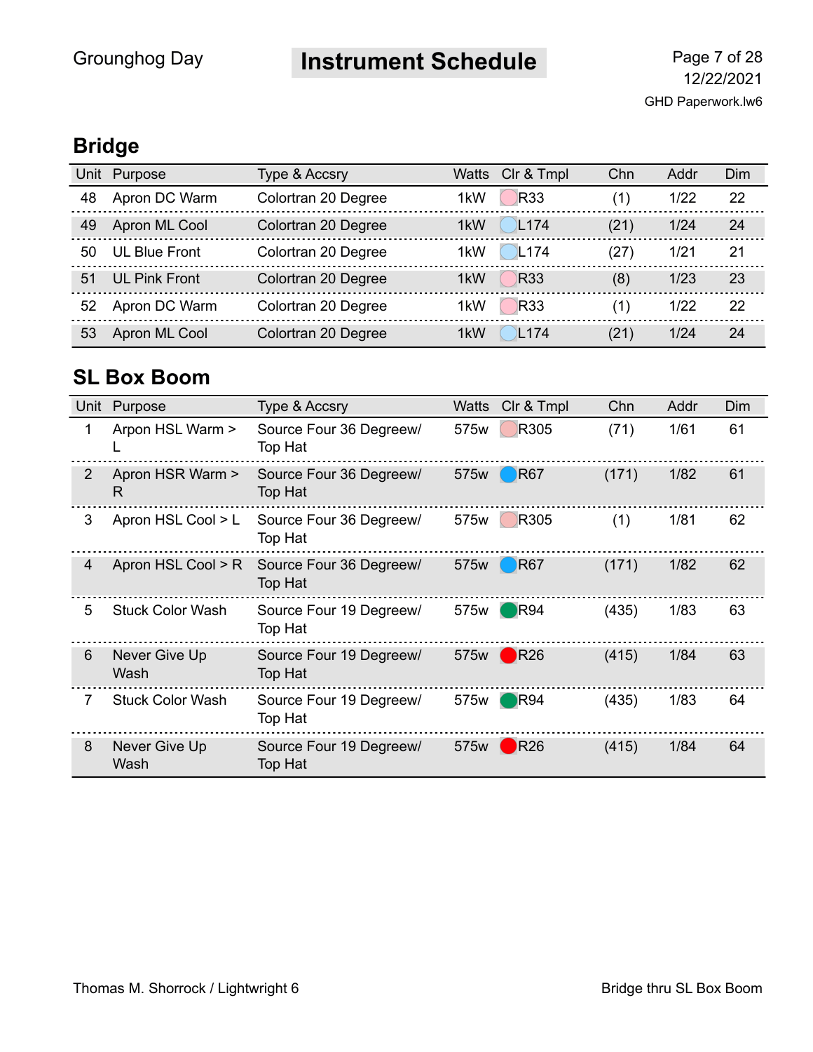# Instrument Schedule

## Bridge

| Unit | Purpose | Type & Accsry | Watts | Clr & Tmpl | Chn | Addr | Dim |
|---|---|---|---|---|---|---|---|
| 48 | Apron DC Warm | Colortran 20 Degree | 1kW | R33 | (1) | 1/22 | 22 |
| 49 | Apron ML Cool | Colortran 20 Degree | 1kW | L174 | (21) | 1/24 | 24 |
| 50 | UL Blue Front | Colortran 20 Degree | 1kW | L174 | (27) | 1/21 | 21 |
| 51 | UL Pink Front | Colortran 20 Degree | 1kW | R33 | (8) | 1/23 | 23 |
| 52 | Apron DC Warm | Colortran 20 Degree | 1kW | R33 | (1) | 1/22 | 22 |
| 53 | Apron ML Cool | Colortran 20 Degree | 1kW | L174 | (21) | 1/24 | 24 |

## SL Box Boom

| Unit | Purpose | Type & Accsry | Watts | Clr & Tmpl | Chn | Addr | Dim |
|---|---|---|---|---|---|---|---|
| 1 | Arpon HSL Warm > L | Source Four 36 Degreew/ Top Hat | 575w | R305 | (71) | 1/61 | 61 |
| 2 | Apron HSR Warm > R | Source Four 36 Degreew/ Top Hat | 575w | R67 | (171) | 1/82 | 61 |
| 3 | Apron HSL Cool > L | Source Four 36 Degreew/ Top Hat | 575w | R305 | (1) | 1/81 | 62 |
| 4 | Apron HSL Cool > R | Source Four 36 Degreew/ Top Hat | 575w | R67 | (171) | 1/82 | 62 |
| 5 | Stuck Color Wash | Source Four 19 Degreew/ Top Hat | 575w | R94 | (435) | 1/83 | 63 |
| 6 | Never Give Up Wash | Source Four 19 Degreew/ Top Hat | 575w | R26 | (415) | 1/84 | 63 |
| 7 | Stuck Color Wash | Source Four 19 Degreew/ Top Hat | 575w | R94 | (435) | 1/83 | 64 |
| 8 | Never Give Up Wash | Source Four 19 Degreew/ Top Hat | 575w | R26 | (415) | 1/84 | 64 |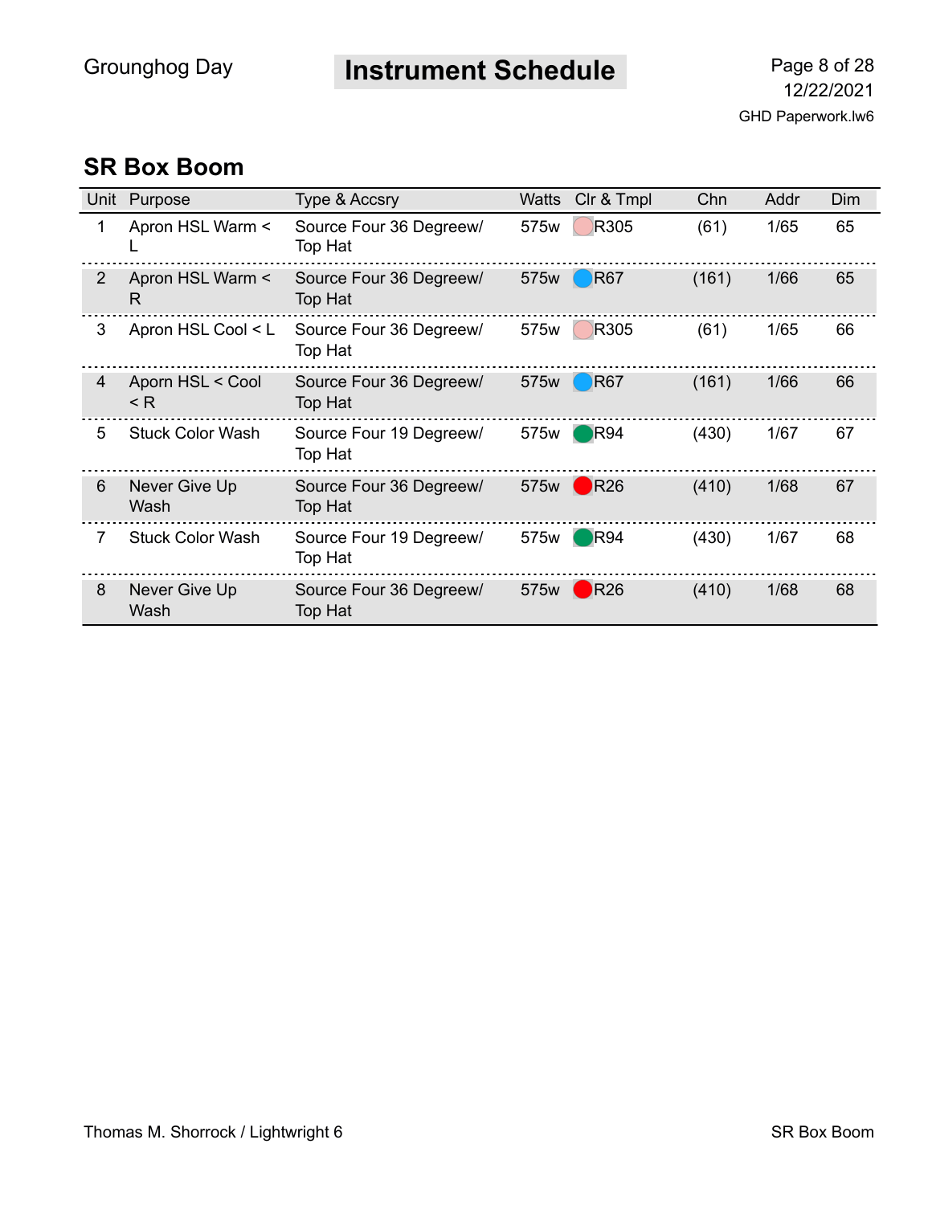## SR Box Boom

| Unit | Purpose | Type & Accsry | Watts | Clr & Tmpl | Chn | Addr | Dim |
|---|---|---|---|---|---|---|---|
| 1 | Apron HSL Warm < L | Source Four 36 Degreew/ Top Hat | 575w | R305 | (61) | 1/65 | 65 |
| 2 | Apron HSL Warm < R | Source Four 36 Degreew/ Top Hat | 575w | R67 | (161) | 1/66 | 65 |
| 3 | Apron HSL Cool < L | Source Four 36 Degreew/ Top Hat | 575w | R305 | (61) | 1/65 | 66 |
| 4 | Aporn HSL < Cool < R | Source Four 36 Degreew/ Top Hat | 575w | R67 | (161) | 1/66 | 66 |
| 5 | Stuck Color Wash | Source Four 19 Degreew/ Top Hat | 575w | R94 | (430) | 1/67 | 67 |
| 6 | Never Give Up Wash | Source Four 36 Degreew/ Top Hat | 575w | R26 | (410) | 1/68 | 67 |
| 7 | Stuck Color Wash | Source Four 19 Degreew/ Top Hat | 575w | R94 | (430) | 1/67 | 68 |
| 8 | Never Give Up Wash | Source Four 36 Degreew/ Top Hat | 575w | R26 | (410) | 1/68 | 68 |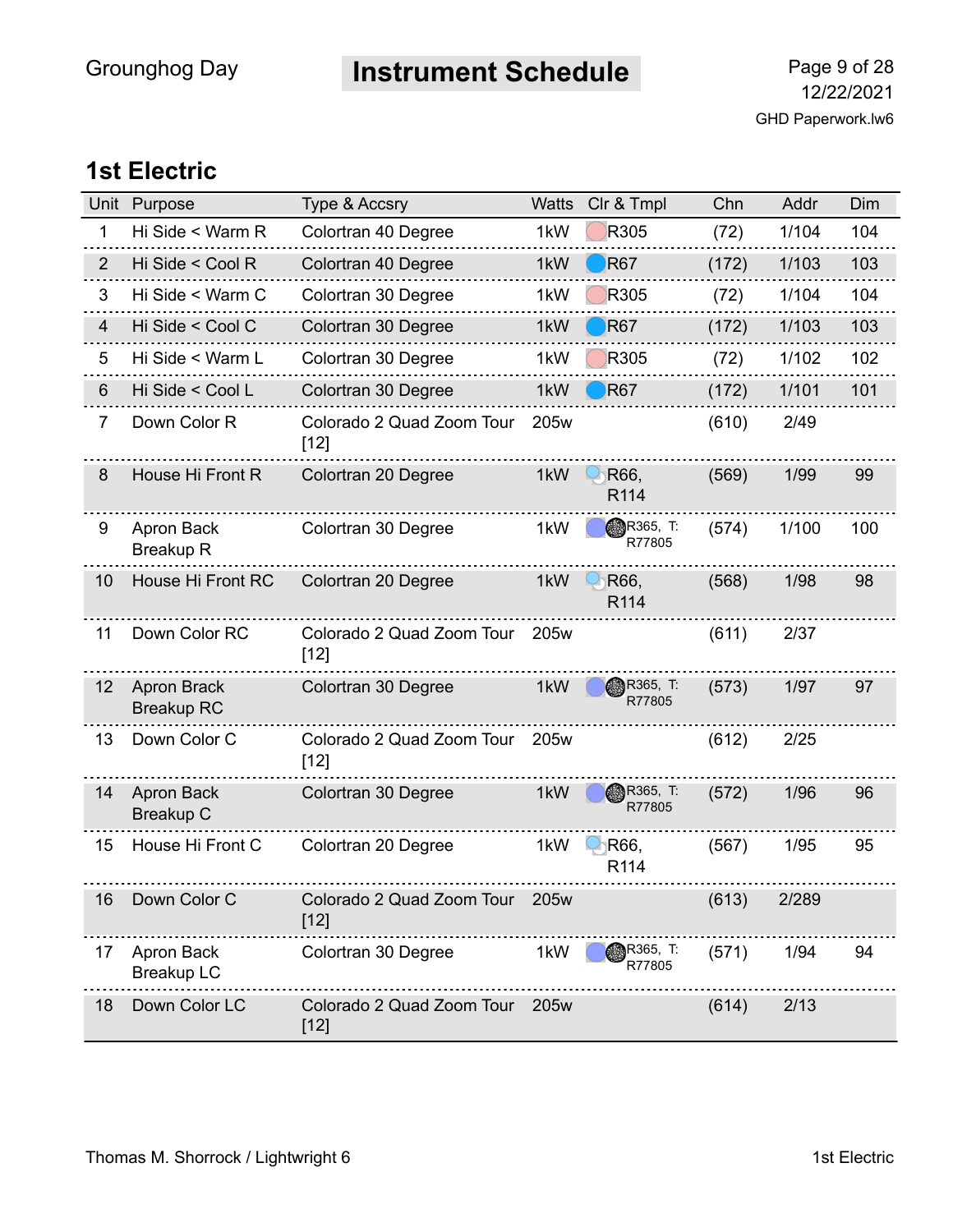Grounghog Day

# Instrument Schedule

12/22/2021
GHD Paperwork.lw6

## 1st Electric

| Unit | Purpose | Type & Accsry | Watts | Clr & Tmpl | Chn | Addr | Dim |
|---|---|---|---|---|---|---|---|
| 1 | Hi Side < Warm R | Colortran 40 Degree | 1kW | R305 | (72) | 1/104 | 104 |
| 2 | Hi Side < Cool R | Colortran 40 Degree | 1kW | R67 | (172) | 1/103 | 103 |
| 3 | Hi Side < Warm C | Colortran 30 Degree | 1kW | R305 | (72) | 1/104 | 104 |
| 4 | Hi Side < Cool C | Colortran 30 Degree | 1kW | R67 | (172) | 1/103 | 103 |
| 5 | Hi Side < Warm L | Colortran 30 Degree | 1kW | R305 | (72) | 1/102 | 102 |
| 6 | Hi Side < Cool L | Colortran 30 Degree | 1kW | R67 | (172) | 1/101 | 101 |
| 7 | Down Color R | Colorado 2 Quad Zoom Tour [12] | 205w | | (610) | 2/49 | |
| 8 | House Hi Front R | Colortran 20 Degree | 1kW | R66, R114 | (569) | 1/99 | 99 |
| 9 | Apron Back Breakup R | Colortran 30 Degree | 1kW | R365, T: R77805 | (574) | 1/100 | 100 |
| 10 | House Hi Front RC | Colortran 20 Degree | 1kW | R66, R114 | (568) | 1/98 | 98 |
| 11 | Down Color RC | Colorado 2 Quad Zoom Tour [12] | 205w | | (611) | 2/37 | |
| 12 | Apron Brack Breakup RC | Colortran 30 Degree | 1kW | R365, T: R77805 | (573) | 1/97 | 97 |
| 13 | Down Color C | Colorado 2 Quad Zoom Tour [12] | 205w | | (612) | 2/25 | |
| 14 | Apron Back Breakup C | Colortran 30 Degree | 1kW | R365, T: R77805 | (572) | 1/96 | 96 |
| 15 | House Hi Front C | Colortran 20 Degree | 1kW | R66, R114 | (567) | 1/95 | 95 |
| 16 | Down Color C | Colorado 2 Quad Zoom Tour [12] | 205w | | (613) | 2/289 | |
| 17 | Apron Back Breakup LC | Colortran 30 Degree | 1kW | R365, T: R77805 | (571) | 1/94 | 94 |
| 18 | Down Color LC | Colorado 2 Quad Zoom Tour [12] | 205w | | (614) | 2/13 | |

Thomas M. Shorrock / Lightwright 6

1st Electric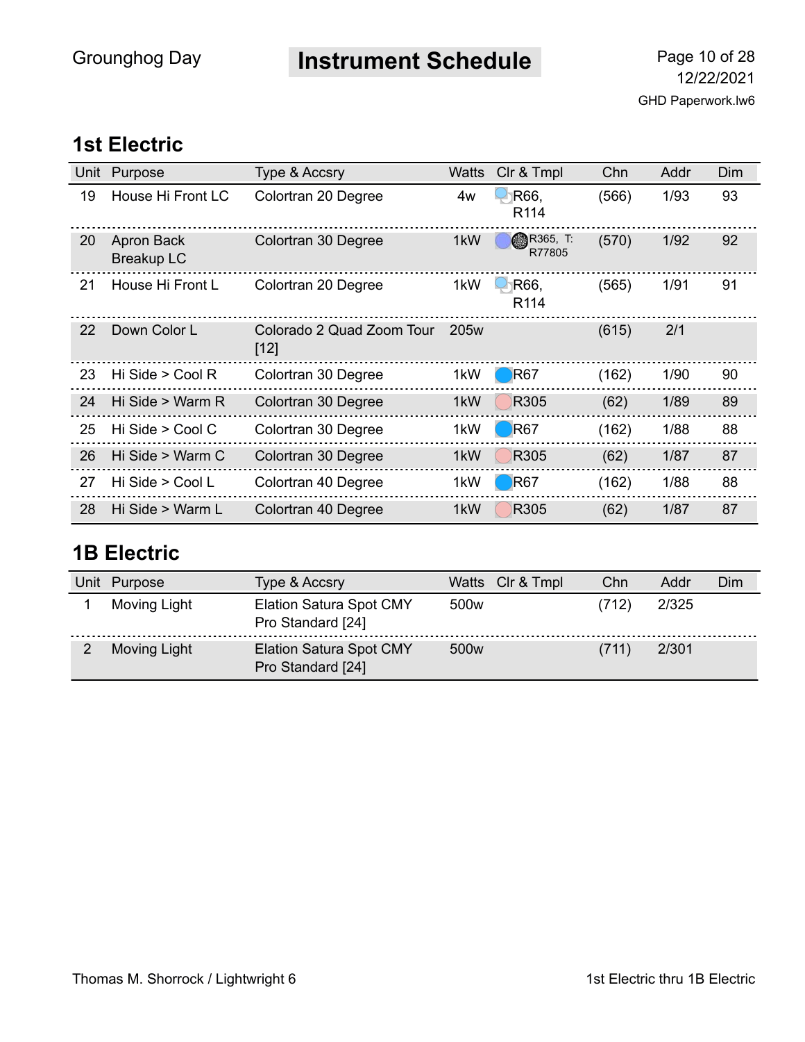## 1st Electric

| Unit | Purpose | Type & Accsry | Watts | Clr & Tmpl | Chn | Addr | Dim |
|---|---|---|---|---|---|---|---|
| 19 | House Hi Front LC | Colortran 20 Degree | 4w | R66, R114 | (566) | 1/93 | 93 |
| 20 | Apron Back Breakup LC | Colortran 30 Degree | 1kW | R365, T: R77805 | (570) | 1/92 | 92 |
| 21 | House Hi Front L | Colortran 20 Degree | 1kW | R66, R114 | (565) | 1/91 | 91 |
| 22 | Down Color L | Colorado 2 Quad Zoom Tour [12] | 205w | | (615) | 2/1 | |
| 23 | Hi Side > Cool R | Colortran 30 Degree | 1kW | R67 | (162) | 1/90 | 90 |
| 24 | Hi Side > Warm R | Colortran 30 Degree | 1kW | R305 | (62) | 1/89 | 89 |
| 25 | Hi Side > Cool C | Colortran 30 Degree | 1kW | R67 | (162) | 1/88 | 88 |
| 26 | Hi Side > Warm C | Colortran 30 Degree | 1kW | R305 | (62) | 1/87 | 87 |
| 27 | Hi Side > Cool L | Colortran 40 Degree | 1kW | R67 | (162) | 1/88 | 88 |
| 28 | Hi Side > Warm L | Colortran 40 Degree | 1kW | R305 | (62) | 1/87 | 87 |

## 1B Electric

| Unit | Purpose | Type & Accsry | Watts | Clr & Tmpl | Chn | Addr | Dim |
|---|---|---|---|---|---|---|---|
| 1 | Moving Light | Elation Satura Spot CMY Pro Standard [24] | 500w | | (712) | 2/325 | |
| 2 | Moving Light | Elation Satura Spot CMY Pro Standard [24] | 500w | | (711) | 2/301 | |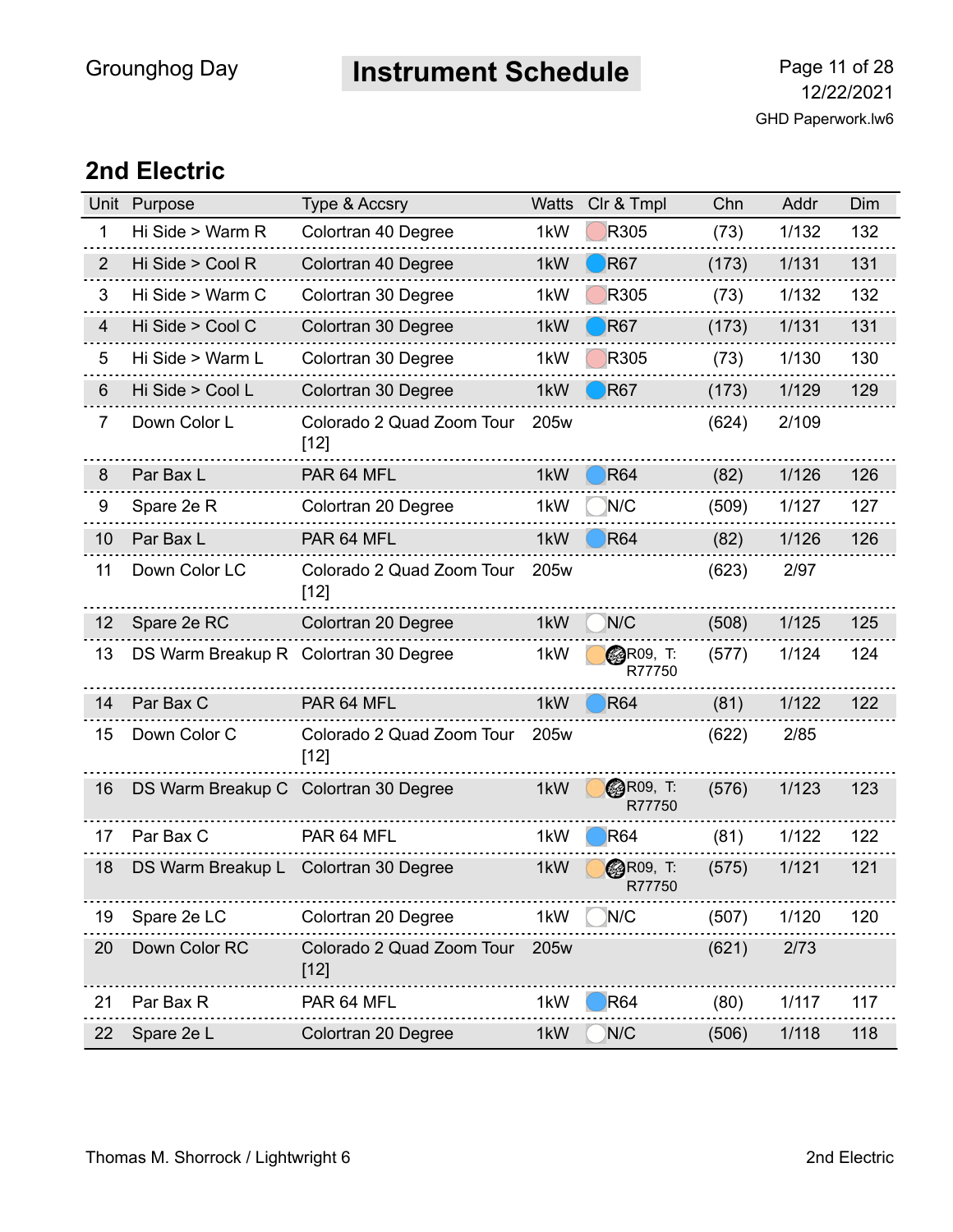## 2nd Electric

| Unit | Purpose | Type & Accsry | Watts | Clr & Tmpl | Chn | Addr | Dim |
|---|---|---|---|---|---|---|---|
| 1 | Hi Side > Warm R | Colortran 40 Degree | 1kW | R305 | (73) | 1/132 | 132 |
| 2 | Hi Side > Cool R | Colortran 40 Degree | 1kW | R67 | (173) | 1/131 | 131 |
| 3 | Hi Side > Warm C | Colortran 30 Degree | 1kW | R305 | (73) | 1/132 | 132 |
| 4 | Hi Side > Cool C | Colortran 30 Degree | 1kW | R67 | (173) | 1/131 | 131 |
| 5 | Hi Side > Warm L | Colortran 30 Degree | 1kW | R305 | (73) | 1/130 | 130 |
| 6 | Hi Side > Cool L | Colortran 30 Degree | 1kW | R67 | (173) | 1/129 | 129 |
| 7 | Down Color L | Colorado 2 Quad Zoom Tour [12] | 205w | | (624) | 2/109 | |
| 8 | Par Bax L | PAR 64 MFL | 1kW | R64 | (82) | 1/126 | 126 |
| 9 | Spare 2e R | Colortran 20 Degree | 1kW | N/C | (509) | 1/127 | 127 |
| 10 | Par Bax L | PAR 64 MFL | 1kW | R64 | (82) | 1/126 | 126 |
| 11 | Down Color LC | Colorado 2 Quad Zoom Tour [12] | 205w | | (623) | 2/97 | |
| 12 | Spare 2e RC | Colortran 20 Degree | 1kW | N/C | (508) | 1/125 | 125 |
| 13 | DS Warm Breakup R | Colortran 30 Degree | 1kW | R09, T: R77750 | (577) | 1/124 | 124 |
| 14 | Par Bax C | PAR 64 MFL | 1kW | R64 | (81) | 1/122 | 122 |
| 15 | Down Color C | Colorado 2 Quad Zoom Tour [12] | 205w | | (622) | 2/85 | |
| 16 | DS Warm Breakup C | Colortran 30 Degree | 1kW | R09, T: R77750 | (576) | 1/123 | 123 |
| 17 | Par Bax C | PAR 64 MFL | 1kW | R64 | (81) | 1/122 | 122 |
| 18 | DS Warm Breakup L | Colortran 30 Degree | 1kW | R09, T: R77750 | (575) | 1/121 | 121 |
| 19 | Spare 2e LC | Colortran 20 Degree | 1kW | N/C | (507) | 1/120 | 120 |
| 20 | Down Color RC | Colorado 2 Quad Zoom Tour [12] | 205w | | (621) | 2/73 | |
| 21 | Par Bax R | PAR 64 MFL | 1kW | R64 | (80) | 1/117 | 117 |
| 22 | Spare 2e L | Colortran 20 Degree | 1kW | N/C | (506) | 1/118 | 118 |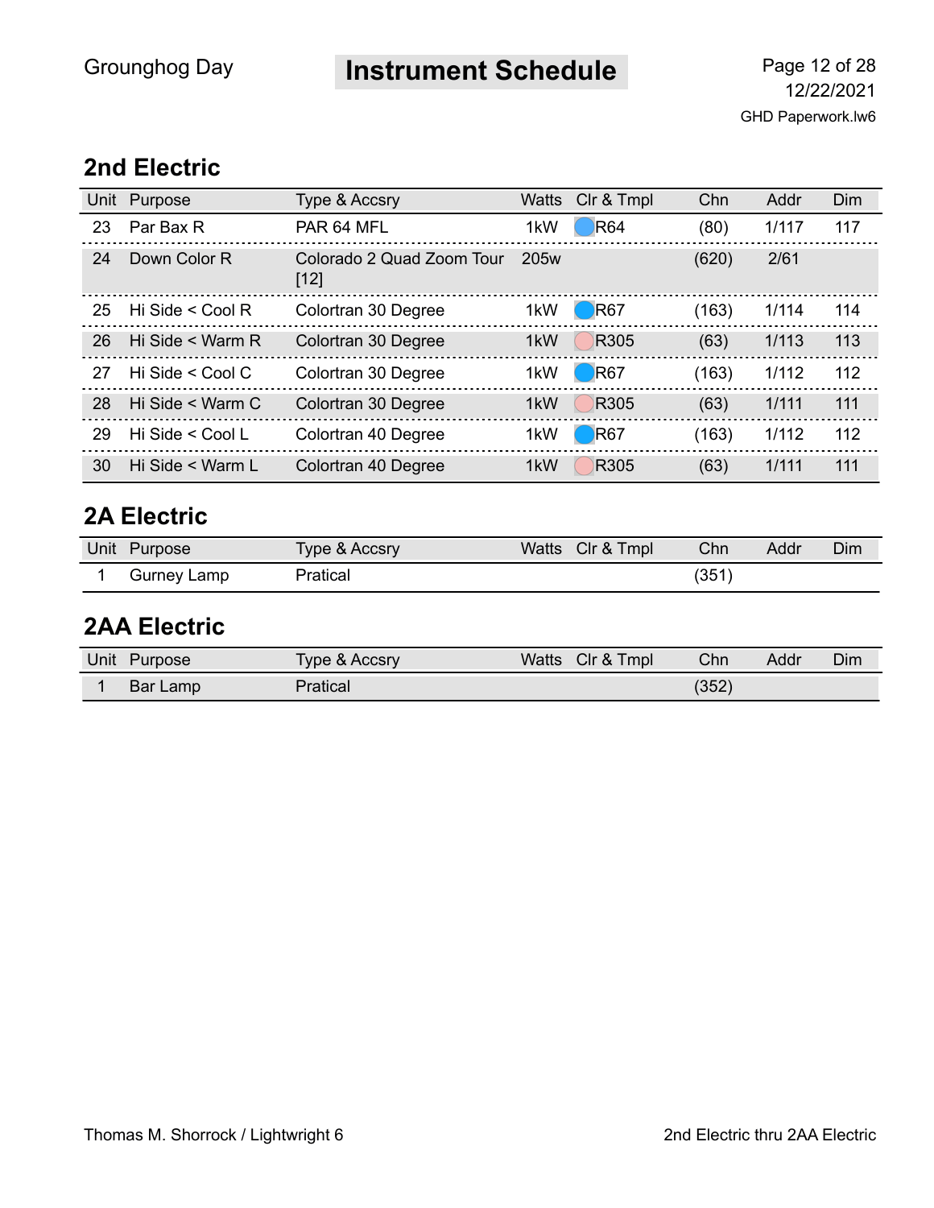## 2nd Electric

| Unit | Purpose | Type & Accsry | Watts | Clr & Tmpl | Chn | Addr | Dim |
|---|---|---|---|---|---|---|---|
| 23 | Par Bax R | PAR 64 MFL | 1kW | R64 | (80) | 1/117 | 117 |
| 24 | Down Color R | Colorado 2 Quad Zoom Tour [12] | 205w | | (620) | 2/61 | |
| 25 | Hi Side < Cool R | Colortran 30 Degree | 1kW | R67 | (163) | 1/114 | 114 |
| 26 | Hi Side < Warm R | Colortran 30 Degree | 1kW | R305 | (63) | 1/113 | 113 |
| 27 | Hi Side < Cool C | Colortran 30 Degree | 1kW | R67 | (163) | 1/112 | 112 |
| 28 | Hi Side < Warm C | Colortran 30 Degree | 1kW | R305 | (63) | 1/111 | 111 |
| 29 | Hi Side < Cool L | Colortran 40 Degree | 1kW | R67 | (163) | 1/112 | 112 |
| 30 | Hi Side < Warm L | Colortran 40 Degree | 1kW | R305 | (63) | 1/111 | 111 |

## 2A Electric

| Unit | Purpose | Type & Accsry | Watts | Clr & Tmpl | Chn | Addr | Dim |
|---|---|---|---|---|---|---|---|
| 1 | Gurney Lamp | Pratical | | | (351) | | |

## 2AA Electric

| Unit | Purpose | Type & Accsry | Watts | Clr & Tmpl | Chn | Addr | Dim |
|---|---|---|---|---|---|---|---|
| 1 | Bar Lamp | Pratical | | | (352) | | |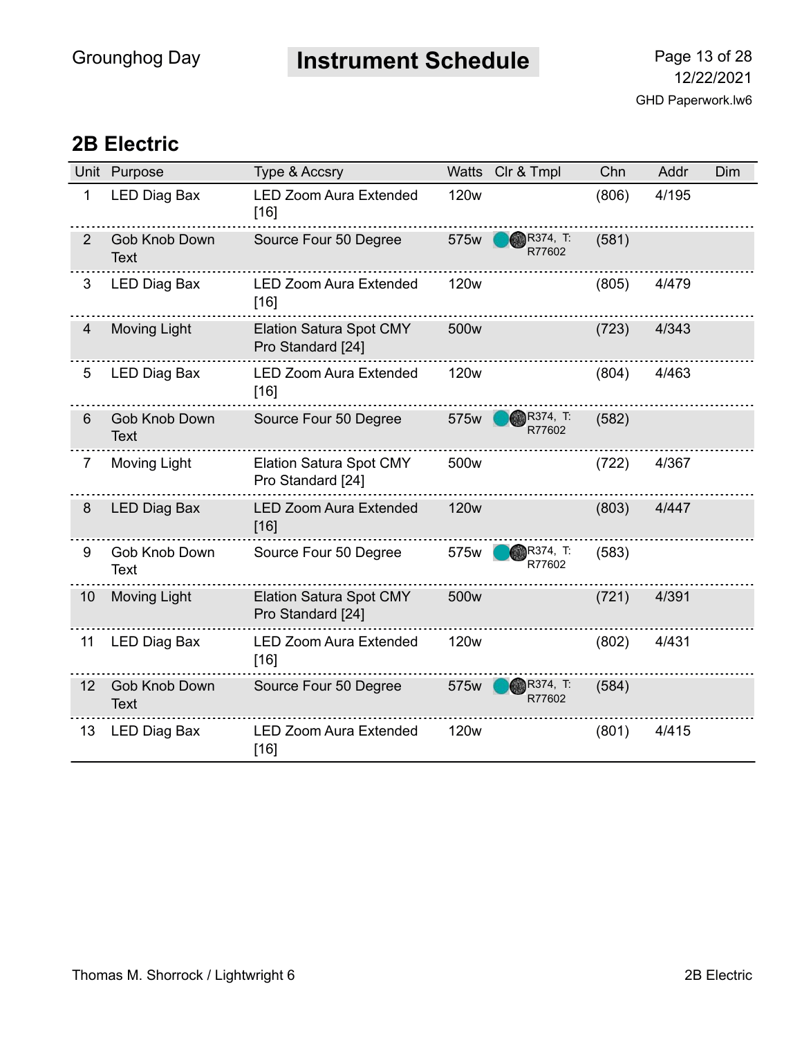## 2B Electric

| Unit | Purpose | Type & Accsry | Watts | Clr & Tmpl | Chn | Addr | Dim |
|---|---|---|---|---|---|---|---|
| 1 | LED Diag Bax | LED Zoom Aura Extended [16] | 120w | | (806) | 4/195 | |
| 2 | Gob Knob Down Text | Source Four 50 Degree | 575w | R374, T: R77602 | (581) | | |
| 3 | LED Diag Bax | LED Zoom Aura Extended [16] | 120w | | (805) | 4/479 | |
| 4 | Moving Light | Elation Satura Spot CMY Pro Standard [24] | 500w | | (723) | 4/343 | |
| 5 | LED Diag Bax | LED Zoom Aura Extended [16] | 120w | | (804) | 4/463 | |
| 6 | Gob Knob Down Text | Source Four 50 Degree | 575w | R374, T: R77602 | (582) | | |
| 7 | Moving Light | Elation Satura Spot CMY Pro Standard [24] | 500w | | (722) | 4/367 | |
| 8 | LED Diag Bax | LED Zoom Aura Extended [16] | 120w | | (803) | 4/447 | |
| 9 | Gob Knob Down Text | Source Four 50 Degree | 575w | R374, T: R77602 | (583) | | |
| 10 | Moving Light | Elation Satura Spot CMY Pro Standard [24] | 500w | | (721) | 4/391 | |
| 11 | LED Diag Bax | LED Zoom Aura Extended [16] | 120w | | (802) | 4/431 | |
| 12 | Gob Knob Down Text | Source Four 50 Degree | 575w | R374, T: R77602 | (584) | | |
| 13 | LED Diag Bax | LED Zoom Aura Extended [16] | 120w | | (801) | 4/415 | |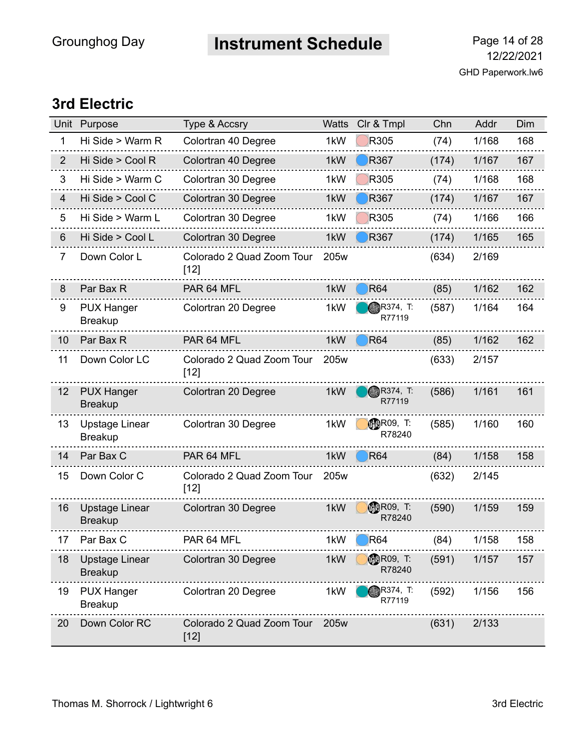## 3rd Electric

| Unit | Purpose | Type & Accsry | Watts | Clr & Tmpl | Chn | Addr | Dim |
|---|---|---|---|---|---|---|---|
| 1 | Hi Side > Warm R | Colortran 40 Degree | 1kW | R305 | (74) | 1/168 | 168 |
| 2 | Hi Side > Cool R | Colortran 40 Degree | 1kW | R367 | (174) | 1/167 | 167 |
| 3 | Hi Side > Warm C | Colortran 30 Degree | 1kW | R305 | (74) | 1/168 | 168 |
| 4 | Hi Side > Cool C | Colortran 30 Degree | 1kW | R367 | (174) | 1/167 | 167 |
| 5 | Hi Side > Warm L | Colortran 30 Degree | 1kW | R305 | (74) | 1/166 | 166 |
| 6 | Hi Side > Cool L | Colortran 30 Degree | 1kW | R367 | (174) | 1/165 | 165 |
| 7 | Down Color L | Colorado 2 Quad Zoom Tour [12] | 205w | | (634) | 2/169 | |
| 8 | Par Bax R | PAR 64 MFL | 1kW | R64 | (85) | 1/162 | 162 |
| 9 | PUX Hanger Breakup | Colortran 20 Degree | 1kW | R374, T: R77119 | (587) | 1/164 | 164 |
| 10 | Par Bax R | PAR 64 MFL | 1kW | R64 | (85) | 1/162 | 162 |
| 11 | Down Color LC | Colorado 2 Quad Zoom Tour [12] | 205w | | (633) | 2/157 | |
| 12 | PUX Hanger Breakup | Colortran 20 Degree | 1kW | R374, T: R77119 | (586) | 1/161 | 161 |
| 13 | Upstage Linear Breakup | Colortran 30 Degree | 1kW | R09, T: R78240 | (585) | 1/160 | 160 |
| 14 | Par Bax C | PAR 64 MFL | 1kW | R64 | (84) | 1/158 | 158 |
| 15 | Down Color C | Colorado 2 Quad Zoom Tour [12] | 205w | | (632) | 2/145 | |
| 16 | Upstage Linear Breakup | Colortran 30 Degree | 1kW | R09, T: R78240 | (590) | 1/159 | 159 |
| 17 | Par Bax C | PAR 64 MFL | 1kW | R64 | (84) | 1/158 | 158 |
| 18 | Upstage Linear Breakup | Colortran 30 Degree | 1kW | R09, T: R78240 | (591) | 1/157 | 157 |
| 19 | PUX Hanger Breakup | Colortran 20 Degree | 1kW | R374, T: R77119 | (592) | 1/156 | 156 |
| 20 | Down Color RC | Colorado 2 Quad Zoom Tour [12] | 205w | | (631) | 2/133 | |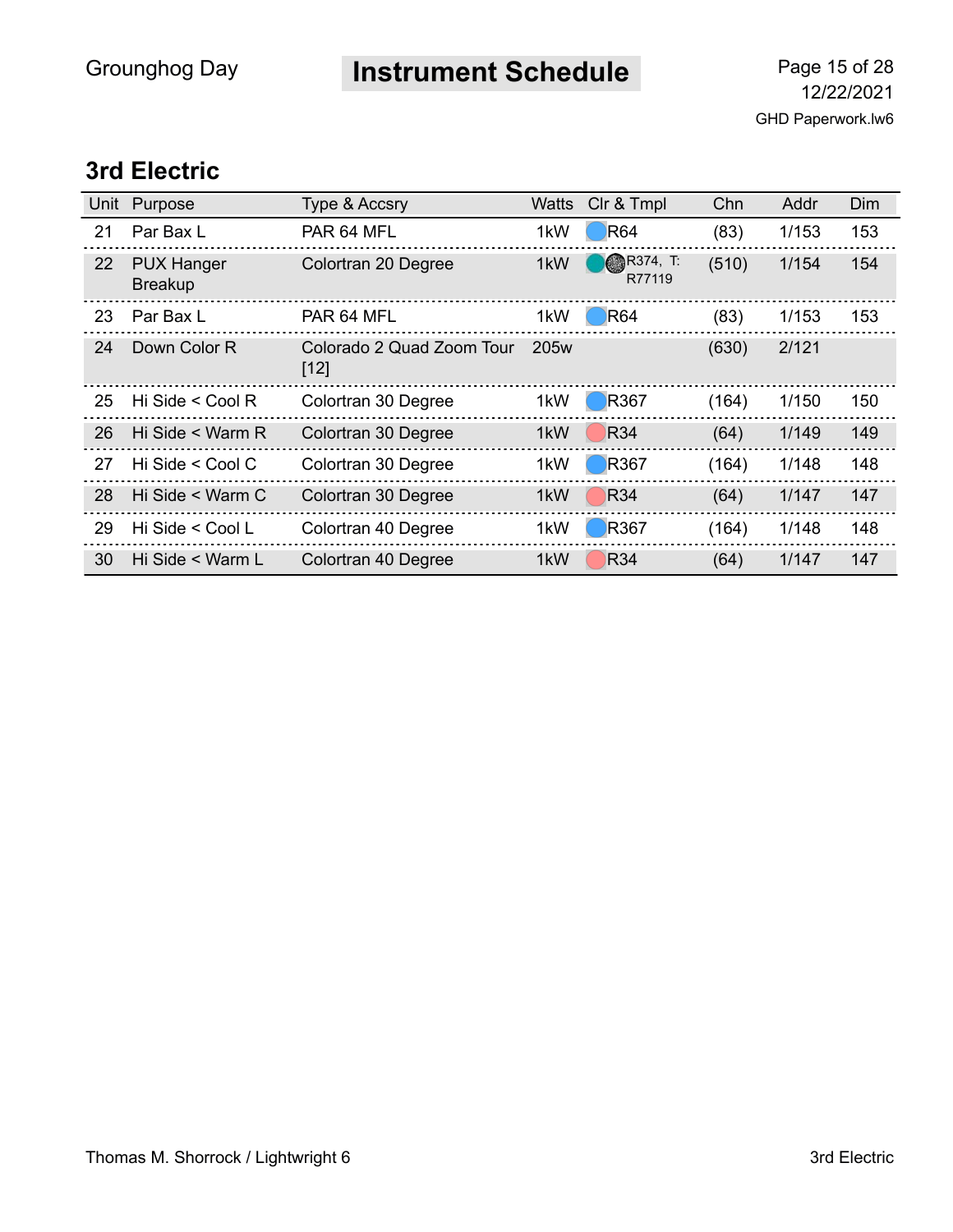## 3rd Electric

| Unit | Purpose | Type & Accsry | Watts | Clr & Tmpl | Chn | Addr | Dim |
|---|---|---|---|---|---|---|---|
| 21 | Par Bax L | PAR 64 MFL | 1kW | R64 | (83) | 1/153 | 153 |
| 22 | PUX Hanger Breakup | Colortran 20 Degree | 1kW | R374, T: R77119 | (510) | 1/154 | 154 |
| 23 | Par Bax L | PAR 64 MFL | 1kW | R64 | (83) | 1/153 | 153 |
| 24 | Down Color R | Colorado 2 Quad Zoom Tour [12] | 205w | | (630) | 2/121 | |
| 25 | Hi Side < Cool R | Colortran 30 Degree | 1kW | R367 | (164) | 1/150 | 150 |
| 26 | Hi Side < Warm R | Colortran 30 Degree | 1kW | R34 | (64) | 1/149 | 149 |
| 27 | Hi Side < Cool C | Colortran 30 Degree | 1kW | R367 | (164) | 1/148 | 148 |
| 28 | Hi Side < Warm C | Colortran 30 Degree | 1kW | R34 | (64) | 1/147 | 147 |
| 29 | Hi Side < Cool L | Colortran 40 Degree | 1kW | R367 | (164) | 1/148 | 148 |
| 30 | Hi Side < Warm L | Colortran 40 Degree | 1kW | R34 | (64) | 1/147 | 147 |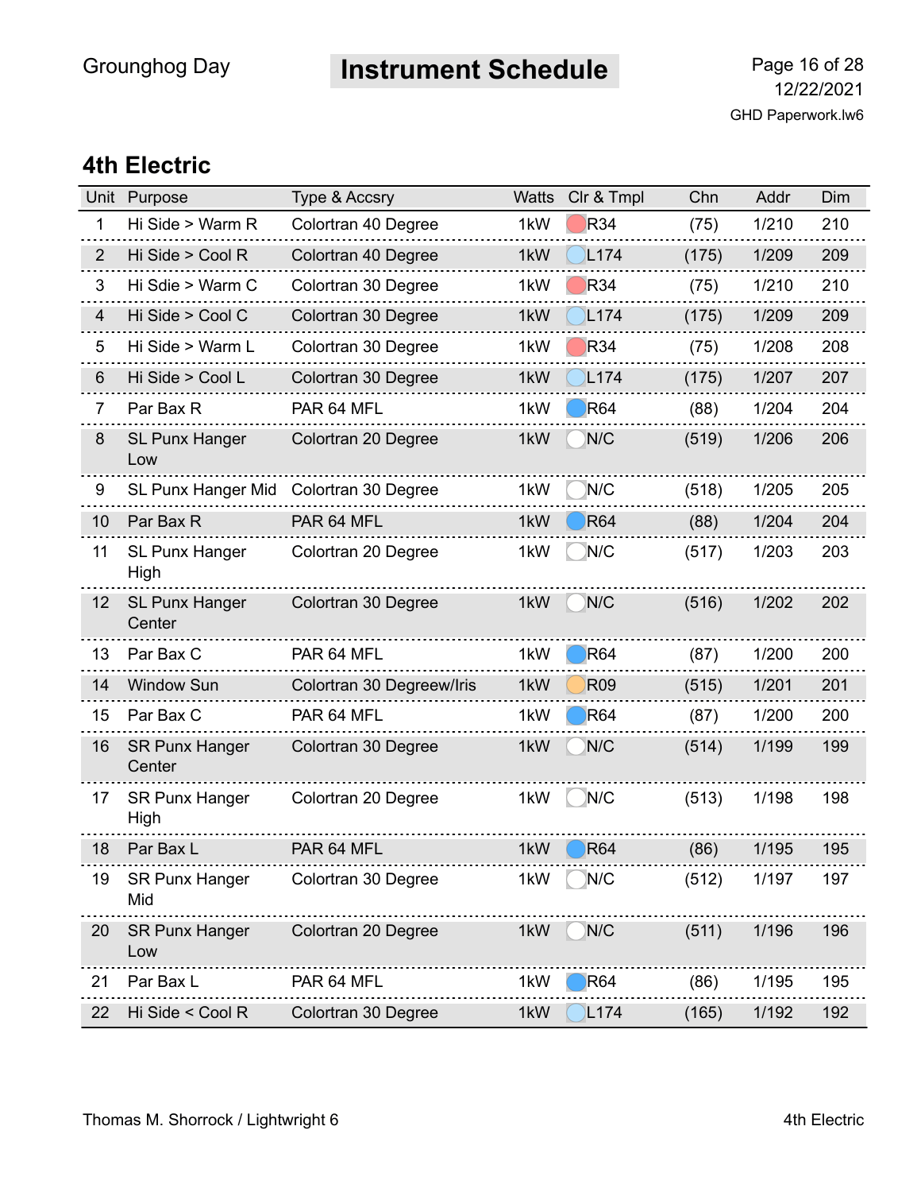## 4th Electric

| Unit | Purpose | Type & Accsry | Watts | Clr & Tmpl | Chn | Addr | Dim |
|---|---|---|---|---|---|---|---|
| 1 | Hi Side > Warm R | Colortran 40 Degree | 1kW | R34 | (75) | 1/210 | 210 |
| 2 | Hi Side > Cool R | Colortran 40 Degree | 1kW | L174 | (175) | 1/209 | 209 |
| 3 | Hi Sdie > Warm C | Colortran 30 Degree | 1kW | R34 | (75) | 1/210 | 210 |
| 4 | Hi Side > Cool C | Colortran 30 Degree | 1kW | L174 | (175) | 1/209 | 209 |
| 5 | Hi Side > Warm L | Colortran 30 Degree | 1kW | R34 | (75) | 1/208 | 208 |
| 6 | Hi Side > Cool L | Colortran 30 Degree | 1kW | L174 | (175) | 1/207 | 207 |
| 7 | Par Bax R | PAR 64 MFL | 1kW | R64 | (88) | 1/204 | 204 |
| 8 | SL Punx Hanger Low | Colortran 20 Degree | 1kW | N/C | (519) | 1/206 | 206 |
| 9 | SL Punx Hanger Mid | Colortran 30 Degree | 1kW | N/C | (518) | 1/205 | 205 |
| 10 | Par Bax R | PAR 64 MFL | 1kW | R64 | (88) | 1/204 | 204 |
| 11 | SL Punx Hanger High | Colortran 20 Degree | 1kW | N/C | (517) | 1/203 | 203 |
| 12 | SL Punx Hanger Center | Colortran 30 Degree | 1kW | N/C | (516) | 1/202 | 202 |
| 13 | Par Bax C | PAR 64 MFL | 1kW | R64 | (87) | 1/200 | 200 |
| 14 | Window Sun | Colortran 30 Degreew/Iris | 1kW | R09 | (515) | 1/201 | 201 |
| 15 | Par Bax C | PAR 64 MFL | 1kW | R64 | (87) | 1/200 | 200 |
| 16 | SR Punx Hanger Center | Colortran 30 Degree | 1kW | N/C | (514) | 1/199 | 199 |
| 17 | SR Punx Hanger High | Colortran 20 Degree | 1kW | N/C | (513) | 1/198 | 198 |
| 18 | Par Bax L | PAR 64 MFL | 1kW | R64 | (86) | 1/195 | 195 |
| 19 | SR Punx Hanger Mid | Colortran 30 Degree | 1kW | N/C | (512) | 1/197 | 197 |
| 20 | SR Punx Hanger Low | Colortran 20 Degree | 1kW | N/C | (511) | 1/196 | 196 |
| 21 | Par Bax L | PAR 64 MFL | 1kW | R64 | (86) | 1/195 | 195 |
| 22 | Hi Side < Cool R | Colortran 30 Degree | 1kW | L174 | (165) | 1/192 | 192 |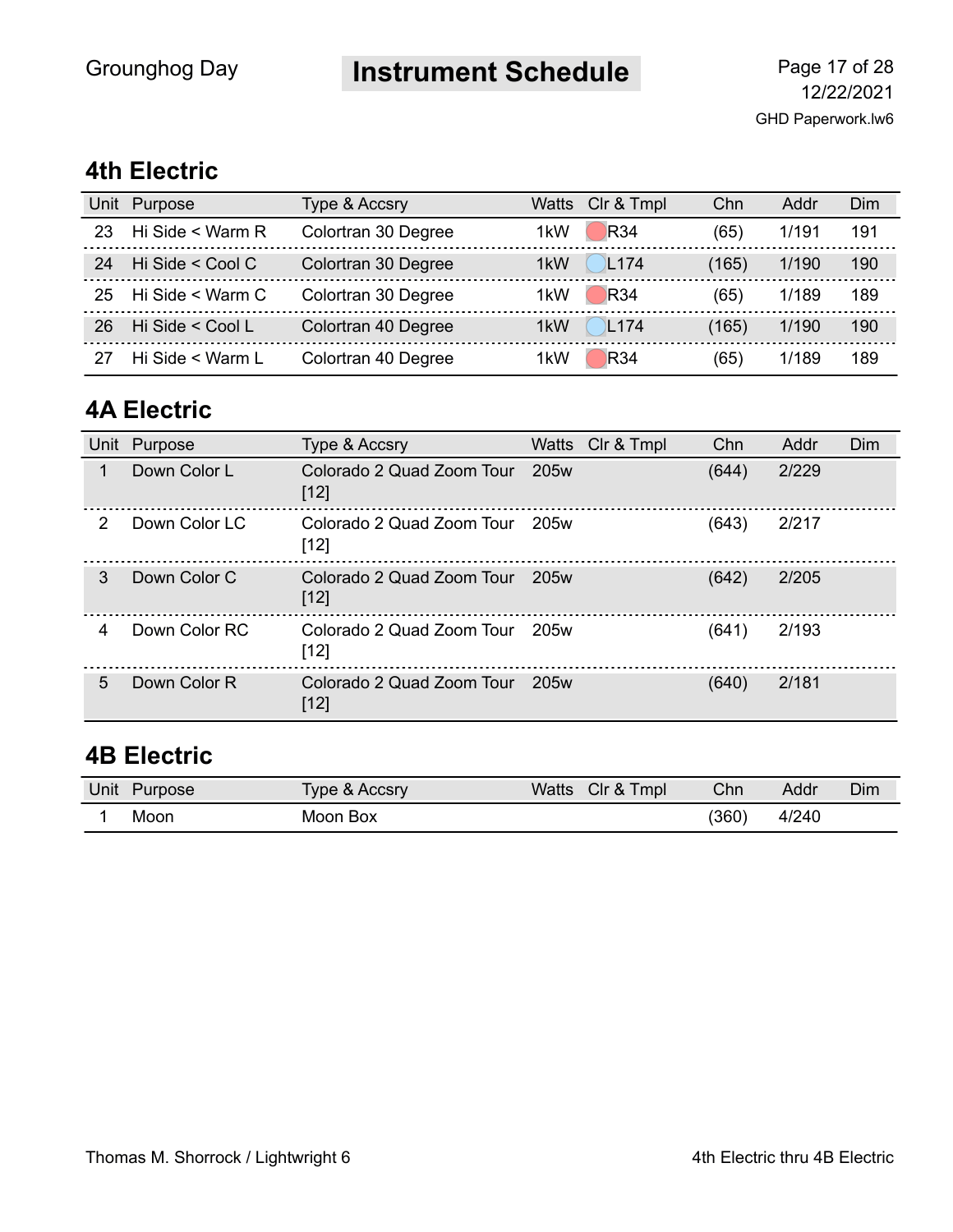## 4th Electric

| Unit | Purpose | Type & Accsry | Watts | Clr & Tmpl | Chn | Addr | Dim |
|---|---|---|---|---|---|---|---|
| 23 | Hi Side < Warm R | Colortran 30 Degree | 1kW | R34 | (65) | 1/191 | 191 |
| 24 | Hi Side < Cool C | Colortran 30 Degree | 1kW | L174 | (165) | 1/190 | 190 |
| 25 | Hi Side < Warm C | Colortran 30 Degree | 1kW | R34 | (65) | 1/189 | 189 |
| 26 | Hi Side < Cool L | Colortran 40 Degree | 1kW | L174 | (165) | 1/190 | 190 |
| 27 | Hi Side < Warm L | Colortran 40 Degree | 1kW | R34 | (65) | 1/189 | 189 |

## 4A Electric

| Unit | Purpose | Type & Accsry | Watts | Clr & Tmpl | Chn | Addr | Dim |
|---|---|---|---|---|---|---|---|
| 1 | Down Color L | Colorado 2 Quad Zoom Tour [12] | 205w | | (644) | 2/229 | |
| 2 | Down Color LC | Colorado 2 Quad Zoom Tour [12] | 205w | | (643) | 2/217 | |
| 3 | Down Color C | Colorado 2 Quad Zoom Tour [12] | 205w | | (642) | 2/205 | |
| 4 | Down Color RC | Colorado 2 Quad Zoom Tour [12] | 205w | | (641) | 2/193 | |
| 5 | Down Color R | Colorado 2 Quad Zoom Tour [12] | 205w | | (640) | 2/181 | |

## 4B Electric

| Unit | Purpose | Type & Accsry | Watts | Clr & Tmpl | Chn | Addr | Dim |
|---|---|---|---|---|---|---|---|
| 1 | Moon | Moon Box | | | (360) | 4/240 | |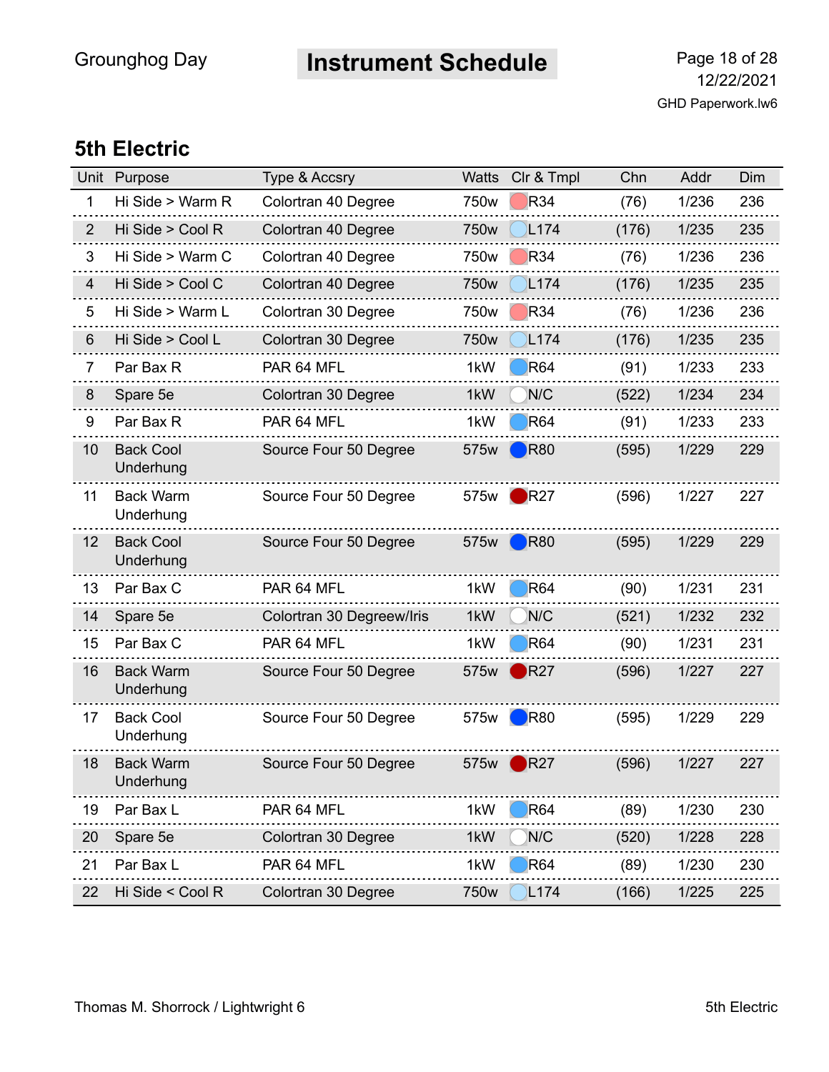## 5th Electric

| Unit | Purpose | Type & Accsry | Watts | Clr & Tmpl | Chn | Addr | Dim |
|---|---|---|---|---|---|---|---|
| 1 | Hi Side > Warm R | Colortran 40 Degree | 750w | R34 | (76) | 1/236 | 236 |
| 2 | Hi Side > Cool R | Colortran 40 Degree | 750w | L174 | (176) | 1/235 | 235 |
| 3 | Hi Side > Warm C | Colortran 40 Degree | 750w | R34 | (76) | 1/236 | 236 |
| 4 | Hi Side > Cool C | Colortran 40 Degree | 750w | L174 | (176) | 1/235 | 235 |
| 5 | Hi Side > Warm L | Colortran 30 Degree | 750w | R34 | (76) | 1/236 | 236 |
| 6 | Hi Side > Cool L | Colortran 30 Degree | 750w | L174 | (176) | 1/235 | 235 |
| 7 | Par Bax R | PAR 64 MFL | 1kW | R64 | (91) | 1/233 | 233 |
| 8 | Spare 5e | Colortran 30 Degree | 1kW | N/C | (522) | 1/234 | 234 |
| 9 | Par Bax R | PAR 64 MFL | 1kW | R64 | (91) | 1/233 | 233 |
| 10 | Back Cool Underhung | Source Four 50 Degree | 575w | R80 | (595) | 1/229 | 229 |
| 11 | Back Warm Underhung | Source Four 50 Degree | 575w | R27 | (596) | 1/227 | 227 |
| 12 | Back Cool Underhung | Source Four 50 Degree | 575w | R80 | (595) | 1/229 | 229 |
| 13 | Par Bax C | PAR 64 MFL | 1kW | R64 | (90) | 1/231 | 231 |
| 14 | Spare 5e | Colortran 30 Degreew/Iris | 1kW | N/C | (521) | 1/232 | 232 |
| 15 | Par Bax C | PAR 64 MFL | 1kW | R64 | (90) | 1/231 | 231 |
| 16 | Back Warm Underhung | Source Four 50 Degree | 575w | R27 | (596) | 1/227 | 227 |
| 17 | Back Cool Underhung | Source Four 50 Degree | 575w | R80 | (595) | 1/229 | 229 |
| 18 | Back Warm Underhung | Source Four 50 Degree | 575w | R27 | (596) | 1/227 | 227 |
| 19 | Par Bax L | PAR 64 MFL | 1kW | R64 | (89) | 1/230 | 230 |
| 20 | Spare 5e | Colortran 30 Degree | 1kW | N/C | (520) | 1/228 | 228 |
| 21 | Par Bax L | PAR 64 MFL | 1kW | R64 | (89) | 1/230 | 230 |
| 22 | Hi Side < Cool R | Colortran 30 Degree | 750w | L174 | (166) | 1/225 | 225 |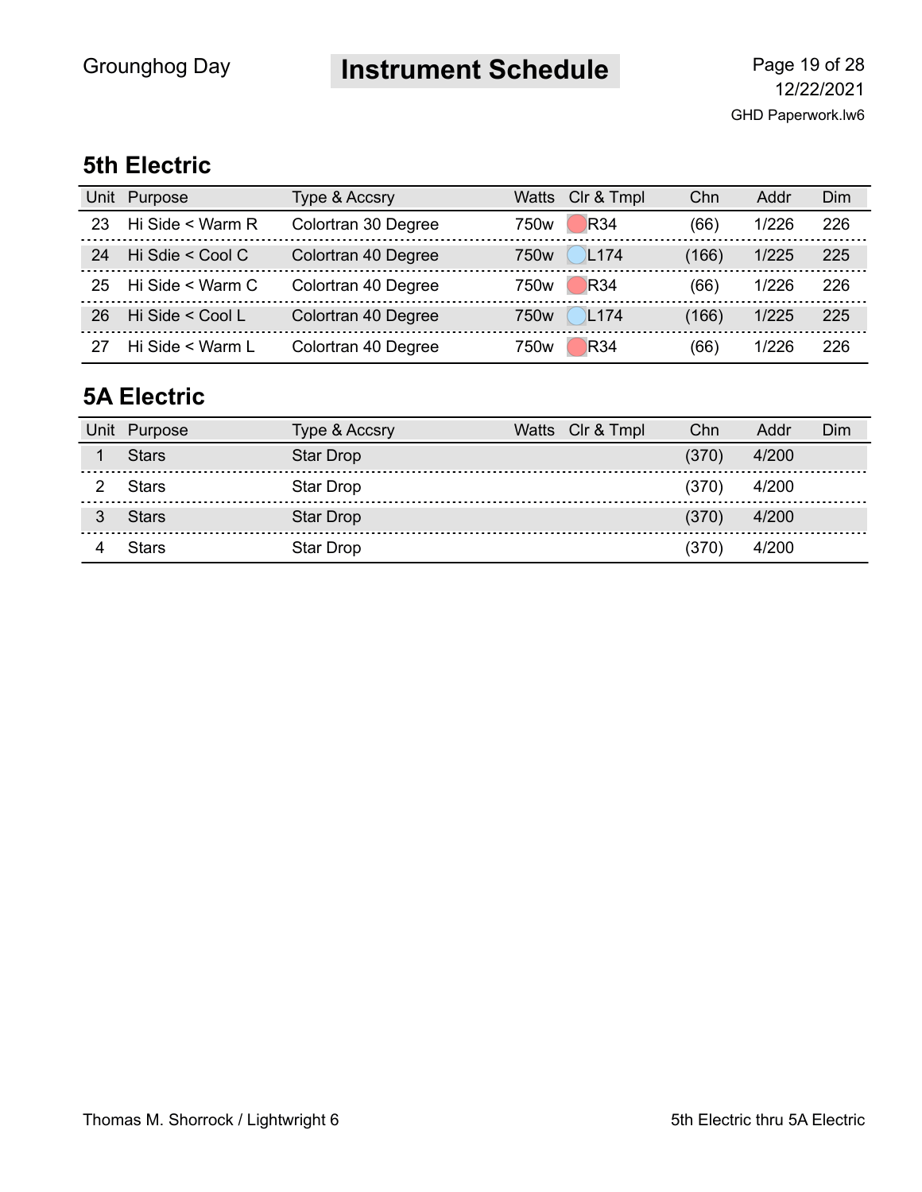## 5th Electric

| Unit | Purpose | Type & Accsry | Watts | Clr & Tmpl | Chn | Addr | Dim |
|---|---|---|---|---|---|---|---|
| 23 | Hi Side < Warm R | Colortran 30 Degree | 750w | R34 | (66) | 1/226 | 226 |
| 24 | Hi Sdie < Cool C | Colortran 40 Degree | 750w | L174 | (166) | 1/225 | 225 |
| 25 | Hi Side < Warm C | Colortran 40 Degree | 750w | R34 | (66) | 1/226 | 226 |
| 26 | Hi Side < Cool L | Colortran 40 Degree | 750w | L174 | (166) | 1/225 | 225 |
| 27 | Hi Side < Warm L | Colortran 40 Degree | 750w | R34 | (66) | 1/226 | 226 |

## 5A Electric

| Unit | Purpose | Type & Accsry | Watts | Clr & Tmpl | Chn | Addr | Dim |
|---|---|---|---|---|---|---|---|
| 1 | Stars | Star Drop | | | (370) | 4/200 | |
| 2 | Stars | Star Drop | | | (370) | 4/200 | |
| 3 | Stars | Star Drop | | | (370) | 4/200 | |
| 4 | Stars | Star Drop | | | (370) | 4/200 | |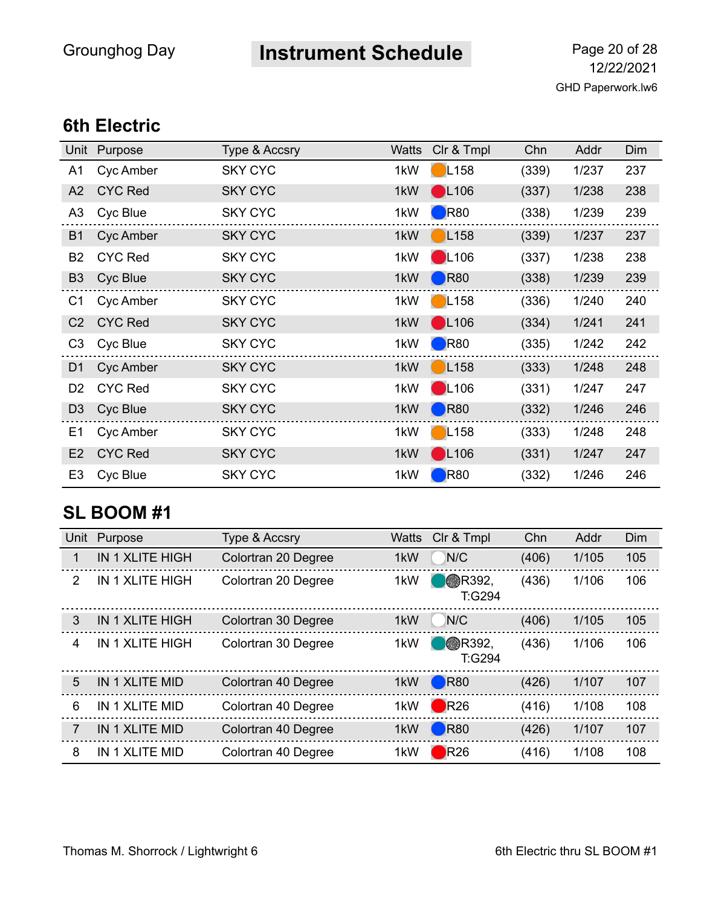Grounghog Day

# Instrument Schedule

12/22/2021
GHD Paperwork.lw6

## 6th Electric

| Unit | Purpose | Type & Accsry | Watts | Clr & Tmpl | Chn | Addr | Dim |
|---|---|---|---|---|---|---|---|
| A1 | Cyc Amber | SKY CYC | 1kW | L158 | (339) | 1/237 | 237 |
| A2 | CYC Red | SKY CYC | 1kW | L106 | (337) | 1/238 | 238 |
| A3 | Cyc Blue | SKY CYC | 1kW | R80 | (338) | 1/239 | 239 |
| B1 | Cyc Amber | SKY CYC | 1kW | L158 | (339) | 1/237 | 237 |
| B2 | CYC Red | SKY CYC | 1kW | L106 | (337) | 1/238 | 238 |
| B3 | Cyc Blue | SKY CYC | 1kW | R80 | (338) | 1/239 | 239 |
| C1 | Cyc Amber | SKY CYC | 1kW | L158 | (336) | 1/240 | 240 |
| C2 | CYC Red | SKY CYC | 1kW | L106 | (334) | 1/241 | 241 |
| C3 | Cyc Blue | SKY CYC | 1kW | R80 | (335) | 1/242 | 242 |
| D1 | Cyc Amber | SKY CYC | 1kW | L158 | (333) | 1/248 | 248 |
| D2 | CYC Red | SKY CYC | 1kW | L106 | (331) | 1/247 | 247 |
| D3 | Cyc Blue | SKY CYC | 1kW | R80 | (332) | 1/246 | 246 |
| E1 | Cyc Amber | SKY CYC | 1kW | L158 | (333) | 1/248 | 248 |
| E2 | CYC Red | SKY CYC | 1kW | L106 | (331) | 1/247 | 247 |
| E3 | Cyc Blue | SKY CYC | 1kW | R80 | (332) | 1/246 | 246 |

## SL BOOM #1

| Unit | Purpose | Type & Accsry | Watts | Clr & Tmpl | Chn | Addr | Dim |
|---|---|---|---|---|---|---|---|
| 1 | IN 1 XLITE HIGH | Colortran 20 Degree | 1kW | N/C | (406) | 1/105 | 105 |
| 2 | IN 1 XLITE HIGH | Colortran 20 Degree | 1kW | R392, T:G294 | (436) | 1/106 | 106 |
| 3 | IN 1 XLITE HIGH | Colortran 30 Degree | 1kW | N/C | (406) | 1/105 | 105 |
| 4 | IN 1 XLITE HIGH | Colortran 30 Degree | 1kW | R392, T:G294 | (436) | 1/106 | 106 |
| 5 | IN 1 XLITE MID | Colortran 40 Degree | 1kW | R80 | (426) | 1/107 | 107 |
| 6 | IN 1 XLITE MID | Colortran 40 Degree | 1kW | R26 | (416) | 1/108 | 108 |
| 7 | IN 1 XLITE MID | Colortran 40 Degree | 1kW | R80 | (426) | 1/107 | 107 |
| 8 | IN 1 XLITE MID | Colortran 40 Degree | 1kW | R26 | (416) | 1/108 | 108 |

Thomas M. Shorrock / Lightwright 6

6th Electric thru SL BOOM #1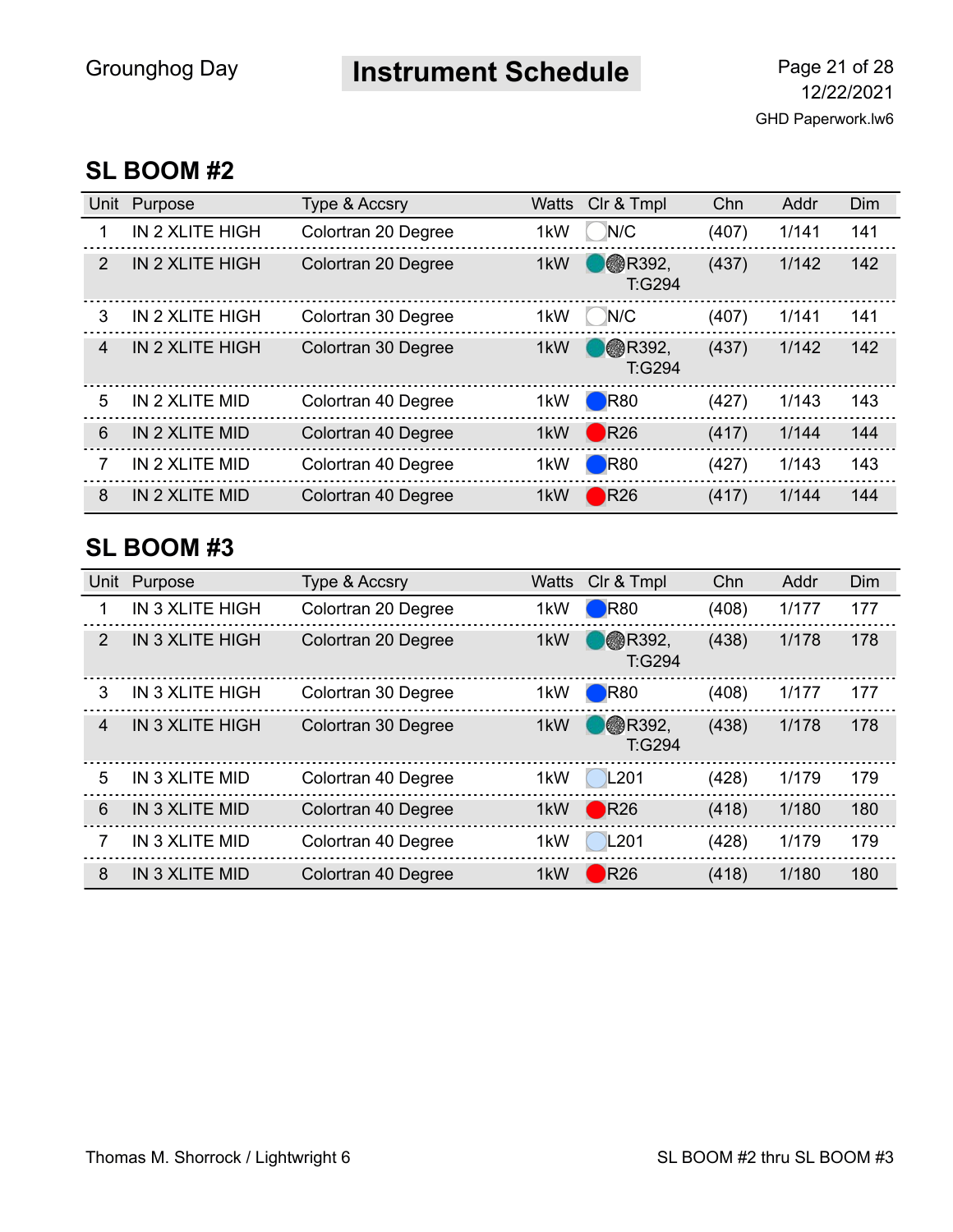# Instrument Schedule

Grounghog Day

12/22/2021

GHD Paperwork.lw6

## SL BOOM #2

| Unit | Purpose | Type & Accsry | Watts | Clr & Tmpl | Chn | Addr | Dim |
|---|---|---|---|---|---|---|---|
| 1 | IN 2 XLITE HIGH | Colortran 20 Degree | 1kW | N/C | (407) | 1/141 | 141 |
| 2 | IN 2 XLITE HIGH | Colortran 20 Degree | 1kW | R392, T:G294 | (437) | 1/142 | 142 |
| 3 | IN 2 XLITE HIGH | Colortran 30 Degree | 1kW | N/C | (407) | 1/141 | 141 |
| 4 | IN 2 XLITE HIGH | Colortran 30 Degree | 1kW | R392, T:G294 | (437) | 1/142 | 142 |
| 5 | IN 2 XLITE MID | Colortran 40 Degree | 1kW | R80 | (427) | 1/143 | 143 |
| 6 | IN 2 XLITE MID | Colortran 40 Degree | 1kW | R26 | (417) | 1/144 | 144 |
| 7 | IN 2 XLITE MID | Colortran 40 Degree | 1kW | R80 | (427) | 1/143 | 143 |
| 8 | IN 2 XLITE MID | Colortran 40 Degree | 1kW | R26 | (417) | 1/144 | 144 |

## SL BOOM #3

| Unit | Purpose | Type & Accsry | Watts | Clr & Tmpl | Chn | Addr | Dim |
|---|---|---|---|---|---|---|---|
| 1 | IN 3 XLITE HIGH | Colortran 20 Degree | 1kW | R80 | (408) | 1/177 | 177 |
| 2 | IN 3 XLITE HIGH | Colortran 20 Degree | 1kW | R392, T:G294 | (438) | 1/178 | 178 |
| 3 | IN 3 XLITE HIGH | Colortran 30 Degree | 1kW | R80 | (408) | 1/177 | 177 |
| 4 | IN 3 XLITE HIGH | Colortran 30 Degree | 1kW | R392, T:G294 | (438) | 1/178 | 178 |
| 5 | IN 3 XLITE MID | Colortran 40 Degree | 1kW | L201 | (428) | 1/179 | 179 |
| 6 | IN 3 XLITE MID | Colortran 40 Degree | 1kW | R26 | (418) | 1/180 | 180 |
| 7 | IN 3 XLITE MID | Colortran 40 Degree | 1kW | L201 | (428) | 1/179 | 179 |
| 8 | IN 3 XLITE MID | Colortran 40 Degree | 1kW | R26 | (418) | 1/180 | 180 |

Thomas M. Shorrock / Lightwright 6

SL BOOM #2 thru SL BOOM #3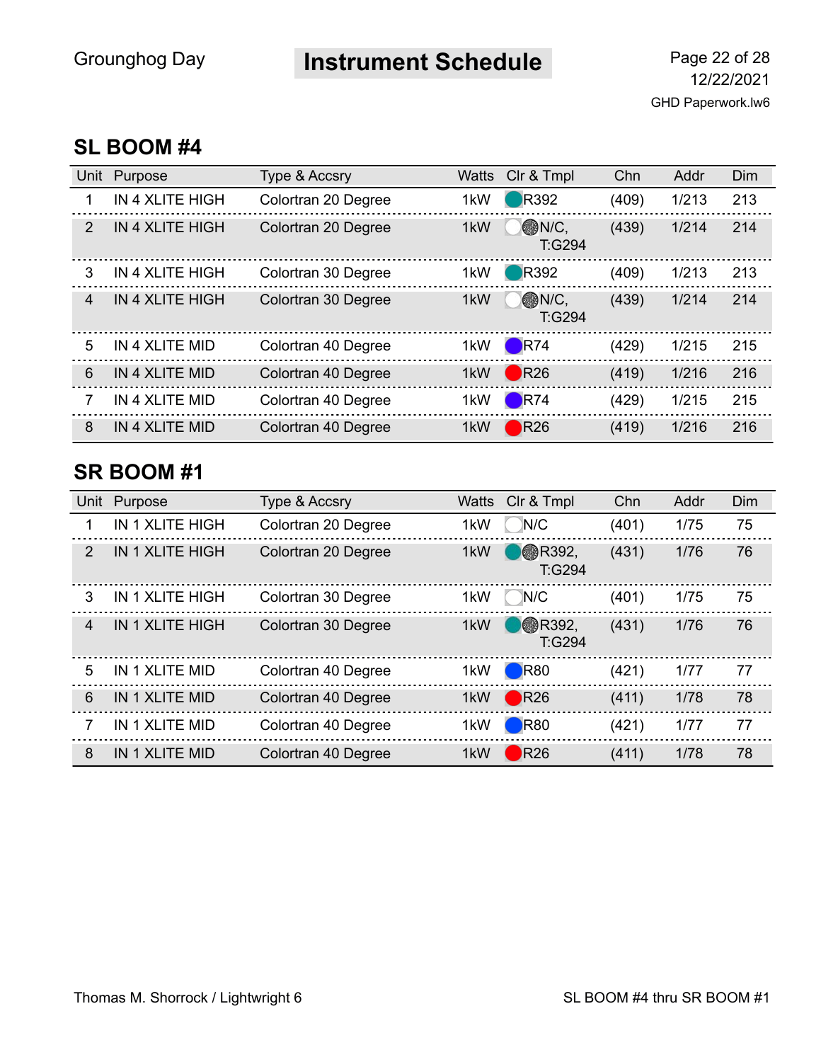# Instrument Schedule

Grounghog Day

12/22/2021
GHD Paperwork.lw6

## SL BOOM #4

| Unit | Purpose | Type & Accsry | Watts | Clr & Tmpl | Chn | Addr | Dim |
|---|---|---|---|---|---|---|---|
| 1 | IN 4 XLITE HIGH | Colortran 20 Degree | 1kW | R392 | (409) | 1/213 | 213 |
| 2 | IN 4 XLITE HIGH | Colortran 20 Degree | 1kW | N/C, T:G294 | (439) | 1/214 | 214 |
| 3 | IN 4 XLITE HIGH | Colortran 30 Degree | 1kW | R392 | (409) | 1/213 | 213 |
| 4 | IN 4 XLITE HIGH | Colortran 30 Degree | 1kW | N/C, T:G294 | (439) | 1/214 | 214 |
| 5 | IN 4 XLITE MID | Colortran 40 Degree | 1kW | R74 | (429) | 1/215 | 215 |
| 6 | IN 4 XLITE MID | Colortran 40 Degree | 1kW | R26 | (419) | 1/216 | 216 |
| 7 | IN 4 XLITE MID | Colortran 40 Degree | 1kW | R74 | (429) | 1/215 | 215 |
| 8 | IN 4 XLITE MID | Colortran 40 Degree | 1kW | R26 | (419) | 1/216 | 216 |

## SR BOOM #1

| Unit | Purpose | Type & Accsry | Watts | Clr & Tmpl | Chn | Addr | Dim |
|---|---|---|---|---|---|---|---|
| 1 | IN 1 XLITE HIGH | Colortran 20 Degree | 1kW | N/C | (401) | 1/75 | 75 |
| 2 | IN 1 XLITE HIGH | Colortran 20 Degree | 1kW | R392, T:G294 | (431) | 1/76 | 76 |
| 3 | IN 1 XLITE HIGH | Colortran 30 Degree | 1kW | N/C | (401) | 1/75 | 75 |
| 4 | IN 1 XLITE HIGH | Colortran 30 Degree | 1kW | R392, T:G294 | (431) | 1/76 | 76 |
| 5 | IN 1 XLITE MID | Colortran 40 Degree | 1kW | R80 | (421) | 1/77 | 77 |
| 6 | IN 1 XLITE MID | Colortran 40 Degree | 1kW | R26 | (411) | 1/78 | 78 |
| 7 | IN 1 XLITE MID | Colortran 40 Degree | 1kW | R80 | (421) | 1/77 | 77 |
| 8 | IN 1 XLITE MID | Colortran 40 Degree | 1kW | R26 | (411) | 1/78 | 78 |

Thomas M. Shorrock / Lightwright 6

SL BOOM #4 thru SR BOOM #1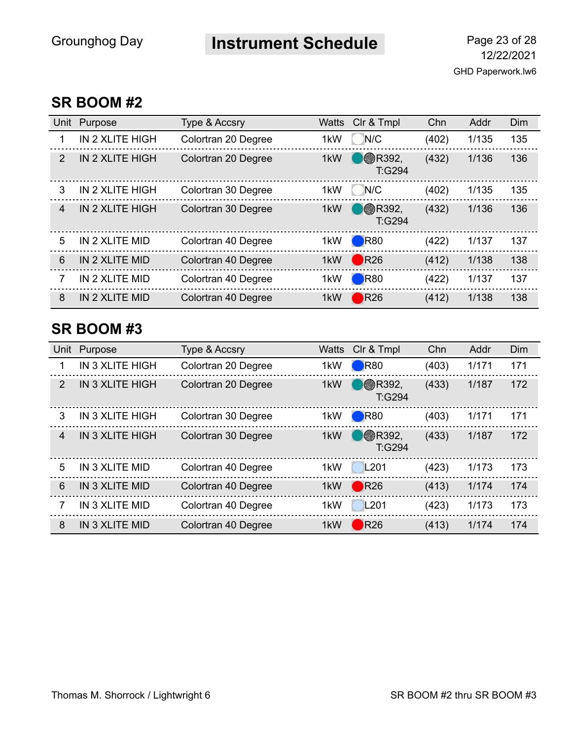## SR BOOM #2

| Unit | Purpose | Type & Accsry | Watts | Clr & Tmpl | Chn | Addr | Dim |
|---|---|---|---|---|---|---|---|
| 1 | IN 2 XLITE HIGH | Colortran 20 Degree | 1kW | N/C | (402) | 1/135 | 135 |
| 2 | IN 2 XLITE HIGH | Colortran 20 Degree | 1kW | R392, T:G294 | (432) | 1/136 | 136 |
| 3 | IN 2 XLITE HIGH | Colortran 30 Degree | 1kW | N/C | (402) | 1/135 | 135 |
| 4 | IN 2 XLITE HIGH | Colortran 30 Degree | 1kW | R392, T:G294 | (432) | 1/136 | 136 |
| 5 | IN 2 XLITE MID | Colortran 40 Degree | 1kW | R80 | (422) | 1/137 | 137 |
| 6 | IN 2 XLITE MID | Colortran 40 Degree | 1kW | R26 | (412) | 1/138 | 138 |
| 7 | IN 2 XLITE MID | Colortran 40 Degree | 1kW | R80 | (422) | 1/137 | 137 |
| 8 | IN 2 XLITE MID | Colortran 40 Degree | 1kW | R26 | (412) | 1/138 | 138 |

## SR BOOM #3

| Unit | Purpose | Type & Accsry | Watts | Clr & Tmpl | Chn | Addr | Dim |
|---|---|---|---|---|---|---|---|
| 1 | IN 3 XLITE HIGH | Colortran 20 Degree | 1kW | R80 | (403) | 1/171 | 171 |
| 2 | IN 3 XLITE HIGH | Colortran 20 Degree | 1kW | R392, T:G294 | (433) | 1/187 | 172 |
| 3 | IN 3 XLITE HIGH | Colortran 30 Degree | 1kW | R80 | (403) | 1/171 | 171 |
| 4 | IN 3 XLITE HIGH | Colortran 30 Degree | 1kW | R392, T:G294 | (433) | 1/187 | 172 |
| 5 | IN 3 XLITE MID | Colortran 40 Degree | 1kW | L201 | (423) | 1/173 | 173 |
| 6 | IN 3 XLITE MID | Colortran 40 Degree | 1kW | R26 | (413) | 1/174 | 174 |
| 7 | IN 3 XLITE MID | Colortran 40 Degree | 1kW | L201 | (423) | 1/173 | 173 |
| 8 | IN 3 XLITE MID | Colortran 40 Degree | 1kW | R26 | (413) | 1/174 | 174 |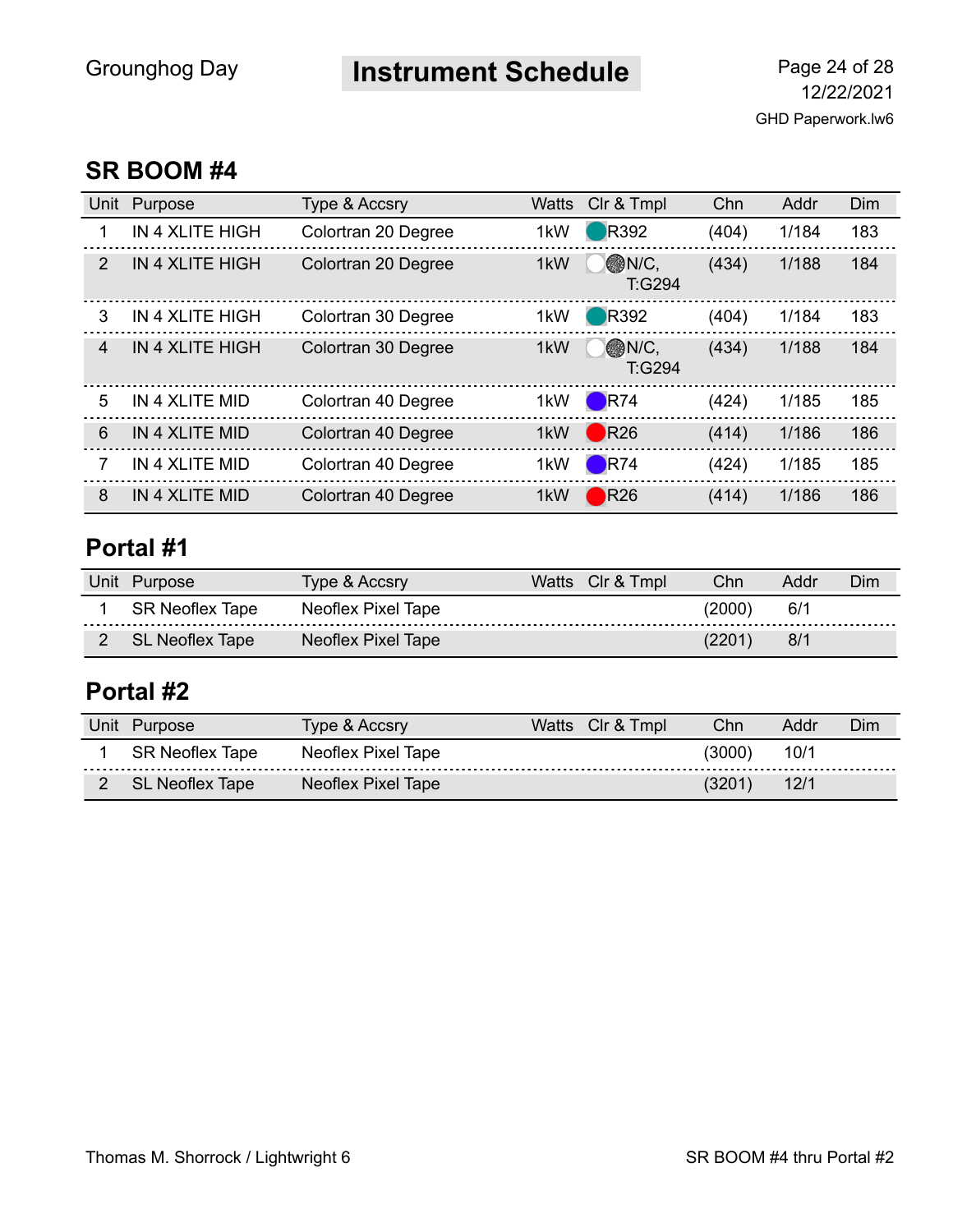## SR BOOM #4

| Unit | Purpose | Type & Accsry | Watts | Clr & Tmpl | Chn | Addr | Dim |
|---|---|---|---|---|---|---|---|
| 1 | IN 4 XLITE HIGH | Colortran 20 Degree | 1kW | R392 | (404) | 1/184 | 183 |
| 2 | IN 4 XLITE HIGH | Colortran 20 Degree | 1kW | N/C, T:G294 | (434) | 1/188 | 184 |
| 3 | IN 4 XLITE HIGH | Colortran 30 Degree | 1kW | R392 | (404) | 1/184 | 183 |
| 4 | IN 4 XLITE HIGH | Colortran 30 Degree | 1kW | N/C, T:G294 | (434) | 1/188 | 184 |
| 5 | IN 4 XLITE MID | Colortran 40 Degree | 1kW | R74 | (424) | 1/185 | 185 |
| 6 | IN 4 XLITE MID | Colortran 40 Degree | 1kW | R26 | (414) | 1/186 | 186 |
| 7 | IN 4 XLITE MID | Colortran 40 Degree | 1kW | R74 | (424) | 1/185 | 185 |
| 8 | IN 4 XLITE MID | Colortran 40 Degree | 1kW | R26 | (414) | 1/186 | 186 |

## Portal #1

| Unit | Purpose | Type & Accsry | Watts | Clr & Tmpl | Chn | Addr | Dim |
|---|---|---|---|---|---|---|---|
| 1 | SR Neoflex Tape | Neoflex Pixel Tape | | | (2000) | 6/1 | |
| 2 | SL Neoflex Tape | Neoflex Pixel Tape | | | (2201) | 8/1 | |

## Portal #2

| Unit | Purpose | Type & Accsry | Watts | Clr & Tmpl | Chn | Addr | Dim |
|---|---|---|---|---|---|---|---|
| 1 | SR Neoflex Tape | Neoflex Pixel Tape | | | (3000) | 10/1 | |
| 2 | SL Neoflex Tape | Neoflex Pixel Tape | | | (3201) | 12/1 | |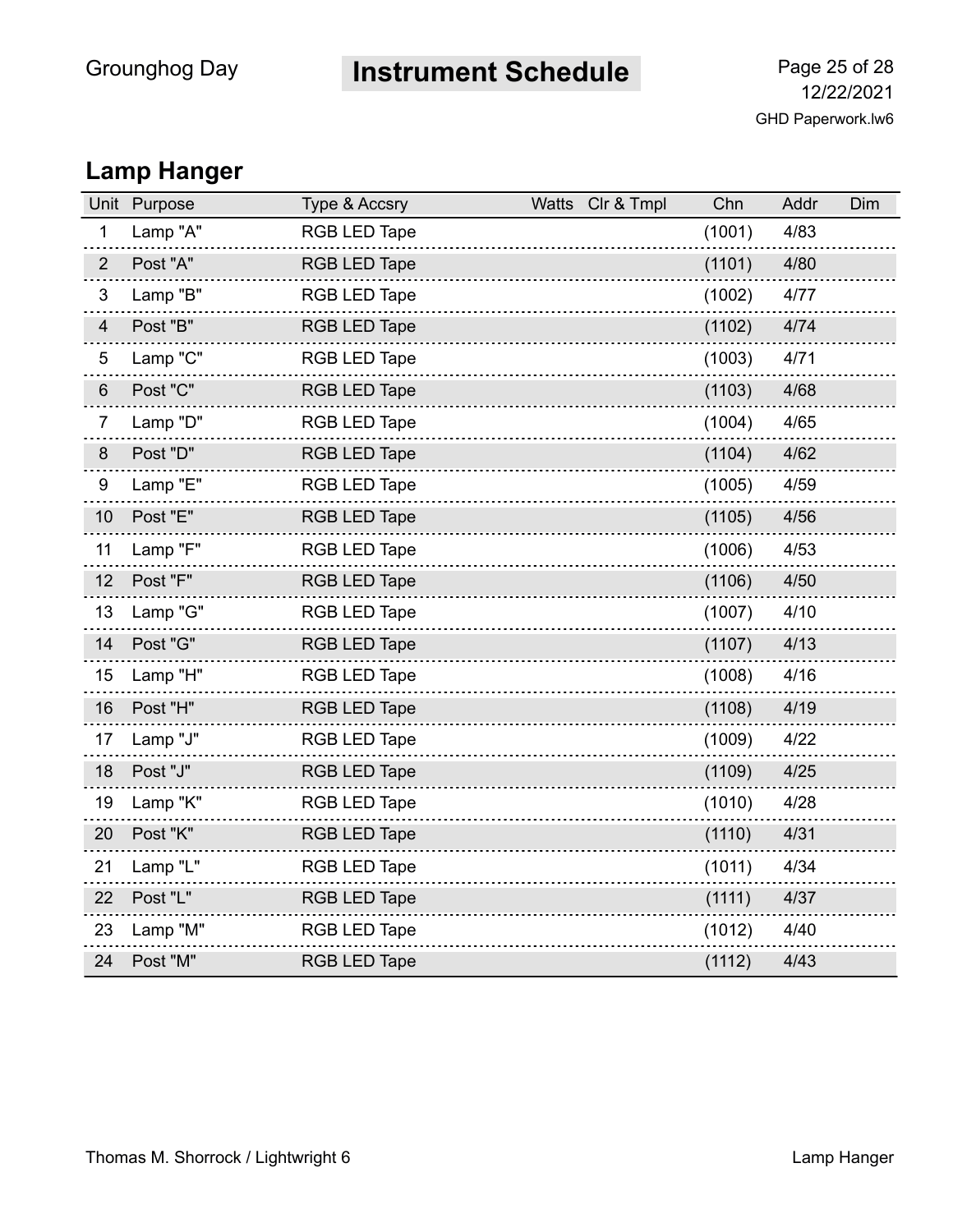## Lamp Hanger

| Unit | Purpose | Type & Accsry | Watts | Clr & Tmpl | Chn | Addr | Dim |
|---|---|---|---|---|---|---|---|
| 1 | Lamp "A" | RGB LED Tape | | | (1001) | 4/83 | |
| 2 | Post "A" | RGB LED Tape | | | (1101) | 4/80 | |
| 3 | Lamp "B" | RGB LED Tape | | | (1002) | 4/77 | |
| 4 | Post "B" | RGB LED Tape | | | (1102) | 4/74 | |
| 5 | Lamp "C" | RGB LED Tape | | | (1003) | 4/71 | |
| 6 | Post "C" | RGB LED Tape | | | (1103) | 4/68 | |
| 7 | Lamp "D" | RGB LED Tape | | | (1004) | 4/65 | |
| 8 | Post "D" | RGB LED Tape | | | (1104) | 4/62 | |
| 9 | Lamp "E" | RGB LED Tape | | | (1005) | 4/59 | |
| 10 | Post "E" | RGB LED Tape | | | (1105) | 4/56 | |
| 11 | Lamp "F" | RGB LED Tape | | | (1006) | 4/53 | |
| 12 | Post "F" | RGB LED Tape | | | (1106) | 4/50 | |
| 13 | Lamp "G" | RGB LED Tape | | | (1007) | 4/10 | |
| 14 | Post "G" | RGB LED Tape | | | (1107) | 4/13 | |
| 15 | Lamp "H" | RGB LED Tape | | | (1008) | 4/16 | |
| 16 | Post "H" | RGB LED Tape | | | (1108) | 4/19 | |
| 17 | Lamp "J" | RGB LED Tape | | | (1009) | 4/22 | |
| 18 | Post "J" | RGB LED Tape | | | (1109) | 4/25 | |
| 19 | Lamp "K" | RGB LED Tape | | | (1010) | 4/28 | |
| 20 | Post "K" | RGB LED Tape | | | (1110) | 4/31 | |
| 21 | Lamp "L" | RGB LED Tape | | | (1011) | 4/34 | |
| 22 | Post "L" | RGB LED Tape | | | (1111) | 4/37 | |
| 23 | Lamp "M" | RGB LED Tape | | | (1012) | 4/40 | |
| 24 | Post "M" | RGB LED Tape | | | (1112) | 4/43 | |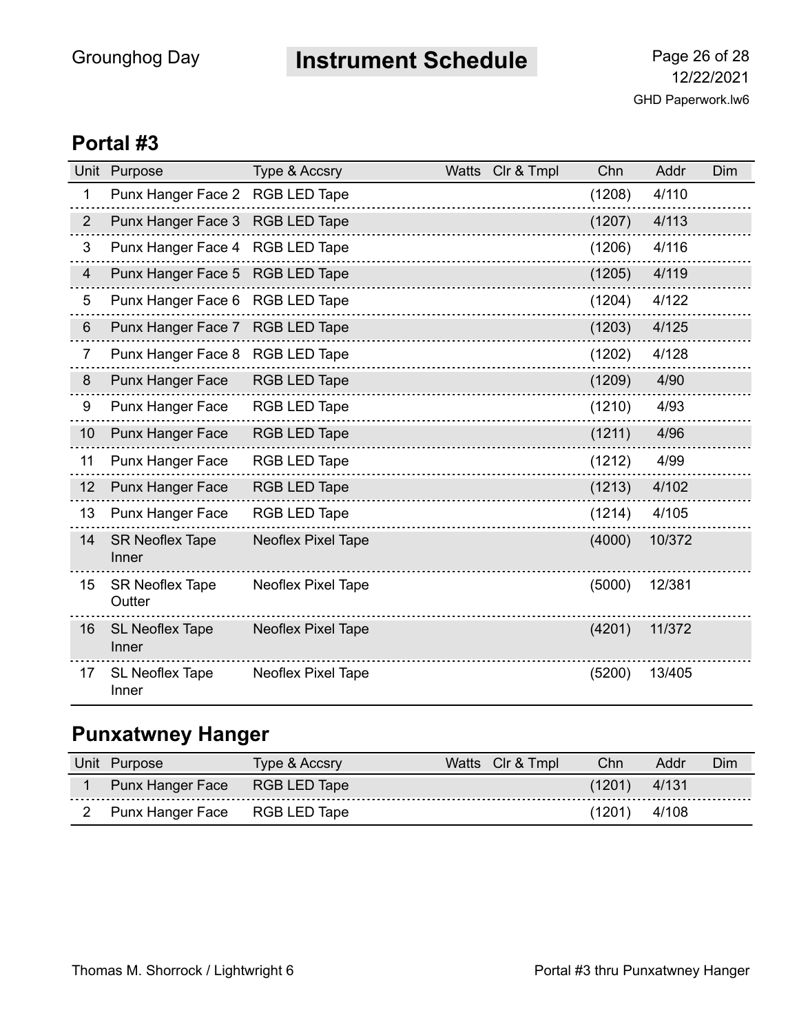## Portal #3

| Unit | Purpose | Type & Accsry | Watts | Clr & Tmpl | Chn | Addr | Dim |
|---|---|---|---|---|---|---|---|
| 1 | Punx Hanger Face 2 | RGB LED Tape | | | (1208) | 4/110 | |
| 2 | Punx Hanger Face 3 | RGB LED Tape | | | (1207) | 4/113 | |
| 3 | Punx Hanger Face 4 | RGB LED Tape | | | (1206) | 4/116 | |
| 4 | Punx Hanger Face 5 | RGB LED Tape | | | (1205) | 4/119 | |
| 5 | Punx Hanger Face 6 | RGB LED Tape | | | (1204) | 4/122 | |
| 6 | Punx Hanger Face 7 | RGB LED Tape | | | (1203) | 4/125 | |
| 7 | Punx Hanger Face 8 | RGB LED Tape | | | (1202) | 4/128 | |
| 8 | Punx Hanger Face | RGB LED Tape | | | (1209) | 4/90 | |
| 9 | Punx Hanger Face | RGB LED Tape | | | (1210) | 4/93 | |
| 10 | Punx Hanger Face | RGB LED Tape | | | (1211) | 4/96 | |
| 11 | Punx Hanger Face | RGB LED Tape | | | (1212) | 4/99 | |
| 12 | Punx Hanger Face | RGB LED Tape | | | (1213) | 4/102 | |
| 13 | Punx Hanger Face | RGB LED Tape | | | (1214) | 4/105 | |
| 14 | SR Neoflex Tape Inner | Neoflex Pixel Tape | | | (4000) | 10/372 | |
| 15 | SR Neoflex Tape Outter | Neoflex Pixel Tape | | | (5000) | 12/381 | |
| 16 | SL Neoflex Tape Inner | Neoflex Pixel Tape | | | (4201) | 11/372 | |
| 17 | SL Neoflex Tape Inner | Neoflex Pixel Tape | | | (5200) | 13/405 | |

## Punxatwney Hanger

| Unit | Purpose | Type & Accsry | Watts | Clr & Tmpl | Chn | Addr | Dim |
|---|---|---|---|---|---|---|---|
| 1 | Punx Hanger Face | RGB LED Tape | | | (1201) | 4/131 | |
| 2 | Punx Hanger Face | RGB LED Tape | | | (1201) | 4/108 | |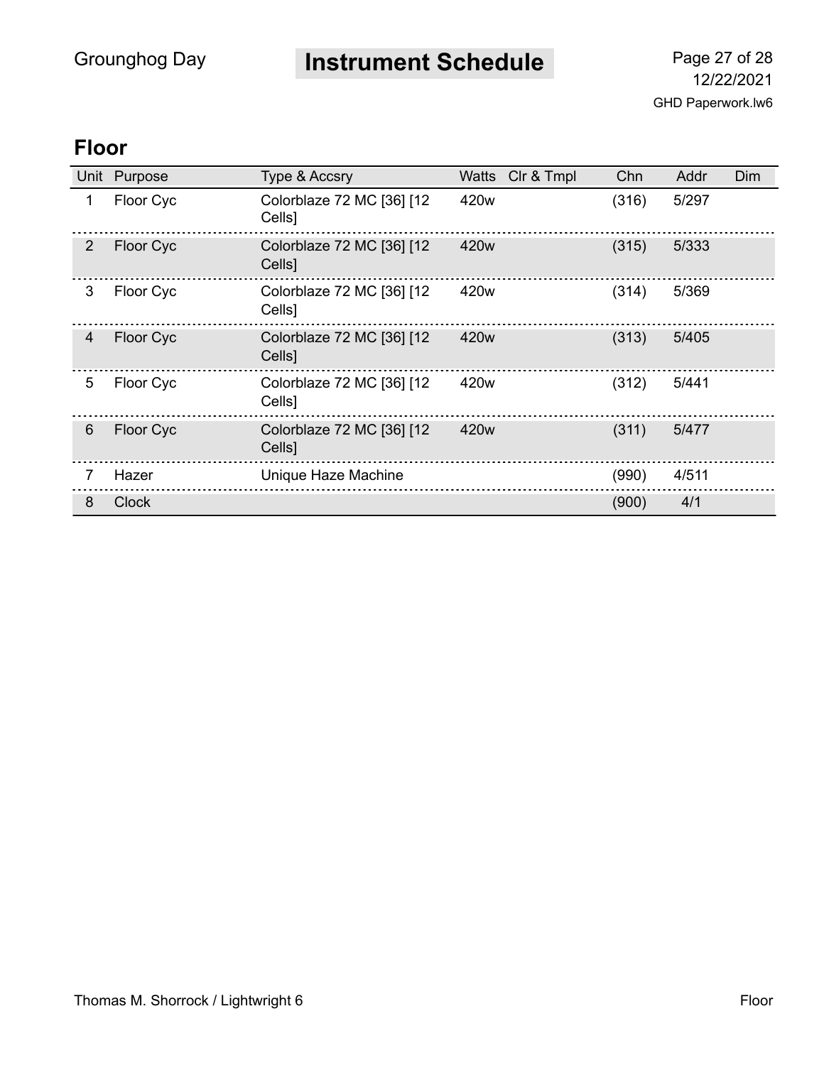## Floor

| Unit | Purpose | Type & Accsry | Watts | Clr & Tmpl | Chn | Addr | Dim |
|---|---|---|---|---|---|---|---|
| 1 | Floor Cyc | Colorblaze 72 MC [36] [12 Cells] | 420w | | (316) | 5/297 | |
| 2 | Floor Cyc | Colorblaze 72 MC [36] [12 Cells] | 420w | | (315) | 5/333 | |
| 3 | Floor Cyc | Colorblaze 72 MC [36] [12 Cells] | 420w | | (314) | 5/369 | |
| 4 | Floor Cyc | Colorblaze 72 MC [36] [12 Cells] | 420w | | (313) | 5/405 | |
| 5 | Floor Cyc | Colorblaze 72 MC [36] [12 Cells] | 420w | | (312) | 5/441 | |
| 6 | Floor Cyc | Colorblaze 72 MC [36] [12 Cells] | 420w | | (311) | 5/477 | |
| 7 | Hazer | Unique Haze Machine | | | (990) | 4/511 | |
| 8 | Clock | | | | (900) | 4/1 | |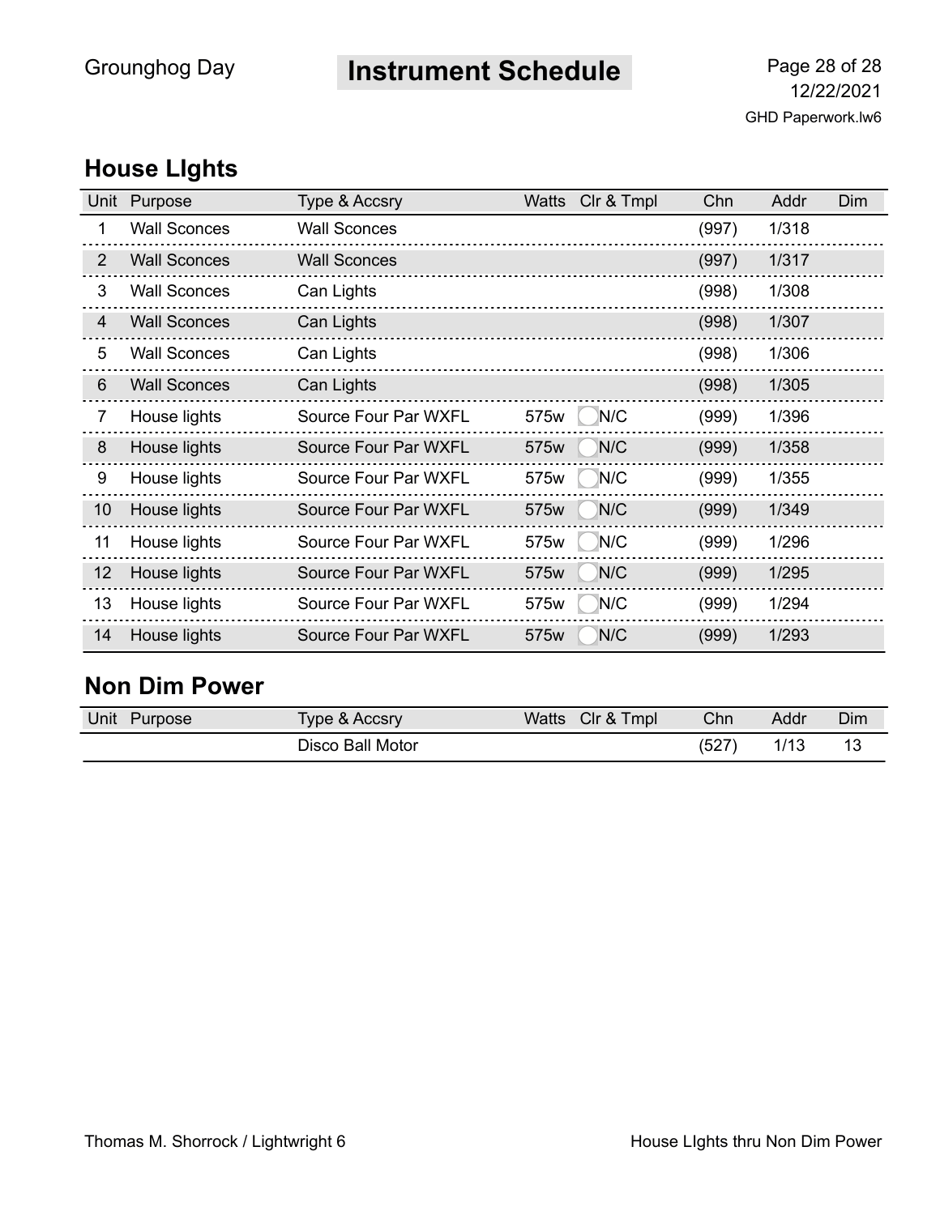## House LIghts

| Unit | Purpose | Type & Accsry | Watts | Clr & Tmpl | Chn | Addr | Dim |
|---|---|---|---|---|---|---|---|
| 1 | Wall Sconces | Wall Sconces | | | (997) | 1/318 | |
| 2 | Wall Sconces | Wall Sconces | | | (997) | 1/317 | |
| 3 | Wall Sconces | Can Lights | | | (998) | 1/308 | |
| 4 | Wall Sconces | Can Lights | | | (998) | 1/307 | |
| 5 | Wall Sconces | Can Lights | | | (998) | 1/306 | |
| 6 | Wall Sconces | Can Lights | | | (998) | 1/305 | |
| 7 | House lights | Source Four Par WXFL | 575w | N/C | (999) | 1/396 | |
| 8 | House lights | Source Four Par WXFL | 575w | N/C | (999) | 1/358 | |
| 9 | House lights | Source Four Par WXFL | 575w | N/C | (999) | 1/355 | |
| 10 | House lights | Source Four Par WXFL | 575w | N/C | (999) | 1/349 | |
| 11 | House lights | Source Four Par WXFL | 575w | N/C | (999) | 1/296 | |
| 12 | House lights | Source Four Par WXFL | 575w | N/C | (999) | 1/295 | |
| 13 | House lights | Source Four Par WXFL | 575w | N/C | (999) | 1/294 | |
| 14 | House lights | Source Four Par WXFL | 575w | N/C | (999) | 1/293 | |

## Non Dim Power

| Unit | Purpose | Type & Accsry | Watts | Clr & Tmpl | Chn | Addr | Dim |
|---|---|---|---|---|---|---|---|
| | | Disco Ball Motor | | | (527) | 1/13 | 13 |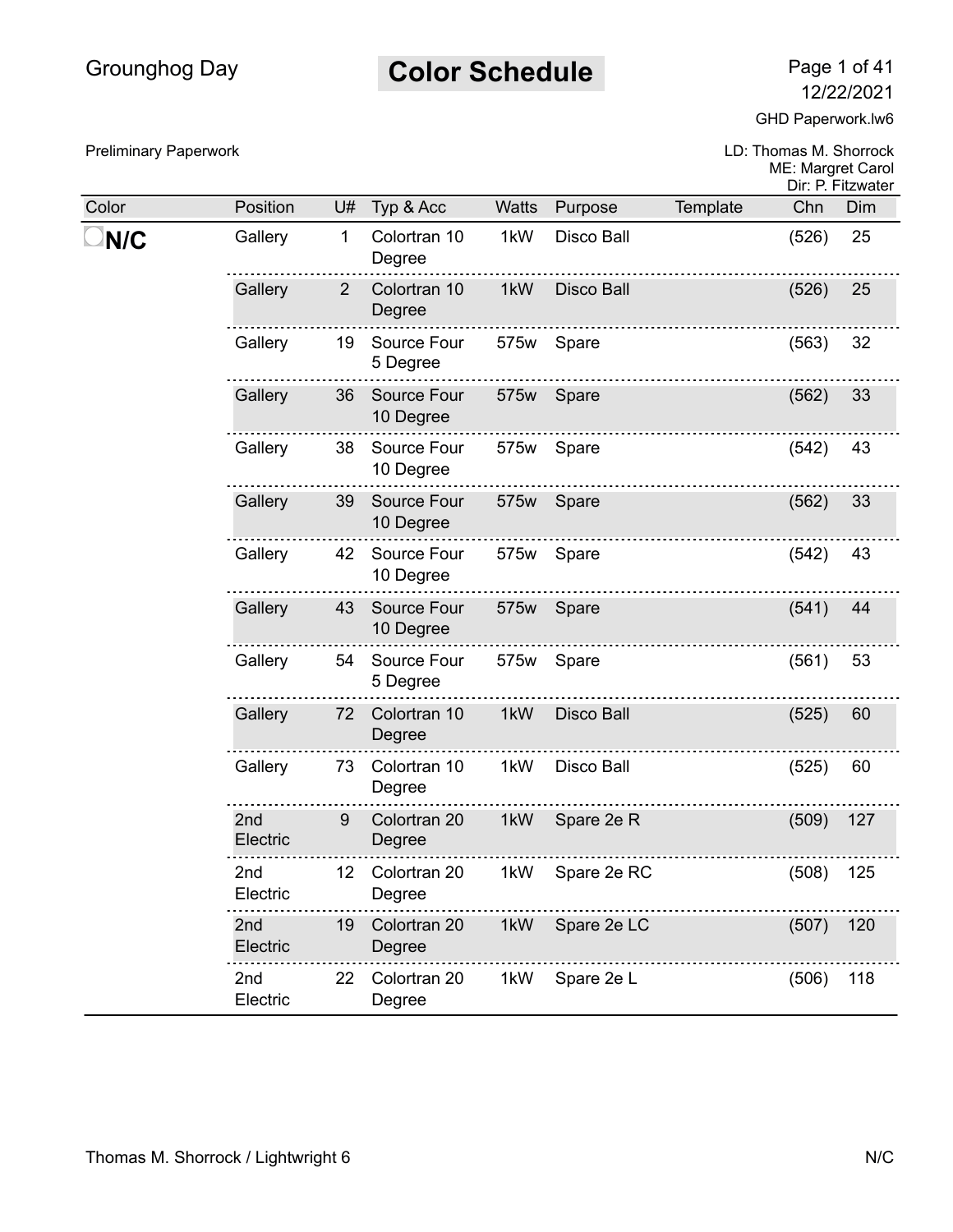# Color Schedule

Grounghog Day

12/22/2021

GHD Paperwork.lw6

Preliminary Paperwork

LD: Thomas M. Shorrock
ME: Margret Carol
Dir: P. Fitzwater

| Color | Position | U# | Typ & Acc | Watts | Purpose | Template | Chn | Dim |
|---|---|---|---|---|---|---|---|---|
| **N/C** | Gallery | 1 | Colortran 10 Degree | 1kW | Disco Ball | | (526) | 25 |
| | Gallery | 2 | Colortran 10 Degree | 1kW | Disco Ball | | (526) | 25 |
| | Gallery | 19 | Source Four 5 Degree | 575w | Spare | | (563) | 32 |
| | Gallery | 36 | Source Four 10 Degree | 575w | Spare | | (562) | 33 |
| | Gallery | 38 | Source Four 10 Degree | 575w | Spare | | (542) | 43 |
| | Gallery | 39 | Source Four 10 Degree | 575w | Spare | | (562) | 33 |
| | Gallery | 42 | Source Four 10 Degree | 575w | Spare | | (542) | 43 |
| | Gallery | 43 | Source Four 10 Degree | 575w | Spare | | (541) | 44 |
| | Gallery | 54 | Source Four 5 Degree | 575w | Spare | | (561) | 53 |
| | Gallery | 72 | Colortran 10 Degree | 1kW | Disco Ball | | (525) | 60 |
| | Gallery | 73 | Colortran 10 Degree | 1kW | Disco Ball | | (525) | 60 |
| | 2nd Electric | 9 | Colortran 20 Degree | 1kW | Spare 2e R | | (509) | 127 |
| | 2nd Electric | 12 | Colortran 20 Degree | 1kW | Spare 2e RC | | (508) | 125 |
| | 2nd Electric | 19 | Colortran 20 Degree | 1kW | Spare 2e LC | | (507) | 120 |
| | 2nd Electric | 22 | Colortran 20 Degree | 1kW | Spare 2e L | | (506) | 118 |

Thomas M. Shorrock / Lightwright 6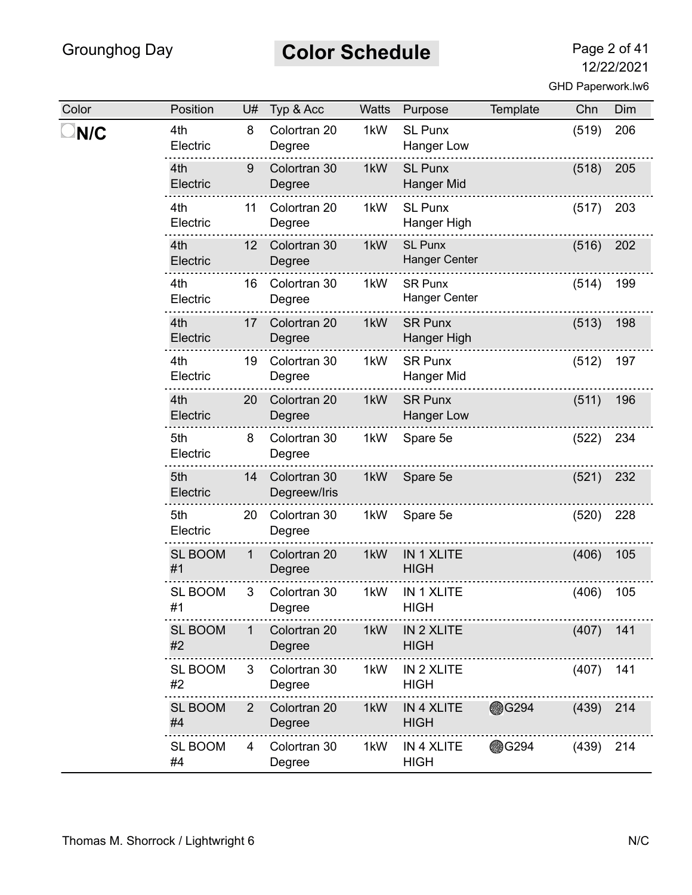## Color Schedule

| Color | Position | U# | Typ & Acc | Watts | Purpose | Template | Chn | Dim |
|---|---|---|---|---|---|---|---|---|
| **N/C** | 4th Electric | 8 | Colortran 20 Degree | 1kW | SL Punx Hanger Low | | (519) | 206 |
| | 4th Electric | 9 | Colortran 30 Degree | 1kW | SL Punx Hanger Mid | | (518) | 205 |
| | 4th Electric | 11 | Colortran 20 Degree | 1kW | SL Punx Hanger High | | (517) | 203 |
| | 4th Electric | 12 | Colortran 30 Degree | 1kW | SL Punx Hanger Center | | (516) | 202 |
| | 4th Electric | 16 | Colortran 30 Degree | 1kW | SR Punx Hanger Center | | (514) | 199 |
| | 4th Electric | 17 | Colortran 20 Degree | 1kW | SR Punx Hanger High | | (513) | 198 |
| | 4th Electric | 19 | Colortran 30 Degree | 1kW | SR Punx Hanger Mid | | (512) | 197 |
| | 4th Electric | 20 | Colortran 20 Degree | 1kW | SR Punx Hanger Low | | (511) | 196 |
| | 5th Electric | 8 | Colortran 30 Degree | 1kW | Spare 5e | | (522) | 234 |
| | 5th Electric | 14 | Colortran 30 Degreew/Iris | 1kW | Spare 5e | | (521) | 232 |
| | 5th Electric | 20 | Colortran 30 Degree | 1kW | Spare 5e | | (520) | 228 |
| | SL BOOM #1 | 1 | Colortran 20 Degree | 1kW | IN 1 XLITE HIGH | | (406) | 105 |
| | SL BOOM #1 | 3 | Colortran 30 Degree | 1kW | IN 1 XLITE HIGH | | (406) | 105 |
| | SL BOOM #2 | 1 | Colortran 20 Degree | 1kW | IN 2 XLITE HIGH | | (407) | 141 |
| | SL BOOM #2 | 3 | Colortran 30 Degree | 1kW | IN 2 XLITE HIGH | | (407) | 141 |
| | SL BOOM #4 | 2 | Colortran 20 Degree | 1kW | IN 4 XLITE HIGH | G294 | (439) | 214 |
| | SL BOOM #4 | 4 | Colortran 30 Degree | 1kW | IN 4 XLITE HIGH | G294 | (439) | 214 |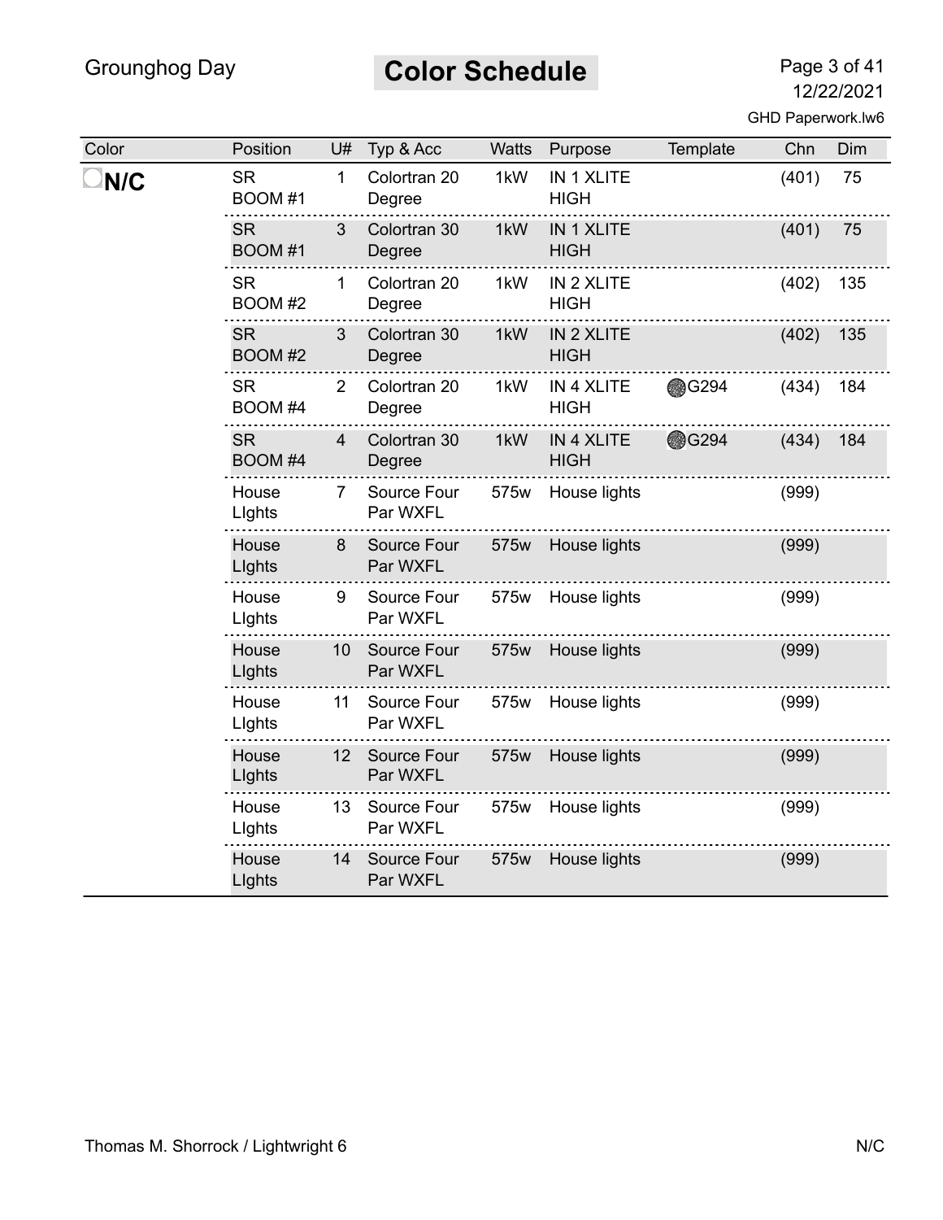| Color | Position | U# | Typ & Acc | Watts | Purpose | Template | Chn | Dim |
|---|---|---|---|---|---|---|---|---|
| **N/C** | SR BOOM #1 | 1 | Colortran 20 Degree | 1kW | IN 1 XLITE HIGH | | (401) | 75 |
| | SR BOOM #1 | 3 | Colortran 30 Degree | 1kW | IN 1 XLITE HIGH | | (401) | 75 |
| | SR BOOM #2 | 1 | Colortran 20 Degree | 1kW | IN 2 XLITE HIGH | | (402) | 135 |
| | SR BOOM #2 | 3 | Colortran 30 Degree | 1kW | IN 2 XLITE HIGH | | (402) | 135 |
| | SR BOOM #4 | 2 | Colortran 20 Degree | 1kW | IN 4 XLITE HIGH | G294 | (434) | 184 |
| | SR BOOM #4 | 4 | Colortran 30 Degree | 1kW | IN 4 XLITE HIGH | G294 | (434) | 184 |
| | House LIghts | 7 | Source Four Par WXFL | 575w | House lights | | (999) | |
| | House LIghts | 8 | Source Four Par WXFL | 575w | House lights | | (999) | |
| | House LIghts | 9 | Source Four Par WXFL | 575w | House lights | | (999) | |
| | House LIghts | 10 | Source Four Par WXFL | 575w | House lights | | (999) | |
| | House LIghts | 11 | Source Four Par WXFL | 575w | House lights | | (999) | |
| | House LIghts | 12 | Source Four Par WXFL | 575w | House lights | | (999) | |
| | House LIghts | 13 | Source Four Par WXFL | 575w | House lights | | (999) | |
| | House LIghts | 14 | Source Four Par WXFL | 575w | House lights | | (999) | |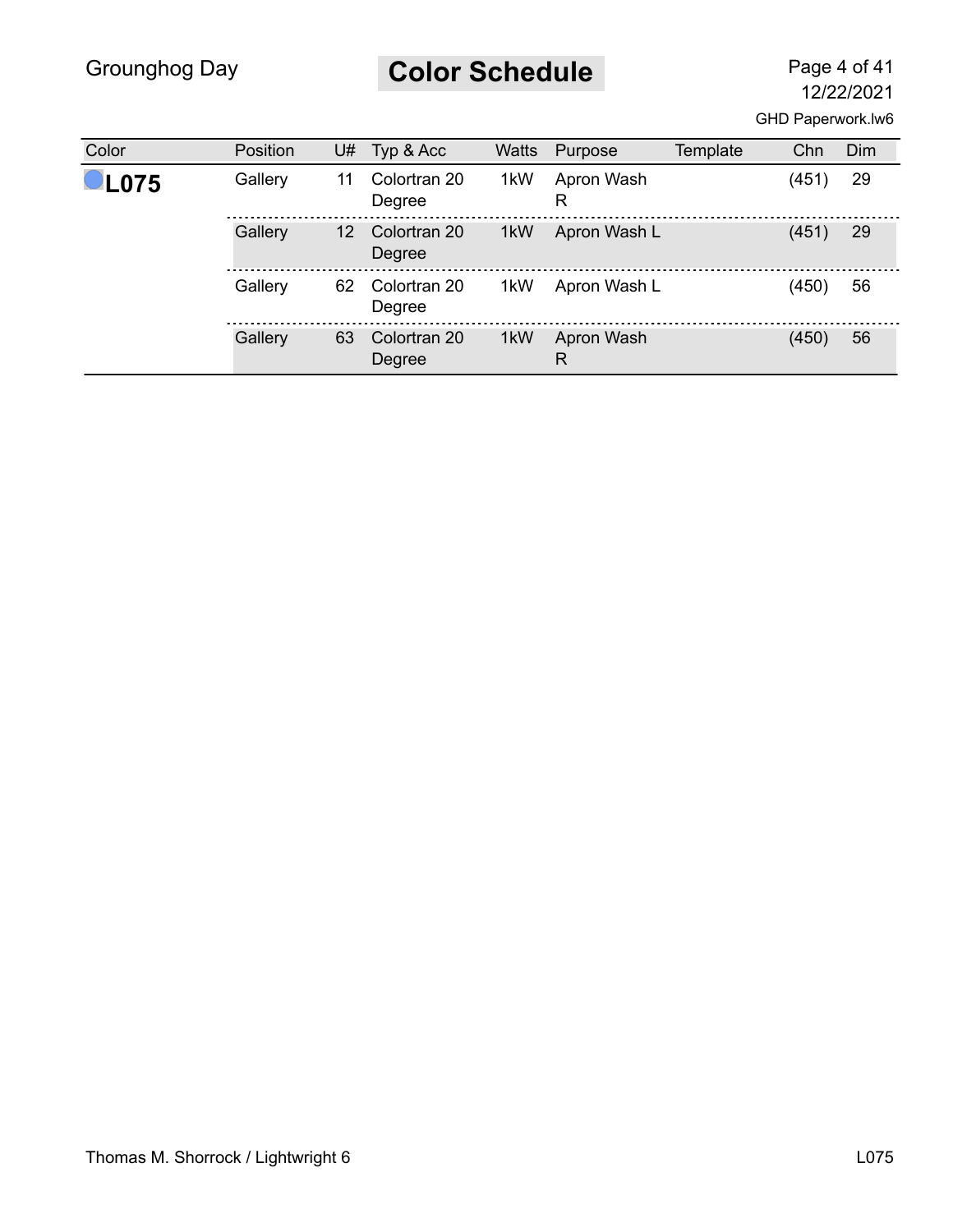## Color Schedule

| Color | Position | U# | Typ & Acc | Watts | Purpose | Template | Chn | Dim |
|---|---|---|---|---|---|---|---|---|
| **L075** | Gallery | 11 | Colortran 20 Degree | 1kW | Apron Wash R | | (451) | 29 |
| | Gallery | 12 | Colortran 20 Degree | 1kW | Apron Wash L | | (451) | 29 |
| | Gallery | 62 | Colortran 20 Degree | 1kW | Apron Wash L | | (450) | 56 |
| | Gallery | 63 | Colortran 20 Degree | 1kW | Apron Wash R | | (450) | 56 |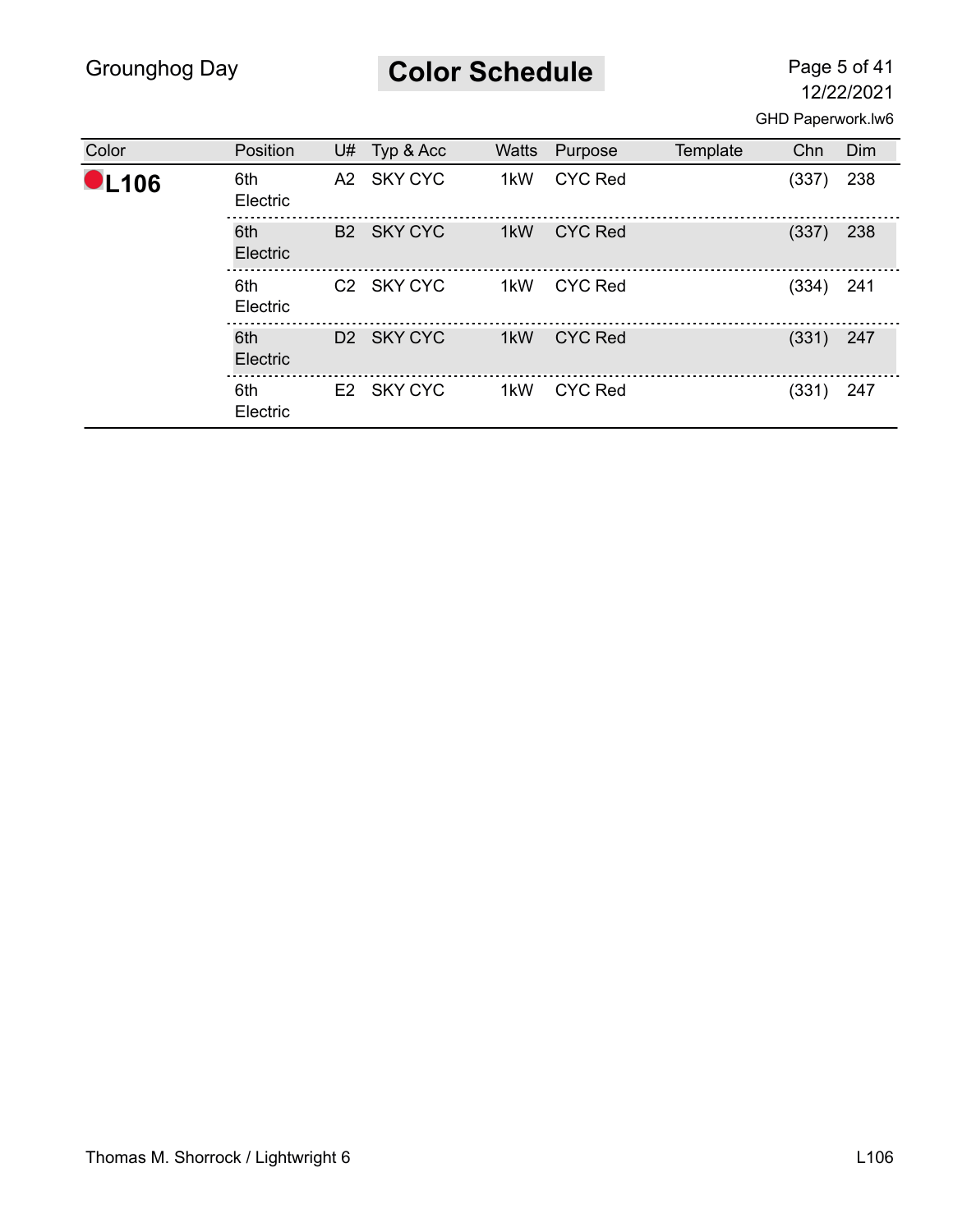# Color Schedule

| Color | Position | U# | Typ & Acc | Watts | Purpose | Template | Chn | Dim |
|---|---|---|---|---|---|---|---|---|
| **L106** | 6th Electric | A2 | SKY CYC | 1kW | CYC Red | | (337) | 238 |
| | 6th Electric | B2 | SKY CYC | 1kW | CYC Red | | (337) | 238 |
| | 6th Electric | C2 | SKY CYC | 1kW | CYC Red | | (334) | 241 |
| | 6th Electric | D2 | SKY CYC | 1kW | CYC Red | | (331) | 247 |
| | 6th Electric | E2 | SKY CYC | 1kW | CYC Red | | (331) | 247 |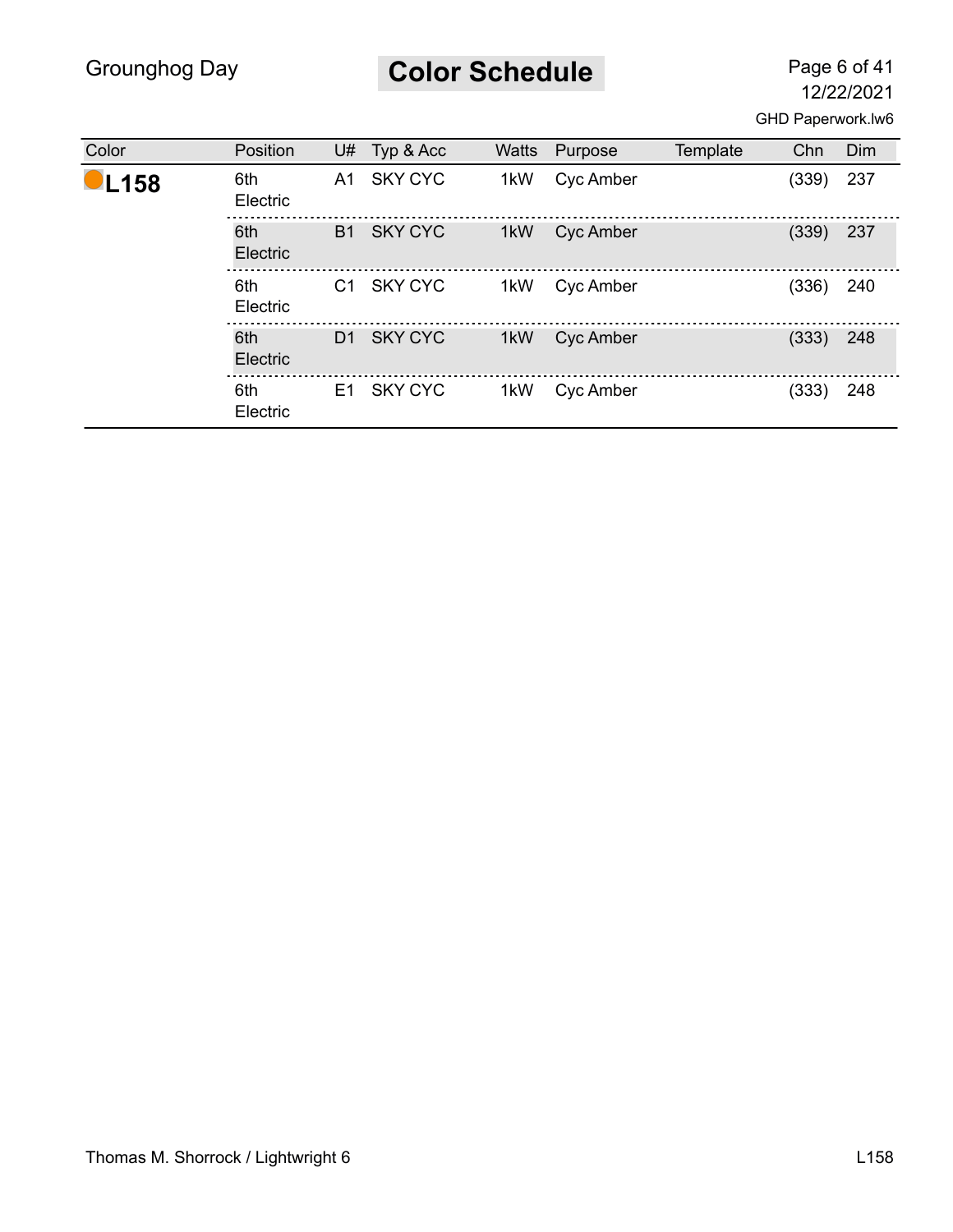# Color Schedule

| Color | Position | U# | Typ & Acc | Watts | Purpose | Template | Chn | Dim |
|---|---|---|---|---|---|---|---|---|
| **L158** | 6th Electric | A1 | SKY CYC | 1kW | Cyc Amber | | (339) | 237 |
| | 6th Electric | B1 | SKY CYC | 1kW | Cyc Amber | | (339) | 237 |
| | 6th Electric | C1 | SKY CYC | 1kW | Cyc Amber | | (336) | 240 |
| | 6th Electric | D1 | SKY CYC | 1kW | Cyc Amber | | (333) | 248 |
| | 6th Electric | E1 | SKY CYC | 1kW | Cyc Amber | | (333) | 248 |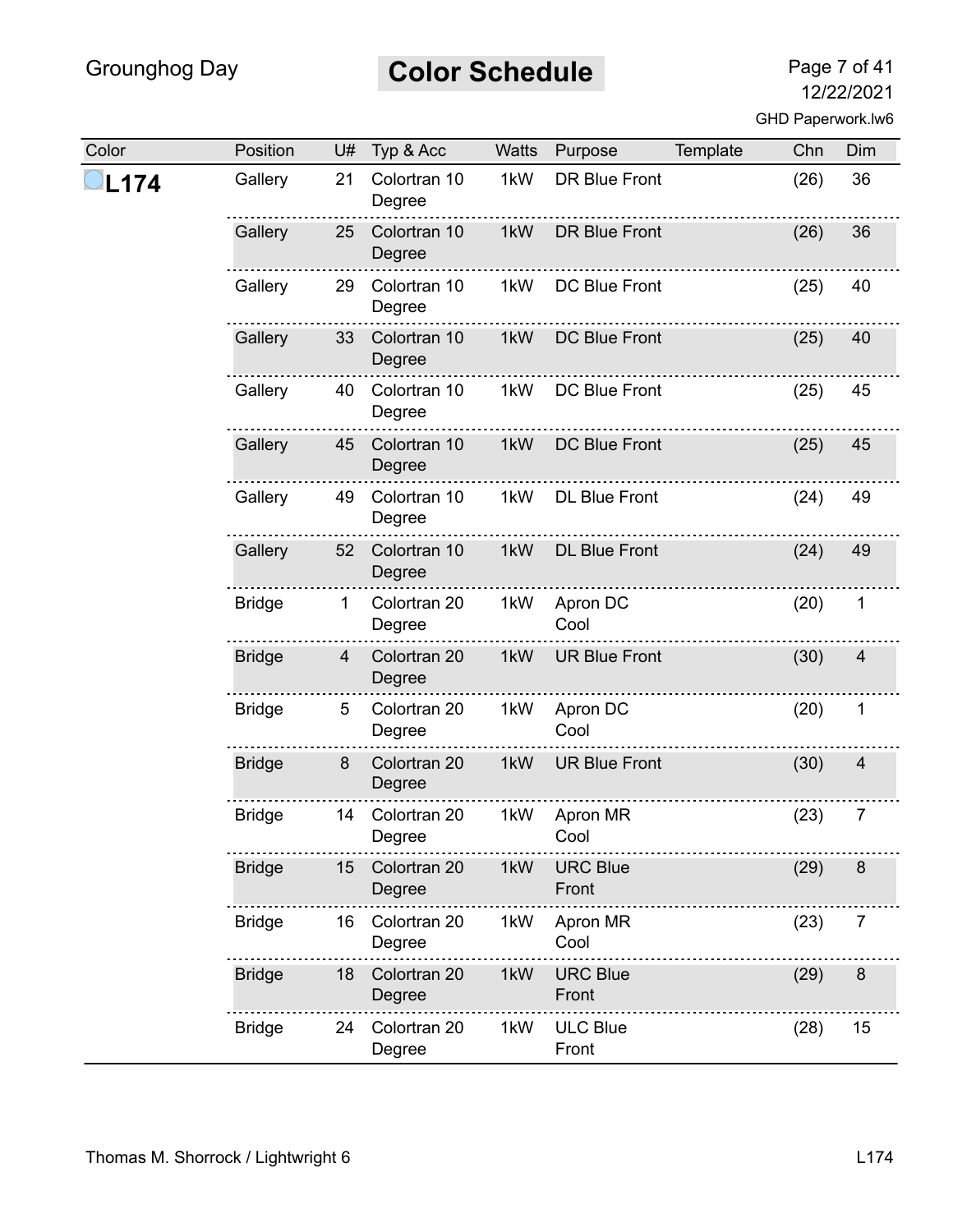## Color Schedule

| Color | Position | U# | Typ & Acc | Watts | Purpose | Template | Chn | Dim |
|---|---|---|---|---|---|---|---|---|
| **L174** | Gallery | 21 | Colortran 10 Degree | 1kW | DR Blue Front | | (26) | 36 |
| | Gallery | 25 | Colortran 10 Degree | 1kW | DR Blue Front | | (26) | 36 |
| | Gallery | 29 | Colortran 10 Degree | 1kW | DC Blue Front | | (25) | 40 |
| | Gallery | 33 | Colortran 10 Degree | 1kW | DC Blue Front | | (25) | 40 |
| | Gallery | 40 | Colortran 10 Degree | 1kW | DC Blue Front | | (25) | 45 |
| | Gallery | 45 | Colortran 10 Degree | 1kW | DC Blue Front | | (25) | 45 |
| | Gallery | 49 | Colortran 10 Degree | 1kW | DL Blue Front | | (24) | 49 |
| | Gallery | 52 | Colortran 10 Degree | 1kW | DL Blue Front | | (24) | 49 |
| | Bridge | 1 | Colortran 20 Degree | 1kW | Apron DC Cool | | (20) | 1 |
| | Bridge | 4 | Colortran 20 Degree | 1kW | UR Blue Front | | (30) | 4 |
| | Bridge | 5 | Colortran 20 Degree | 1kW | Apron DC Cool | | (20) | 1 |
| | Bridge | 8 | Colortran 20 Degree | 1kW | UR Blue Front | | (30) | 4 |
| | Bridge | 14 | Colortran 20 Degree | 1kW | Apron MR Cool | | (23) | 7 |
| | Bridge | 15 | Colortran 20 Degree | 1kW | URC Blue Front | | (29) | 8 |
| | Bridge | 16 | Colortran 20 Degree | 1kW | Apron MR Cool | | (23) | 7 |
| | Bridge | 18 | Colortran 20 Degree | 1kW | URC Blue Front | | (29) | 8 |
| | Bridge | 24 | Colortran 20 Degree | 1kW | ULC Blue Front | | (28) | 15 |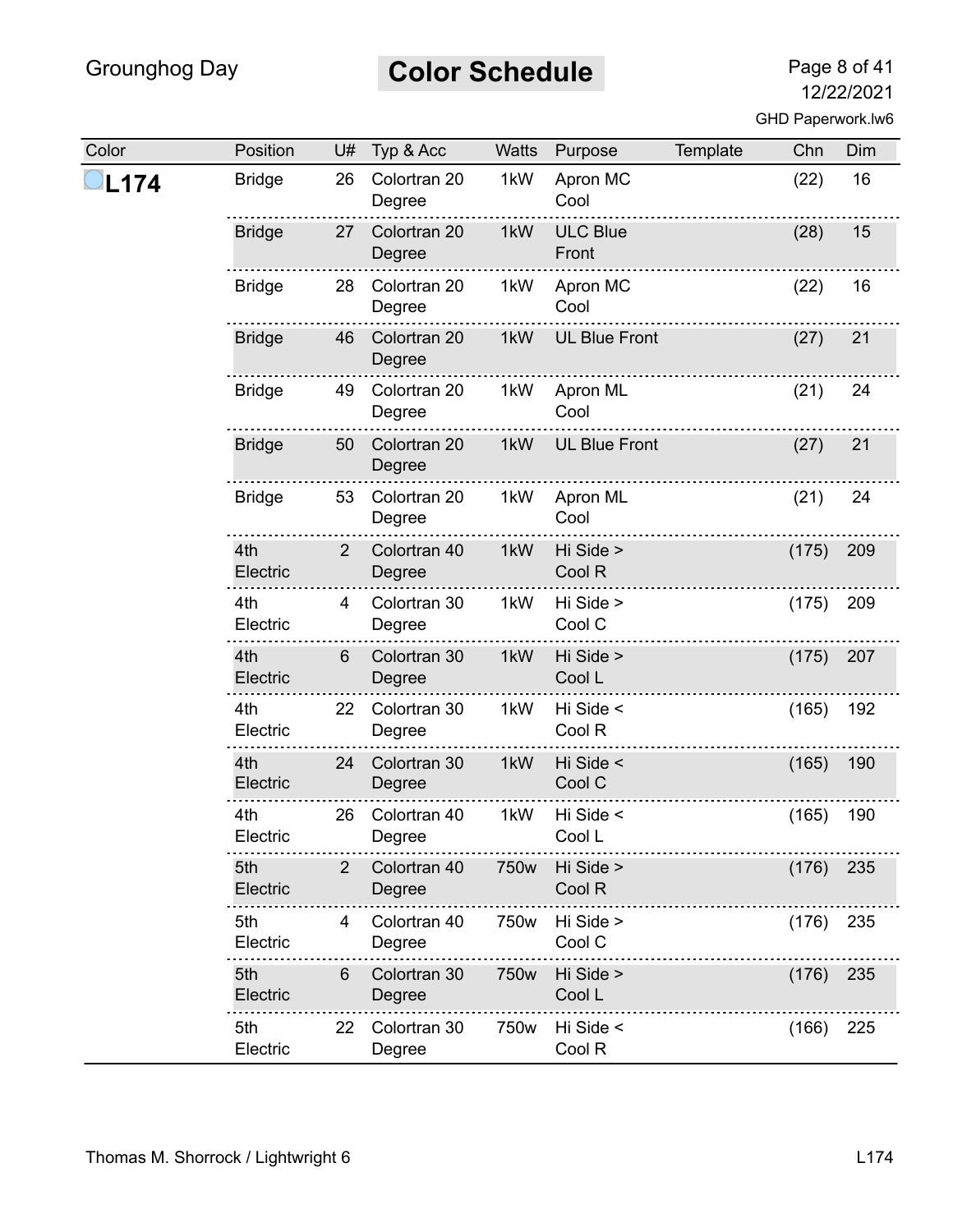## Color Schedule

| Color | Position | U# | Typ & Acc | Watts | Purpose | Template | Chn | Dim |
|---|---|---|---|---|---|---|---|---|
| **L174** | Bridge | 26 | Colortran 20 Degree | 1kW | Apron MC Cool | | (22) | 16 |
| | Bridge | 27 | Colortran 20 Degree | 1kW | ULC Blue Front | | (28) | 15 |
| | Bridge | 28 | Colortran 20 Degree | 1kW | Apron MC Cool | | (22) | 16 |
| | Bridge | 46 | Colortran 20 Degree | 1kW | UL Blue Front | | (27) | 21 |
| | Bridge | 49 | Colortran 20 Degree | 1kW | Apron ML Cool | | (21) | 24 |
| | Bridge | 50 | Colortran 20 Degree | 1kW | UL Blue Front | | (27) | 21 |
| | Bridge | 53 | Colortran 20 Degree | 1kW | Apron ML Cool | | (21) | 24 |
| | 4th Electric | 2 | Colortran 40 Degree | 1kW | Hi Side > Cool R | | (175) | 209 |
| | 4th Electric | 4 | Colortran 30 Degree | 1kW | Hi Side > Cool C | | (175) | 209 |
| | 4th Electric | 6 | Colortran 30 Degree | 1kW | Hi Side > Cool L | | (175) | 207 |
| | 4th Electric | 22 | Colortran 30 Degree | 1kW | Hi Side < Cool R | | (165) | 192 |
| | 4th Electric | 24 | Colortran 30 Degree | 1kW | Hi Side < Cool C | | (165) | 190 |
| | 4th Electric | 26 | Colortran 40 Degree | 1kW | Hi Side < Cool L | | (165) | 190 |
| | 5th Electric | 2 | Colortran 40 Degree | 750w | Hi Side > Cool R | | (176) | 235 |
| | 5th Electric | 4 | Colortran 40 Degree | 750w | Hi Side > Cool C | | (176) | 235 |
| | 5th Electric | 6 | Colortran 30 Degree | 750w | Hi Side > Cool L | | (176) | 235 |
| | 5th Electric | 22 | Colortran 30 Degree | 750w | Hi Side < Cool R | | (166) | 225 |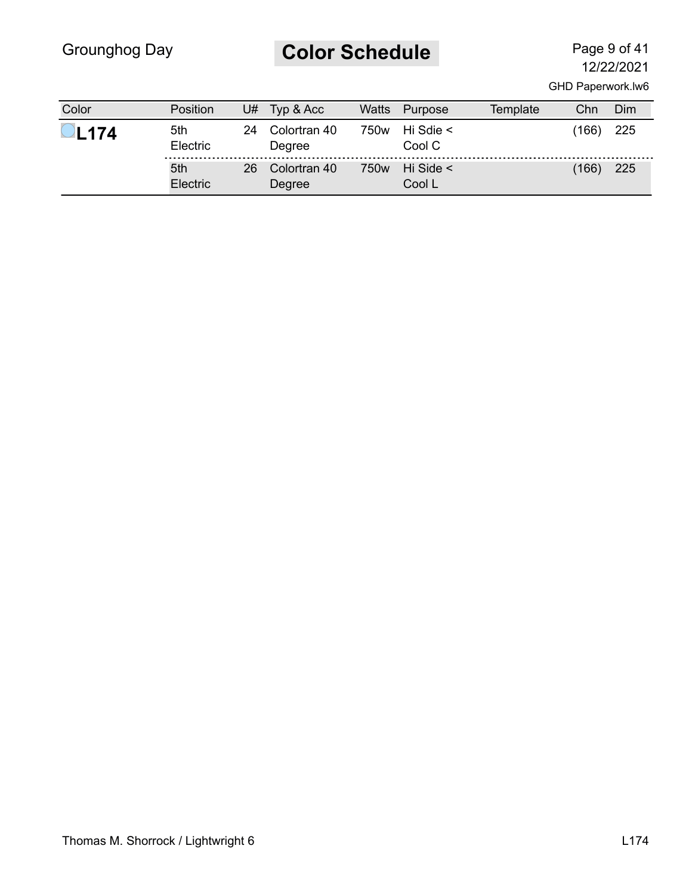# Color Schedule

| Color | Position | U# | Typ & Acc | Watts | Purpose | Template | Chn | Dim |
|---|---|---|---|---|---|---|---|---|
| **L174** | 5th Electric | 24 | Colortran 40 Degree | 750w | Hi Sdie < Cool C | | (166) | 225 |
| | 5th Electric | 26 | Colortran 40 Degree | 750w | Hi Side < Cool L | | (166) | 225 |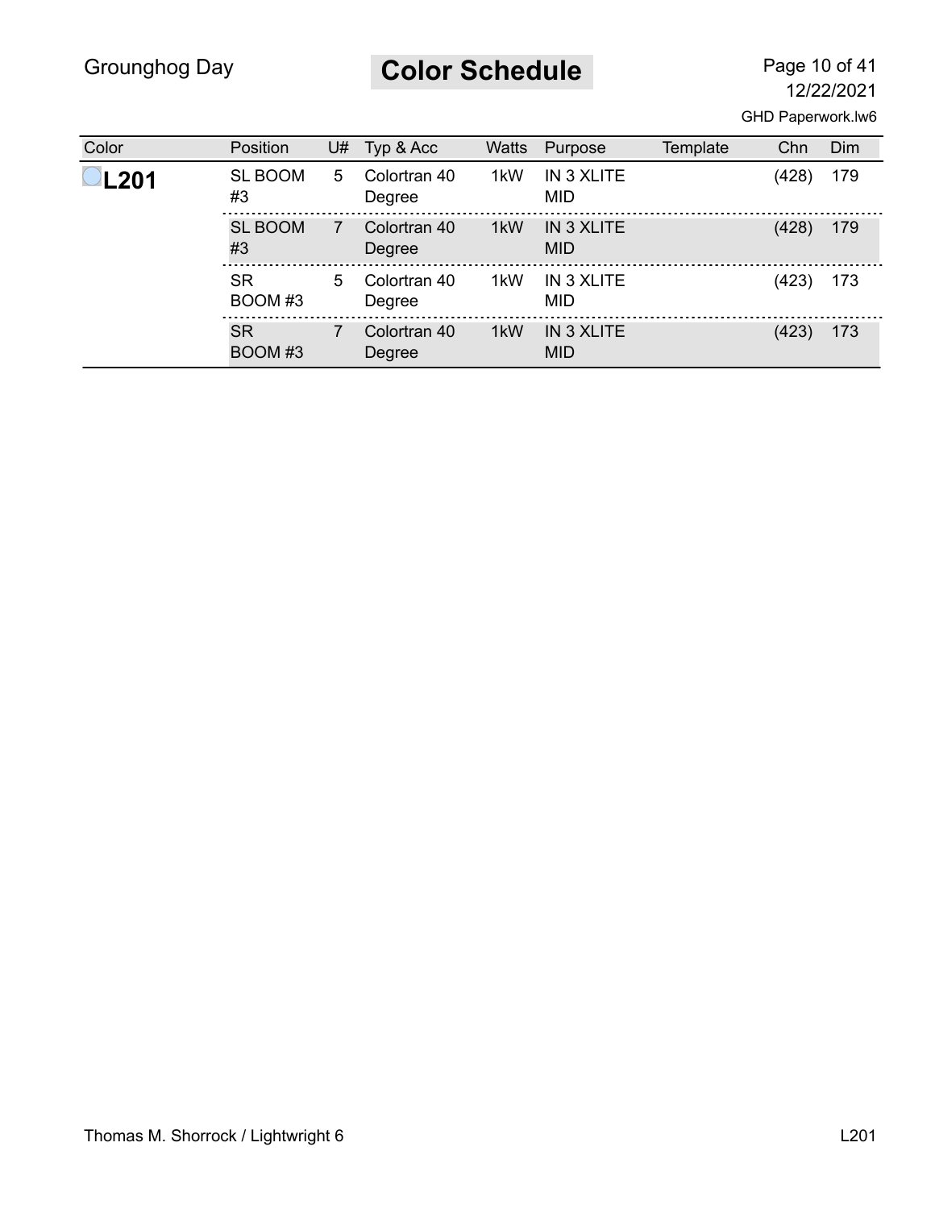# Color Schedule

| Color | Position | U# | Typ & Acc | Watts | Purpose | Template | Chn | Dim |
|---|---|---|---|---|---|---|---|---|
| **L201** | SL BOOM #3 | 5 | Colortran 40 Degree | 1kW | IN 3 XLITE MID | | (428) | 179 |
| | SL BOOM #3 | 7 | Colortran 40 Degree | 1kW | IN 3 XLITE MID | | (428) | 179 |
| | SR BOOM #3 | 5 | Colortran 40 Degree | 1kW | IN 3 XLITE MID | | (423) | 173 |
| | SR BOOM #3 | 7 | Colortran 40 Degree | 1kW | IN 3 XLITE MID | | (423) | 173 |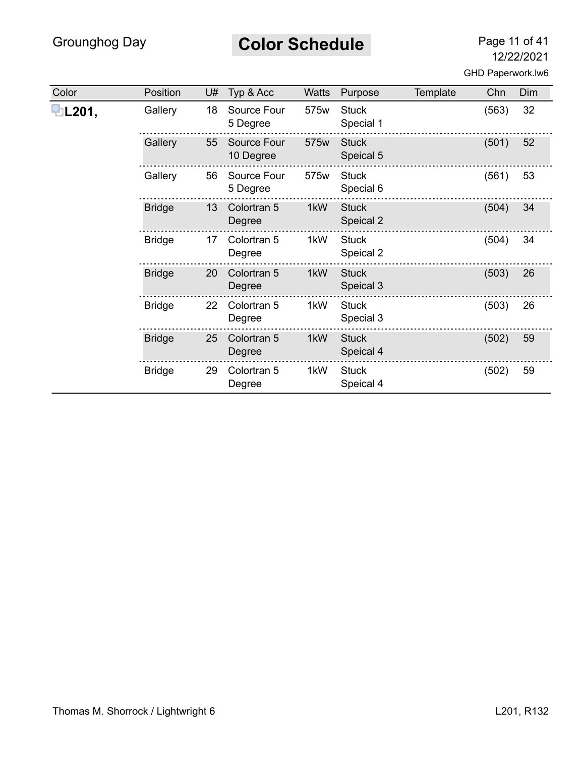## Color Schedule

| Color | Position | U# | Typ & Acc | Watts | Purpose | Template | Chn | Dim |
|---|---|---|---|---|---|---|---|---|
| **L201,** | Gallery | 18 | Source Four 5 Degree | 575w | Stuck Special 1 | | (563) | 32 |
| | Gallery | 55 | Source Four 10 Degree | 575w | Stuck Speical 5 | | (501) | 52 |
| | Gallery | 56 | Source Four 5 Degree | 575w | Stuck Special 6 | | (561) | 53 |
| | Bridge | 13 | Colortran 5 Degree | 1kW | Stuck Speical 2 | | (504) | 34 |
| | Bridge | 17 | Colortran 5 Degree | 1kW | Stuck Speical 2 | | (504) | 34 |
| | Bridge | 20 | Colortran 5 Degree | 1kW | Stuck Speical 3 | | (503) | 26 |
| | Bridge | 22 | Colortran 5 Degree | 1kW | Stuck Special 3 | | (503) | 26 |
| | Bridge | 25 | Colortran 5 Degree | 1kW | Stuck Speical 4 | | (502) | 59 |
| | Bridge | 29 | Colortran 5 Degree | 1kW | Stuck Speical 4 | | (502) | 59 |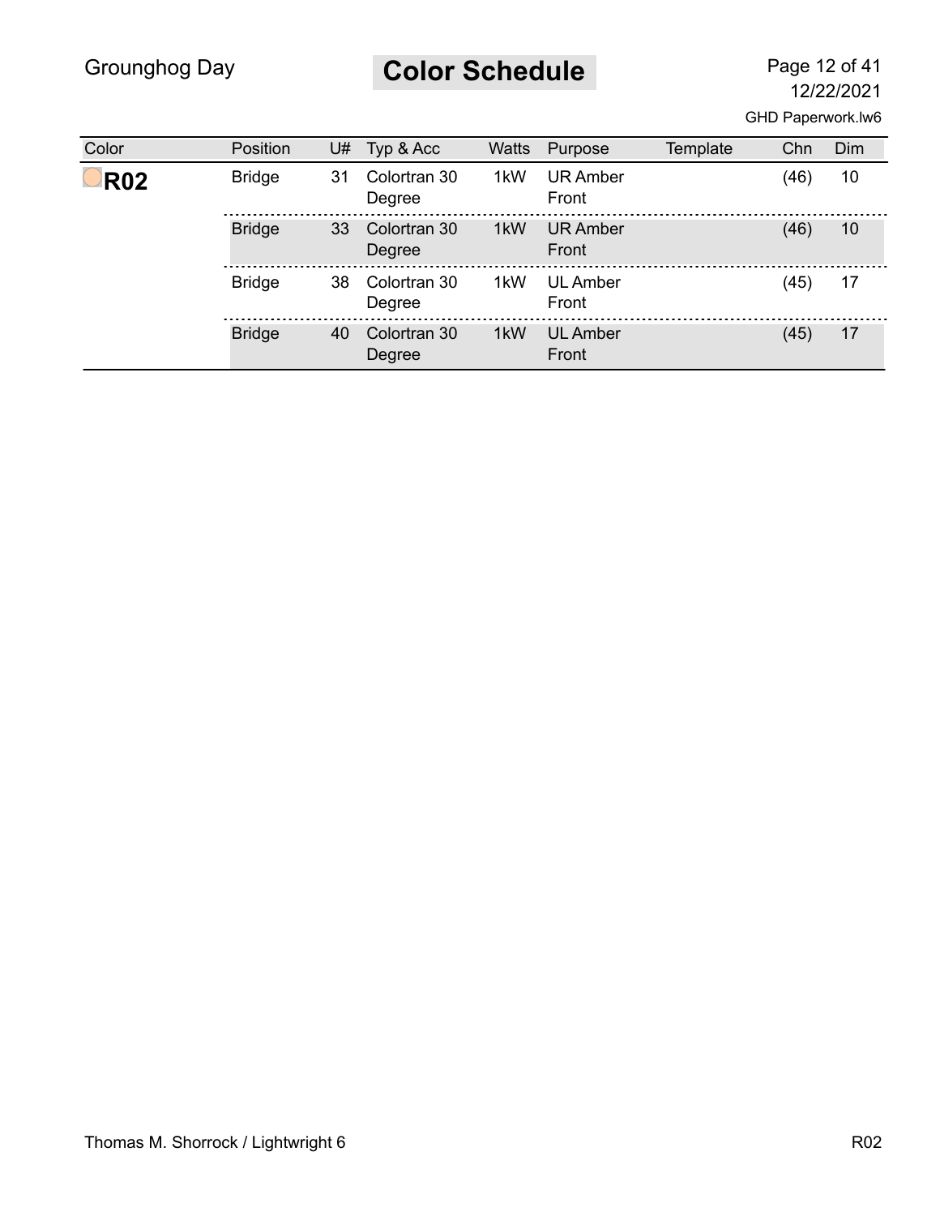# Color Schedule

| Color | Position | U# | Typ & Acc | Watts | Purpose | Template | Chn | Dim |
|---|---|---|---|---|---|---|---|---|
| **R02** | Bridge | 31 | Colortran 30 Degree | 1kW | UR Amber Front | | (46) | 10 |
| | Bridge | 33 | Colortran 30 Degree | 1kW | UR Amber Front | | (46) | 10 |
| | Bridge | 38 | Colortran 30 Degree | 1kW | UL Amber Front | | (45) | 17 |
| | Bridge | 40 | Colortran 30 Degree | 1kW | UL Amber Front | | (45) | 17 |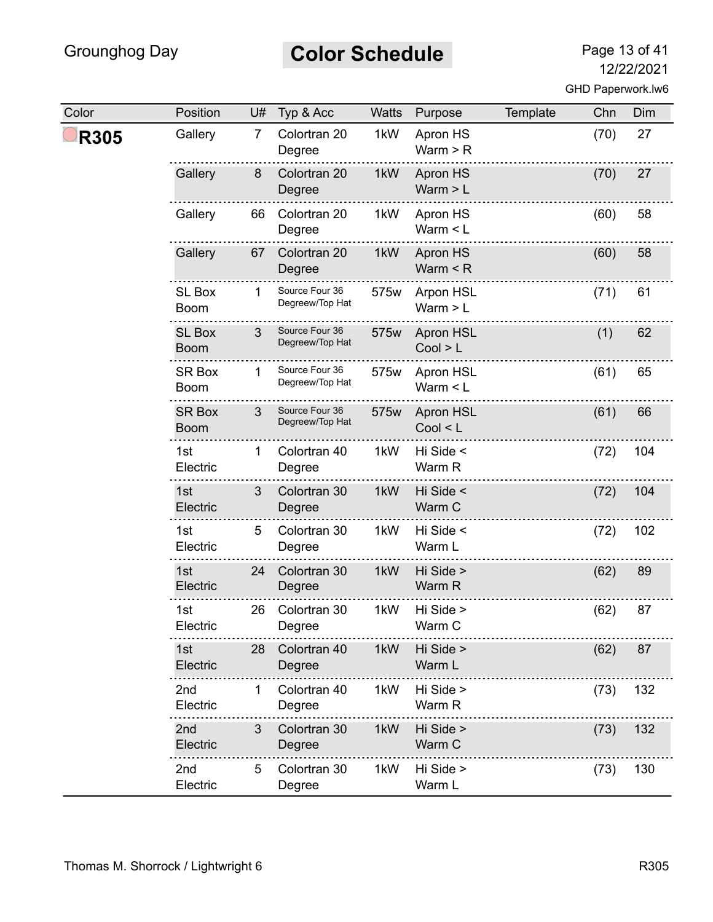# Color Schedule

| Color | Position | U# | Typ & Acc | Watts | Purpose | Template | Chn | Dim |
|---|---|---|---|---|---|---|---|---|
| **R305** | Gallery | 7 | Colortran 20 Degree | 1kW | Apron HS Warm > R | | (70) | 27 |
| | Gallery | 8 | Colortran 20 Degree | 1kW | Apron HS Warm > L | | (70) | 27 |
| | Gallery | 66 | Colortran 20 Degree | 1kW | Apron HS Warm < L | | (60) | 58 |
| | Gallery | 67 | Colortran 20 Degree | 1kW | Apron HS Warm < R | | (60) | 58 |
| | SL Box Boom | 1 | Source Four 36 Degreew/Top Hat | 575w | Arpon HSL Warm > L | | (71) | 61 |
| | SL Box Boom | 3 | Source Four 36 Degreew/Top Hat | 575w | Apron HSL Cool > L | | (1) | 62 |
| | SR Box Boom | 1 | Source Four 36 Degreew/Top Hat | 575w | Apron HSL Warm < L | | (61) | 65 |
| | SR Box Boom | 3 | Source Four 36 Degreew/Top Hat | 575w | Apron HSL Cool < L | | (61) | 66 |
| | 1st Electric | 1 | Colortran 40 Degree | 1kW | Hi Side < Warm R | | (72) | 104 |
| | 1st Electric | 3 | Colortran 30 Degree | 1kW | Hi Side < Warm C | | (72) | 104 |
| | 1st Electric | 5 | Colortran 30 Degree | 1kW | Hi Side < Warm L | | (72) | 102 |
| | 1st Electric | 24 | Colortran 30 Degree | 1kW | Hi Side > Warm R | | (62) | 89 |
| | 1st Electric | 26 | Colortran 30 Degree | 1kW | Hi Side > Warm C | | (62) | 87 |
| | 1st Electric | 28 | Colortran 40 Degree | 1kW | Hi Side > Warm L | | (62) | 87 |
| | 2nd Electric | 1 | Colortran 40 Degree | 1kW | Hi Side > Warm R | | (73) | 132 |
| | 2nd Electric | 3 | Colortran 30 Degree | 1kW | Hi Side > Warm C | | (73) | 132 |
| | 2nd Electric | 5 | Colortran 30 Degree | 1kW | Hi Side > Warm L | | (73) | 130 |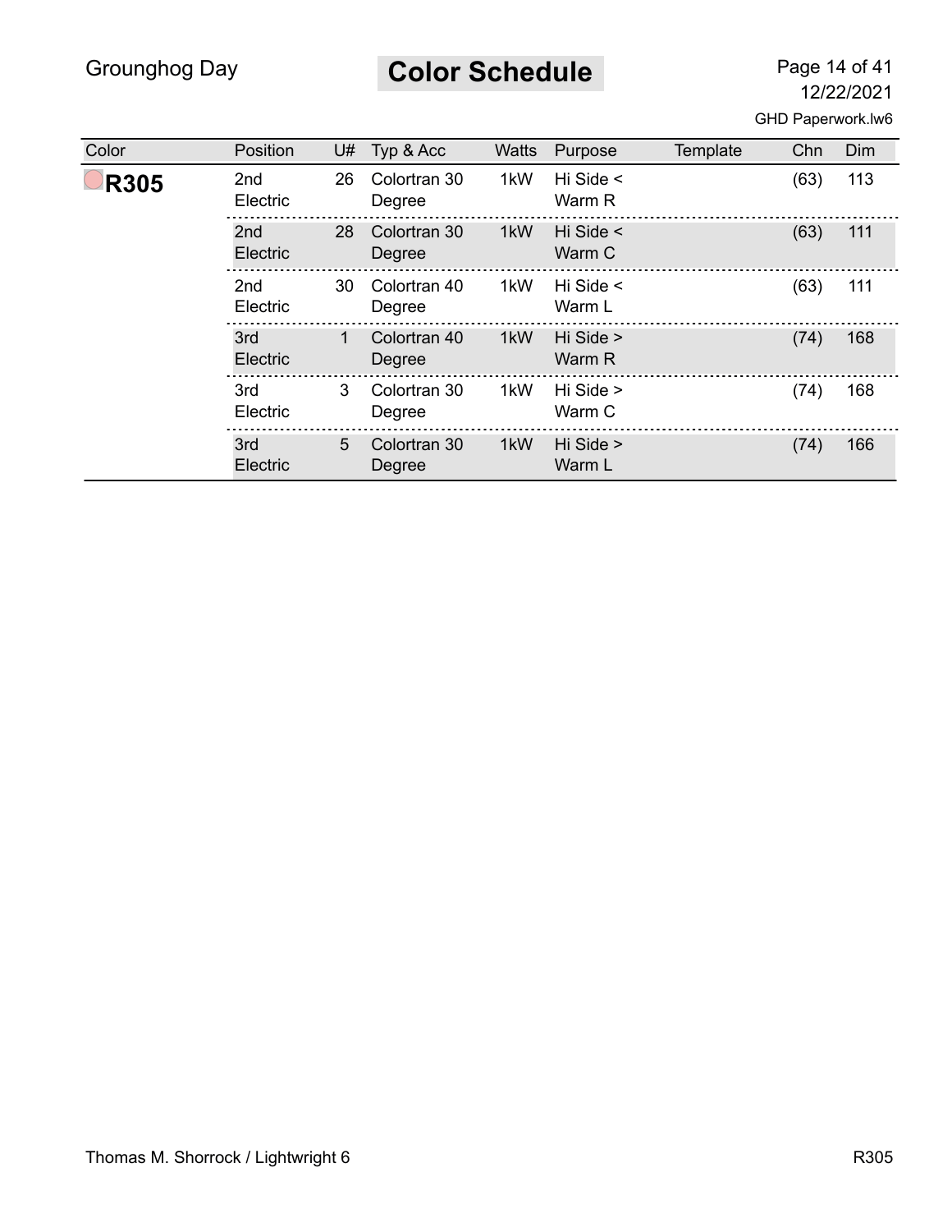# Color Schedule

| Color | Position | U# | Typ & Acc | Watts | Purpose | Template | Chn | Dim |
|---|---|---|---|---|---|---|---|---|
| **R305** | 2nd Electric | 26 | Colortran 30 Degree | 1kW | Hi Side < Warm R | | (63) | 113 |
| | 2nd Electric | 28 | Colortran 30 Degree | 1kW | Hi Side < Warm C | | (63) | 111 |
| | 2nd Electric | 30 | Colortran 40 Degree | 1kW | Hi Side < Warm L | | (63) | 111 |
| | 3rd Electric | 1 | Colortran 40 Degree | 1kW | Hi Side > Warm R | | (74) | 168 |
| | 3rd Electric | 3 | Colortran 30 Degree | 1kW | Hi Side > Warm C | | (74) | 168 |
| | 3rd Electric | 5 | Colortran 30 Degree | 1kW | Hi Side > Warm L | | (74) | 166 |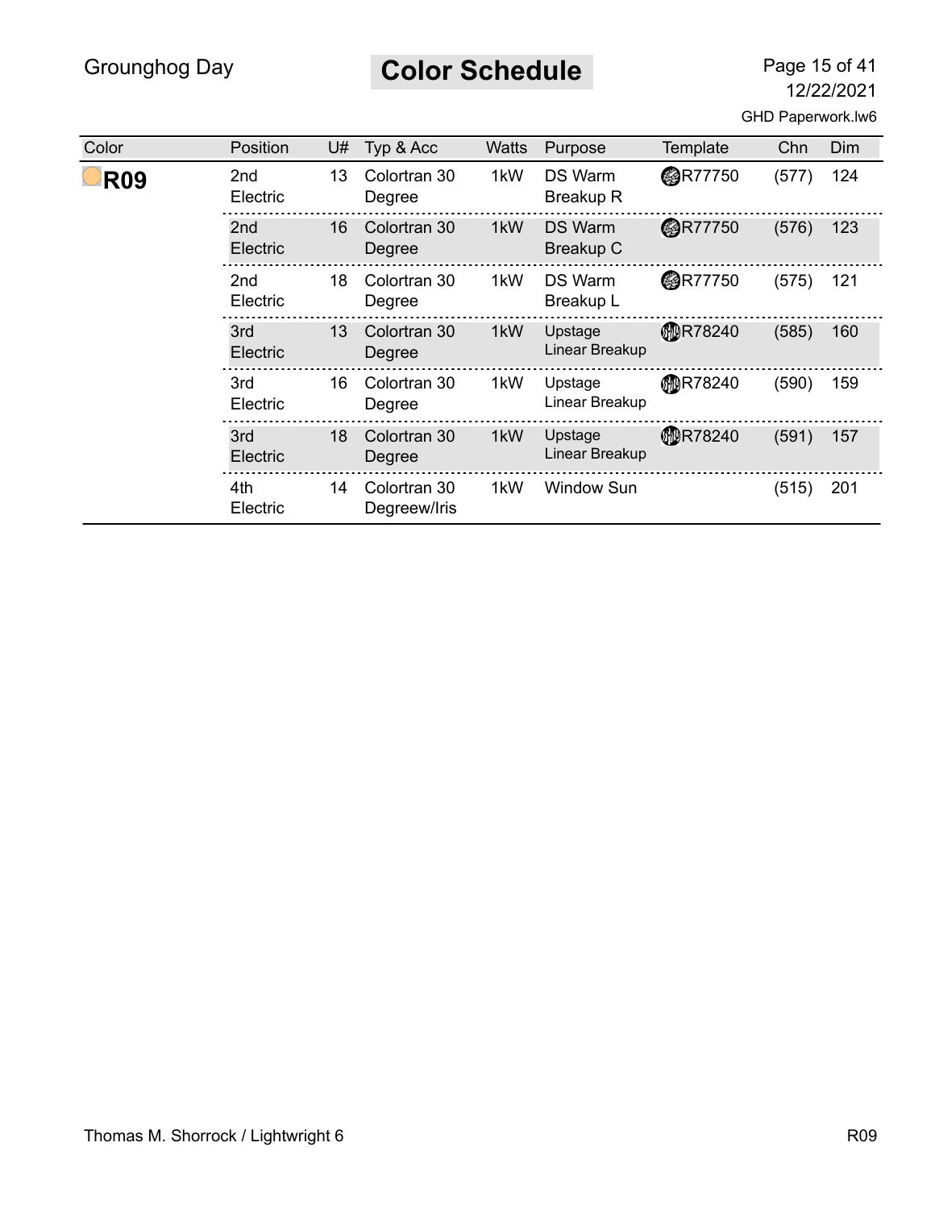# Color Schedule

| Color | Position | U# | Typ & Acc | Watts | Purpose | Template | Chn | Dim |
|---|---|---|---|---|---|---|---|---|
| **R09** | 2nd Electric | 13 | Colortran 30 Degree | 1kW | DS Warm Breakup R | R77750 | (577) | 124 |
| | 2nd Electric | 16 | Colortran 30 Degree | 1kW | DS Warm Breakup C | R77750 | (576) | 123 |
| | 2nd Electric | 18 | Colortran 30 Degree | 1kW | DS Warm Breakup L | R77750 | (575) | 121 |
| | 3rd Electric | 13 | Colortran 30 Degree | 1kW | Upstage Linear Breakup | R78240 | (585) | 160 |
| | 3rd Electric | 16 | Colortran 30 Degree | 1kW | Upstage Linear Breakup | R78240 | (590) | 159 |
| | 3rd Electric | 18 | Colortran 30 Degree | 1kW | Upstage Linear Breakup | R78240 | (591) | 157 |
| | 4th Electric | 14 | Colortran 30 Degreew/Iris | 1kW | Window Sun | | (515) | 201 |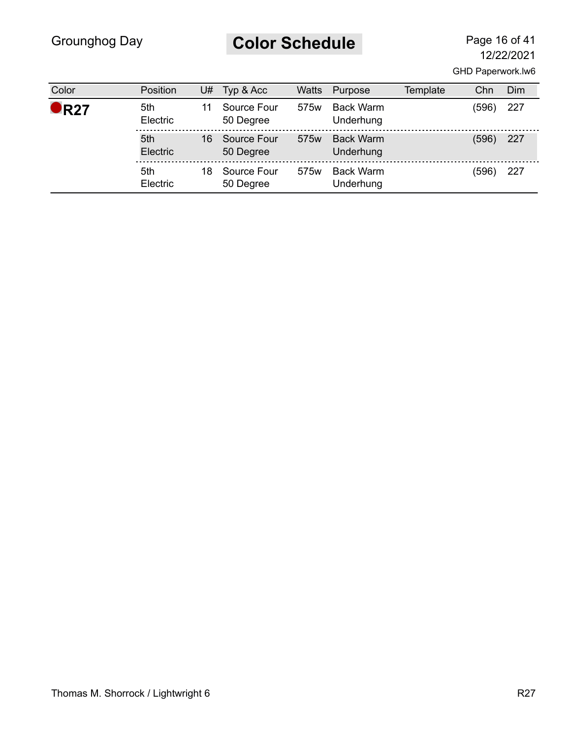# Color Schedule

| Color | Position | U# | Typ & Acc | Watts | Purpose | Template | Chn | Dim |
|---|---|---|---|---|---|---|---|---|
| **R27** | 5th Electric | 11 | Source Four 50 Degree | 575w | Back Warm Underhung | | (596) | 227 |
| | 5th Electric | 16 | Source Four 50 Degree | 575w | Back Warm Underhung | | (596) | 227 |
| | 5th Electric | 18 | Source Four 50 Degree | 575w | Back Warm Underhung | | (596) | 227 |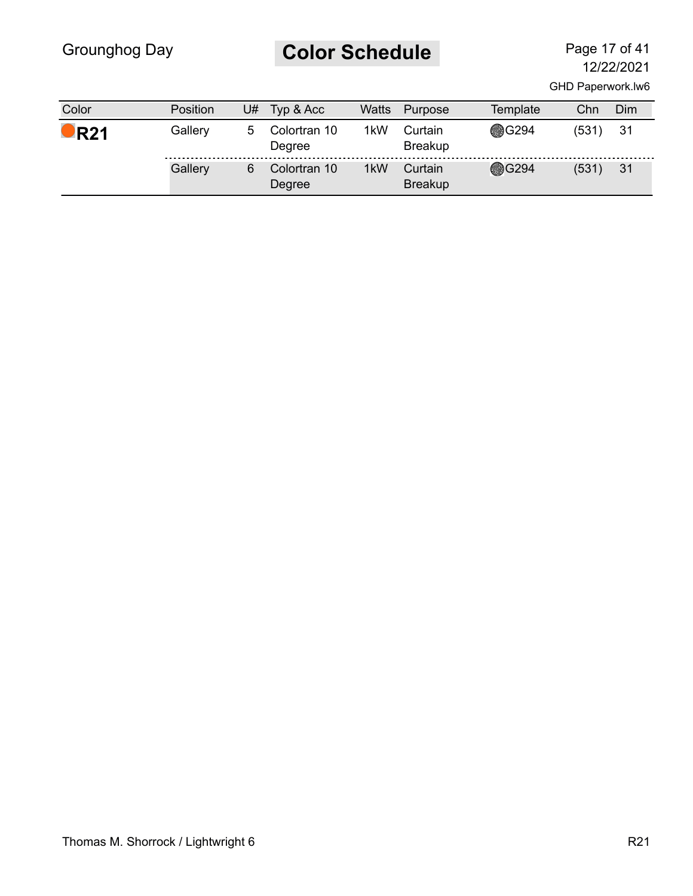# Color Schedule

| Color | Position | U# | Typ & Acc | Watts | Purpose | Template | Chn | Dim |
|---|---|---|---|---|---|---|---|---|
| **R21** | Gallery | 5 | Colortran 10 Degree | 1kW | Curtain Breakup | G294 | (531) | 31 |
| | Gallery | 6 | Colortran 10 Degree | 1kW | Curtain Breakup | G294 | (531) | 31 |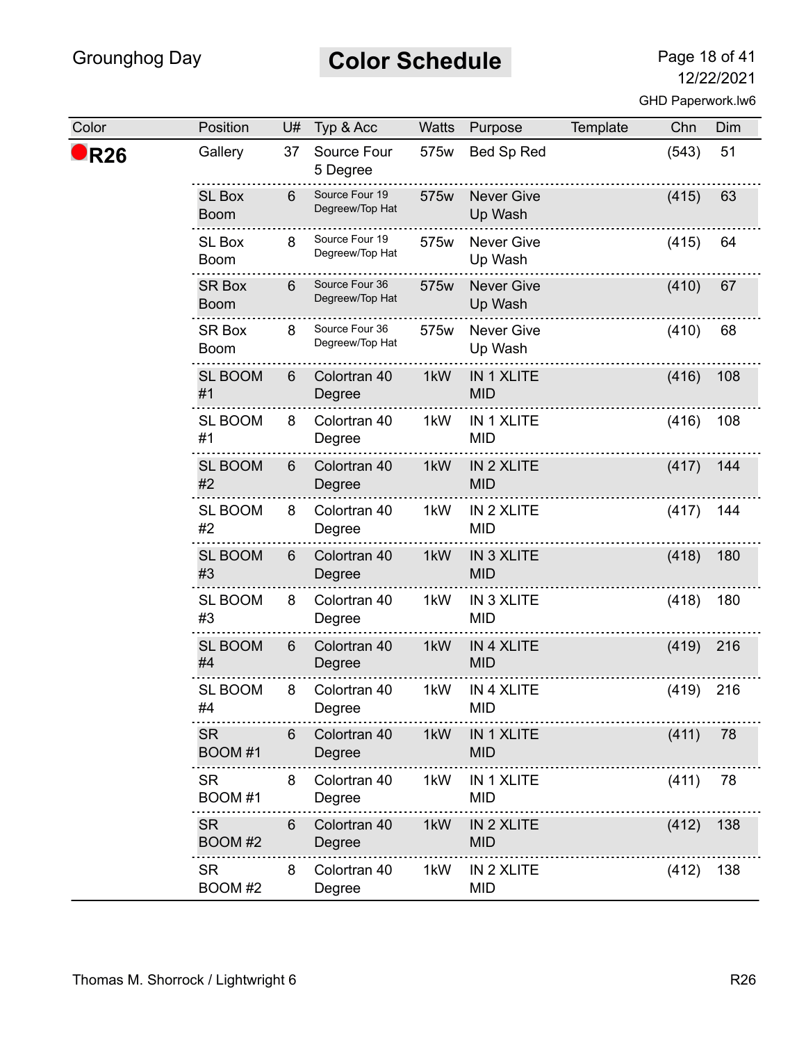## Color Schedule

| Color | Position | U# | Typ & Acc | Watts | Purpose | Template | Chn | Dim |
|---|---|---|---|---|---|---|---|---|
| **R26** | Gallery | 37 | Source Four 5 Degree | 575w | Bed Sp Red | | (543) | 51 |
| | SL Box Boom | 6 | Source Four 19 Degreew/Top Hat | 575w | Never Give Up Wash | | (415) | 63 |
| | SL Box Boom | 8 | Source Four 19 Degreew/Top Hat | 575w | Never Give Up Wash | | (415) | 64 |
| | SR Box Boom | 6 | Source Four 36 Degreew/Top Hat | 575w | Never Give Up Wash | | (410) | 67 |
| | SR Box Boom | 8 | Source Four 36 Degreew/Top Hat | 575w | Never Give Up Wash | | (410) | 68 |
| | SL BOOM #1 | 6 | Colortran 40 Degree | 1kW | IN 1 XLITE MID | | (416) | 108 |
| | SL BOOM #1 | 8 | Colortran 40 Degree | 1kW | IN 1 XLITE MID | | (416) | 108 |
| | SL BOOM #2 | 6 | Colortran 40 Degree | 1kW | IN 2 XLITE MID | | (417) | 144 |
| | SL BOOM #2 | 8 | Colortran 40 Degree | 1kW | IN 2 XLITE MID | | (417) | 144 |
| | SL BOOM #3 | 6 | Colortran 40 Degree | 1kW | IN 3 XLITE MID | | (418) | 180 |
| | SL BOOM #3 | 8 | Colortran 40 Degree | 1kW | IN 3 XLITE MID | | (418) | 180 |
| | SL BOOM #4 | 6 | Colortran 40 Degree | 1kW | IN 4 XLITE MID | | (419) | 216 |
| | SL BOOM #4 | 8 | Colortran 40 Degree | 1kW | IN 4 XLITE MID | | (419) | 216 |
| | SR BOOM #1 | 6 | Colortran 40 Degree | 1kW | IN 1 XLITE MID | | (411) | 78 |
| | SR BOOM #1 | 8 | Colortran 40 Degree | 1kW | IN 1 XLITE MID | | (411) | 78 |
| | SR BOOM #2 | 6 | Colortran 40 Degree | 1kW | IN 2 XLITE MID | | (412) | 138 |
| | SR BOOM #2 | 8 | Colortran 40 Degree | 1kW | IN 2 XLITE MID | | (412) | 138 |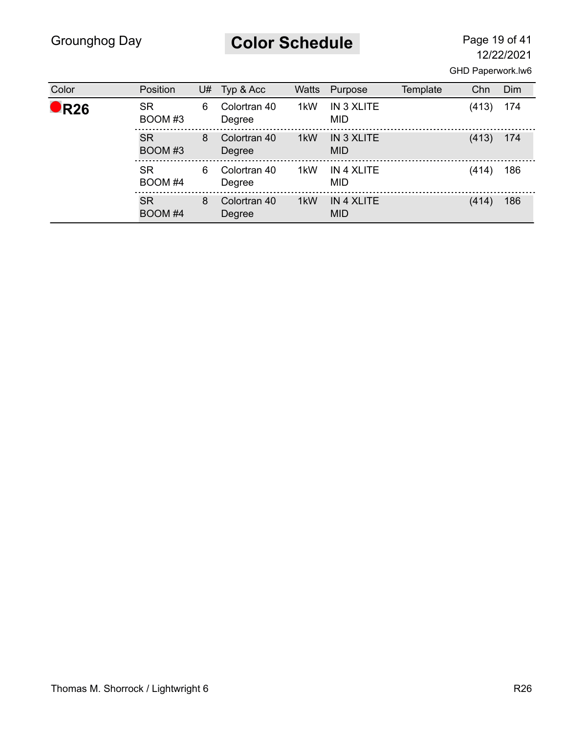## Color Schedule

| Color | Position | U# | Typ & Acc | Watts | Purpose | Template | Chn | Dim |
|---|---|---|---|---|---|---|---|---|
| **R26** | SR BOOM #3 | 6 | Colortran 40 Degree | 1kW | IN 3 XLITE MID | | (413) | 174 |
| | SR BOOM #3 | 8 | Colortran 40 Degree | 1kW | IN 3 XLITE MID | | (413) | 174 |
| | SR BOOM #4 | 6 | Colortran 40 Degree | 1kW | IN 4 XLITE MID | | (414) | 186 |
| | SR BOOM #4 | 8 | Colortran 40 Degree | 1kW | IN 4 XLITE MID | | (414) | 186 |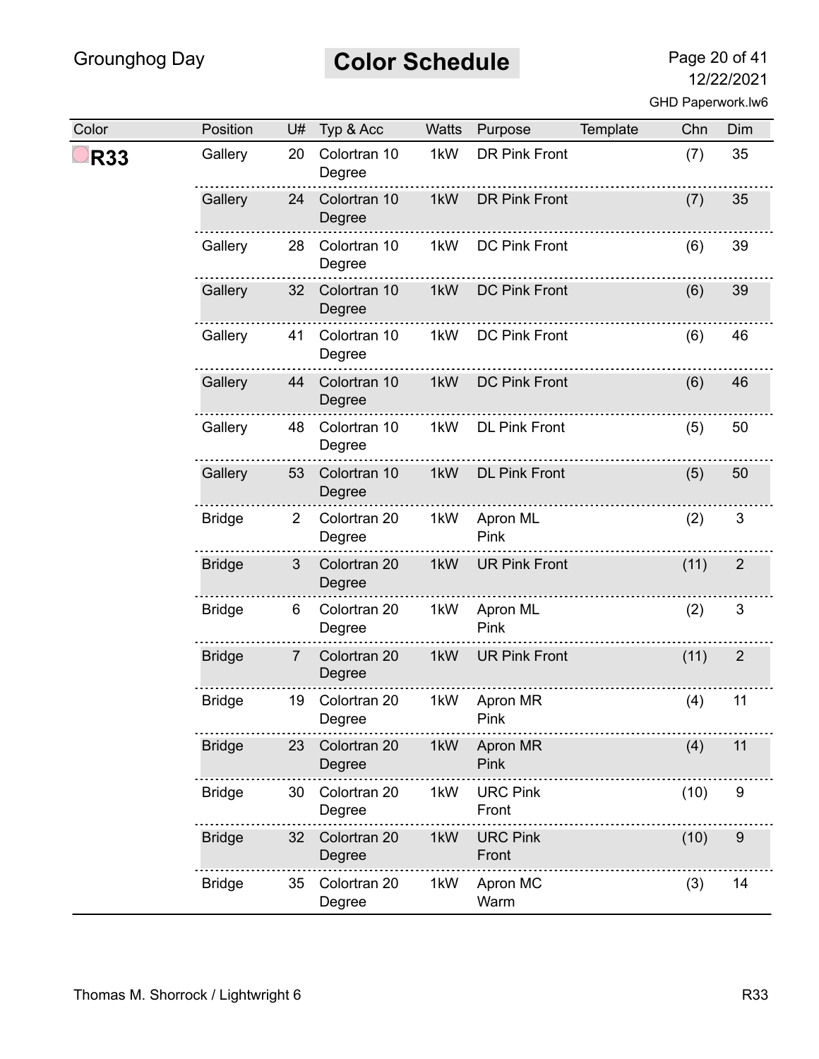# Color Schedule

| Color | Position | U# | Typ & Acc | Watts | Purpose | Template | Chn | Dim |
|---|---|---|---|---|---|---|---|---|
| **R33** | Gallery | 20 | Colortran 10 Degree | 1kW | DR Pink Front | | (7) | 35 |
| | Gallery | 24 | Colortran 10 Degree | 1kW | DR Pink Front | | (7) | 35 |
| | Gallery | 28 | Colortran 10 Degree | 1kW | DC Pink Front | | (6) | 39 |
| | Gallery | 32 | Colortran 10 Degree | 1kW | DC Pink Front | | (6) | 39 |
| | Gallery | 41 | Colortran 10 Degree | 1kW | DC Pink Front | | (6) | 46 |
| | Gallery | 44 | Colortran 10 Degree | 1kW | DC Pink Front | | (6) | 46 |
| | Gallery | 48 | Colortran 10 Degree | 1kW | DL Pink Front | | (5) | 50 |
| | Gallery | 53 | Colortran 10 Degree | 1kW | DL Pink Front | | (5) | 50 |
| | Bridge | 2 | Colortran 20 Degree | 1kW | Apron ML Pink | | (2) | 3 |
| | Bridge | 3 | Colortran 20 Degree | 1kW | UR Pink Front | | (11) | 2 |
| | Bridge | 6 | Colortran 20 Degree | 1kW | Apron ML Pink | | (2) | 3 |
| | Bridge | 7 | Colortran 20 Degree | 1kW | UR Pink Front | | (11) | 2 |
| | Bridge | 19 | Colortran 20 Degree | 1kW | Apron MR Pink | | (4) | 11 |
| | Bridge | 23 | Colortran 20 Degree | 1kW | Apron MR Pink | | (4) | 11 |
| | Bridge | 30 | Colortran 20 Degree | 1kW | URC Pink Front | | (10) | 9 |
| | Bridge | 32 | Colortran 20 Degree | 1kW | URC Pink Front | | (10) | 9 |
| | Bridge | 35 | Colortran 20 Degree | 1kW | Apron MC Warm | | (3) | 14 |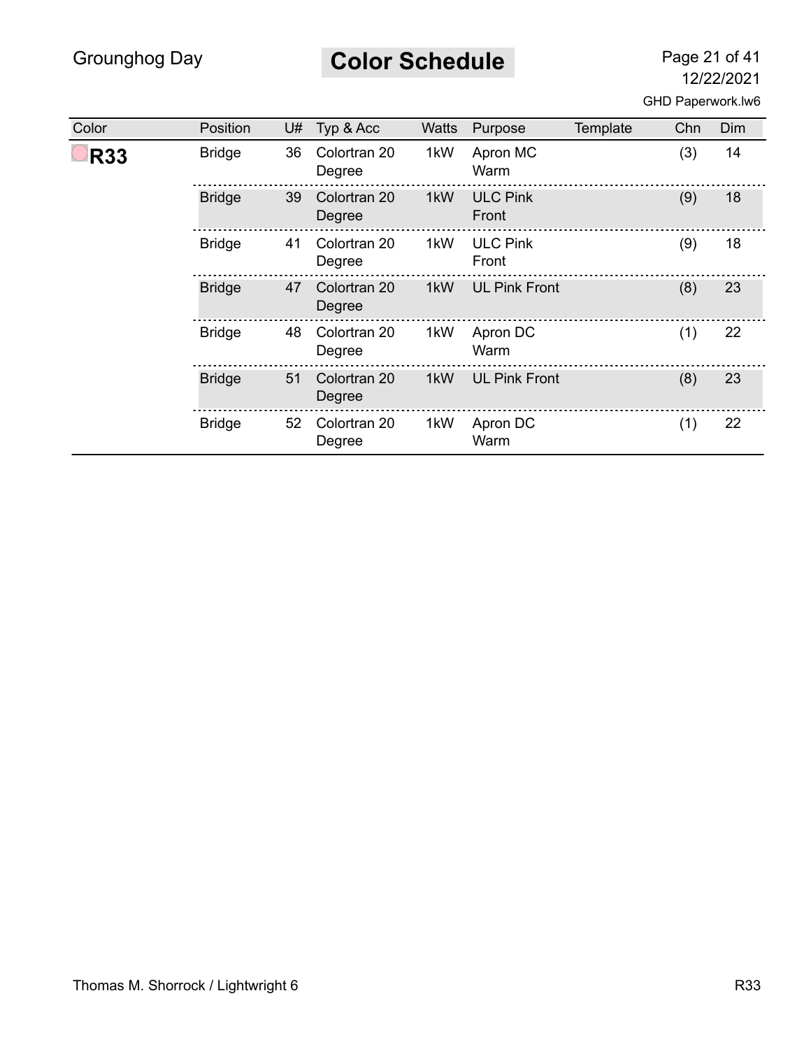# Color Schedule

| Color | Position | U# | Typ & Acc | Watts | Purpose | Template | Chn | Dim |
|---|---|---|---|---|---|---|---|---|
| **R33** | Bridge | 36 | Colortran 20 Degree | 1kW | Apron MC Warm | | (3) | 14 |
| | Bridge | 39 | Colortran 20 Degree | 1kW | ULC Pink Front | | (9) | 18 |
| | Bridge | 41 | Colortran 20 Degree | 1kW | ULC Pink Front | | (9) | 18 |
| | Bridge | 47 | Colortran 20 Degree | 1kW | UL Pink Front | | (8) | 23 |
| | Bridge | 48 | Colortran 20 Degree | 1kW | Apron DC Warm | | (1) | 22 |
| | Bridge | 51 | Colortran 20 Degree | 1kW | UL Pink Front | | (8) | 23 |
| | Bridge | 52 | Colortran 20 Degree | 1kW | Apron DC Warm | | (1) | 22 |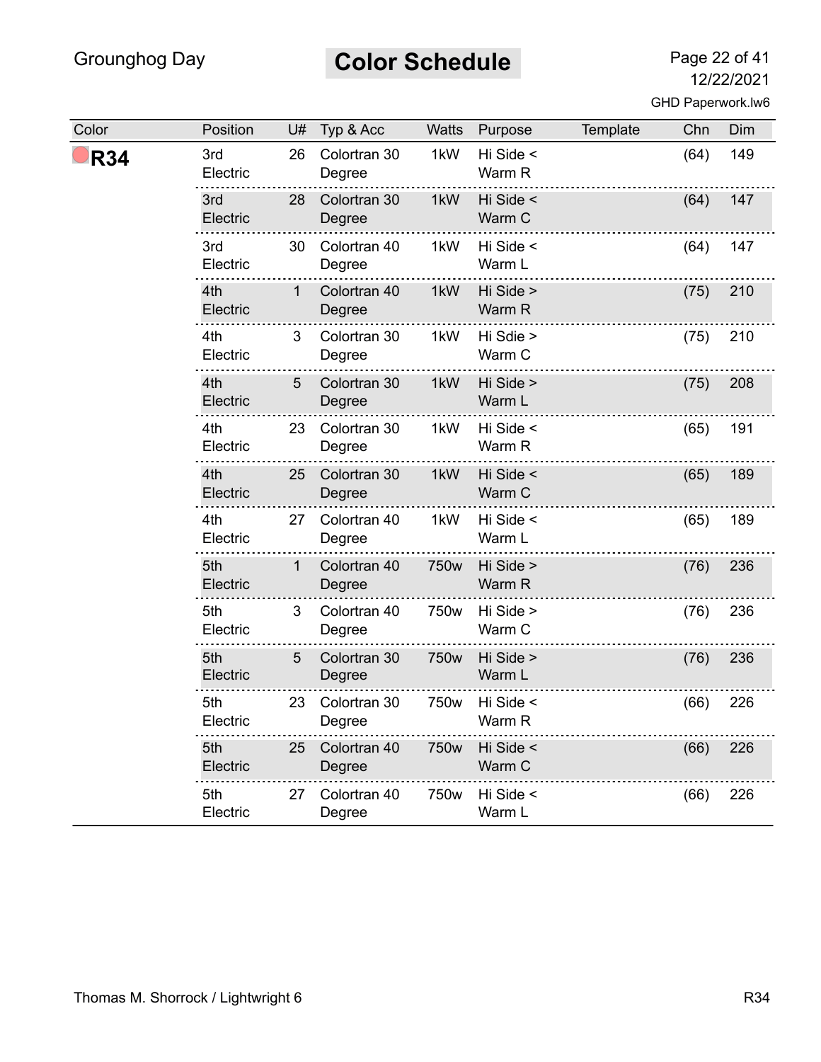## Color Schedule

| Color | Position | U# | Typ & Acc | Watts | Purpose | Template | Chn | Dim |
|---|---|---|---|---|---|---|---|---|
| **R34** | 3rd Electric | 26 | Colortran 30 Degree | 1kW | Hi Side < Warm R | | (64) | 149 |
| | 3rd Electric | 28 | Colortran 30 Degree | 1kW | Hi Side < Warm C | | (64) | 147 |
| | 3rd Electric | 30 | Colortran 40 Degree | 1kW | Hi Side < Warm L | | (64) | 147 |
| | 4th Electric | 1 | Colortran 40 Degree | 1kW | Hi Side > Warm R | | (75) | 210 |
| | 4th Electric | 3 | Colortran 30 Degree | 1kW | Hi Sdie > Warm C | | (75) | 210 |
| | 4th Electric | 5 | Colortran 30 Degree | 1kW | Hi Side > Warm L | | (75) | 208 |
| | 4th Electric | 23 | Colortran 30 Degree | 1kW | Hi Side < Warm R | | (65) | 191 |
| | 4th Electric | 25 | Colortran 30 Degree | 1kW | Hi Side < Warm C | | (65) | 189 |
| | 4th Electric | 27 | Colortran 40 Degree | 1kW | Hi Side < Warm L | | (65) | 189 |
| | 5th Electric | 1 | Colortran 40 Degree | 750w | Hi Side > Warm R | | (76) | 236 |
| | 5th Electric | 3 | Colortran 40 Degree | 750w | Hi Side > Warm C | | (76) | 236 |
| | 5th Electric | 5 | Colortran 30 Degree | 750w | Hi Side > Warm L | | (76) | 236 |
| | 5th Electric | 23 | Colortran 30 Degree | 750w | Hi Side < Warm R | | (66) | 226 |
| | 5th Electric | 25 | Colortran 40 Degree | 750w | Hi Side < Warm C | | (66) | 226 |
| | 5th Electric | 27 | Colortran 40 Degree | 750w | Hi Side < Warm L | | (66) | 226 |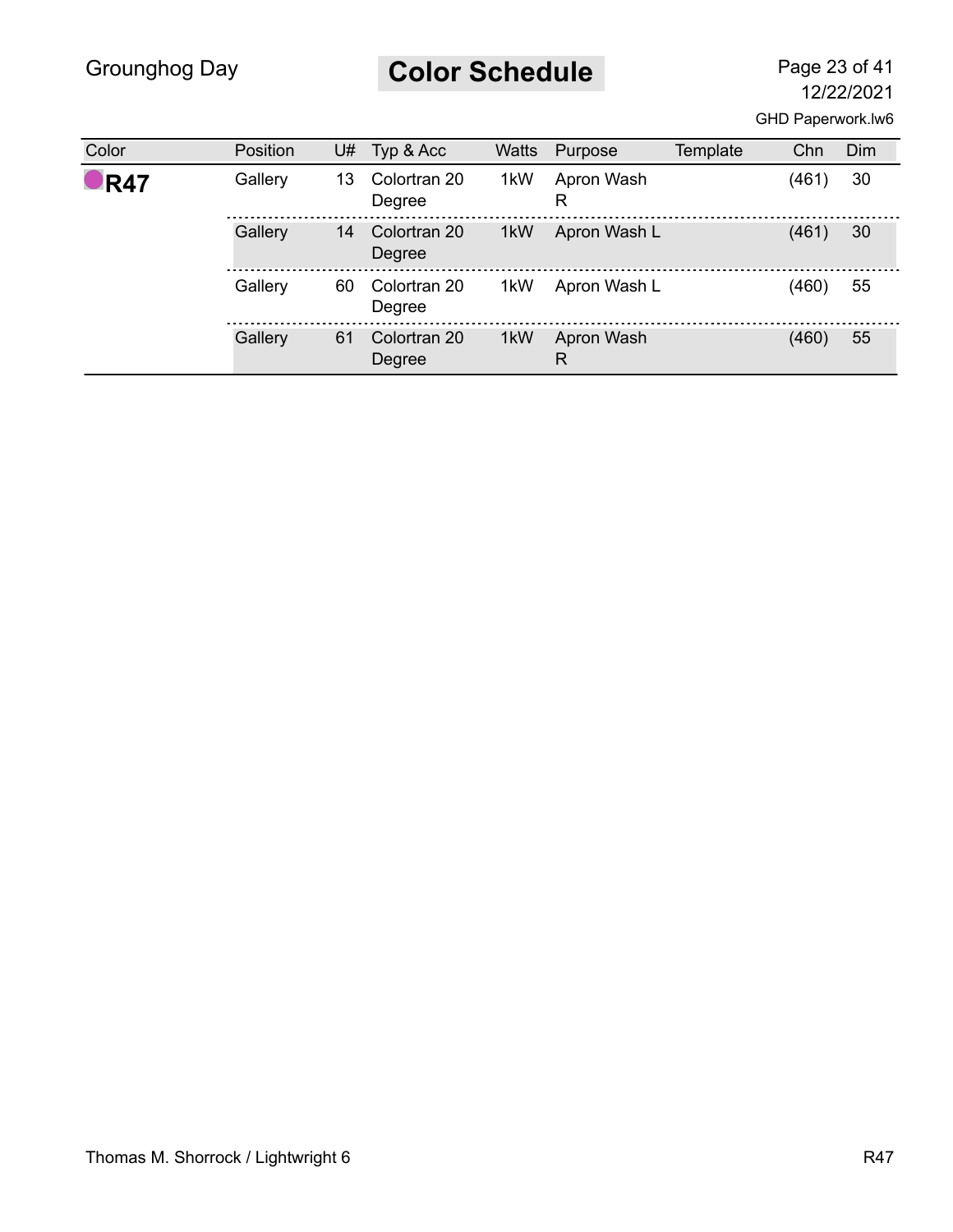# Color Schedule

| Color | Position | U# | Typ & Acc | Watts | Purpose | Template | Chn | Dim |
|---|---|---|---|---|---|---|---|---|
| **R47** | Gallery | 13 | Colortran 20 Degree | 1kW | Apron Wash R | | (461) | 30 |
| | Gallery | 14 | Colortran 20 Degree | 1kW | Apron Wash L | | (461) | 30 |
| | Gallery | 60 | Colortran 20 Degree | 1kW | Apron Wash L | | (460) | 55 |
| | Gallery | 61 | Colortran 20 Degree | 1kW | Apron Wash R | | (460) | 55 |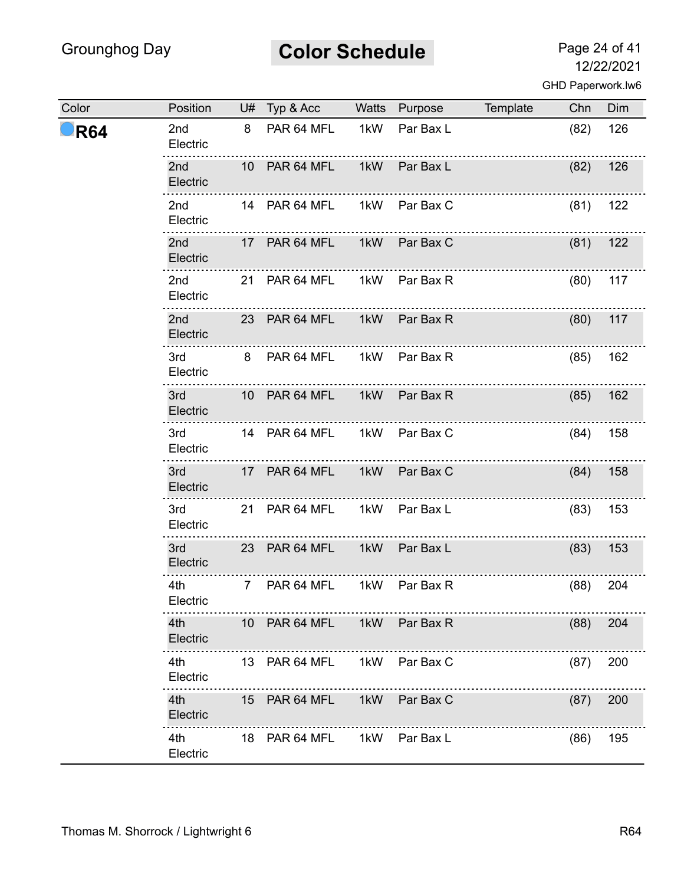# Color Schedule

| Color | Position | U# | Typ & Acc | Watts | Purpose | Template | Chn | Dim |
|---|---|---|---|---|---|---|---|---|
| **R64** | 2nd Electric | 8 | PAR 64 MFL | 1kW | Par Bax L | | (82) | 126 |
| | 2nd Electric | 10 | PAR 64 MFL | 1kW | Par Bax L | | (82) | 126 |
| | 2nd Electric | 14 | PAR 64 MFL | 1kW | Par Bax C | | (81) | 122 |
| | 2nd Electric | 17 | PAR 64 MFL | 1kW | Par Bax C | | (81) | 122 |
| | 2nd Electric | 21 | PAR 64 MFL | 1kW | Par Bax R | | (80) | 117 |
| | 2nd Electric | 23 | PAR 64 MFL | 1kW | Par Bax R | | (80) | 117 |
| | 3rd Electric | 8 | PAR 64 MFL | 1kW | Par Bax R | | (85) | 162 |
| | 3rd Electric | 10 | PAR 64 MFL | 1kW | Par Bax R | | (85) | 162 |
| | 3rd Electric | 14 | PAR 64 MFL | 1kW | Par Bax C | | (84) | 158 |
| | 3rd Electric | 17 | PAR 64 MFL | 1kW | Par Bax C | | (84) | 158 |
| | 3rd Electric | 21 | PAR 64 MFL | 1kW | Par Bax L | | (83) | 153 |
| | 3rd Electric | 23 | PAR 64 MFL | 1kW | Par Bax L | | (83) | 153 |
| | 4th Electric | 7 | PAR 64 MFL | 1kW | Par Bax R | | (88) | 204 |
| | 4th Electric | 10 | PAR 64 MFL | 1kW | Par Bax R | | (88) | 204 |
| | 4th Electric | 13 | PAR 64 MFL | 1kW | Par Bax C | | (87) | 200 |
| | 4th Electric | 15 | PAR 64 MFL | 1kW | Par Bax C | | (87) | 200 |
| | 4th Electric | 18 | PAR 64 MFL | 1kW | Par Bax L | | (86) | 195 |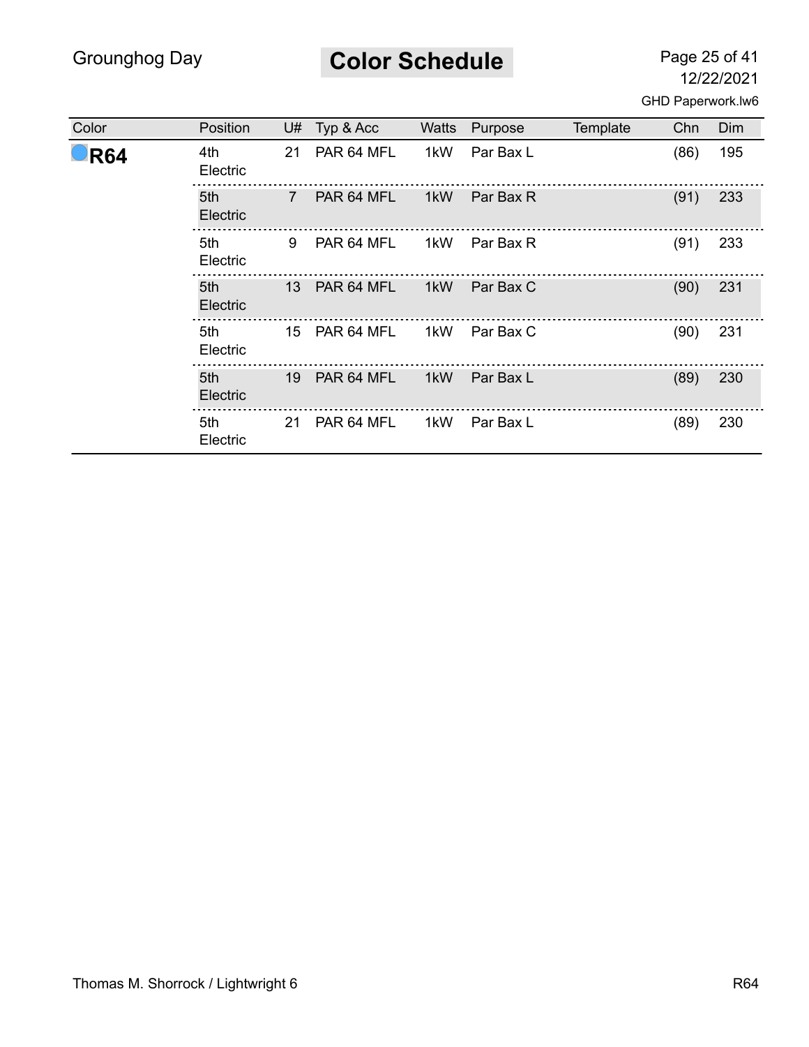# Color Schedule

| Color | Position | U# | Typ & Acc | Watts | Purpose | Template | Chn | Dim |
|---|---|---|---|---|---|---|---|---|
| **R64** | 4th Electric | 21 | PAR 64 MFL | 1kW | Par Bax L | | (86) | 195 |
| | 5th Electric | 7 | PAR 64 MFL | 1kW | Par Bax R | | (91) | 233 |
| | 5th Electric | 9 | PAR 64 MFL | 1kW | Par Bax R | | (91) | 233 |
| | 5th Electric | 13 | PAR 64 MFL | 1kW | Par Bax C | | (90) | 231 |
| | 5th Electric | 15 | PAR 64 MFL | 1kW | Par Bax C | | (90) | 231 |
| | 5th Electric | 19 | PAR 64 MFL | 1kW | Par Bax L | | (89) | 230 |
| | 5th Electric | 21 | PAR 64 MFL | 1kW | Par Bax L | | (89) | 230 |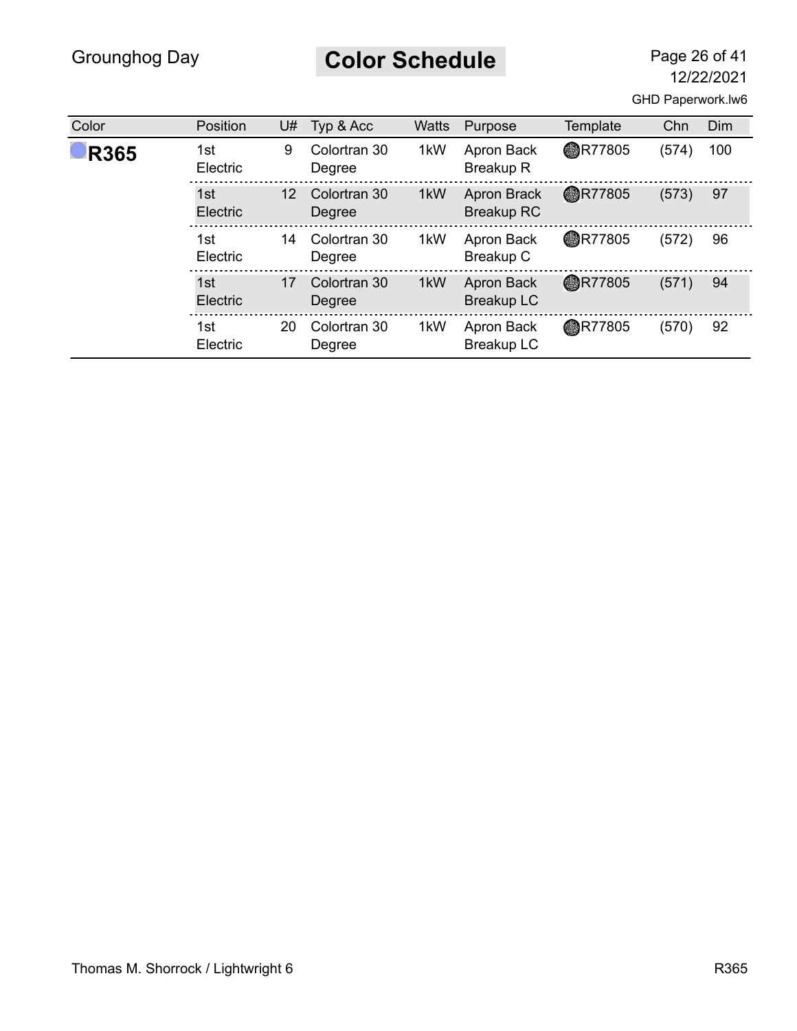# Color Schedule

| Color | Position | U# | Typ & Acc | Watts | Purpose | Template | Chn | Dim |
|---|---|---|---|---|---|---|---|---|
| **R365** | 1st Electric | 9 | Colortran 30 Degree | 1kW | Apron Back Breakup R | R77805 | (574) | 100 |
| | 1st Electric | 12 | Colortran 30 Degree | 1kW | Apron Brack Breakup RC | R77805 | (573) | 97 |
| | 1st Electric | 14 | Colortran 30 Degree | 1kW | Apron Back Breakup C | R77805 | (572) | 96 |
| | 1st Electric | 17 | Colortran 30 Degree | 1kW | Apron Back Breakup LC | R77805 | (571) | 94 |
| | 1st Electric | 20 | Colortran 30 Degree | 1kW | Apron Back Breakup LC | R77805 | (570) | 92 |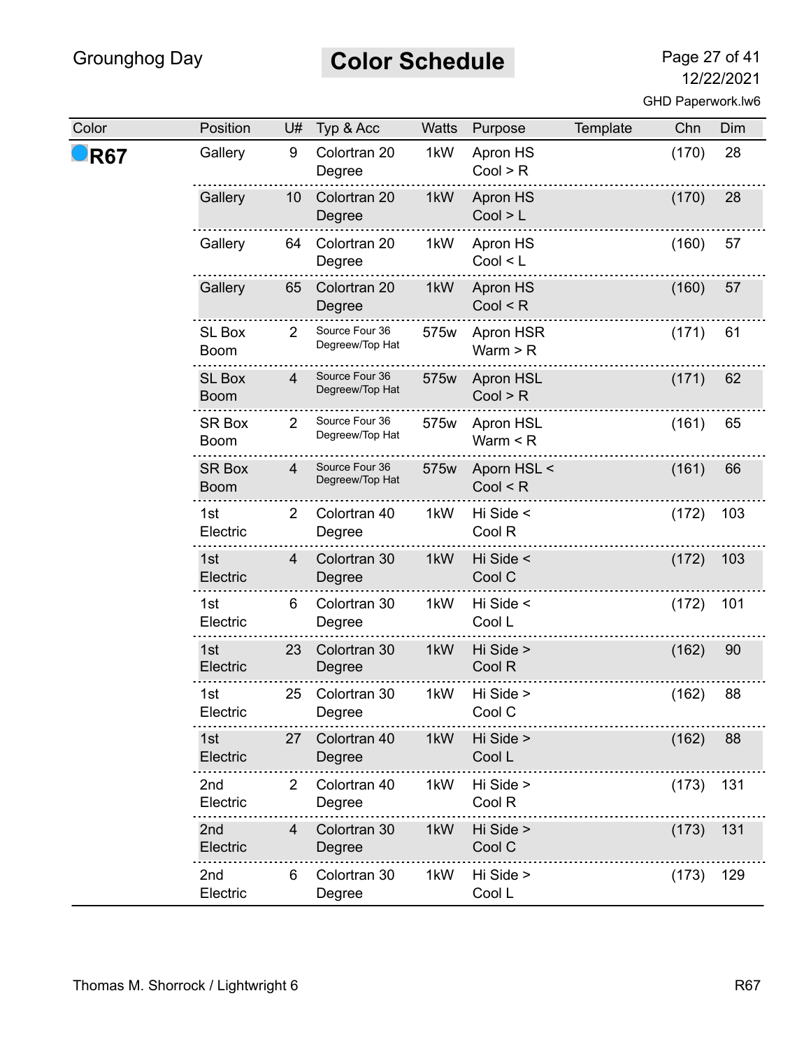# Color Schedule

| Color | Position | U# | Typ & Acc | Watts | Purpose | Template | Chn | Dim |
|---|---|---|---|---|---|---|---|---|
| **R67** | Gallery | 9 | Colortran 20 Degree | 1kW | Apron HS Cool > R | | (170) | 28 |
| | Gallery | 10 | Colortran 20 Degree | 1kW | Apron HS Cool > L | | (170) | 28 |
| | Gallery | 64 | Colortran 20 Degree | 1kW | Apron HS Cool < L | | (160) | 57 |
| | Gallery | 65 | Colortran 20 Degree | 1kW | Apron HS Cool < R | | (160) | 57 |
| | SL Box Boom | 2 | Source Four 36 Degreew/Top Hat | 575w | Apron HSR Warm > R | | (171) | 61 |
| | SL Box Boom | 4 | Source Four 36 Degreew/Top Hat | 575w | Apron HSL Cool > R | | (171) | 62 |
| | SR Box Boom | 2 | Source Four 36 Degreew/Top Hat | 575w | Apron HSL Warm < R | | (161) | 65 |
| | SR Box Boom | 4 | Source Four 36 Degreew/Top Hat | 575w | Aporn HSL < Cool < R | | (161) | 66 |
| | 1st Electric | 2 | Colortran 40 Degree | 1kW | Hi Side < Cool R | | (172) | 103 |
| | 1st Electric | 4 | Colortran 30 Degree | 1kW | Hi Side < Cool C | | (172) | 103 |
| | 1st Electric | 6 | Colortran 30 Degree | 1kW | Hi Side < Cool L | | (172) | 101 |
| | 1st Electric | 23 | Colortran 30 Degree | 1kW | Hi Side > Cool R | | (162) | 90 |
| | 1st Electric | 25 | Colortran 30 Degree | 1kW | Hi Side > Cool C | | (162) | 88 |
| | 1st Electric | 27 | Colortran 40 Degree | 1kW | Hi Side > Cool L | | (162) | 88 |
| | 2nd Electric | 2 | Colortran 40 Degree | 1kW | Hi Side > Cool R | | (173) | 131 |
| | 2nd Electric | 4 | Colortran 30 Degree | 1kW | Hi Side > Cool C | | (173) | 131 |
| | 2nd Electric | 6 | Colortran 30 Degree | 1kW | Hi Side > Cool L | | (173) | 129 |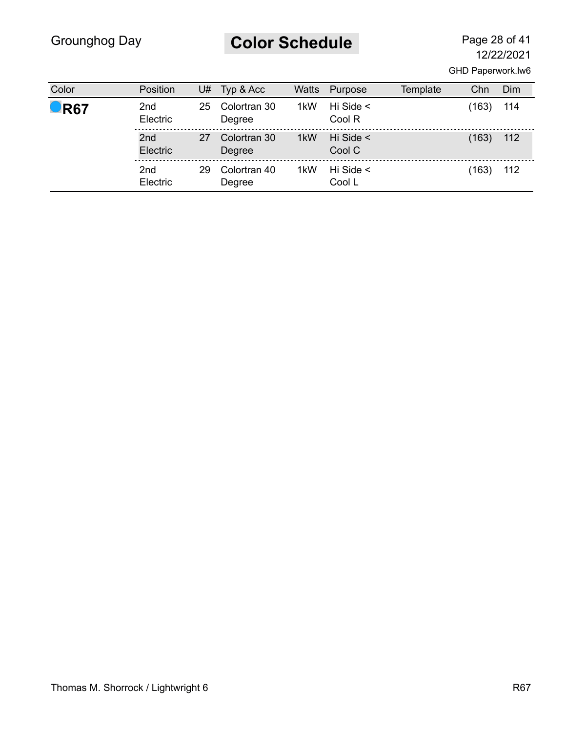# Color Schedule

| Color | Position | U# | Typ & Acc | Watts | Purpose | Template | Chn | Dim |
|---|---|---|---|---|---|---|---|---|
| **R67** | 2nd Electric | 25 | Colortran 30 Degree | 1kW | Hi Side < Cool R | | (163) | 114 |
| | 2nd Electric | 27 | Colortran 30 Degree | 1kW | Hi Side < Cool C | | (163) | 112 |
| | 2nd Electric | 29 | Colortran 40 Degree | 1kW | Hi Side < Cool L | | (163) | 112 |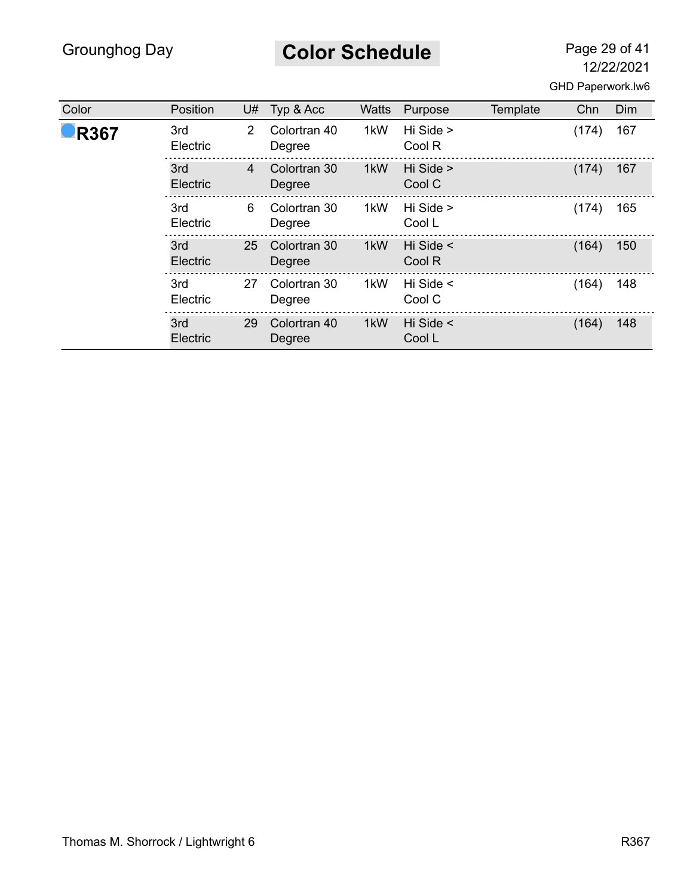| Color | Position | U# | Typ & Acc | Watts | Purpose | Template | Chn | Dim |
|---|---|---|---|---|---|---|---|---|
| **R367** | 3rd Electric | 2 | Colortran 40 Degree | 1kW | Hi Side > Cool R | | (174) | 167 |
| | 3rd Electric | 4 | Colortran 30 Degree | 1kW | Hi Side > Cool C | | (174) | 167 |
| | 3rd Electric | 6 | Colortran 30 Degree | 1kW | Hi Side > Cool L | | (174) | 165 |
| | 3rd Electric | 25 | Colortran 30 Degree | 1kW | Hi Side < Cool R | | (164) | 150 |
| | 3rd Electric | 27 | Colortran 30 Degree | 1kW | Hi Side < Cool C | | (164) | 148 |
| | 3rd Electric | 29 | Colortran 40 Degree | 1kW | Hi Side < Cool L | | (164) | 148 |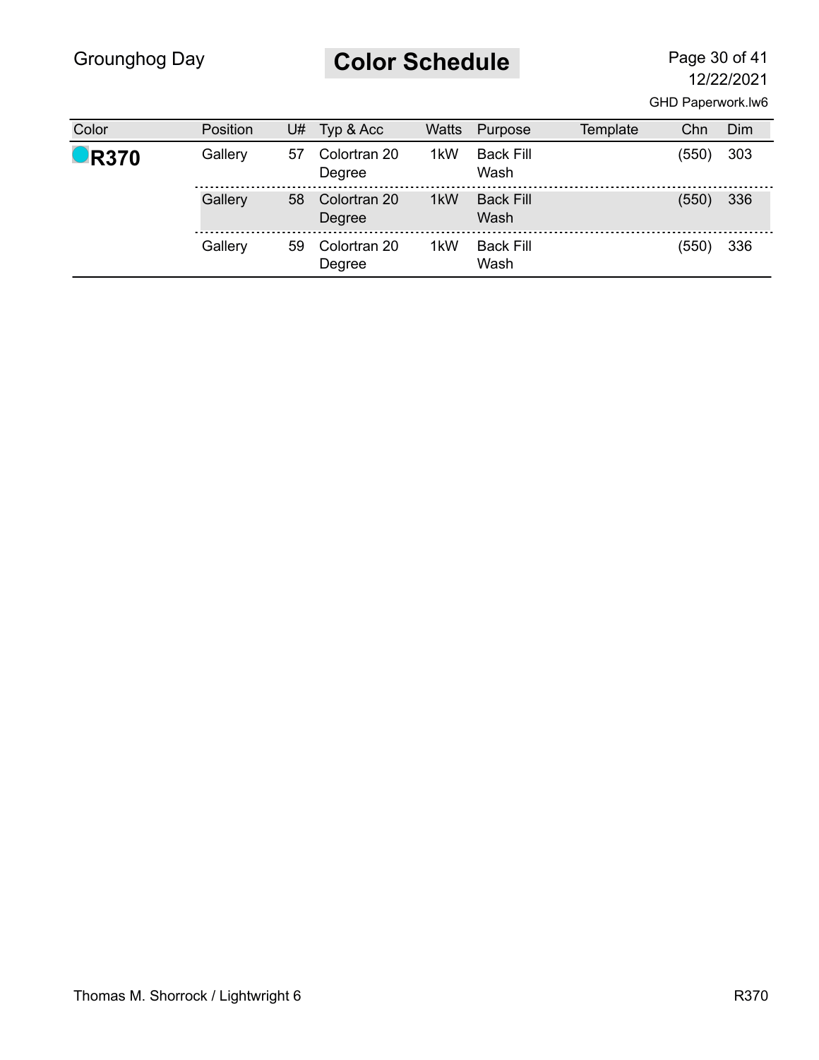# Color Schedule

| Color | Position | U# | Typ & Acc | Watts | Purpose | Template | Chn | Dim |
|---|---|---|---|---|---|---|---|---|
| **R370** | Gallery | 57 | Colortran 20 Degree | 1kW | Back Fill Wash | | (550) | 303 |
| | Gallery | 58 | Colortran 20 Degree | 1kW | Back Fill Wash | | (550) | 336 |
| | Gallery | 59 | Colortran 20 Degree | 1kW | Back Fill Wash | | (550) | 336 |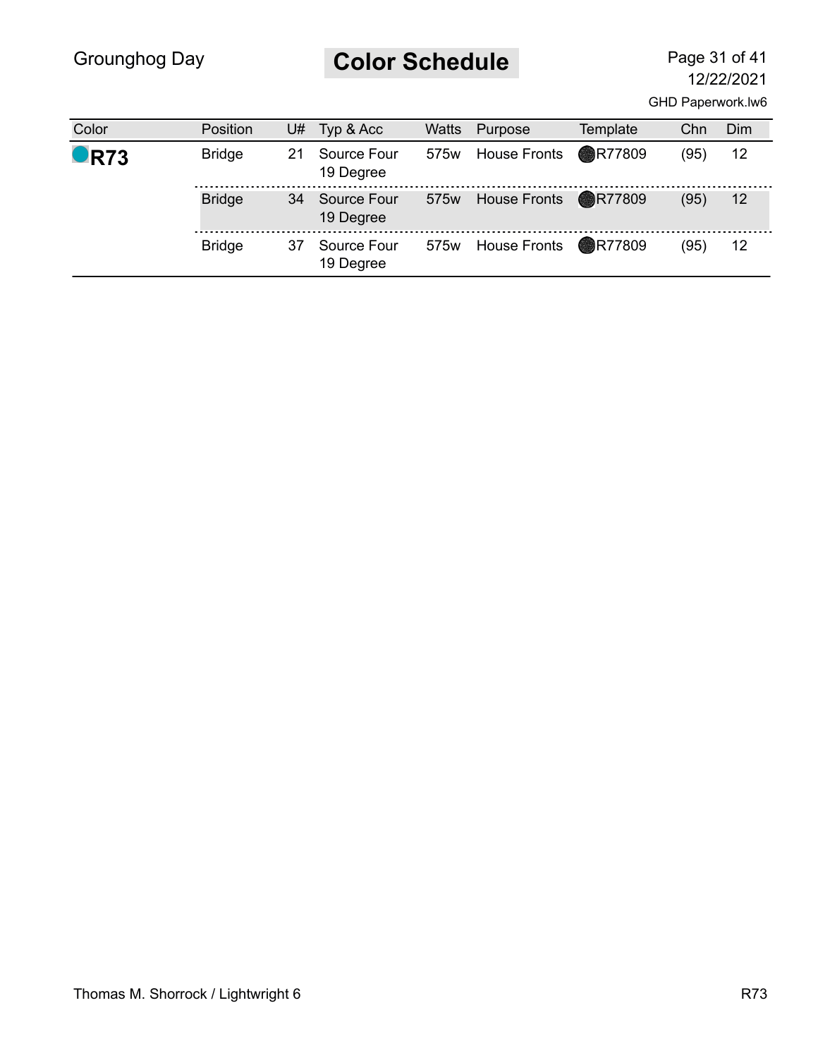## Color Schedule

| Color | Position | U# | Typ & Acc | Watts | Purpose | Template | Chn | Dim |
|---|---|---|---|---|---|---|---|---|
| **R73** | Bridge | 21 | Source Four 19 Degree | 575w | House Fronts | R77809 | (95) | 12 |
| | Bridge | 34 | Source Four 19 Degree | 575w | House Fronts | R77809 | (95) | 12 |
| | Bridge | 37 | Source Four 19 Degree | 575w | House Fronts | R77809 | (95) | 12 |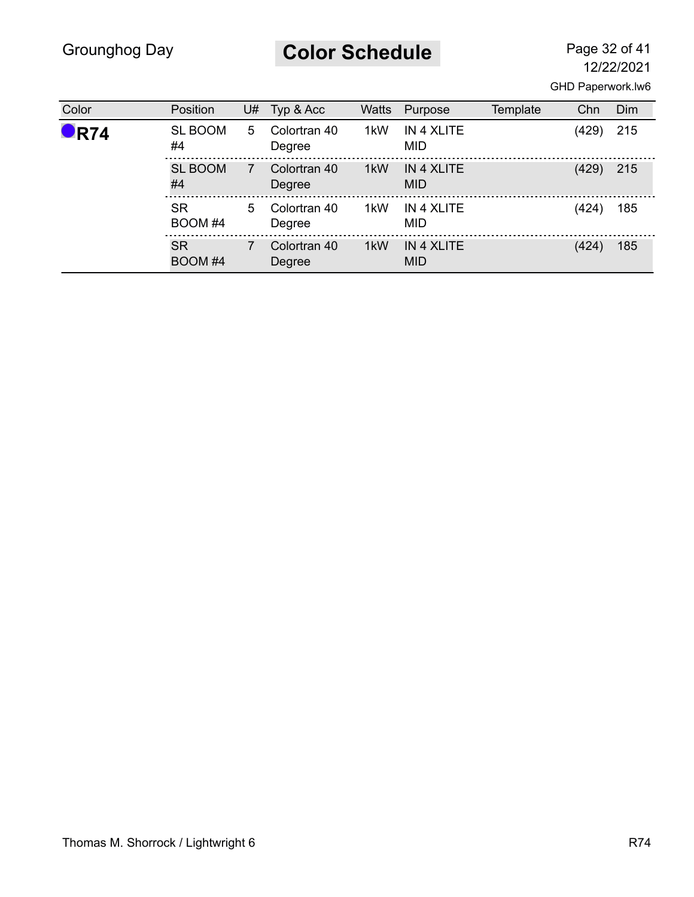# Color Schedule

| Color | Position | U# | Typ & Acc | Watts | Purpose | Template | Chn | Dim |
|---|---|---|---|---|---|---|---|---|
| **R74** | SL BOOM #4 | 5 | Colortran 40 Degree | 1kW | IN 4 XLITE MID | | (429) | 215 |
| | SL BOOM #4 | 7 | Colortran 40 Degree | 1kW | IN 4 XLITE MID | | (429) | 215 |
| | SR BOOM #4 | 5 | Colortran 40 Degree | 1kW | IN 4 XLITE MID | | (424) | 185 |
| | SR BOOM #4 | 7 | Colortran 40 Degree | 1kW | IN 4 XLITE MID | | (424) | 185 |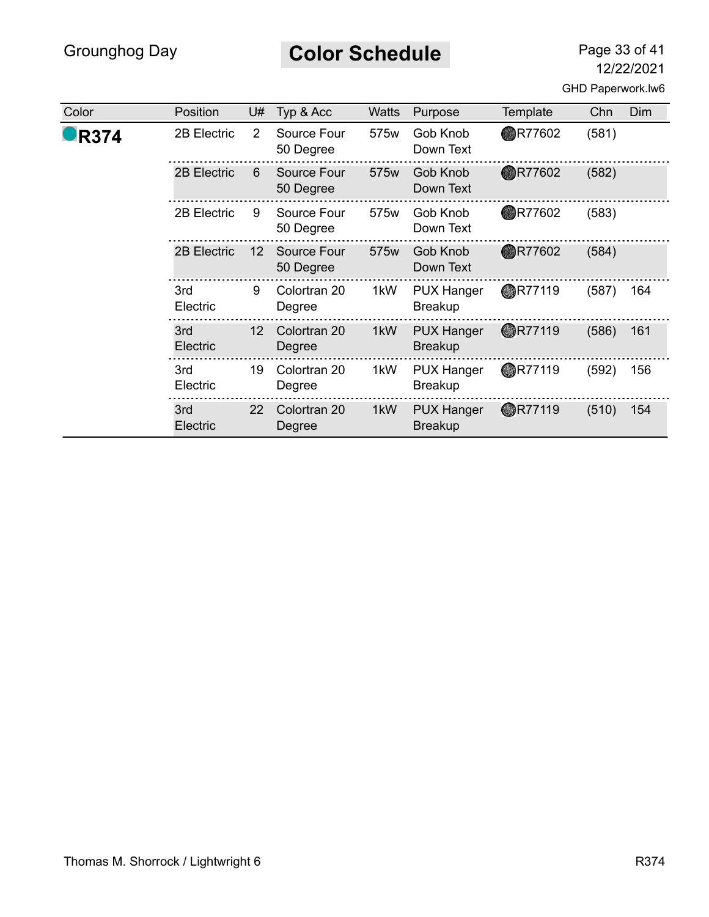# Color Schedule

| Color | Position | U# | Typ & Acc | Watts | Purpose | Template | Chn | Dim |
|---|---|---|---|---|---|---|---|---|
| **R374** | 2B Electric | 2 | Source Four 50 Degree | 575w | Gob Knob Down Text | R77602 | (581) | |
| | 2B Electric | 6 | Source Four 50 Degree | 575w | Gob Knob Down Text | R77602 | (582) | |
| | 2B Electric | 9 | Source Four 50 Degree | 575w | Gob Knob Down Text | R77602 | (583) | |
| | 2B Electric | 12 | Source Four 50 Degree | 575w | Gob Knob Down Text | R77602 | (584) | |
| | 3rd Electric | 9 | Colortran 20 Degree | 1kW | PUX Hanger Breakup | R77119 | (587) | 164 |
| | 3rd Electric | 12 | Colortran 20 Degree | 1kW | PUX Hanger Breakup | R77119 | (586) | 161 |
| | 3rd Electric | 19 | Colortran 20 Degree | 1kW | PUX Hanger Breakup | R77119 | (592) | 156 |
| | 3rd Electric | 22 | Colortran 20 Degree | 1kW | PUX Hanger Breakup | R77119 | (510) | 154 |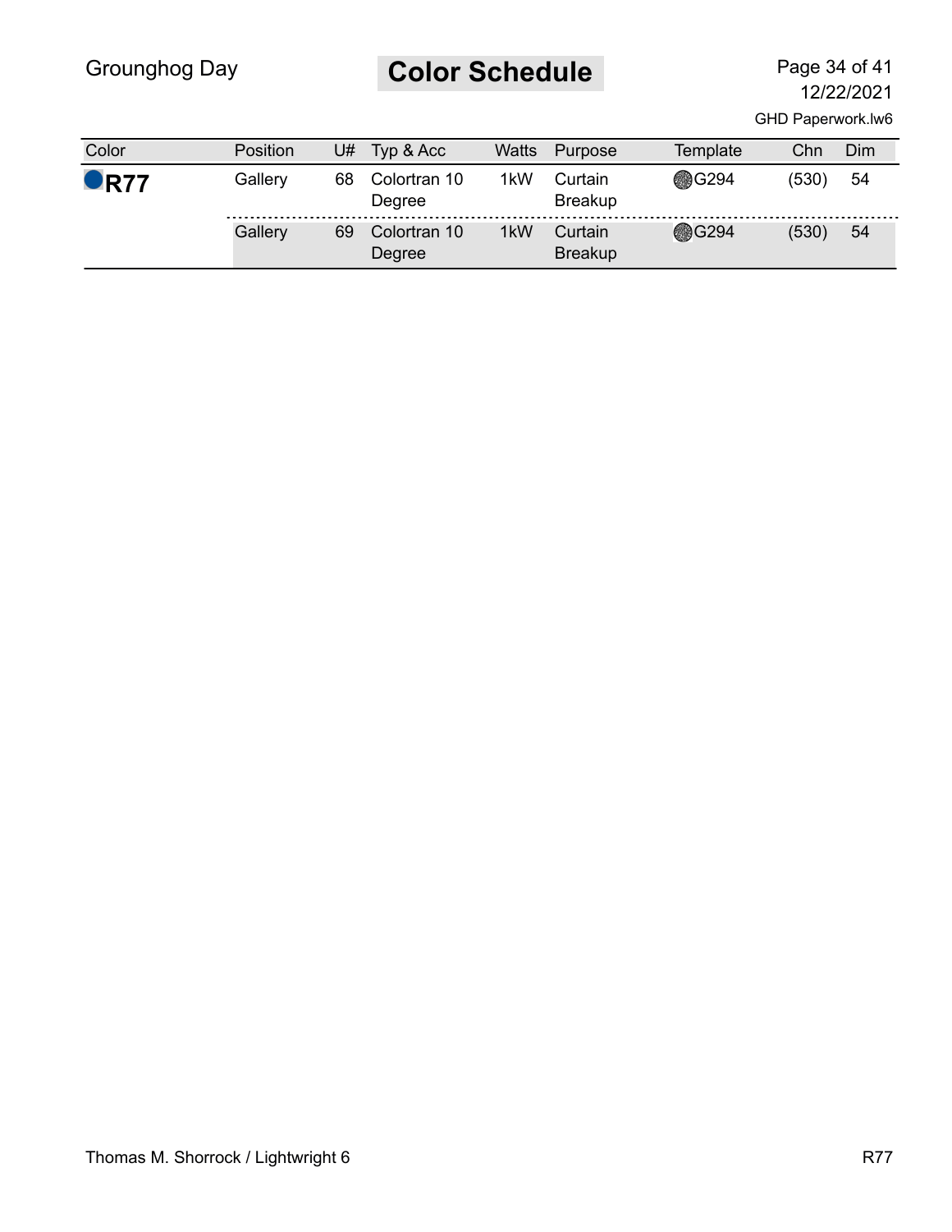# Color Schedule

| Color | Position | U# | Typ & Acc | Watts | Purpose | Template | Chn | Dim |
|---|---|---|---|---|---|---|---|---|
| **R77** | Gallery | 68 | Colortran 10 Degree | 1kW | Curtain Breakup | G294 | (530) | 54 |
| | Gallery | 69 | Colortran 10 Degree | 1kW | Curtain Breakup | G294 | (530) | 54 |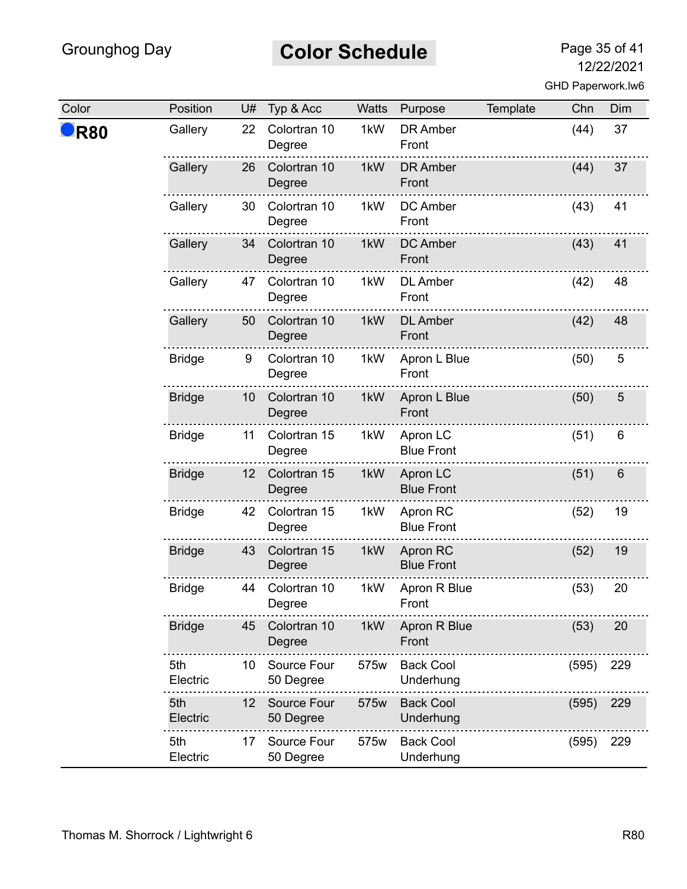Grounghog Day

# Color Schedule

| Color | Position | U# | Typ & Acc | Watts | Purpose | Template | Chn | Dim |
|---|---|---|---|---|---|---|---|---|
| **R80** | Gallery | 22 | Colortran 10 Degree | 1kW | DR Amber Front | | (44) | 37 |
| | Gallery | 26 | Colortran 10 Degree | 1kW | DR Amber Front | | (44) | 37 |
| | Gallery | 30 | Colortran 10 Degree | 1kW | DC Amber Front | | (43) | 41 |
| | Gallery | 34 | Colortran 10 Degree | 1kW | DC Amber Front | | (43) | 41 |
| | Gallery | 47 | Colortran 10 Degree | 1kW | DL Amber Front | | (42) | 48 |
| | Gallery | 50 | Colortran 10 Degree | 1kW | DL Amber Front | | (42) | 48 |
| | Bridge | 9 | Colortran 10 Degree | 1kW | Apron L Blue Front | | (50) | 5 |
| | Bridge | 10 | Colortran 10 Degree | 1kW | Apron L Blue Front | | (50) | 5 |
| | Bridge | 11 | Colortran 15 Degree | 1kW | Apron LC Blue Front | | (51) | 6 |
| | Bridge | 12 | Colortran 15 Degree | 1kW | Apron LC Blue Front | | (51) | 6 |
| | Bridge | 42 | Colortran 15 Degree | 1kW | Apron RC Blue Front | | (52) | 19 |
| | Bridge | 43 | Colortran 15 Degree | 1kW | Apron RC Blue Front | | (52) | 19 |
| | Bridge | 44 | Colortran 10 Degree | 1kW | Apron R Blue Front | | (53) | 20 |
| | Bridge | 45 | Colortran 10 Degree | 1kW | Apron R Blue Front | | (53) | 20 |
| | 5th Electric | 10 | Source Four 50 Degree | 575w | Back Cool Underhung | | (595) | 229 |
| | 5th Electric | 12 | Source Four 50 Degree | 575w | Back Cool Underhung | | (595) | 229 |
| | 5th Electric | 17 | Source Four 50 Degree | 575w | Back Cool Underhung | | (595) | 229 |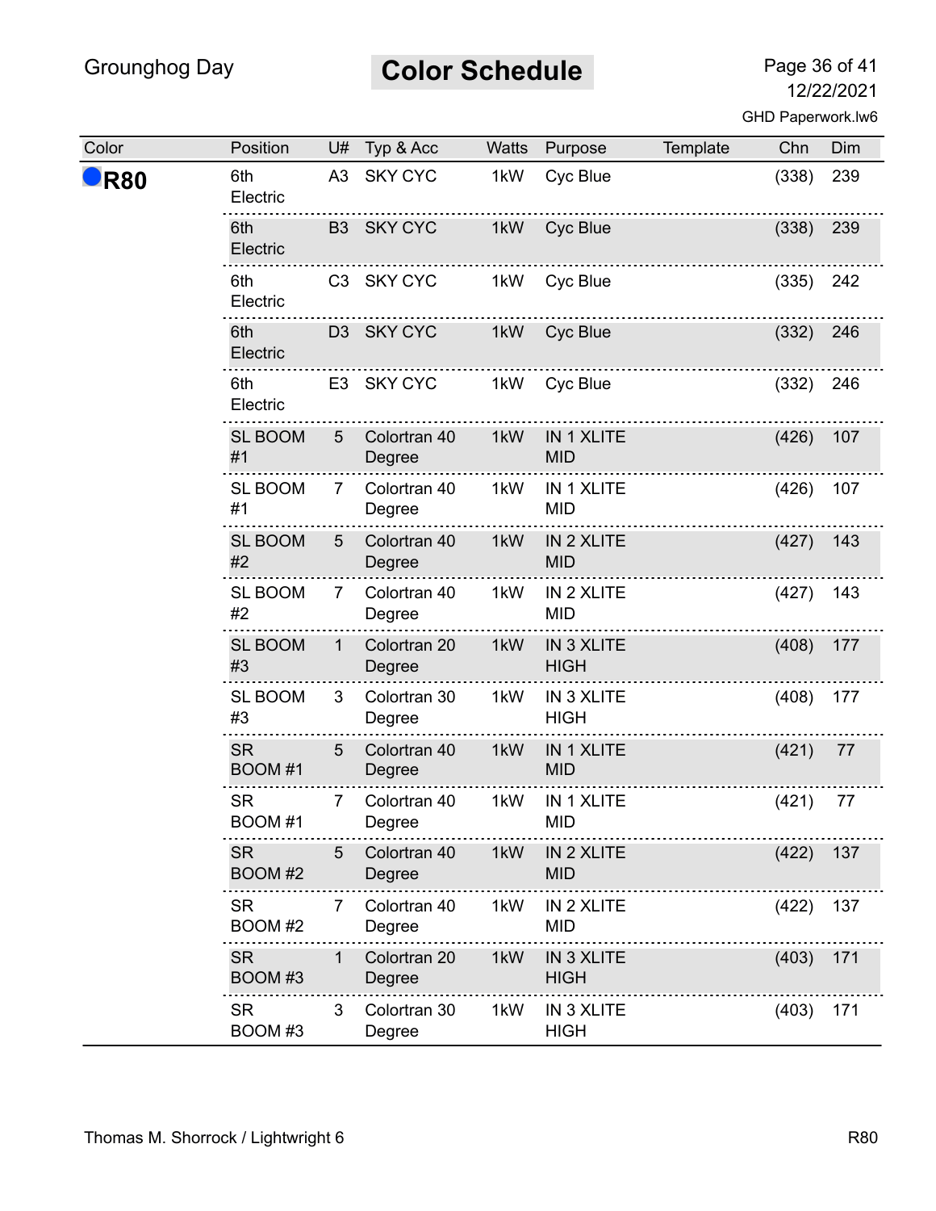## Color Schedule

| Color | Position | U# | Typ & Acc | Watts | Purpose | Template | Chn | Dim |
|---|---|---|---|---|---|---|---|---|
| **R80** | 6th Electric | A3 | SKY CYC | 1kW | Cyc Blue | | (338) | 239 |
| | 6th Electric | B3 | SKY CYC | 1kW | Cyc Blue | | (338) | 239 |
| | 6th Electric | C3 | SKY CYC | 1kW | Cyc Blue | | (335) | 242 |
| | 6th Electric | D3 | SKY CYC | 1kW | Cyc Blue | | (332) | 246 |
| | 6th Electric | E3 | SKY CYC | 1kW | Cyc Blue | | (332) | 246 |
| | SL BOOM #1 | 5 | Colortran 40 Degree | 1kW | IN 1 XLITE MID | | (426) | 107 |
| | SL BOOM #1 | 7 | Colortran 40 Degree | 1kW | IN 1 XLITE MID | | (426) | 107 |
| | SL BOOM #2 | 5 | Colortran 40 Degree | 1kW | IN 2 XLITE MID | | (427) | 143 |
| | SL BOOM #2 | 7 | Colortran 40 Degree | 1kW | IN 2 XLITE MID | | (427) | 143 |
| | SL BOOM #3 | 1 | Colortran 20 Degree | 1kW | IN 3 XLITE HIGH | | (408) | 177 |
| | SL BOOM #3 | 3 | Colortran 30 Degree | 1kW | IN 3 XLITE HIGH | | (408) | 177 |
| | SR BOOM #1 | 5 | Colortran 40 Degree | 1kW | IN 1 XLITE MID | | (421) | 77 |
| | SR BOOM #1 | 7 | Colortran 40 Degree | 1kW | IN 1 XLITE MID | | (421) | 77 |
| | SR BOOM #2 | 5 | Colortran 40 Degree | 1kW | IN 2 XLITE MID | | (422) | 137 |
| | SR BOOM #2 | 7 | Colortran 40 Degree | 1kW | IN 2 XLITE MID | | (422) | 137 |
| | SR BOOM #3 | 1 | Colortran 20 Degree | 1kW | IN 3 XLITE HIGH | | (403) | 171 |
| | SR BOOM #3 | 3 | Colortran 30 Degree | 1kW | IN 3 XLITE HIGH | | (403) | 171 |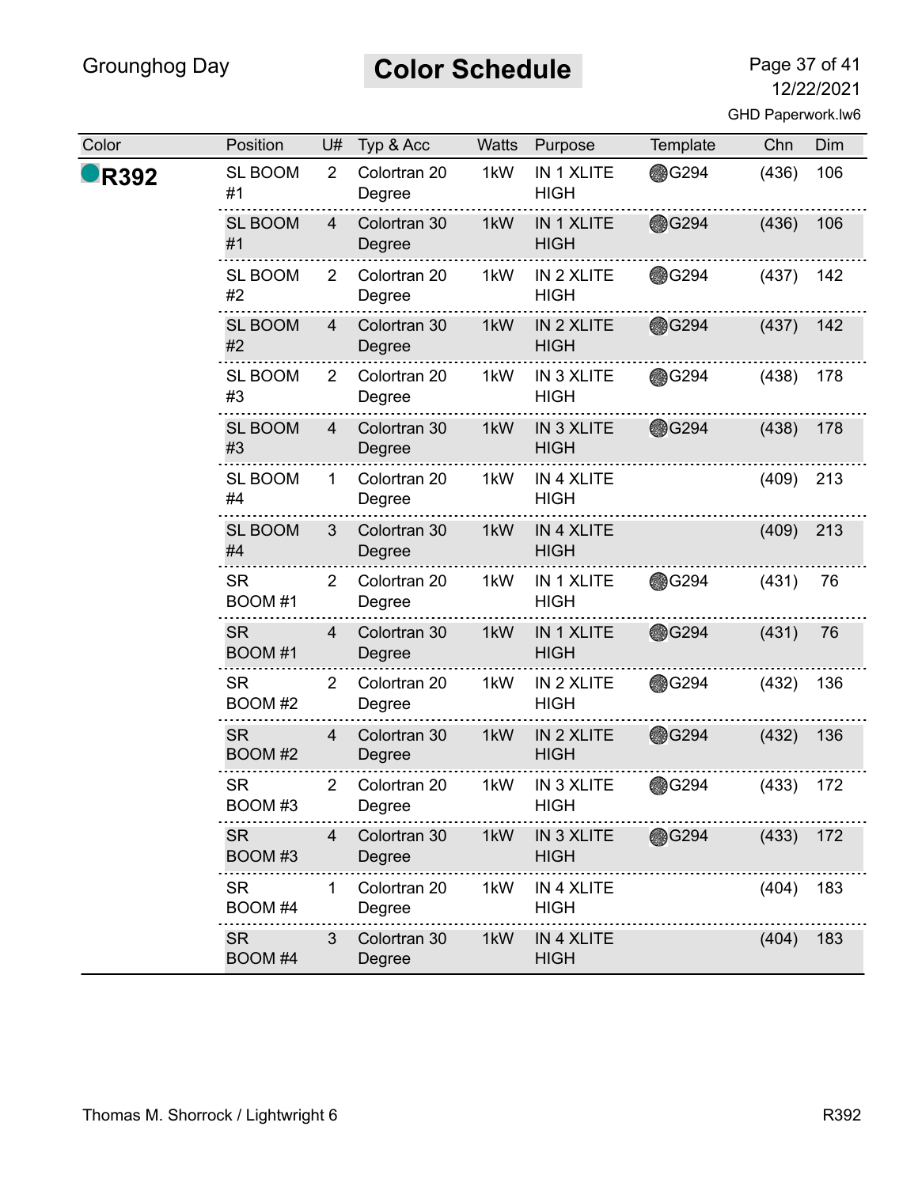# Color Schedule

| Color | Position | U# | Typ & Acc | Watts | Purpose | Template | Chn | Dim |
|---|---|---|---|---|---|---|---|---|
| **R392** | SL BOOM #1 | 2 | Colortran 20 Degree | 1kW | IN 1 XLITE HIGH | G294 | (436) | 106 |
| | SL BOOM #1 | 4 | Colortran 30 Degree | 1kW | IN 1 XLITE HIGH | G294 | (436) | 106 |
| | SL BOOM #2 | 2 | Colortran 20 Degree | 1kW | IN 2 XLITE HIGH | G294 | (437) | 142 |
| | SL BOOM #2 | 4 | Colortran 30 Degree | 1kW | IN 2 XLITE HIGH | G294 | (437) | 142 |
| | SL BOOM #3 | 2 | Colortran 20 Degree | 1kW | IN 3 XLITE HIGH | G294 | (438) | 178 |
| | SL BOOM #3 | 4 | Colortran 30 Degree | 1kW | IN 3 XLITE HIGH | G294 | (438) | 178 |
| | SL BOOM #4 | 1 | Colortran 20 Degree | 1kW | IN 4 XLITE HIGH | | (409) | 213 |
| | SL BOOM #4 | 3 | Colortran 30 Degree | 1kW | IN 4 XLITE HIGH | | (409) | 213 |
| | SR BOOM #1 | 2 | Colortran 20 Degree | 1kW | IN 1 XLITE HIGH | G294 | (431) | 76 |
| | SR BOOM #1 | 4 | Colortran 30 Degree | 1kW | IN 1 XLITE HIGH | G294 | (431) | 76 |
| | SR BOOM #2 | 2 | Colortran 20 Degree | 1kW | IN 2 XLITE HIGH | G294 | (432) | 136 |
| | SR BOOM #2 | 4 | Colortran 30 Degree | 1kW | IN 2 XLITE HIGH | G294 | (432) | 136 |
| | SR BOOM #3 | 2 | Colortran 20 Degree | 1kW | IN 3 XLITE HIGH | G294 | (433) | 172 |
| | SR BOOM #3 | 4 | Colortran 30 Degree | 1kW | IN 3 XLITE HIGH | G294 | (433) | 172 |
| | SR BOOM #4 | 1 | Colortran 20 Degree | 1kW | IN 4 XLITE HIGH | | (404) | 183 |
| | SR BOOM #4 | 3 | Colortran 30 Degree | 1kW | IN 4 XLITE HIGH | | (404) | 183 |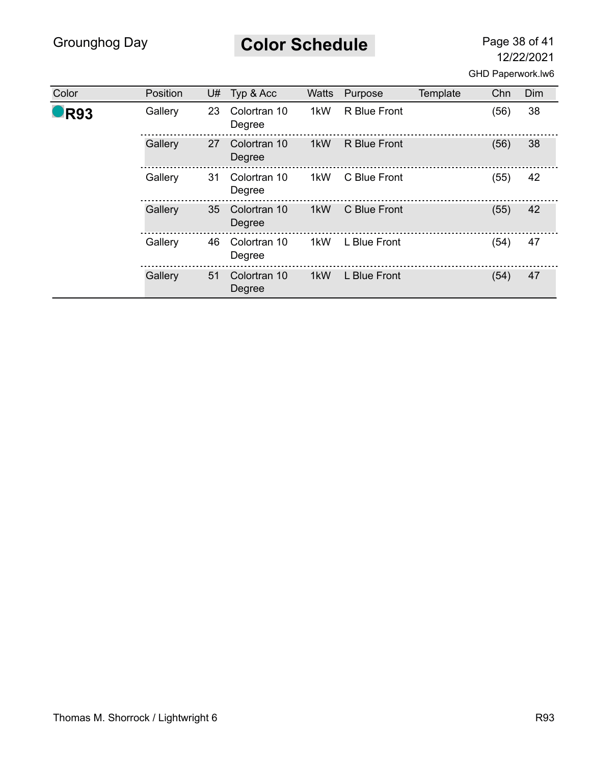Grounghog Day

# Color Schedule

GHD Paperwork.lw6

| Color | Position | U# | Typ & Acc | Watts | Purpose | Template | Chn | Dim |
|---|---|---|---|---|---|---|---|---|
| **R93** | Gallery | 23 | Colortran 10 Degree | 1kW | R Blue Front | | (56) | 38 |
| | Gallery | 27 | Colortran 10 Degree | 1kW | R Blue Front | | (56) | 38 |
| | Gallery | 31 | Colortran 10 Degree | 1kW | C Blue Front | | (55) | 42 |
| | Gallery | 35 | Colortran 10 Degree | 1kW | C Blue Front | | (55) | 42 |
| | Gallery | 46 | Colortran 10 Degree | 1kW | L Blue Front | | (54) | 47 |
| | Gallery | 51 | Colortran 10 Degree | 1kW | L Blue Front | | (54) | 47 |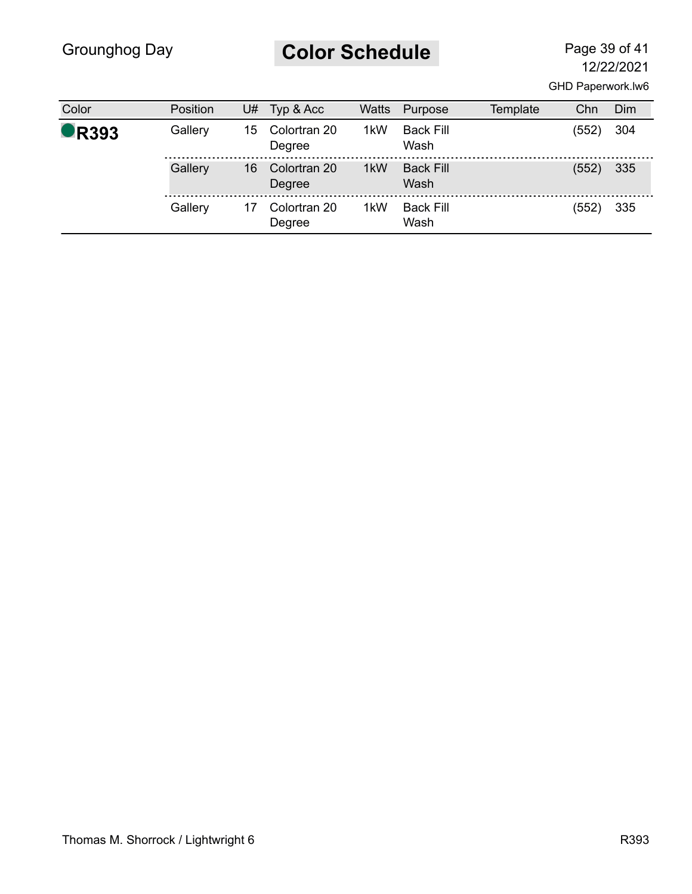# Color Schedule

| Color | Position | U# | Typ & Acc | Watts | Purpose | Template | Chn | Dim |
|---|---|---|---|---|---|---|---|---|
| **R393** | Gallery | 15 | Colortran 20 Degree | 1kW | Back Fill Wash | | (552) | 304 |
| | Gallery | 16 | Colortran 20 Degree | 1kW | Back Fill Wash | | (552) | 335 |
| | Gallery | 17 | Colortran 20 Degree | 1kW | Back Fill Wash | | (552) | 335 |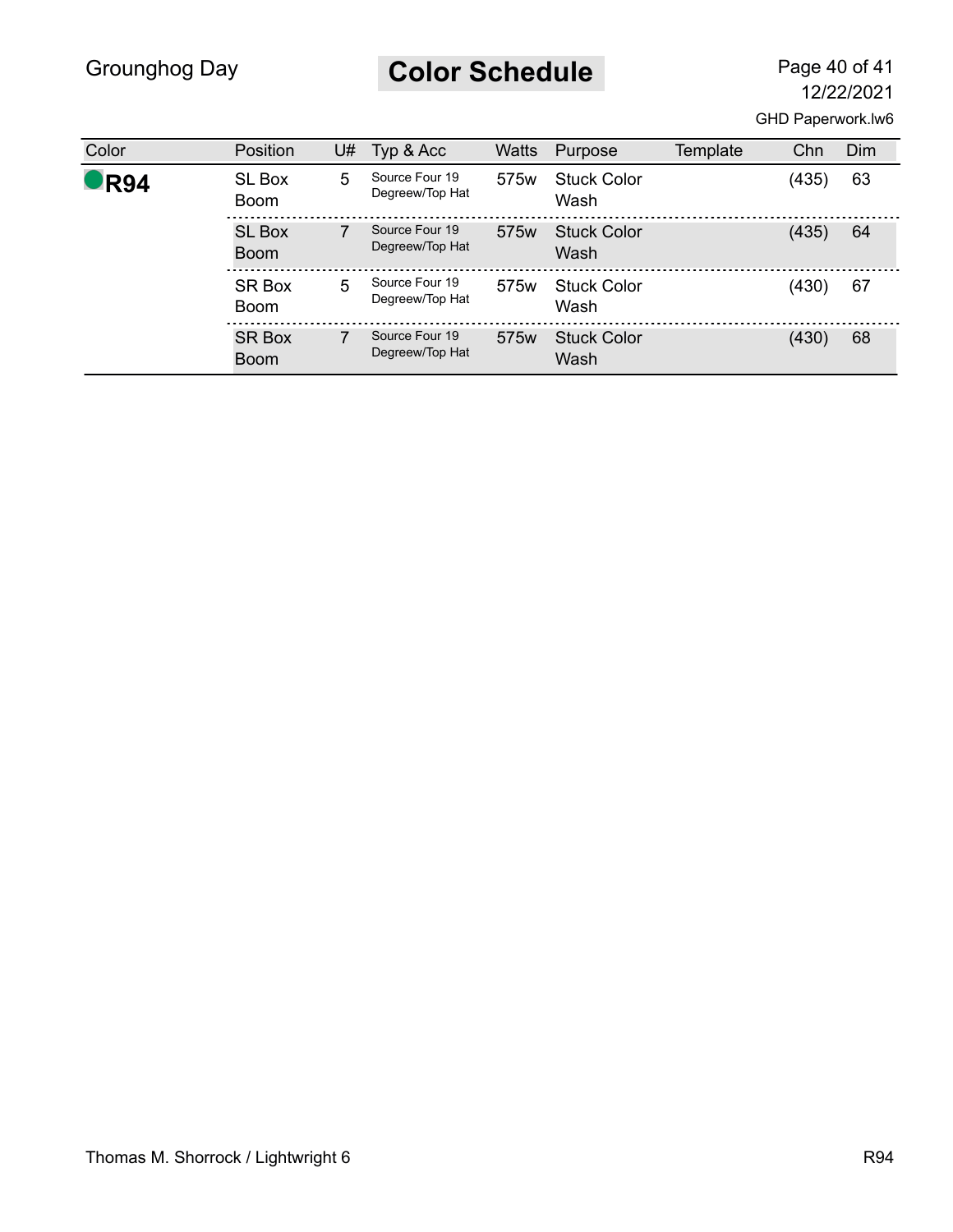# Color Schedule

| Color | Position | U# | Typ & Acc | Watts | Purpose | Template | Chn | Dim |
|---|---|---|---|---|---|---|---|---|
| **R94** | SL Box Boom | 5 | Source Four 19 Degreew/Top Hat | 575w | Stuck Color Wash | | (435) | 63 |
| | SL Box Boom | 7 | Source Four 19 Degreew/Top Hat | 575w | Stuck Color Wash | | (435) | 64 |
| | SR Box Boom | 5 | Source Four 19 Degreew/Top Hat | 575w | Stuck Color Wash | | (430) | 67 |
| | SR Box Boom | 7 | Source Four 19 Degreew/Top Hat | 575w | Stuck Color Wash | | (430) | 68 |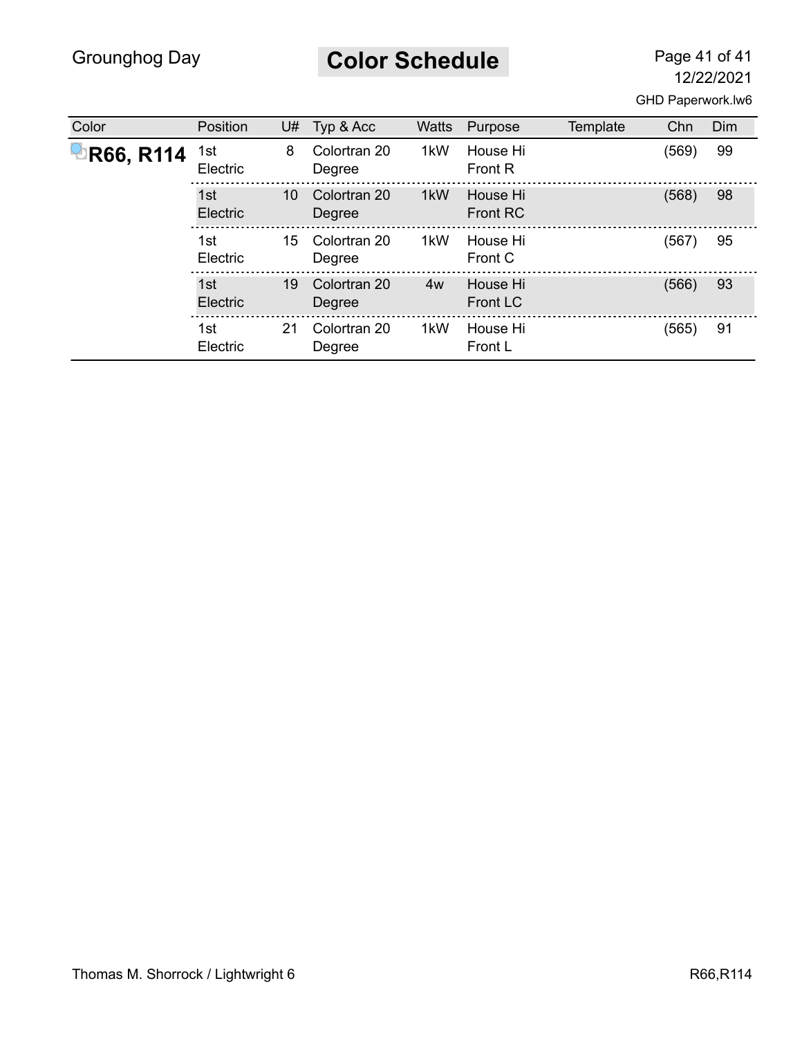| Color | Position | U# | Typ & Acc | Watts | Purpose | Template | Chn | Dim |
|---|---|---|---|---|---|---|---|---|
| **R66, R114** | 1st Electric | 8 | Colortran 20 Degree | 1kW | House Hi Front R | | (569) | 99 |
| | 1st Electric | 10 | Colortran 20 Degree | 1kW | House Hi Front RC | | (568) | 98 |
| | 1st Electric | 15 | Colortran 20 Degree | 1kW | House Hi Front C | | (567) | 95 |
| | 1st Electric | 19 | Colortran 20 Degree | 4w | House Hi Front LC | | (566) | 93 |
| | 1st Electric | 21 | Colortran 20 Degree | 1kW | House Hi Front L | | (565) | 91 |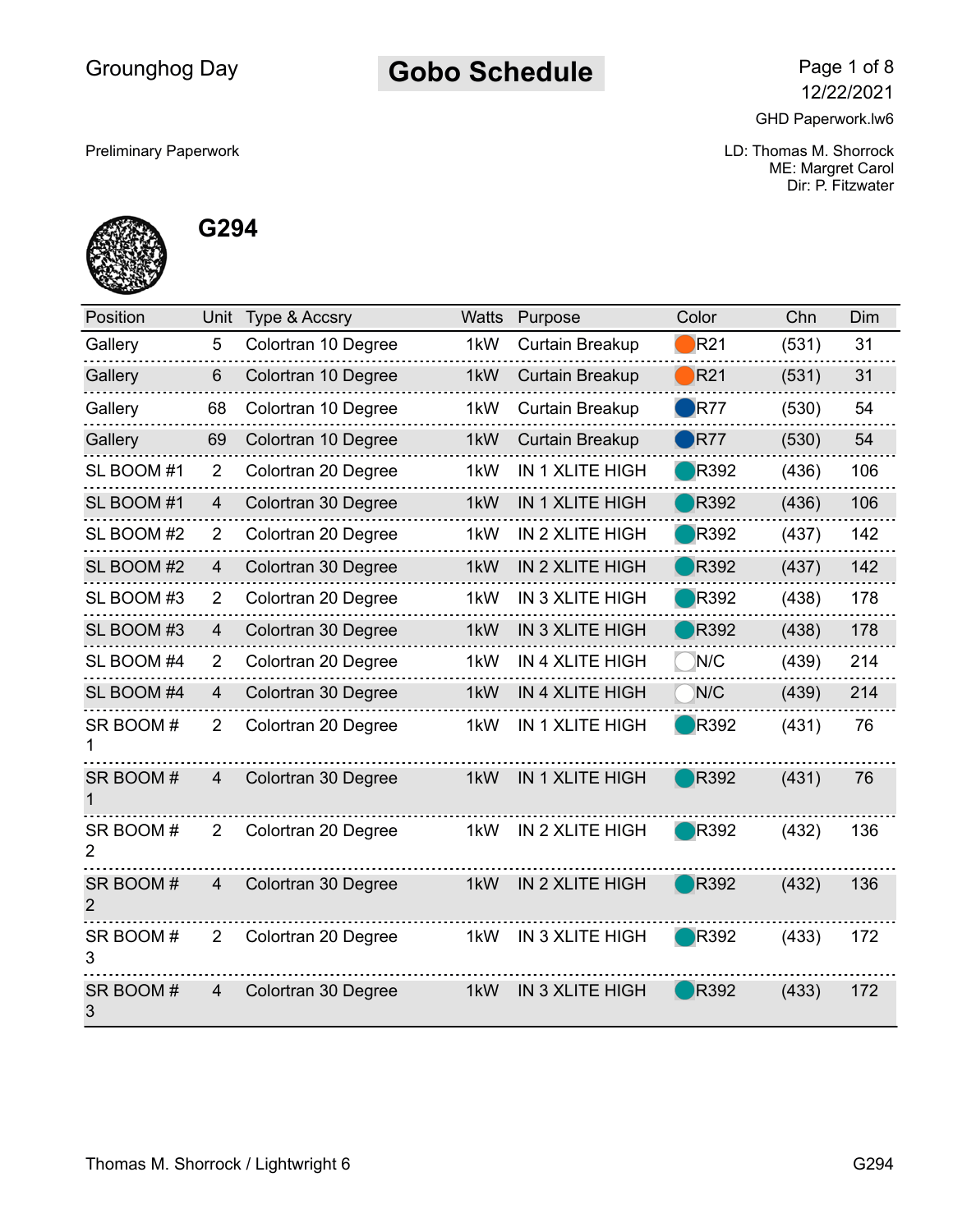# Gobo Schedule

Grounghog Day

12/22/2021

GHD Paperwork.lw6

Preliminary Paperwork

LD: Thomas M. Shorrock
ME: Margret Carol
Dir: P. Fitzwater

## G294

| Position | Unit | Type & Accsry | Watts | Purpose | Color | Chn | Dim |
|---|---|---|---|---|---|---|---|
| Gallery | 5 | Colortran 10 Degree | 1kW | Curtain Breakup | R21 | (531) | 31 |
| Gallery | 6 | Colortran 10 Degree | 1kW | Curtain Breakup | R21 | (531) | 31 |
| Gallery | 68 | Colortran 10 Degree | 1kW | Curtain Breakup | R77 | (530) | 54 |
| Gallery | 69 | Colortran 10 Degree | 1kW | Curtain Breakup | R77 | (530) | 54 |
| SL BOOM #1 | 2 | Colortran 20 Degree | 1kW | IN 1 XLITE HIGH | R392 | (436) | 106 |
| SL BOOM #1 | 4 | Colortran 30 Degree | 1kW | IN 1 XLITE HIGH | R392 | (436) | 106 |
| SL BOOM #2 | 2 | Colortran 20 Degree | 1kW | IN 2 XLITE HIGH | R392 | (437) | 142 |
| SL BOOM #2 | 4 | Colortran 30 Degree | 1kW | IN 2 XLITE HIGH | R392 | (437) | 142 |
| SL BOOM #3 | 2 | Colortran 20 Degree | 1kW | IN 3 XLITE HIGH | R392 | (438) | 178 |
| SL BOOM #3 | 4 | Colortran 30 Degree | 1kW | IN 3 XLITE HIGH | R392 | (438) | 178 |
| SL BOOM #4 | 2 | Colortran 20 Degree | 1kW | IN 4 XLITE HIGH | N/C | (439) | 214 |
| SL BOOM #4 | 4 | Colortran 30 Degree | 1kW | IN 4 XLITE HIGH | N/C | (439) | 214 |
| SR BOOM # 1 | 2 | Colortran 20 Degree | 1kW | IN 1 XLITE HIGH | R392 | (431) | 76 |
| SR BOOM # 1 | 4 | Colortran 30 Degree | 1kW | IN 1 XLITE HIGH | R392 | (431) | 76 |
| SR BOOM # 2 | 2 | Colortran 20 Degree | 1kW | IN 2 XLITE HIGH | R392 | (432) | 136 |
| SR BOOM # 2 | 4 | Colortran 30 Degree | 1kW | IN 2 XLITE HIGH | R392 | (432) | 136 |
| SR BOOM # 3 | 2 | Colortran 20 Degree | 1kW | IN 3 XLITE HIGH | R392 | (433) | 172 |
| SR BOOM # 3 | 4 | Colortran 30 Degree | 1kW | IN 3 XLITE HIGH | R392 | (433) | 172 |

Thomas M. Shorrock / Lightwright 6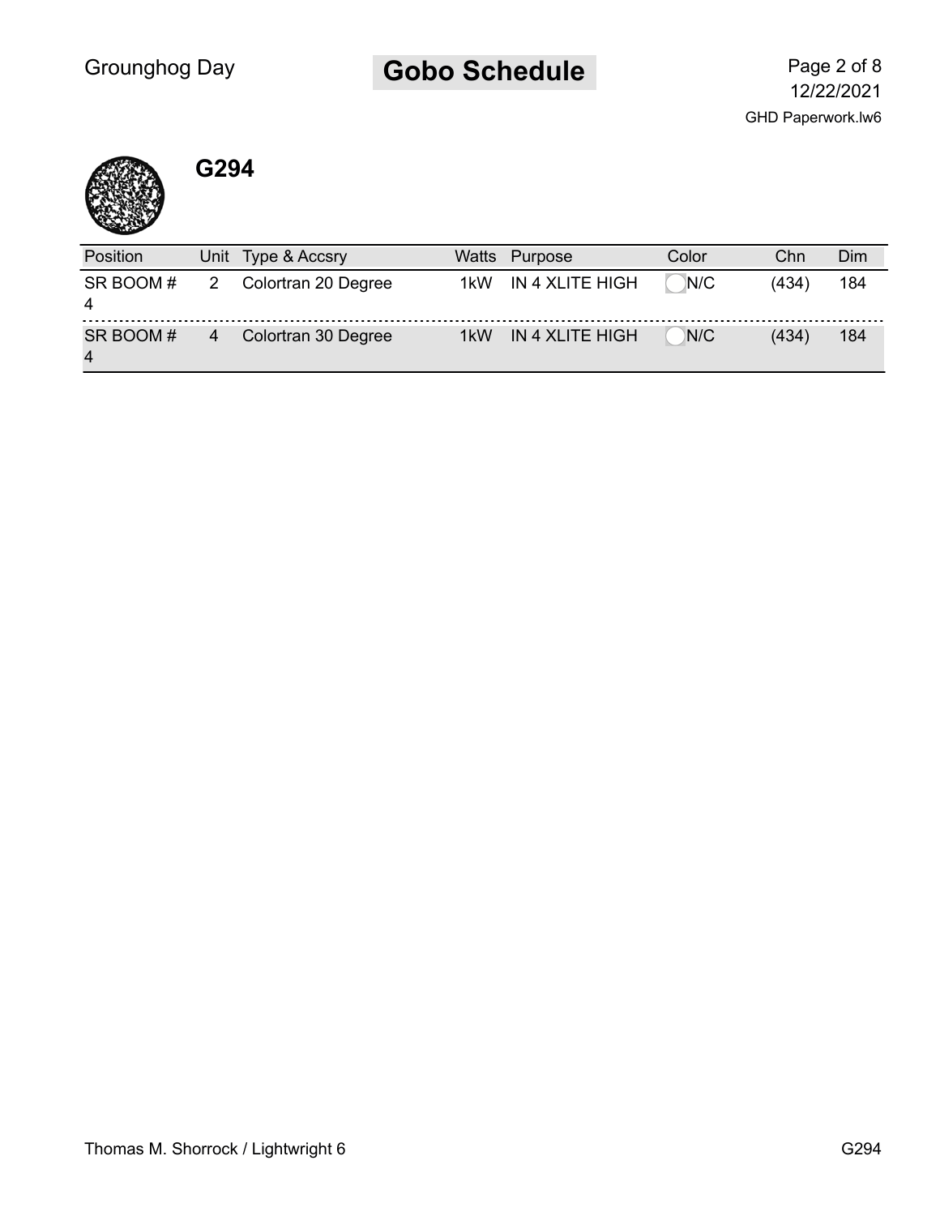# Gobo Schedule

## G294

| Position | Unit | Type & Accsry | Watts | Purpose | Color | Chn | Dim |
|---|---|---|---|---|---|---|---|
| SR BOOM # 4 | 2 | Colortran 20 Degree | 1kW | IN 4 XLITE HIGH | N/C | (434) | 184 |
| SR BOOM # 4 | 4 | Colortran 30 Degree | 1kW | IN 4 XLITE HIGH | N/C | (434) | 184 |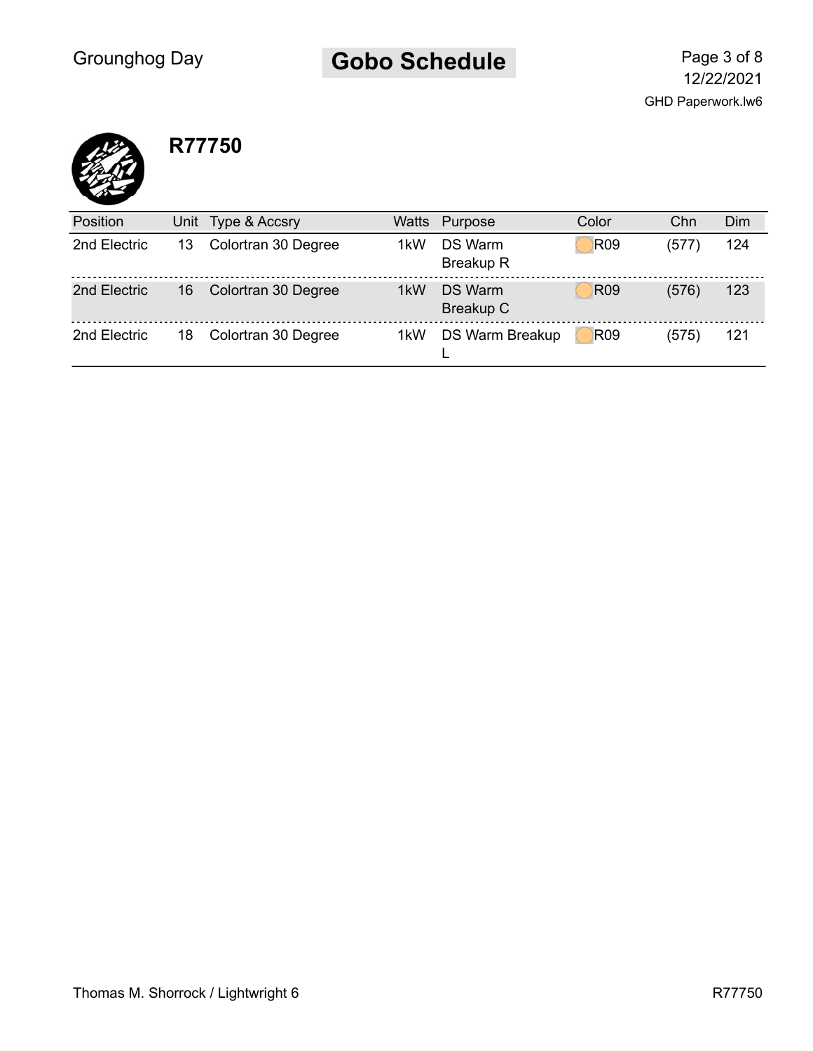## R77750

| Position | Unit | Type & Accsry | Watts | Purpose | Color | Chn | Dim |
|---|---|---|---|---|---|---|---|
| 2nd Electric | 13 | Colortran 30 Degree | 1kW | DS Warm Breakup R | R09 | (577) | 124 |
| 2nd Electric | 16 | Colortran 30 Degree | 1kW | DS Warm Breakup C | R09 | (576) | 123 |
| 2nd Electric | 18 | Colortran 30 Degree | 1kW | DS Warm Breakup L | R09 | (575) | 121 |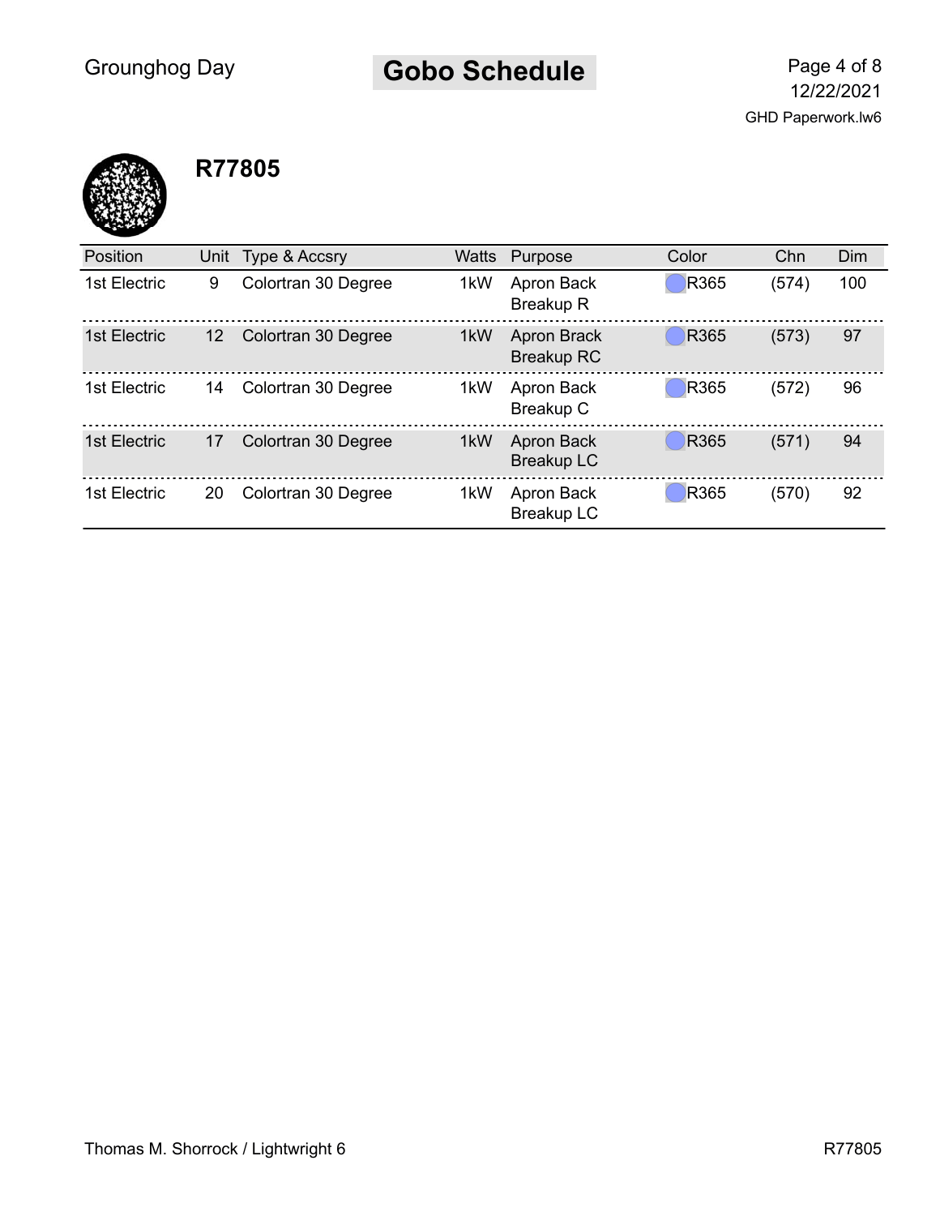# Gobo Schedule

## R77805

| Position | Unit | Type & Accsry | Watts | Purpose | Color | Chn | Dim |
|---|---|---|---|---|---|---|---|
| 1st Electric | 9 | Colortran 30 Degree | 1kW | Apron Back Breakup R | R365 | (574) | 100 |
| 1st Electric | 12 | Colortran 30 Degree | 1kW | Apron Brack Breakup RC | R365 | (573) | 97 |
| 1st Electric | 14 | Colortran 30 Degree | 1kW | Apron Back Breakup C | R365 | (572) | 96 |
| 1st Electric | 17 | Colortran 30 Degree | 1kW | Apron Back Breakup LC | R365 | (571) | 94 |
| 1st Electric | 20 | Colortran 30 Degree | 1kW | Apron Back Breakup LC | R365 | (570) | 92 |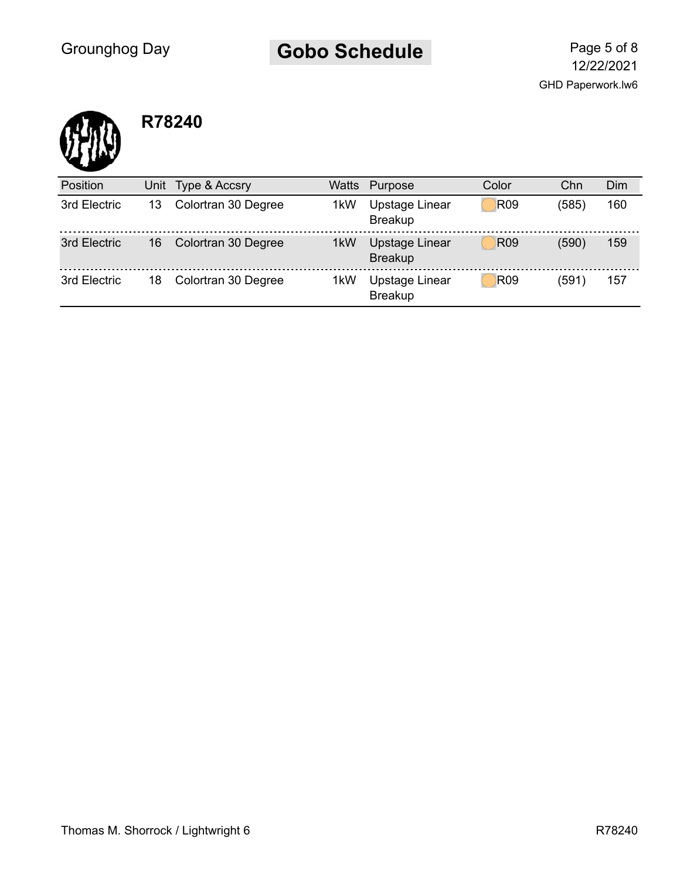# Gobo Schedule

## R78240

| Position | Unit | Type & Accsry | Watts | Purpose | Color | Chn | Dim |
|---|---|---|---|---|---|---|---|
| 3rd Electric | 13 | Colortran 30 Degree | 1kW | Upstage Linear Breakup | R09 | (585) | 160 |
| 3rd Electric | 16 | Colortran 30 Degree | 1kW | Upstage Linear Breakup | R09 | (590) | 159 |
| 3rd Electric | 18 | Colortran 30 Degree | 1kW | Upstage Linear Breakup | R09 | (591) | 157 |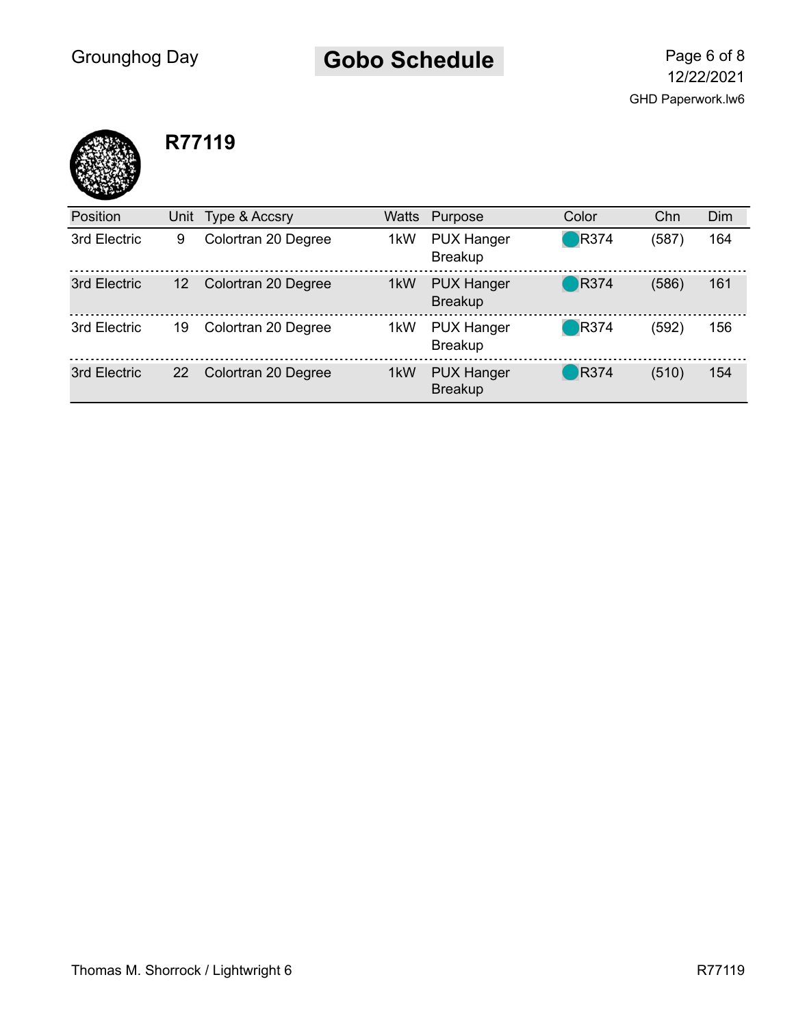## R77119

| Position | Unit | Type & Accsry | Watts | Purpose | Color | Chn | Dim |
|---|---|---|---|---|---|---|---|
| 3rd Electric | 9 | Colortran 20 Degree | 1kW | PUX Hanger Breakup | R374 | (587) | 164 |
| 3rd Electric | 12 | Colortran 20 Degree | 1kW | PUX Hanger Breakup | R374 | (586) | 161 |
| 3rd Electric | 19 | Colortran 20 Degree | 1kW | PUX Hanger Breakup | R374 | (592) | 156 |
| 3rd Electric | 22 | Colortran 20 Degree | 1kW | PUX Hanger Breakup | R374 | (510) | 154 |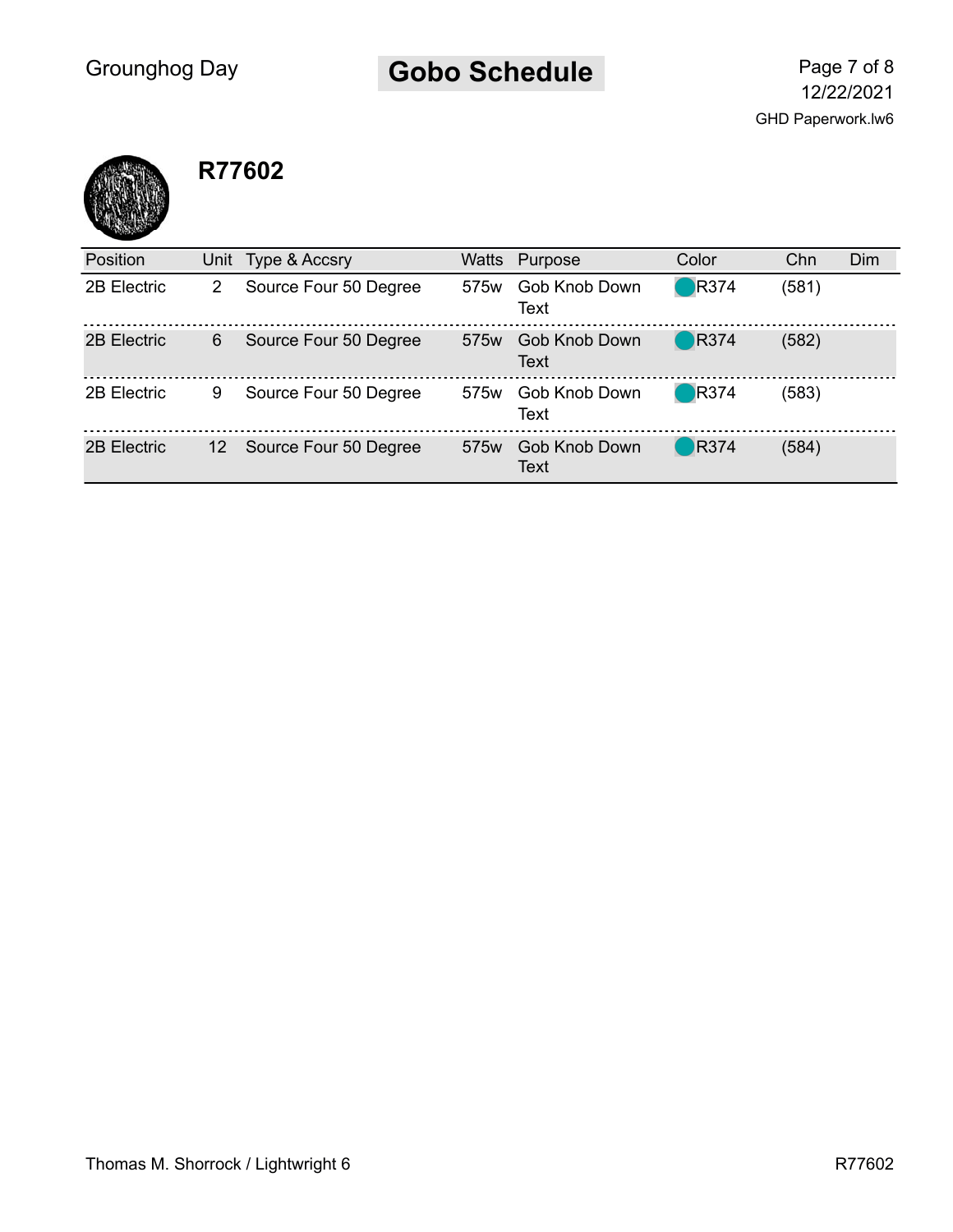## R77602

| Position | Unit | Type & Accsry | Watts | Purpose | Color | Chn | Dim |
|---|---|---|---|---|---|---|---|
| 2B Electric | 2 | Source Four 50 Degree | 575w | Gob Knob Down Text | R374 | (581) | |
| 2B Electric | 6 | Source Four 50 Degree | 575w | Gob Knob Down Text | R374 | (582) | |
| 2B Electric | 9 | Source Four 50 Degree | 575w | Gob Knob Down Text | R374 | (583) | |
| 2B Electric | 12 | Source Four 50 Degree | 575w | Gob Knob Down Text | R374 | (584) | |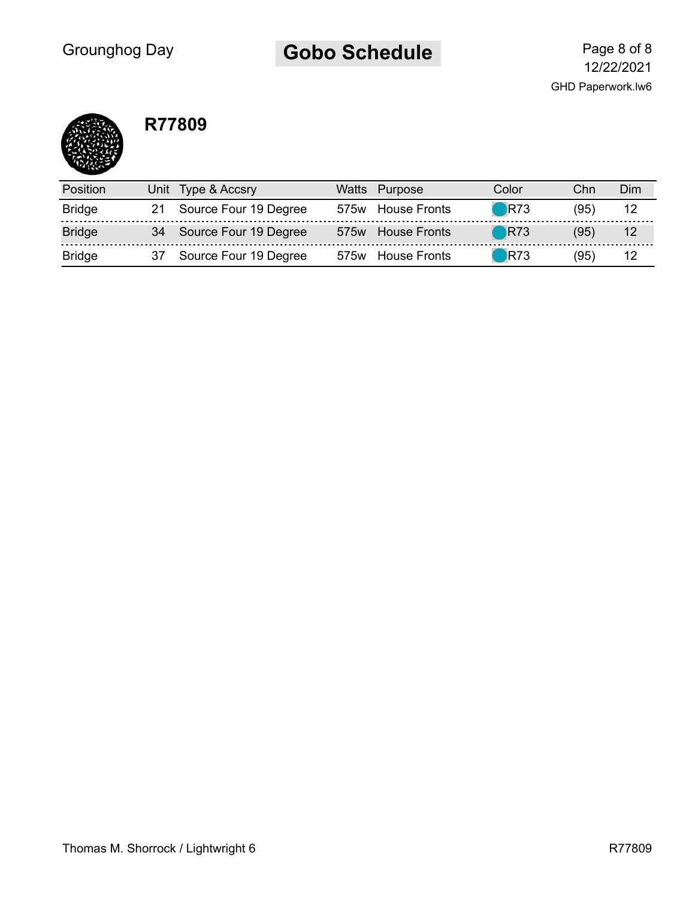## R77809

| Position | Unit | Type & Accsry | Watts | Purpose | Color | Chn | Dim |
|---|---|---|---|---|---|---|---|
| Bridge | 21 | Source Four 19 Degree | 575w | House Fronts | R73 | (95) | 12 |
| Bridge | 34 | Source Four 19 Degree | 575w | House Fronts | R73 | (95) | 12 |
| Bridge | 37 | Source Four 19 Degree | 575w | House Fronts | R73 | (95) | 12 |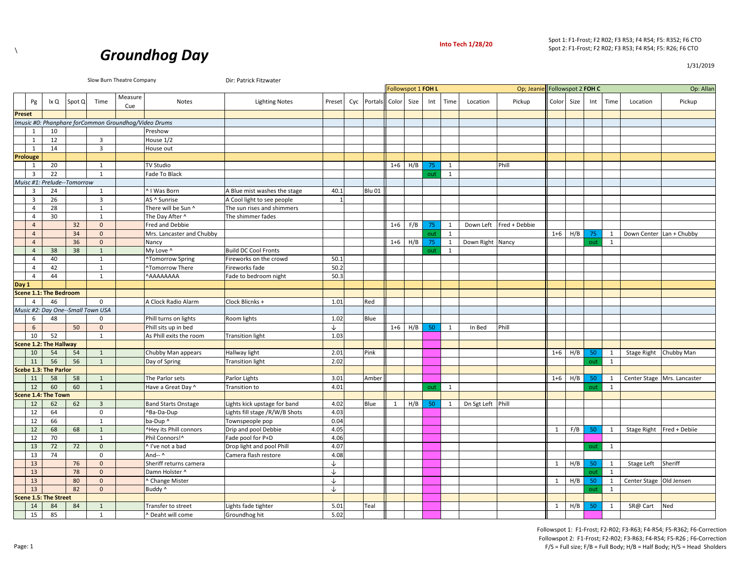\

# Groundhog Day

**Into Tech 1/28/20**

Spot 1: F1-Frost; F2 R02; F3 R53; F4 R54; F5: R352; F6 CTO
Spot 2: F1-Frost; F2 R02; F3 R53; F4 R54; F5: R26; F6 CTO

1/31/2019

Slow Burn Theatre Company — Dir: Patrick Fitzwater

| | | | | | | | | | | | Followspot 1 FOH L | | | | | Op; Jeanie | Followspot 2 FOH C | | | | | Op: Allan |
|---|---|---|---|---|---|---|---|---|---|---|---|---|---|---|---|---|---|---|---|---|---|---|
| | Pg | lx Q | Spot Q | Time | Measure Cue | Notes | Lighting Notes | Preset | Cyc | Portals | Color | Size | Int | Time | Location | Pickup | Color | Size | Int | Time | Location | Pickup |
| **Preset** | | | | | | | | | | | | | | | | | | | | | | |
| *Imusic #0: Phanphare forCommon Groundhog/Video Drums* | | | | | | | | | | | | | | | | | | | | | | |
| | 1 | 10 | | | | Preshow | | | | | | | | | | | | | | | | |
| | 1 | 12 | | 3 | | House 1/2 | | | | | | | | | | | | | | | | |
| | 1 | 14 | | 3 | | House out | | | | | | | | | | | | | | | | |
| **Prolouge** | | | | | | | | | | | | | | | | | | | | | | |
| | 1 | 20 | | 1 | | TV Studio | | | | | 1+6 | H/B | 75 | 1 | | Phill | | | | | | |
| | 3 | 22 | | 1 | | Fade To Black | | | | | | | out | 1 | | | | | | | | |
| *Muisc #1: Prelude--Tomorrow* | | | | | | | | | | | | | | | | | | | | | | |
| | 3 | 24 | | 1 | | ^ I Was Born | A Blue mist washes the stage | 40.1 | | Blu 01 | | | | | | | | | | | | |
| | 3 | 26 | | 3 | | AS ^ Sunrise | A Cool light to see people | 1 | | | | | | | | | | | | | | |
| | 4 | 28 | | 1 | | There will be Sun ^ | The sun rises and shimmers | | | | | | | | | | | | | | | |
| | 4 | 30 | | 1 | | The Day After ^ | The shimmer fades | | | | | | | | | | | | | | | |
| | 4 | | 32 | 0 | | Fred and Debbie | | | | | 1+6 | F/B | 75 | 1 | Down Left | Fred + Debbie | | | | | | |
| | 4 | | 34 | 0 | | Mrs. Lancaster and Chubby | | | | | | | out | 1 | | | 1+6 | H/B | 75 | 1 | Down Center | Lan + Chubby |
| | 4 | | 36 | 0 | | Nancy | | | | | 1+6 | H/B | 75 | 1 | Down Right | Nancy | | | out | 1 | | |
| | 4 | 38 | 38 | 1 | | My Love ^ | Build DC Cool Fronts | | | | | | out | 1 | | | | | | | | |
| | 4 | 40 | | 1 | | ^Tomorrow Spring | Fireworks on the crowd | 50.1 | | | | | | | | | | | | | | |
| | 4 | 42 | | 1 | | ^Tomorrow There | Fireworks fade | 50.2 | | | | | | | | | | | | | | |
| | 4 | 44 | | 1 | | ^AAAAAAAA | Fade to bedroom night | 50.3 | | | | | | | | | | | | | | |
| **Day 1** | | | | | | | | | | | | | | | | | | | | | | |
| **Scene 1.1: The Bedroom** | | | | | | | | | | | | | | | | | | | | | | |
| | 4 | 46 | | 0 | | A Clock Radio Alarm | Clock Blicnks + | 1.01 | | Red | | | | | | | | | | | | |
| *Music #2: Day One--Small Town USA* | | | | | | | | | | | | | | | | | | | | | | |
| | 6 | 48 | | 0 | | Phill turns on lights | Room lights | 1.02 | | Blue | | | | | | | | | | | | |
| | 6 | | 50 | 0 | | Phill sits up in bed | | ↓ | | | 1+6 | H/B | 50 | 1 | In Bed | Phill | | | | | | |
| | 10 | 52 | | 1 | | As Phill exits the room | Transition light | 1.03 | | | | | | | | | | | | | | |
| **Scene 1.2: The Hallway** | | | | | | | | | | | | | | | | | | | | | | |
| | 10 | 54 | 54 | 1 | | Chubby Man appears | Hallway light | 2.01 | | Pink | | | | | | | 1+6 | H/B | 50 | 1 | Stage Right | Chubby Man |
| | 11 | 56 | 56 | 1 | | Day of Spring | Transition light | 2.02 | | | | | | | | | | | out | 1 | | |
| **Scebe 1.3: The Parlor** | | | | | | | | | | | | | | | | | | | | | | |
| | 11 | 58 | 58 | 1 | | The Parlor sets | Parlor Lights | 3.01 | | Amber | | | | | | | 1+6 | H/B | 50 | 1 | Center Stage | Mrs. Lancaster |
| | 12 | 60 | 60 | 1 | | Have a Great Day ^ | Transition to | 4.01 | | | | | out | 1 | | | | | out | 1 | | |
| **Scene 1.4: The Town** | | | | | | | | | | | | | | | | | | | | | | |
| | 12 | 62 | 62 | 3 | | Band Starts Onstage | Lights kick upstage for band | 4.02 | | Blue | 1 | H/B | 50 | 1 | Dn Sgt Left | Phill | | | | | | |
| | 12 | 64 | | 0 | | ^Ba-Da-Dup | Lights fill stage /R/W/B Shots | 4.03 | | | | | | | | | | | | | | |
| | 12 | 66 | | 1 | | ba-Dup ^ | Townspeople pop | 0.04 | | | | | | | | | | | | | | |
| | 12 | 68 | 68 | 1 | | ^Hey its Phill connors | Drip and pool Debbie | 4.05 | | | | | | | | | 1 | F/B | 50 | 1 | Stage Right | Fred + Debiie |
| | 12 | 70 | | 1 | | Phil Connors!^ | Fade pool for P+D | 4.06 | | | | | | | | | | | | | | |
| | 13 | 72 | 72 | 0 | | ^ I've not a bad | Drop light and pool Phill | 4.07 | | | | | | | | | | | out | 1 | | |
| | 13 | 74 | | 0 | | And-- ^ | Camera flash restore | 4.08 | | | | | | | | | | | | | | |
| | 13 | | 76 | 0 | | Sheriff returns camera | | ↓ | | | | | | | | | 1 | H/B | 50 | 1 | Stage Left | Sheriff |
| | 13 | | 78 | 0 | | Damn Holster ^ | | ↓ | | | | | | | | | | | out | 1 | | |
| | 13 | | 80 | 0 | | ^ Change Mister | | ↓ | | | | | | | | | 1 | H/B | 50 | 1 | Center Stage | Old Jensen |
| | 13 | | 82 | 0 | | Buddy ^ | | ↓ | | | | | | | | | | | out | 1 | | |
| **Scene 1.5: The Street** | | | | | | | | | | | | | | | | | | | | | | |
| | 14 | 84 | 84 | 1 | | Transfer to street | Lights fade tighter | 5.01 | | Teal | | | | | | | 1 | H/B | 50 | 1 | SR@ Cart | Ned |
| | 15 | 85 | | 1 | | ^ Deaht will come | Groundhog hit | 5.02 | | | | | | | | | | | | | | |

Followspot 1: F1-Frost; F2-R02; F3-R63; F4-R54; F5-R362; F6-Correction
Followspot 2: F1-Frost; F2-R02; F3-R63; F4-R54; F5-R26 ; F6-Correction
F/S = Full size; F/B = Full Body; H/B = Half Body; H/S = Head Sholders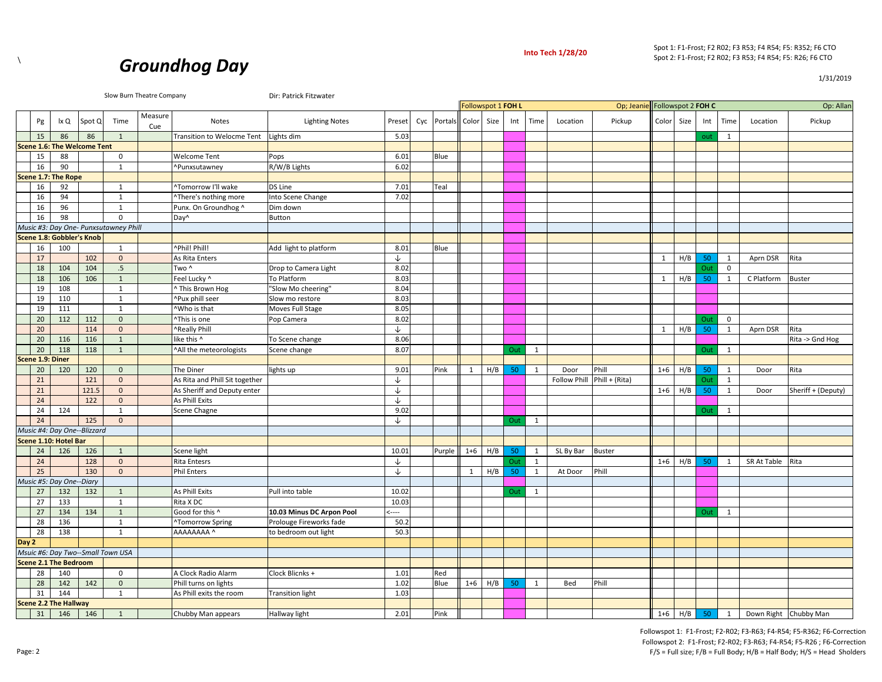\

# *Groundhog Day*

**Into Tech 1/28/20**

Spot 1: F1-Frost; F2 R02; F3 R53; F4 R54; F5: R352; F6 CTO
Spot 2: F1-Frost; F2 R02; F3 R53; F4 R54; F5: R26; F6 CTO

1/31/2019

Slow Burn Theatre Company

Dir: Patrick Fitzwater

| Pg | lx Q | Spot Q | Time | Measure Cue | Notes | Lighting Notes | Preset | Cyc | Portals | Followspot 1 FOH L — Op; Jeanie: Color | Size | Int | Time | Location | Pickup | Followspot 2 FOH C — Op: Allan: Color | Size | Int | Time | Location | Pickup |
|---|---|---|---|---|---|---|---|---|---|---|---|---|---|---|---|---|---|---|---|---|---|
| 15 | 86 | 86 | 1 | | Transition to Welocme Tent | Lights dim | 5.03 | | | | | | | | | | | out | 1 | | |
| **Scene 1.6: The Welcome Tent** | | | | | | | | | | | | | | | | | | | | | |
| 15 | 88 | | 0 | | Welcome Tent | Pops | 6.01 | | Blue | | | | | | | | | | | | |
| 16 | 90 | | 1 | | ^Punxsutawney | R/W/B Lights | 6.02 | | | | | | | | | | | | | | |
| **Scene 1.7: The Rope** | | | | | | | | | | | | | | | | | | | | | |
| 16 | 92 | | 1 | | ^Tomorrow I'll wake | DS Line | 7.01 | | Teal | | | | | | | | | | | | |
| 16 | 94 | | 1 | | ^There's nothing more | Into Scene Change | 7.02 | | | | | | | | | | | | | | |
| 16 | 96 | | 1 | | Punx. On Groundhog ^ | Dim down | | | | | | | | | | | | | | | |
| 16 | 98 | | 0 | | Day^ | Button | | | | | | | | | | | | | | | |
| *Music #3: Day One- Punxsutawney Phill* | | | | | | | | | | | | | | | | | | | | | |
| **Scene 1.8: Gobbler's Knob** | | | | | | | | | | | | | | | | | | | | | |
| 16 | 100 | | 1 | | ^Phil! Phill! | Add light to platform | 8.01 | | Blue | | | | | | | | | | | | |
| 17 | | 102 | 0 | | As Rita Enters | | ↓ | | | | | | | | | 1 | H/B | 50 | 1 | Aprn DSR | Rita |
| 18 | 104 | 104 | .5 | | Two ^ | Drop to Camera Light | 8.02 | | | | | | | | | | | Out | 0 | | |
| 18 | 106 | 106 | 1 | | Feel Lucky ^ | To Platform | 8.03 | | | | | | | | | 1 | H/B | 50 | 1 | C Platform | Buster |
| 19 | 108 | | 1 | | ^ This Brown Hog | "Slow Mo cheering" | 8.04 | | | | | | | | | | | | | | |
| 19 | 110 | | 1 | | ^Pux phill seer | Slow mo restore | 8.03 | | | | | | | | | | | | | | |
| 19 | 111 | | 1 | | ^Who is that | Moves Full Stage | 8.05 | | | | | | | | | | | | | | |
| 20 | 112 | 112 | 0 | | ^This is one | Pop Camera | 8.02 | | | | | | | | | | | Out | 0 | | |
| 20 | | 114 | 0 | | ^Really Phill | | ↓ | | | | | | | | | 1 | H/B | 50 | 1 | Aprn DSR | Rita |
| 20 | 116 | 116 | 1 | | like this ^ | To Scene change | 8.06 | | | | | | | | | | | | | | Rita -> Gnd Hog |
| 20 | 118 | 118 | 1 | | ^All the meteorologists | Scene change | 8.07 | | | | | Out | 1 | | | | | Out | 1 | | |
| **Scene 1.9: Diner** | | | | | | | | | | | | | | | | | | | | | |
| 20 | 120 | 120 | 0 | | The Diner | lights up | 9.01 | | Pink | 1 | H/B | 50 | 1 | Door | Phill | 1+6 | H/B | 50 | 1 | Door | Rita |
| 21 | | 121 | 0 | | As Rita and Phill Sit together | | ↓ | | | | | | | Follow Phill | Phill + (Rita) | | | Out | 1 | | |
| 21 | | 121.5 | 0 | | As Sheriff and Deputy enter | | ↓ | | | | | | | | | 1+6 | H/B | 50 | 1 | Door | Sheriff + (Deputy) |
| 24 | | 122 | 0 | | As Phill Exits | | ↓ | | | | | | | | | | | | | | |
| 24 | 124 | | 1 | | Scene Chagne | | 9.02 | | | | | | | | | | | Out | 1 | | |
| 24 | | 125 | 0 | | | | ↓ | | | | | Out | 1 | | | | | | | | |
| *Music #4: Day One--Blizzard* | | | | | | | | | | | | | | | | | | | | | |
| **Scene 1.10: Hotel Bar** | | | | | | | | | | | | | | | | | | | | | |
| 24 | 126 | 126 | 1 | | Scene light | | 10.01 | | Purple | 1+6 | H/B | 50 | 1 | SL By Bar | Buster | | | | | | |
| 24 | | 128 | 0 | | Rita Entesrs | | ↓ | | | | | Out | 1 | | | 1+6 | H/B | 50 | 1 | SR At Table | Rita |
| 25 | | 130 | 0 | | Phil Enters | | ↓ | | | 1 | H/B | 50 | 1 | At Door | Phill | | | | | | |
| *Music #5: Day One--Diary* | | | | | | | | | | | | | | | | | | | | | |
| 27 | 132 | 132 | 1 | | As Phill Exits | Pull into table | 10.02 | | | | | Out | 1 | | | | | | | | |
| 27 | 133 | | 1 | | Rita X DC | | 10.03 | | | | | | | | | | | | | | |
| 27 | 134 | 134 | 1 | | Good for this ^ | **10.03 Minus DC Arpon Pool** | <---- | | | | | | | | | | | Out | 1 | | |
| 28 | 136 | | 1 | | ^Tomorrow Spring | Prolouge Fireworks fade | 50.2 | | | | | | | | | | | | | | |
| 28 | 138 | | 1 | | AAAAAAAA ^ | to bedroom out light | 50.3 | | | | | | | | | | | | | | |
| **Day 2** | | | | | | | | | | | | | | | | | | | | | |
| *Msuic #6: Day Two--Small Town USA* | | | | | | | | | | | | | | | | | | | | | |
| **Scene 2.1 The Bedroom** | | | | | | | | | | | | | | | | | | | | | |
| 28 | 140 | | 0 | | A Clock Radio Alarm | Clock Blicnks + | 1.01 | | Red | | | | | | | | | | | | |
| 28 | 142 | 142 | 0 | | Phill turns on lights | | 1.02 | | Blue | 1+6 | H/B | 50 | 1 | Bed | Phill | | | | | | |
| 31 | 144 | | 1 | | As Phill exits the room | Transition light | 1.03 | | | | | | | | | | | | | | |
| **Scene 2.2 The Hallway** | | | | | | | | | | | | | | | | | | | | | |
| 31 | 146 | 146 | 1 | | Chubby Man appears | Hallway light | 2.01 | | Pink | | | | | | | 1+6 | H/B | 50 | 1 | Down Right | Chubby Man |

Followspot 1: F1-Frost; F2-R02; F3-R63; F4-R54; F5-R362; F6-Correction
Followspot 2: F1-Frost; F2-R02; F3-R63; F4-R54; F5-R26 ; F6-Correction
F/S = Full size; F/B = Full Body; H/B = Half Body; H/S = Head Sholders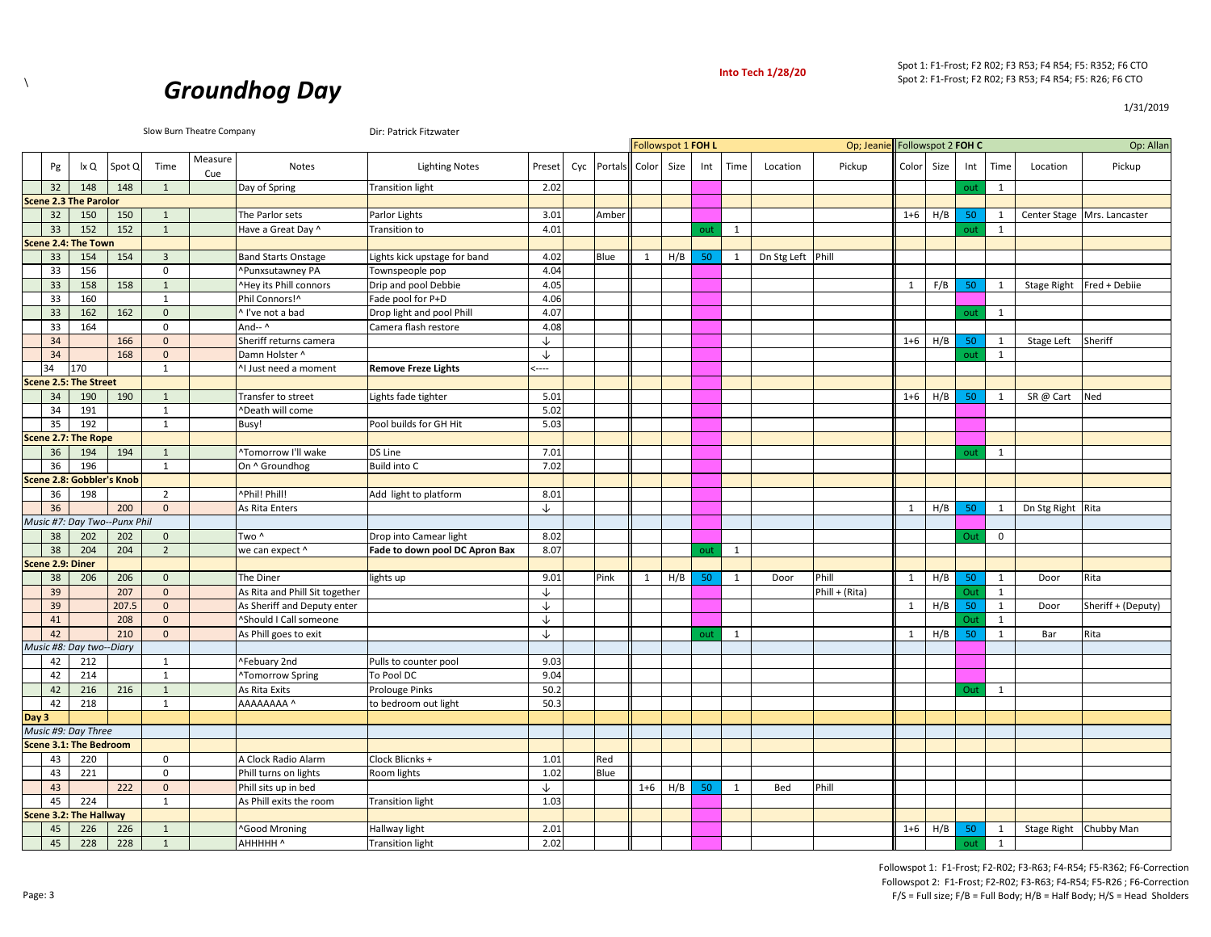\

# Groundhog Day

**Into Tech 1/28/20**

Spot 1: F1-Frost; F2 R02; F3 R53; F4 R54; F5: R352; F6 CTO
Spot 2: F1-Frost; F2 R02; F3 R53; F4 R54; F5: R26; F6 CTO

1/31/2019

Slow Burn Theatre Company

Dir: Patrick Fitzwater

| Pg | lx Q | Spot Q | Time | Measure Cue | Notes | Lighting Notes | Preset | Cyc | Portals | Followspot 1 FOH L Color | Size | Int | Time | Location | Pickup (Op; Jeanie) | Followspot 2 FOH C Color | Size | Int | Time | Location | Pickup (Op: Allan) |
|---|---|---|---|---|---|---|---|---|---|---|---|---|---|---|---|---|---|---|---|---|---|
| 32 | 148 | 148 | 1 | | Day of Spring | Transition light | 2.02 | | | | | | | | | | | out | 1 | | |
| **Scene 2.3 The Parolor** | | | | | | | | | | | | | | | | | | | | | |
| 32 | 150 | 150 | 1 | | The Parlor sets | Parlor Lights | 3.01 | | Amber | | | | | | | 1+6 | H/B | 50 | 1 | Center Stage | Mrs. Lancaster |
| 33 | 152 | 152 | 1 | | Have a Great Day ^ | Transition to | 4.01 | | | | | out | 1 | | | | | out | 1 | | |
| **Scene 2.4: The Town** | | | | | | | | | | | | | | | | | | | | | |
| 33 | 154 | 154 | 3 | | Band Starts Onstage | Lights kick upstage for band | 4.02 | | Blue | 1 | H/B | 50 | 1 | Dn Stg Left | Phill | | | | | | |
| 33 | 156 | | 0 | | ^Punxsutawney PA | Townspeople pop | 4.04 | | | | | | | | | | | | | | |
| 33 | 158 | 158 | 1 | | ^Hey its Phill connors | Drip and pool Debbie | 4.05 | | | | | | | | | 1 | F/B | 50 | 1 | Stage Right | Fred + Debiie |
| 33 | 160 | | 1 | | Phil Connors!^ | Fade pool for P+D | 4.06 | | | | | | | | | | | | | | |
| 33 | 162 | 162 | 0 | | ^ I've not a bad | Drop light and pool Phill | 4.07 | | | | | | | | | | | out | 1 | | |
| 33 | 164 | | 0 | | And-- ^ | Camera flash restore | 4.08 | | | | | | | | | | | | | | |
| 34 | | 166 | 0 | | Sheriff returns camera | | ↓ | | | | | | | | | 1+6 | H/B | 50 | 1 | Stage Left | Sheriff |
| 34 | | 168 | 0 | | Damn Holster ^ | | ↓ | | | | | | | | | | | out | 1 | | |
| 34 | 170 | | 1 | | ^I Just need a moment | **Remove Freze Lights** | <---- | | | | | | | | | | | | | | |
| **Scene 2.5: The Street** | | | | | | | | | | | | | | | | | | | | | |
| 34 | 190 | 190 | 1 | | Transfer to street | Lights fade tighter | 5.01 | | | | | | | | | 1+6 | H/B | 50 | 1 | SR @ Cart | Ned |
| 34 | 191 | | 1 | | ^Death will come | | 5.02 | | | | | | | | | | | | | | |
| 35 | 192 | | 1 | | Busy! | Pool builds for GH Hit | 5.03 | | | | | | | | | | | | | | |
| **Scene 2.7: The Rope** | | | | | | | | | | | | | | | | | | | | | |
| 36 | 194 | 194 | 1 | | ^Tomorrow I'll wake | DS Line | 7.01 | | | | | | | | | | | out | 1 | | |
| 36 | 196 | | 1 | | On ^ Groundhog | Build into C | 7.02 | | | | | | | | | | | | | | |
| **Scene 2.8: Gobbler's Knob** | | | | | | | | | | | | | | | | | | | | | |
| 36 | 198 | | 2 | | ^Phil! Phill! | Add light to platform | 8.01 | | | | | | | | | | | | | | |
| 36 | | 200 | 0 | | As Rita Enters | | ↓ | | | | | | | | | 1 | H/B | 50 | 1 | Dn Stg Right | Rita |
| *Music #7: Day Two--Punx Phil* | | | | | | | | | | | | | | | | | | | | | |
| 38 | 202 | 202 | 0 | | Two ^ | Drop into Camear light | 8.02 | | | | | | | | | | | Out | 0 | | |
| 38 | 204 | 204 | 2 | | we can expect ^ | **Fade to down pool DC Apron Bax** | 8.07 | | | | | out | 1 | | | | | | | | |
| **Scene 2.9: Diner** | | | | | | | | | | | | | | | | | | | | | |
| 38 | 206 | 206 | 0 | | The Diner | lights up | 9.01 | | Pink | 1 | H/B | 50 | 1 | Door | Phill | 1 | H/B | 50 | 1 | Door | Rita |
| 39 | | 207 | 0 | | As Rita and Phill Sit together | | ↓ | | | | | | | | Phill + (Rita) | | | Out | 1 | | |
| 39 | | 207.5 | 0 | | As Sheriff and Deputy enter | | ↓ | | | | | | | | | 1 | H/B | 50 | 1 | Door | Sheriff + (Deputy) |
| 41 | | 208 | 0 | | ^Should I Call someone | | ↓ | | | | | | | | | | | Out | 1 | | |
| 42 | | 210 | 0 | | As Phill goes to exit | | ↓ | | | | | out | 1 | | | 1 | H/B | 50 | 1 | Bar | Rita |
| *Music #8: Day two--Diary* | | | | | | | | | | | | | | | | | | | | | |
| 42 | 212 | | 1 | | ^Febuary 2nd | Pulls to counter pool | 9.03 | | | | | | | | | | | | | | |
| 42 | 214 | | 1 | | ^Tomorrow Spring | To Pool DC | 9.04 | | | | | | | | | | | | | | |
| 42 | 216 | 216 | 1 | | As Rita Exits | Prolouge Pinks | 50.2 | | | | | | | | | | | Out | 1 | | |
| 42 | 218 | | 1 | | AAAAAAAA ^ | to bedroom out light | 50.3 | | | | | | | | | | | | | | |
| **Day 3** | | | | | | | | | | | | | | | | | | | | | |
| *Music #9: Day Three* | | | | | | | | | | | | | | | | | | | | | |
| **Scene 3.1: The Bedroom** | | | | | | | | | | | | | | | | | | | | | |
| 43 | 220 | | 0 | | A Clock Radio Alarm | Clock Blicnks + | 1.01 | | Red | | | | | | | | | | | | |
| 43 | 221 | | 0 | | Phill turns on lights | Room lights | 1.02 | | Blue | | | | | | | | | | | | |
| 43 | | 222 | 0 | | Phill sits up in bed | | ↓ | | | 1+6 | H/B | 50 | 1 | Bed | Phill | | | | | | |
| 45 | 224 | | 1 | | As Phill exits the room | Transition light | 1.03 | | | | | | | | | | | | | | |
| **Scene 3.2: The Hallway** | | | | | | | | | | | | | | | | | | | | | |
| 45 | 226 | 226 | 1 | | ^Good Mroning | Hallway light | 2.01 | | | | | | | | | 1+6 | H/B | 50 | 1 | Stage Right | Chubby Man |
| 45 | 228 | 228 | 1 | | AHHHHH ^ | Transition light | 2.02 | | | | | | | | | | | out | 1 | | |

Followspot 1: F1-Frost; F2-R02; F3-R63; F4-R54; F5-R362; F6-Correction
Followspot 2: F1-Frost; F2-R02; F3-R63; F4-R54; F5-R26 ; F6-Correction
F/S = Full size; F/B = Full Body; H/B = Half Body; H/S = Head Sholders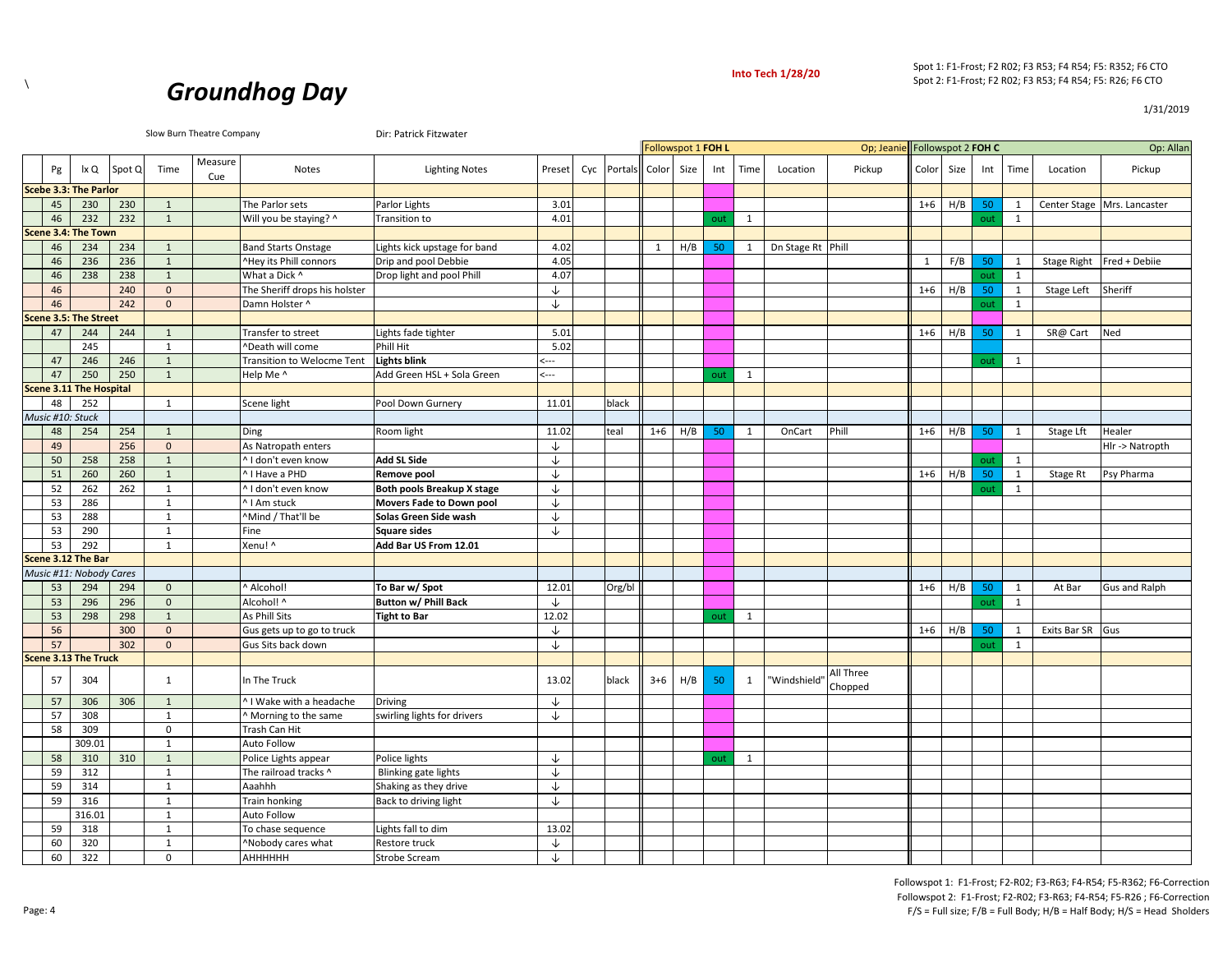\

# Groundhog Day

**Into Tech 1/28/20**

Spot 1: F1-Frost; F2 R02; F3 R53; F4 R54; F5: R352; F6 CTO
Spot 2: F1-Frost; F2 R02; F3 R53; F4 R54; F5: R26; F6 CTO

1/31/2019

Slow Burn Theatre Company

Dir: Patrick Fitzwater

| | | | | | | | | | | Followspot 1 FOH L | | | | | Op; Jeanie | Followspot 2 FOH C | | | | | Op: Allan |
|---|---|---|---|---|---|---|---|---|---|---|---|---|---|---|---|---|---|---|---|---|---|
| Pg | lx Q | Spot Q | Time | Measure Cue | Notes | Lighting Notes | Preset | Cyc | Portals | Color | Size | Int | Time | Location | Pickup | Color | Size | Int | Time | Location | Pickup |
| **Scebe 3.3: The Parlor** | | | | | | | | | | | | | | | | | | | | | |
| 45 | 230 | 230 | 1 | | The Parlor sets | Parlor Lights | 3.01 | | | | | | | | | 1+6 | H/B | 50 | 1 | Center Stage | Mrs. Lancaster |
| 46 | 232 | 232 | 1 | | Will you be staying? ^ | Transition to | 4.01 | | | | | out | 1 | | | | | out | 1 | | |
| **Scene 3.4: The Town** | | | | | | | | | | | | | | | | | | | | | |
| 46 | 234 | 234 | 1 | | Band Starts Onstage | Lights kick upstage for band | 4.02 | | | 1 | H/B | 50 | 1 | Dn Stage Rt | Phill | | | | | | |
| 46 | 236 | 236 | 1 | | ^Hey its Phill connors | Drip and pool Debbie | 4.05 | | | | | | | | | 1 | F/B | 50 | 1 | Stage Right | Fred + Debiie |
| 46 | 238 | 238 | 1 | | What a Dick ^ | Drop light and pool Phill | 4.07 | | | | | | | | | | | out | 1 | | |
| 46 | | 240 | 0 | | The Sheriff drops his holster | | ↓ | | | | | | | | | 1+6 | H/B | 50 | 1 | Stage Left | Sheriff |
| 46 | | 242 | 0 | | Damn Holster ^ | | ↓ | | | | | | | | | | | out | 1 | | |
| **Scene 3.5: The Street** | | | | | | | | | | | | | | | | | | | | | |
| 47 | 244 | 244 | 1 | | Transfer to street | Lights fade tighter | 5.01 | | | | | | | | | 1+6 | H/B | 50 | 1 | SR@ Cart | Ned |
| | 245 | | 1 | | ^Death will come | Phill Hit | 5.02 | | | | | | | | | | | | | | |
| 47 | 246 | 246 | 1 | | Transition to Welocme Tent | **Lights blink** | <--- | | | | | | | | | | | out | 1 | | |
| 47 | 250 | 250 | 1 | | Help Me ^ | Add Green HSL + Sola Green | <--- | | | | | out | 1 | | | | | | | | |
| **Scene 3.11 The Hospital** | | | | | | | | | | | | | | | | | | | | | |
| 48 | 252 | | 1 | | Scene light | Pool Down Gurnery | 11.01 | | black | | | | | | | | | | | | |
| *Music #10: Stuck* | | | | | | | | | | | | | | | | | | | | | |
| 48 | 254 | 254 | 1 | | Ding | Room light | 11.02 | | teal | 1+6 | H/B | 50 | 1 | OnCart | Phill | 1+6 | H/B | 50 | 1 | Stage Lft | Healer |
| 49 | | 256 | 0 | | As Natropath enters | | ↓ | | | | | | | | | | | | | | Hlr -> Natropth |
| 50 | 258 | 258 | 1 | | ^ I don't even know | **Add SL Side** | ↓ | | | | | | | | | | | out | 1 | | |
| 51 | 260 | 260 | 1 | | ^ I Have a PHD | **Remove pool** | ↓ | | | | | | | | | 1+6 | H/B | 50 | 1 | Stage Rt | Psy Pharma |
| 52 | 262 | 262 | 1 | | ^ I don't even know | **Both pools Breakup X stage** | ↓ | | | | | | | | | | | out | 1 | | |
| 53 | 286 | | 1 | | ^ I Am stuck | **Movers Fade to Down pool** | ↓ | | | | | | | | | | | | | | |
| 53 | 288 | | 1 | | ^Mind / That'll be | **Solas Green Side wash** | ↓ | | | | | | | | | | | | | | |
| 53 | 290 | | 1 | | Fine | **Square sides** | ↓ | | | | | | | | | | | | | | |
| 53 | 292 | | 1 | | Xenu! ^ | **Add Bar US From 12.01** | | | | | | | | | | | | | | | |
| **Scene 3.12 The Bar** | | | | | | | | | | | | | | | | | | | | | |
| *Music #11: Nobody Cares* | | | | | | | | | | | | | | | | | | | | | |
| 53 | 294 | 294 | 0 | | ^ Alcohol! | **To Bar w/ Spot** | 12.01 | | Org/bl | | | | | | | 1+6 | H/B | 50 | 1 | At Bar | Gus and Ralph |
| 53 | 296 | 296 | 0 | | Alcohol! ^ | **Button w/ Phill Back** | ↓ | | | | | | | | | | | out | 1 | | |
| 53 | 298 | 298 | 1 | | As Phill Sits | **Tight to Bar** | 12.02 | | | | | out | 1 | | | | | | | | |
| 56 | | 300 | 0 | | Gus gets up to go to truck | | ↓ | | | | | | | | | 1+6 | H/B | 50 | 1 | Exits Bar SR | Gus |
| 57 | | 302 | 0 | | Gus Sits back down | | ↓ | | | | | | | | | | | out | 1 | | |
| **Scene 3.13 The Truck** | | | | | | | | | | | | | | | | | | | | | |
| 57 | 304 | | 1 | | In The Truck | | 13.02 | | black | 3+6 | H/B | 50 | 1 | "Windshield" | All Three Chopped | | | | | | |
| 57 | 306 | 306 | 1 | | ^ I Wake with a headache | Driving | ↓ | | | | | | | | | | | | | | |
| 57 | 308 | | 1 | | ^ Morning to the same | swirling lights for drivers | ↓ | | | | | | | | | | | | | | |
| 58 | 309 | | 0 | | Trash Can Hit | | | | | | | | | | | | | | | | |
| | 309.01 | | 1 | | Auto Follow | | | | | | | | | | | | | | | | |
| 58 | 310 | 310 | 1 | | Police Lights appear | Police lights | ↓ | | | | | out | 1 | | | | | | | | |
| 59 | 312 | | 1 | | The railroad tracks ^ | Blinking gate lights | ↓ | | | | | | | | | | | | | | |
| 59 | 314 | | 1 | | Aaahhh | Shaking as they drive | ↓ | | | | | | | | | | | | | | |
| 59 | 316 | | 1 | | Train honking | Back to driving light | ↓ | | | | | | | | | | | | | | |
| | 316.01 | | 1 | | Auto Follow | | | | | | | | | | | | | | | | |
| 59 | 318 | | 1 | | To chase sequence | Lights fall to dim | 13.02 | | | | | | | | | | | | | | |
| 60 | 320 | | 1 | | ^Nobody cares what | Restore truck | ↓ | | | | | | | | | | | | | | |
| 60 | 322 | | 0 | | AHHHHHH | Strobe Scream | ↓ | | | | | | | | | | | | | | |

Followspot 1: F1-Frost; F2-R02; F3-R63; F4-R54; F5-R362; F6-Correction
Followspot 2: F1-Frost; F2-R02; F3-R63; F4-R54; F5-R26 ; F6-Correction
F/S = Full size; F/B = Full Body; H/B = Half Body; H/S = Head Sholders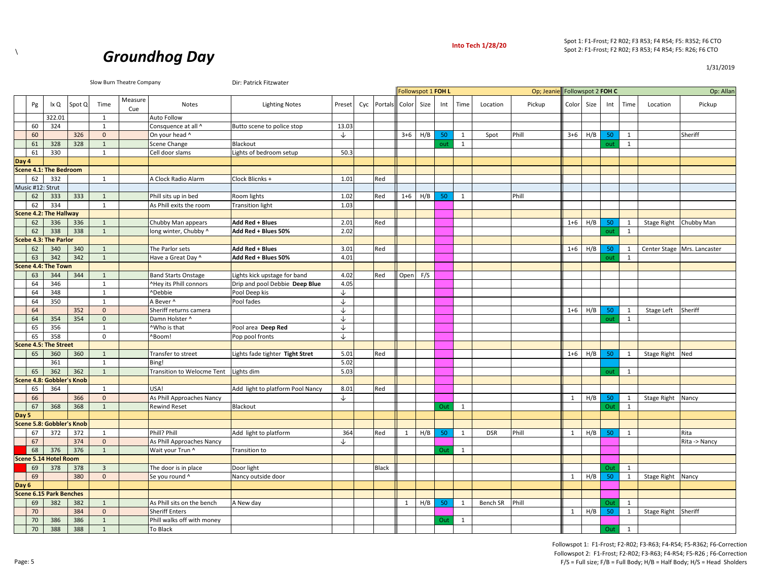\

# Groundhog Day

Into Tech 1/28/20

Spot 1: F1-Frost; F2 R02; F3 R53; F4 R54; F5: R352; F6 CTO
Spot 2: F1-Frost; F2 R02; F3 R53; F4 R54; F5: R26; F6 CTO

1/31/2019

Slow Burn Theatre Company — Dir: Patrick Fitzwater

| | | | | | | | | | | | Followspot 1 FOH L | | | | | Op; Jeanie | Followspot 2 FOH C | | | | | Op: Allan |
|---|---|---|---|---|---|---|---|---|---|---|---|---|---|---|---|---|---|---|---|---|---|---|
| | Pg | lx Q | Spot Q | Time | Measure Cue | Notes | Lighting Notes | Preset | Cyc | Portals | Color | Size | Int | Time | Location | Pickup | Color | Size | Int | Time | Location | Pickup |
| | | 322.01 | | 1 | | Auto Follow | | | | | | | | | | | | | | | | |
| | 60 | 324 | | 1 | | Consquence at all ^ | Butto scene to police stop | 13.03 | | | | | | | | | | | | | | |
| | 60 | | 326 | 0 | | On your head ^ | | ↓ | | | 3+6 | H/B | 50 | 1 | Spot | Phill | 3+6 | H/B | 50 | 1 | | Sheriff |
| | 61 | 328 | 328 | 1 | | Scene Change | Blackout | | | | | | out | 1 | | | | | out | 1 | | |
| | 61 | 330 | | 1 | | Cell door slams | Lights of bedroom setup | 50.3 | | | | | | | | | | | | | | |
| **Day 4** | | | | | | | | | | | | | | | | | | | | | | |
| **Scene 4.1: The Bedroom** | | | | | | | | | | | | | | | | | | | | | | |
| | 62 | 332 | | 1 | | A Clock Radio Alarm | Clock Blicnks + | 1.01 | | Red | | | | | | | | | | | | |
| Music #12: Strut | | | | | | | | | | | | | | | | | | | | | | |
| | 62 | 333 | 333 | 1 | | Phill sits up in bed | Room lights | 1.02 | | Red | 1+6 | H/B | 50 | 1 | | Phill | | | | | | |
| | 62 | 334 | | 1 | | As Phill exits the room | Transition light | 1.03 | | | | | | | | | | | | | | |
| **Scene 4.2: The Hallway** | | | | | | | | | | | | | | | | | | | | | | |
| | 62 | 336 | 336 | 1 | | Chubby Man appears | **Add Red + Blues** | 2.01 | | Red | | | | | | | 1+6 | H/B | 50 | 1 | Stage Right | Chubby Man |
| | 62 | 338 | 338 | 1 | | long winter, Chubby ^ | **Add Red + Blues 50%** | 2.02 | | | | | | | | | | | out | 1 | | |
| **Scebe 4.3: The Parlor** | | | | | | | | | | | | | | | | | | | | | | |
| | 62 | 340 | 340 | 1 | | The Parlor sets | **Add Red + Blues** | 3.01 | | Red | | | | | | | 1+6 | H/B | 50 | 1 | Center Stage | Mrs. Lancaster |
| | 63 | 342 | 342 | 1 | | Have a Great Day ^ | **Add Red + Blues 50%** | 4.01 | | | | | | | | | | | out | 1 | | |
| **Scene 4.4: The Town** | | | | | | | | | | | | | | | | | | | | | | |
| | 63 | 344 | 344 | 1 | | Band Starts Onstage | Lights kick upstage for band | 4.02 | | Red | Open | F/S | | | | | | | | | | |
| | 64 | 346 | | 1 | | ^Hey its Phill connors | Drip and pool Debbie **Deep Blue** | 4.05 | | | | | | | | | | | | | | |
| | 64 | 348 | | 1 | | ^Debbie | Pool Deep kis | ↓ | | | | | | | | | | | | | | |
| | 64 | 350 | | 1 | | A Bever ^ | Pool fades | ↓ | | | | | | | | | | | | | | |
| | 64 | | 352 | 0 | | Sheriff returns camera | | ↓ | | | | | | | | | 1+6 | H/B | 50 | 1 | Stage Left | Sheriff |
| | 64 | 354 | 354 | 0 | | Damn Holster ^ | | ↓ | | | | | | | | | | | out | 1 | | |
| | 65 | 356 | | 1 | | ^Who is that | Pool area **Deep Red** | ↓ | | | | | | | | | | | | | | |
| | 65 | 358 | | 0 | | ^Boom! | Pop pool fronts | ↓ | | | | | | | | | | | | | | |
| **Scene 4.5: The Street** | | | | | | | | | | | | | | | | | | | | | | |
| | 65 | 360 | 360 | 1 | | Transfer to street | Lights fade tighter **Tight Stret** | 5.01 | | Red | | | | | | | 1+6 | H/B | 50 | 1 | Stage Right | Ned |
| | | 361 | | 1 | | Bing! | | 5.02 | | | | | | | | | | | | | | |
| | 65 | 362 | 362 | 1 | | Transition to Welocme Tent | Lights dim | 5.03 | | | | | | | | | | | out | 1 | | |
| **Scene 4.8: Gobbler's Knob** | | | | | | | | | | | | | | | | | | | | | | |
| | 65 | 364 | | 1 | | USA! | Add light to platform Pool Nancy | 8.01 | | Red | | | | | | | | | | | | |
| | 66 | | 366 | 0 | | As Phill Approaches Nancy | | ↓ | | | | | | | | | 1 | H/B | 50 | 1 | Stage Right | Nancy |
| | 67 | 368 | 368 | 1 | | Rewind Reset | Blackout | | | | | | Out | 1 | | | | | Out | 1 | | |
| **Day 5** | | | | | | | | | | | | | | | | | | | | | | |
| **Scene 5.8: Gobbler's Knob** | | | | | | | | | | | | | | | | | | | | | | |
| | 67 | 372 | 372 | 1 | | Phill? Phill | Add light to platform | 364 | | Red | 1 | H/B | 50 | 1 | DSR | Phill | 1 | H/B | 50 | 1 | | Rita |
| | 67 | | 374 | 0 | | As Phill Approaches Nancy | | ↓ | | | | | | | | | | | | | | Rita -> Nancy |
| | 68 | 376 | 376 | 1 | | Wait your Trun ^ | Transition to | | | | | | Out | 1 | | | | | | | | |
| **Scene 5.14 Hotel Room** | | | | | | | | | | | | | | | | | | | | | | |
| | 69 | 378 | 378 | 3 | | The door is in place | Door light | | | Black | | | | | | | | | Out | 1 | | |
| | 69 | | 380 | 0 | | Se you round ^ | Nancy outside door | | | | | | | | | | 1 | H/B | 50 | 1 | Stage Right | Nancy |
| **Day 6** | | | | | | | | | | | | | | | | | | | | | | |
| **Scene 6.15 Park Benches** | | | | | | | | | | | | | | | | | | | | | | |
| | 69 | 382 | 382 | 1 | | As Phill sits on the bench | A New day | | | | 1 | H/B | 50 | 1 | Bench SR | Phill | | | Out | 1 | | |
| | 70 | | 384 | 0 | | Sheriff Enters | | | | | | | | | | | 1 | H/B | 50 | 1 | Stage Right | Sheriff |
| | 70 | 386 | 386 | 1 | | Phill walks off with money | | | | | | | Out | 1 | | | | | | | | |
| | 70 | 388 | 388 | 1 | | To Black | | | | | | | | | | | | | Out | 1 | | |

Followspot 1: F1-Frost; F2-R02; F3-R63; F4-R54; F5-R362; F6-Correction
Followspot 2: F1-Frost; F2-R02; F3-R63; F4-R54; F5-R26 ; F6-Correction
F/S = Full size; F/B = Full Body; H/B = Half Body; H/S = Head Sholders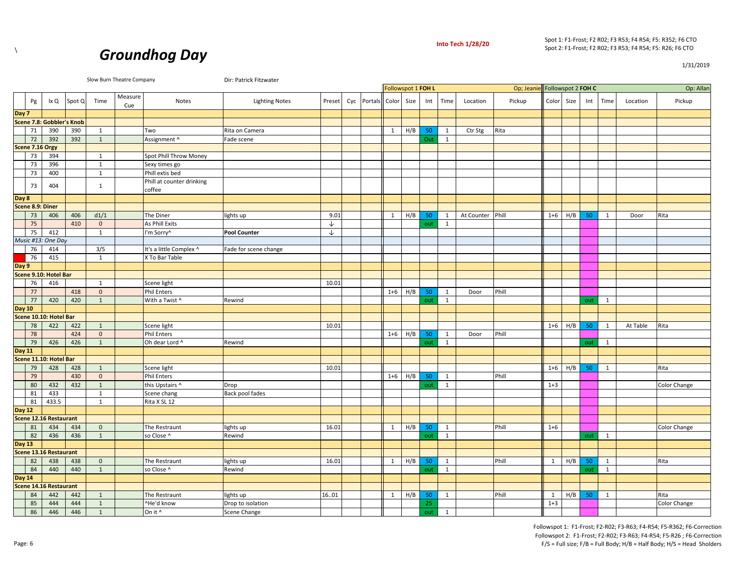\

# Groundhog Day

**Into Tech 1/28/20**

Spot 1: F1-Frost; F2 R02; F3 R53; F4 R54; F5: R352; F6 CTO
Spot 2: F1-Frost; F2 R02; F3 R53; F4 R54; F5: R26; F6 CTO

1/31/2019

Slow Burn Theatre Company — Dir: Patrick Fitzwater

| | | | | | | | | | | | Followspot 1 **FOH L** | | | | | Op; Jeanie | Followspot 2 **FOH C** | | | | | Op: Allan |
|---|---|---|---|---|---|---|---|---|---|---|---|---|---|---|---|---|---|---|---|---|---|---|
| Pg | lx Q | Spot Q | Time | Measure Cue | Notes | Lighting Notes | Preset | Cyc | Portals | Color | Size | Int | Time | Location | Pickup | Color | Size | Int | Time | Location | Pickup |
| **Day 7** | | | | | | | | | | | | | | | | | | | | | |
| **Scene 7.8: Gobbler's Knob** | | | | | | | | | | | | | | | | | | | | | |
| 71 | 390 | 390 | 1 | | Two | Rita on Camera | | | | 1 | H/B | 50 | 1 | Ctr Stg | Rita | | | | | | |
| 72 | 392 | 392 | 1 | | Assignment ^ | Fade scene | | | | | | Out | 1 | | | | | | | | |
| **Scene 7.16 Orgy** | | | | | | | | | | | | | | | | | | | | | |
| 73 | 394 | | 1 | | Spot Phill Throw Money | | | | | | | | | | | | | | | | |
| 73 | 396 | | 1 | | Sexy times go | | | | | | | | | | | | | | | | |
| 73 | 400 | | 1 | | Phill extis bed | | | | | | | | | | | | | | | | |
| 73 | 404 | | 1 | | Phill at counter drinking coffee | | | | | | | | | | | | | | | | |
| **Day 8** | | | | | | | | | | | | | | | | | | | | | |
| **Scene 8.9: Diner** | | | | | | | | | | | | | | | | | | | | | |
| 73 | 406 | 406 | d1/1 | | The Diner | lights up | 9.01 | | | 1 | H/B | 50 | 1 | At Counter | Phill | 1+6 | H/B | 50 | 1 | Door | Rita |
| 75 | | 410 | 0 | | As Phill Exits | | ↓ | | | | | out | 1 | | | | | | | | |
| 75 | 412 | | 1 | | I'm Sorry^ | **Pool Counter** | ↓ | | | | | | | | | | | | | | |
| *Music #13: One Day* | | | | | | | | | | | | | | | | | | | | | |
| 76 | 414 | | 3/5 | | It's a little Complex ^ | Fade for scene change | | | | | | | | | | | | | | | |
| 76 | 415 | | 1 | | X To Bar Table | | | | | | | | | | | | | | | | |
| **Day 9** | | | | | | | | | | | | | | | | | | | | | |
| **Scene 9.10: Hotel Bar** | | | | | | | | | | | | | | | | | | | | | |
| 76 | 416 | | 1 | | Scene light | | 10.01 | | | | | | | | | | | | | | |
| 77 | | 418 | 0 | | Phil Enters | | | | | 1+6 | H/B | 50 | 1 | Door | Phill | | | | | | |
| 77 | 420 | 420 | 1 | | With a Twist ^ | Rewind | | | | | | out | 1 | | | | | out | 1 | | |
| **Day 10** | | | | | | | | | | | | | | | | | | | | | |
| **Scene 10.10: Hotel Bar** | | | | | | | | | | | | | | | | | | | | | |
| 78 | 422 | 422 | 1 | | Scene light | | 10.01 | | | | | | | | | 1+6 | H/B | 50 | 1 | At Table | Rita |
| 78 | | 424 | 0 | | Phil Enters | | | | | 1+6 | H/B | 50 | 1 | Door | Phill | | | | | | |
| 79 | 426 | 426 | 1 | | Oh dear Lord ^ | Rewind | | | | | | out | 1 | | | | | out | 1 | | |
| **Day 11** | | | | | | | | | | | | | | | | | | | | | |
| **Scene 11.10: Hotel Bar** | | | | | | | | | | | | | | | | | | | | | |
| 79 | 428 | 428 | 1 | | Scene light | | 10.01 | | | | | | | | | 1+6 | H/B | 50 | 1 | | Rita |
| 79 | | 430 | 0 | | Phil Enters | | | | | 1+6 | H/B | 50 | 1 | | Phill | | | | | | |
| 80 | 432 | 432 | 1 | | this Upstairs ^ | Drop | | | | | | out | 1 | | | 1+3 | | | | | Color Change |
| 81 | 433 | | 1 | | Scene chang | Back pool fades | | | | | | | | | | | | | | | |
| 81 | 433.5 | | 1 | | Rita X SL 12 | | | | | | | | | | | | | | | | |
| **Day 12** | | | | | | | | | | | | | | | | | | | | | |
| **Scene 12.16 Restaurant** | | | | | | | | | | | | | | | | | | | | | |
| 81 | 434 | 434 | 0 | | The Restraunt | lights up | 16.01 | | | 1 | H/B | 50 | 1 | | Phill | 1+6 | | | | | Color Change |
| 82 | 436 | 436 | 1 | | so Close ^ | Rewind | | | | | | out | 1 | | | | | out | 1 | | |
| **Day 13** | | | | | | | | | | | | | | | | | | | | | |
| **Scene 13.16 Restaurant** | | | | | | | | | | | | | | | | | | | | | |
| 82 | 438 | 438 | 0 | | The Restraunt | lights up | 16.01 | | | 1 | H/B | 50 | 1 | | Phill | 1 | H/B | 50 | 1 | | Rita |
| 84 | 440 | 440 | 1 | | so Close ^ | Rewind | | | | | | out | 1 | | | | | out | 1 | | |
| **Day 14** | | | | | | | | | | | | | | | | | | | | | |
| **Scene 14.16 Restaurant** | | | | | | | | | | | | | | | | | | | | | |
| 84 | 442 | 442 | 1 | | The Restraunt | lights up | 16..01 | | | 1 | H/B | 50 | 1 | | Phill | 1 | H/B | 50 | 1 | | Rita |
| 85 | 444 | 444 | 1 | | ^He'd know | Drop to isolation | | | | | | 25 | | | | 1+3 | | | | | Color Change |
| 86 | 446 | 446 | 1 | | On it ^ | Scene Change | | | | | | out | 1 | | | | | | | | |

Followspot 1: F1-Frost; F2-R02; F3-R63; F4-R54; F5-R362; F6-Correction
Followspot 2: F1-Frost; F2-R02; F3-R63; F4-R54; F5-R26 ; F6-Correction
F/S = Full size; F/B = Full Body; H/B = Half Body; H/S = Head Sholders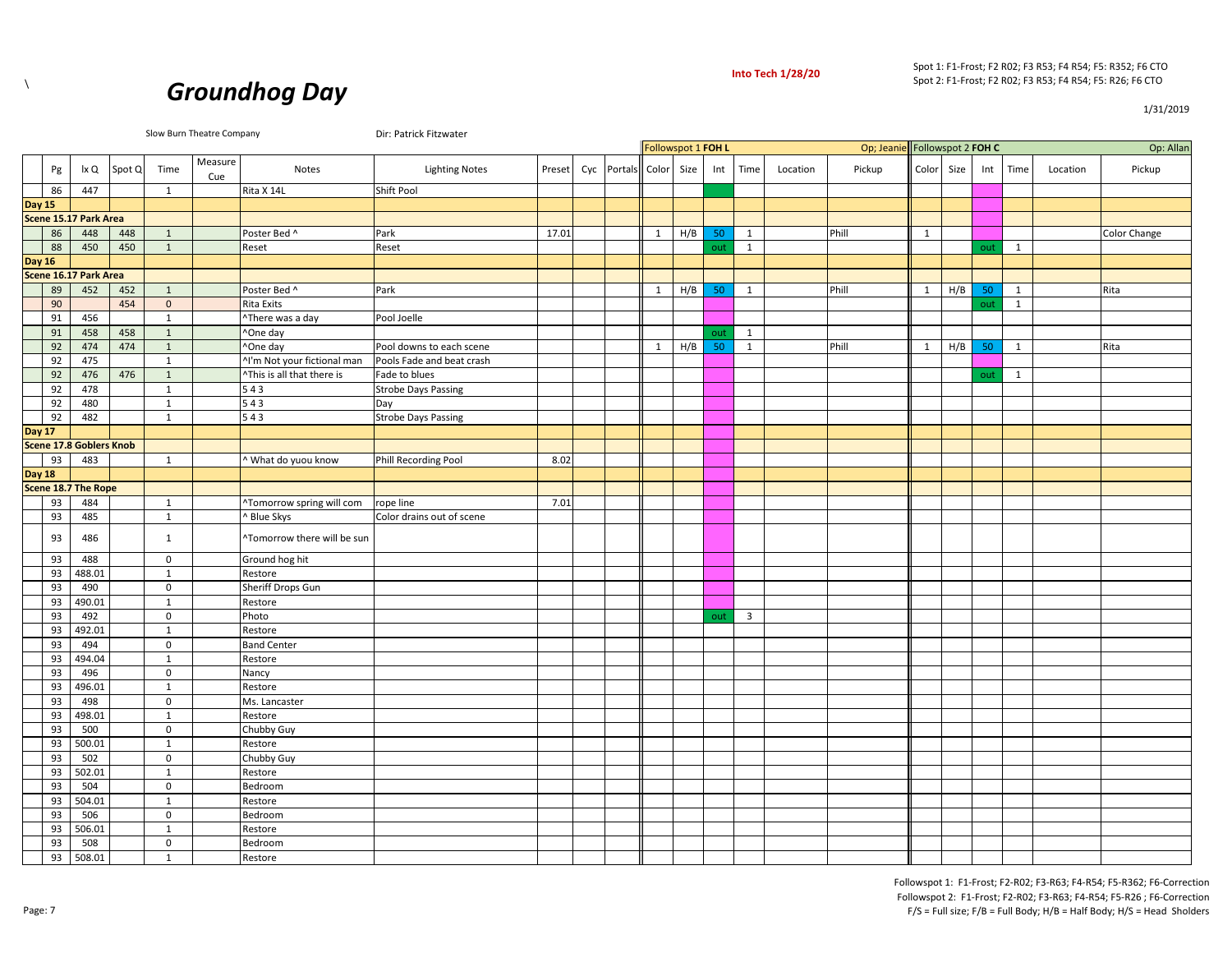\

# Groundhog Day

**Into Tech 1/28/20**

Spot 1: F1-Frost; F2 R02; F3 R53; F4 R54; F5: R352; F6 CTO
Spot 2: F1-Frost; F2 R02; F3 R53; F4 R54; F5: R26; F6 CTO

1/31/2019

Slow Burn Theatre Company — Dir: Patrick Fitzwater

| | | | | | | | | | | | Followspot 1 FOH L | | | | | Op; Jeanie | Followspot 2 FOH C | | | | | Op: Allan |
|---|---|---|---|---|---|---|---|---|---|---|---|---|---|---|---|---|---|---|---|---|---|---|
| Pg | lx Q | Spot Q | Time | Measure Cue | Notes | Lighting Notes | Preset | Cyc | Portals | Color | Size | Int | Time | Location | Pickup | Color | Size | Int | Time | Location | Pickup |
| 86 | 447 | | 1 | | Rita X 14L | Shift Pool | | | | | | | | | | | | | | | |
| **Day 15** | | | | | | | | | | | | | | | | | | | | | |
| **Scene 15.17 Park Area** | | | | | | | | | | | | | | | | | | | | | |
| 86 | 448 | 448 | 1 | | Poster Bed ^ | Park | 17.01 | | | 1 | H/B | 50 | 1 | | Phill | 1 | | | | | Color Change |
| 88 | 450 | 450 | 1 | | Reset | Reset | | | | | | out | 1 | | | | | out | 1 | | |
| **Day 16** | | | | | | | | | | | | | | | | | | | | | |
| **Scene 16.17 Park Area** | | | | | | | | | | | | | | | | | | | | | |
| 89 | 452 | 452 | 1 | | Poster Bed ^ | Park | | | | 1 | H/B | 50 | 1 | | Phill | 1 | H/B | 50 | 1 | | Rita |
| 90 | | 454 | 0 | | Rita Exits | | | | | | | | | | | | | out | 1 | | |
| 91 | 456 | | 1 | | ^There was a day | Pool Joelle | | | | | | | | | | | | | | | |
| 91 | 458 | 458 | 1 | | ^One day | | | | | | | out | 1 | | | | | | | | |
| 92 | 474 | 474 | 1 | | ^One day | Pool downs to each scene | | | | 1 | H/B | 50 | 1 | | Phill | 1 | H/B | 50 | 1 | | Rita |
| 92 | 475 | | 1 | | ^I'm Not your fictional man | Pools Fade and beat crash | | | | | | | | | | | | | | | |
| 92 | 476 | 476 | 1 | | ^This is all that there is | Fade to blues | | | | | | | | | | | | out | 1 | | |
| 92 | 478 | | 1 | | 5 4 3 | Strobe Days Passing | | | | | | | | | | | | | | | |
| 92 | 480 | | 1 | | 5 4 3 | Day | | | | | | | | | | | | | | | |
| 92 | 482 | | 1 | | 5 4 3 | Strobe Days Passing | | | | | | | | | | | | | | | |
| **Day 17** | | | | | | | | | | | | | | | | | | | | | |
| **Scene 17.8 Goblers Knob** | | | | | | | | | | | | | | | | | | | | | |
| 93 | 483 | | 1 | | ^ What do yuou know | Phill Recording Pool | 8.02 | | | | | | | | | | | | | | |
| **Day 18** | | | | | | | | | | | | | | | | | | | | | |
| **Scene 18.7 The Rope** | | | | | | | | | | | | | | | | | | | | | |
| 93 | 484 | | 1 | | ^Tomorrow spring will com | rope line | 7.01 | | | | | | | | | | | | | | |
| 93 | 485 | | 1 | | ^ Blue Skys | Color drains out of scene | | | | | | | | | | | | | | | |
| 93 | 486 | | 1 | | ^Tomorrow there will be sun | | | | | | | | | | | | | | | | |
| 93 | 488 | | 0 | | Ground hog hit | | | | | | | | | | | | | | | | |
| 93 | 488.01 | | 1 | | Restore | | | | | | | | | | | | | | | | |
| 93 | 490 | | 0 | | Sheriff Drops Gun | | | | | | | | | | | | | | | | |
| 93 | 490.01 | | 1 | | Restore | | | | | | | | | | | | | | | | |
| 93 | 492 | | 0 | | Photo | | | | | | | out | 3 | | | | | | | | |
| 93 | 492.01 | | 1 | | Restore | | | | | | | | | | | | | | | | |
| 93 | 494 | | 0 | | Band Center | | | | | | | | | | | | | | | | |
| 93 | 494.04 | | 1 | | Restore | | | | | | | | | | | | | | | | |
| 93 | 496 | | 0 | | Nancy | | | | | | | | | | | | | | | | |
| 93 | 496.01 | | 1 | | Restore | | | | | | | | | | | | | | | | |
| 93 | 498 | | 0 | | Ms. Lancaster | | | | | | | | | | | | | | | | |
| 93 | 498.01 | | 1 | | Restore | | | | | | | | | | | | | | | | |
| 93 | 500 | | 0 | | Chubby Guy | | | | | | | | | | | | | | | | |
| 93 | 500.01 | | 1 | | Restore | | | | | | | | | | | | | | | | |
| 93 | 502 | | 0 | | Chubby Guy | | | | | | | | | | | | | | | | |
| 93 | 502.01 | | 1 | | Restore | | | | | | | | | | | | | | | | |
| 93 | 504 | | 0 | | Bedroom | | | | | | | | | | | | | | | | |
| 93 | 504.01 | | 1 | | Restore | | | | | | | | | | | | | | | | |
| 93 | 506 | | 0 | | Bedroom | | | | | | | | | | | | | | | | |
| 93 | 506.01 | | 1 | | Restore | | | | | | | | | | | | | | | | |
| 93 | 508 | | 0 | | Bedroom | | | | | | | | | | | | | | | | |
| 93 | 508.01 | | 1 | | Restore | | | | | | | | | | | | | | | | |

Followspot 1: F1-Frost; F2-R02; F3-R63; F4-R54; F5-R362; F6-Correction
Followspot 2: F1-Frost; F2-R02; F3-R63; F4-R54; F5-R26 ; F6-Correction
F/S = Full size; F/B = Full Body; H/B = Half Body; H/S = Head Sholders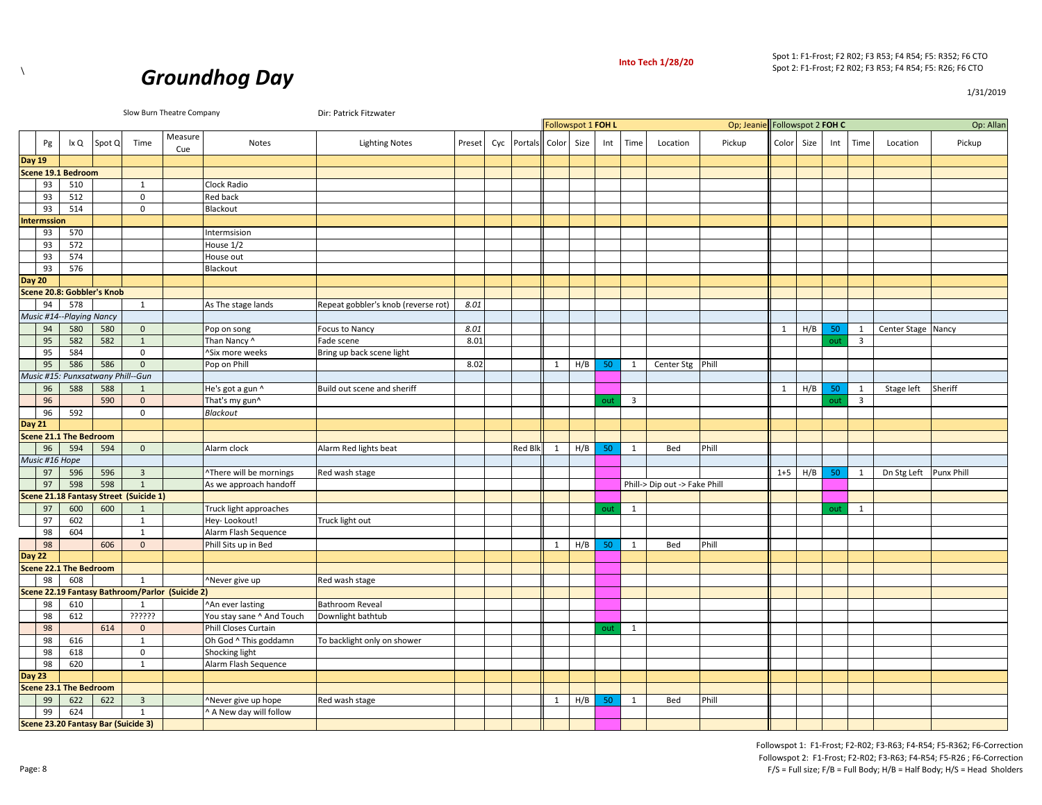\

# Groundhog Day

Into Tech 1/28/20

Spot 1: F1-Frost; F2 R02; F3 R53; F4 R54; F5: R352; F6 CTO
Spot 2: F1-Frost; F2 R02; F3 R53; F4 R54; F5: R26; F6 CTO

1/31/2019

Slow Burn Theatre Company

Dir: Patrick Fitzwater

| | | | | | | | | | | Followspot 1 FOH L | | | | | Op; Jeanie | Followspot 2 FOH C | | | | | Op: Allan |
|---|---|---|---|---|---|---|---|---|---|---|---|---|---|---|---|---|---|---|---|---|---|
| Pg | lx Q | Spot Q | Time | Measure Cue | Notes | Lighting Notes | Preset | Cyc | Portals | Color | Size | Int | Time | Location | Pickup | Color | Size | Int | Time | Location | Pickup |
| **Day 19** | | | | | | | | | | | | | | | | | | | | | |
| **Scene 19.1 Bedroom** | | | | | | | | | | | | | | | | | | | | | |
| 93 | 510 | | 1 | | Clock Radio | | | | | | | | | | | | | | | | |
| 93 | 512 | | 0 | | Red back | | | | | | | | | | | | | | | | |
| 93 | 514 | | 0 | | Blackout | | | | | | | | | | | | | | | | |
| **Intermssion** | | | | | | | | | | | | | | | | | | | | | |
| 93 | 570 | | | | Intermsision | | | | | | | | | | | | | | | | |
| 93 | 572 | | | | House 1/2 | | | | | | | | | | | | | | | | |
| 93 | 574 | | | | House out | | | | | | | | | | | | | | | | |
| 93 | 576 | | | | Blackout | | | | | | | | | | | | | | | | |
| **Day 20** | | | | | | | | | | | | | | | | | | | | | |
| **Scene 20.8: Gobbler's Knob** | | | | | | | | | | | | | | | | | | | | | |
| 94 | 578 | | 1 | | As The stage lands | Repeat gobbler's knob (reverse rot) | *8.01* | | | | | | | | | | | | | | |
| *Music #14--Playing Nancy* | | | | | | | | | | | | | | | | | | | | | |
| 94 | 580 | 580 | 0 | | Pop on song | Focus to Nancy | *8.01* | | | | | | | | | 1 | H/B | 50 | 1 | Center Stage | Nancy |
| 95 | 582 | 582 | 1 | | Than Nancy ^ | Fade scene | 8.01 | | | | | | | | | | | out | 3 | | |
| 95 | 584 | | 0 | | ^Six more weeks | Bring up back scene light | | | | | | | | | | | | | | | |
| 95 | 586 | 586 | 0 | | Pop on Phill | | 8.02 | | | 1 | H/B | 50 | 1 | Center Stg | Phill | | | | | | |
| *Music #15: Punxsatawny Phill--Gun* | | | | | | | | | | | | | | | | | | | | | |
| 96 | 588 | 588 | 1 | | He's got a gun ^ | Build out scene and sheriff | | | | | | | | | | 1 | H/B | 50 | 1 | Stage left | Sheriff |
| 96 | | 590 | 0 | | That's my gun^ | | | | | | | out | 3 | | | | | out | 3 | | |
| 96 | 592 | | 0 | | *Blackout* | | | | | | | | | | | | | | | | |
| **Day 21** | | | | | | | | | | | | | | | | | | | | | |
| **Scene 21.1 The Bedroom** | | | | | | | | | | | | | | | | | | | | | |
| 96 | 594 | 594 | 0 | | Alarm clock | Alarm Red lights beat | | | Red Blk | 1 | H/B | 50 | 1 | Bed | Phill | | | | | | |
| *Music #16 Hope* | | | | | | | | | | | | | | | | | | | | | |
| 97 | 596 | 596 | 3 | | ^There will be mornings | Red wash stage | | | | | | | | | | 1+5 | H/B | 50 | 1 | Dn Stg Left | Punx Phill |
| 97 | 598 | 598 | 1 | | As we approach handoff | | | | | | | | Phill-> Dip out -> Fake Phill | | | | | | | | |
| **Scene 21.18 Fantasy Street (Suicide 1)** | | | | | | | | | | | | | | | | | | | | | |
| 97 | 600 | 600 | 1 | | Truck light approaches | | | | | | | out | 1 | | | | | out | 1 | | |
| 97 | 602 | | 1 | | Hey- Lookout! | Truck light out | | | | | | | | | | | | | | | |
| 98 | 604 | | 1 | | Alarm Flash Sequence | | | | | | | | | | | | | | | | |
| 98 | | 606 | 0 | | Phill Sits up in Bed | | | | | 1 | H/B | 50 | 1 | Bed | Phill | | | | | | |
| **Day 22** | | | | | | | | | | | | | | | | | | | | | |
| **Scene 22.1 The Bedroom** | | | | | | | | | | | | | | | | | | | | | |
| 98 | 608 | | 1 | | ^Never give up | Red wash stage | | | | | | | | | | | | | | | |
| **Scene 22.19 Fantasy Bathroom/Parlor (Suicide 2)** | | | | | | | | | | | | | | | | | | | | | |
| 98 | 610 | | 1 | | ^An ever lasting | Bathroom Reveal | | | | | | | | | | | | | | | |
| 98 | 612 | | ?????? | | You stay sane ^ And Touch | Downlight bathtub | | | | | | | | | | | | | | | |
| 98 | | 614 | 0 | | Phill Closes Curtain | | | | | | | out | 1 | | | | | | | | |
| 98 | 616 | | 1 | | Oh God ^ This goddamn | To backlight only on shower | | | | | | | | | | | | | | | |
| 98 | 618 | | 0 | | Shocking light | | | | | | | | | | | | | | | | |
| 98 | 620 | | 1 | | Alarm Flash Sequence | | | | | | | | | | | | | | | | |
| **Day 23** | | | | | | | | | | | | | | | | | | | | | |
| **Scene 23.1 The Bedroom** | | | | | | | | | | | | | | | | | | | | | |
| 99 | 622 | 622 | 3 | | ^Never give up hope | Red wash stage | | | | 1 | H/B | 50 | 1 | Bed | Phill | | | | | | |
| 99 | 624 | | 1 | | ^ A New day will follow | | | | | | | | | | | | | | | | |
| **Scene 23.20 Fantasy Bar (Suicide 3)** | | | | | | | | | | | | | | | | | | | | | |

Followspot 1: F1-Frost; F2-R02; F3-R63; F4-R54; F5-R362; F6-Correction
Followspot 2: F1-Frost; F2-R02; F3-R63; F4-R54; F5-R26 ; F6-Correction
F/S = Full size; F/B = Full Body; H/B = Half Body; H/S = Head Sholders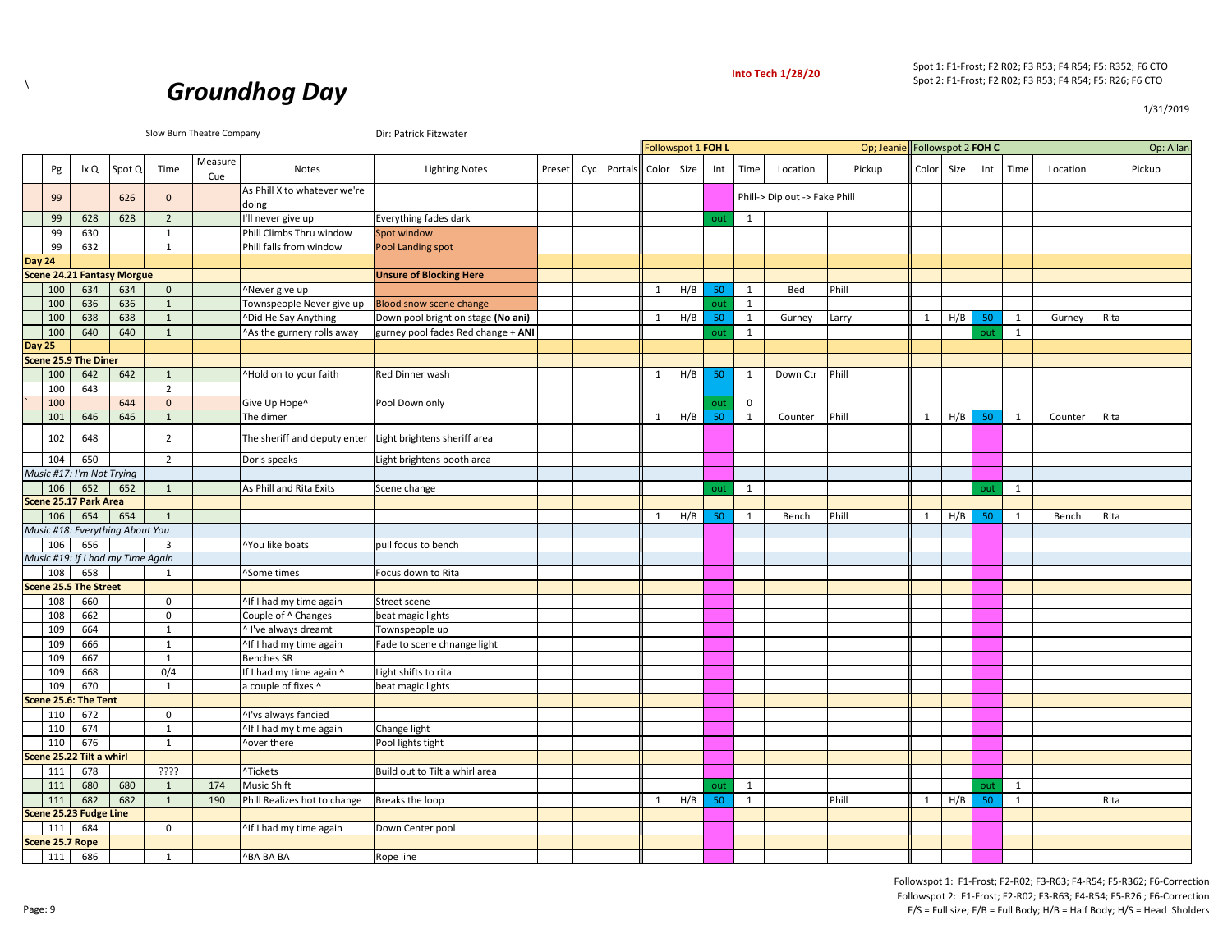\

# Groundhog Day

**Into Tech 1/28/20**

Spot 1: F1-Frost; F2 R02; F3 R53; F4 R54; F5: R352; F6 CTO
Spot 2: F1-Frost; F2 R02; F3 R53; F4 R54; F5: R26; F6 CTO

1/31/2019

Slow Burn Theatre Company — Dir: Patrick Fitzwater

| | | | | | | | | | | | Followspot 1 FOH L | | | | | Op; Jeanie | Followspot 2 FOH C | | | | | Op: Allan |
|---|---|---|---|---|---|---|---|---|---|---|---|---|---|---|---|---|---|---|---|---|---|---|
| Pg | lx Q | Spot Q | Time | Measure Cue | Notes | Lighting Notes | Preset | Cyc | Portals | Color | Size | Int | Time | Location | Pickup | Color | Size | Int | Time | Location | Pickup |
| 99 | | 626 | 0 | | As Phill X to whatever we're doing | | | | | | | | Phill-> Dip out -> Fake Phill | | | | | | | | |
| 99 | 628 | 628 | 2 | | I'll never give up | Everything fades dark | | | | | | out | 1 | | | | | | | | |
| 99 | 630 | | 1 | | Phill Climbs Thru window | Spot window | | | | | | | | | | | | | | | |
| 99 | 632 | | 1 | | Phill falls from window | Pool Landing spot | | | | | | | | | | | | | | | |
| **Day 24** | | | | | | | | | | | | | | | | | | | | | |
| **Scene 24.21 Fantasy Morgue** | | | | | | **Unsure of Blocking Here** | | | | | | | | | | | | | | | |
| 100 | 634 | 634 | 0 | | ^Never give up | | | | | 1 | H/B | 50 | 1 | Bed | Phill | | | | | | |
| 100 | 636 | 636 | 1 | | Townspeople Never give up | Blood snow scene change | | | | | | out | 1 | | | | | | | | |
| 100 | 638 | 638 | 1 | | ^Did He Say Anything | Down pool bright on stage **(No ani)** | | | | 1 | H/B | 50 | 1 | Gurney | Larry | 1 | H/B | 50 | 1 | Gurney | Rita |
| 100 | 640 | 640 | 1 | | ^As the gurnery rolls away | gurney pool fades Red change + **ANI** | | | | | | out | 1 | | | | | out | 1 | | |
| **Day 25** | | | | | | | | | | | | | | | | | | | | | |
| **Scene 25.9 The Diner** | | | | | | | | | | | | | | | | | | | | | |
| 100 | 642 | 642 | 1 | | ^Hold on to your faith | Red Dinner wash | | | | 1 | H/B | 50 | 1 | Down Ctr | Phill | | | | | | |
| 100 | 643 | | 2 | | | | | | | | | | | | | | | | | | |
| 100 | | 644 | 0 | | Give Up Hope^ | Pool Down only | | | | | | out | 0 | | | | | | | | |
| 101 | 646 | 646 | 1 | | The dimer | | | | | 1 | H/B | 50 | 1 | Counter | Phill | 1 | H/B | 50 | 1 | Counter | Rita |
| 102 | 648 | | 2 | | The sheriff and deputy enter | Light brightens sheriff area | | | | | | | | | | | | | | | |
| 104 | 650 | | 2 | | Doris speaks | Light brightens booth area | | | | | | | | | | | | | | | |
| *Music #17: I'm Not Trying* | | | | | | | | | | | | | | | | | | | | | |
| 106 | 652 | 652 | 1 | | As Phill and Rita Exits | Scene change | | | | | | out | 1 | | | | | out | 1 | | |
| **Scene 25.17 Park Area** | | | | | | | | | | | | | | | | | | | | | |
| 106 | 654 | 654 | 1 | | | | | | | 1 | H/B | 50 | 1 | Bench | Phill | 1 | H/B | 50 | 1 | Bench | Rita |
| *Music #18: Everything About You* | | | | | | | | | | | | | | | | | | | | | |
| 106 | 656 | | 3 | | ^You like boats | pull focus to bench | | | | | | | | | | | | | | | |
| *Music #19: If I had my Time Again* | | | | | | | | | | | | | | | | | | | | | |
| 108 | 658 | | 1 | | ^Some times | Focus down to Rita | | | | | | | | | | | | | | | |
| **Scene 25.5 The Street** | | | | | | | | | | | | | | | | | | | | | |
| 108 | 660 | | 0 | | ^If I had my time again | Street scene | | | | | | | | | | | | | | | |
| 108 | 662 | | 0 | | Couple of ^ Changes | beat magic lights | | | | | | | | | | | | | | | |
| 109 | 664 | | 1 | | ^ I've always dreamt | Townspeople up | | | | | | | | | | | | | | | |
| 109 | 666 | | 1 | | ^If I had my time again | Fade to scene chnange light | | | | | | | | | | | | | | | |
| 109 | 667 | | 1 | | Benches SR | | | | | | | | | | | | | | | | |
| 109 | 668 | | 0/4 | | If I had my time again ^ | Light shifts to rita | | | | | | | | | | | | | | | |
| 109 | 670 | | 1 | | a couple of fixes ^ | beat magic lights | | | | | | | | | | | | | | | |
| **Scene 25.6: The Tent** | | | | | | | | | | | | | | | | | | | | | |
| 110 | 672 | | 0 | | ^I'vs always fancied | | | | | | | | | | | | | | | | |
| 110 | 674 | | 1 | | ^If I had my time again | Change light | | | | | | | | | | | | | | | |
| 110 | 676 | | 1 | | ^over there | Pool lights tight | | | | | | | | | | | | | | | |
| **Scene 25.22 Tilt a whirl** | | | | | | | | | | | | | | | | | | | | | |
| 111 | 678 | | ???? | | ^Tickets | Build out to Tilt a whirl area | | | | | | | | | | | | | | | |
| 111 | 680 | 680 | 1 | 174 | Music Shift | | | | | | | out | 1 | | | | | out | 1 | | |
| 111 | 682 | 682 | 1 | 190 | Phill Realizes hot to change | Breaks the loop | | | | 1 | H/B | 50 | 1 | | Phill | 1 | H/B | 50 | 1 | | Rita |
| **Scene 25.23 Fudge Line** | | | | | | | | | | | | | | | | | | | | | |
| 111 | 684 | | 0 | | ^If I had my time again | Down Center pool | | | | | | | | | | | | | | | |
| **Scene 25.7 Rope** | | | | | | | | | | | | | | | | | | | | | |
| 111 | 686 | | 1 | | ^BA BA BA | Rope line | | | | | | | | | | | | | | | |

Followspot 1: F1-Frost; F2-R02; F3-R63; F4-R54; F5-R362; F6-Correction
Followspot 2: F1-Frost; F2-R02; F3-R63; F4-R54; F5-R26 ; F6-Correction
F/S = Full size; F/B = Full Body; H/B = Half Body; H/S = Head Sholders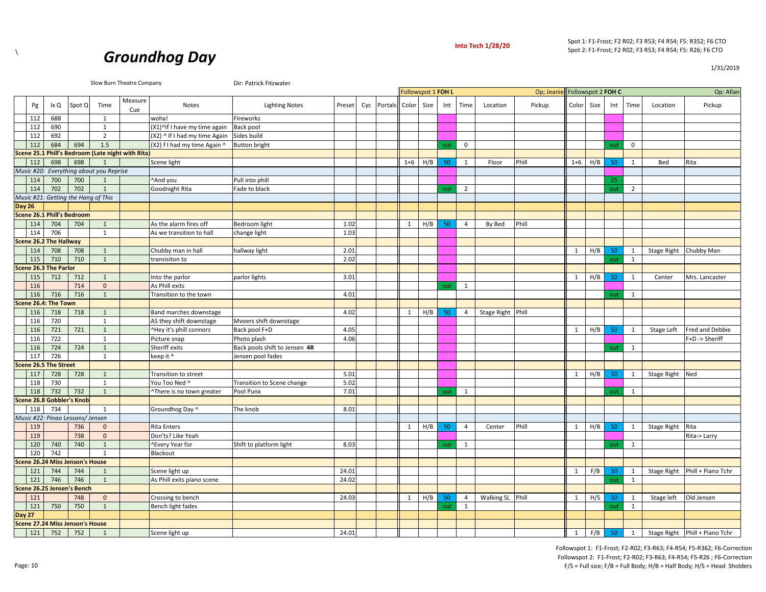\

# Groundhog Day

Into Tech 1/28/20

Spot 1: F1-Frost; F2 R02; F3 R53; F4 R54; F5: R352; F6 CTO
Spot 2: F1-Frost; F2 R02; F3 R53; F4 R54; F5: R26; F6 CTO

1/31/2019

Slow Burn Theatre Company

Dir: Patrick Fitzwater

| | | | | | | | | | | | Followspot 1 FOH L | | | | | Op; Jeanie | Followspot 2 FOH C | | | | | Op: Allan |
|---|---|---|---|---|---|---|---|---|---|---|---|---|---|---|---|---|---|---|---|---|---|---|
| Pg | lx Q | Spot Q | Time | Measure Cue | Notes | Lighting Notes | Preset | Cyc | Portals | Color | Size | Int | Time | Location | Pickup | Color | Size | Int | Time | Location | Pickup |
| 112 | 688 | | 1 | | woha! | Fireworks | | | | | | | | | | | | | | | |
| 112 | 690 | | 1 | | (X1)^If I have my time again | Back pool | | | | | | | | | | | | | | | |
| 112 | 692 | | 2 | | (X2) ^ If I had my time Again | Sides build | | | | | | | | | | | | | | | |
| 112 | 684 | 694 | 1.5 | | (X2) f I had my time Again ^ | Button bright | | | | | | out | 0 | | | | | out | 0 | | |
| **Scene 25.1 Phill's Bedroom (Late night with Rita)** | | | | | | | | | | | | | | | | | | | | | |
| 112 | 698 | 698 | 1 | | Scene light | | | | | 1+6 | H/B | 50 | 1 | Floor | Phill | 1+6 | H/B | 50 | 1 | Bed | Rita |
| *Music #20: Everything about you Reprise* | | | | | | | | | | | | | | | | | | | | | |
| 114 | 700 | 700 | 1 | | ^And you | Pull into phill | | | | | | | | | | | | 25 | | | |
| 114 | 702 | 702 | 1 | | Goodnight Rita | Fade to black | | | | | | out | 2 | | | | | out | 2 | | |
| *Music #21: Getting the Hang of This* | | | | | | | | | | | | | | | | | | | | | |
| **Day 26** | | | | | | | | | | | | | | | | | | | | | |
| **Scene 26.1 Phill's Bedroom** | | | | | | | | | | | | | | | | | | | | | |
| 114 | 704 | 704 | 1 | | As the alarm fires off | Bedroom light | 1.02 | | | 1 | H/B | 50 | 4 | By Bed | Phill | | | | | | |
| 114 | 706 | | 1 | | As we transition to hall | change light | 1.03 | | | | | | | | | | | | | | |
| **Scene 26.2 The Hallway** | | | | | | | | | | | | | | | | | | | | | |
| 114 | 708 | 708 | 1 | | Chubby man in hall | hallway light | 2.01 | | | | | | | | | 1 | H/B | 50 | 1 | Stage Right | Chubby Man |
| 115 | 710 | 710 | 1 | | transisiton to | | 2.02 | | | | | | | | | | | out | 1 | | |
| **Scene 26.3 The Parlor** | | | | | | | | | | | | | | | | | | | | | |
| 115 | 712 | 712 | 1 | | Into the parlor | parlor lights | 3.01 | | | | | | | | | 1 | H/B | 50 | 1 | Center | Mrs. Lancaster |
| 116 | | 714 | 0 | | As Phill exits | | | | | | | out | 1 | | | | | | | | |
| 116 | 716 | 716 | 1 | | Transition to the town | | 4.01 | | | | | | | | | | | out | 1 | | |
| **Scene 26.4: The Town** | | | | | | | | | | | | | | | | | | | | | |
| 116 | 718 | 718 | 1 | | Band marches downstage | | 4.02 | | | 1 | H/B | 50 | 4 | Stage Right | Phill | | | | | | |
| 116 | 720 | | 1 | | AS they shift downstage | Mvoers shift downstage | | | | | | | | | | | | | | | |
| 116 | 721 | 721 | 1 | | ^Hey it's phill connors | Back pool F+D | 4.05 | | | | | | | | | 1 | H/B | 50 | 1 | Stage Left | Fred and Debbie |
| 116 | 722 | | 1 | | Picture snap | Photo plash | 4.06 | | | | | | | | | | | | | | F+D -> Sheriff |
| 116 | 724 | 724 | 1 | | Sheriff exits | Back pools shift to Jensen **4R** | | | | | | | | | | | | out | 1 | | |
| 117 | 726 | | 1 | | keep it ^ | Jensen pool fades | | | | | | | | | | | | | | | |
| **Scene 26.5 The Street** | | | | | | | | | | | | | | | | | | | | | |
| 117 | 728 | 728 | 1 | | Transition to street | | 5.01 | | | | | | | | | 1 | H/B | 50 | 1 | Stage Right | Ned |
| 118 | 730 | | 1 | | You Too Ned ^ | Transition to Scene change | 5.02 | | | | | | | | | | | | | | |
| 118 | 732 | 732 | 1 | | ^There is no town greater | Pool Punx | 7.01 | | | | | out | 1 | | | | | out | 1 | | |
| **Scene 26.8 Gobbler's Knob** | | | | | | | | | | | | | | | | | | | | | |
| 118 | 734 | | 1 | | Groundhog Day ^ | The knob | 8.01 | | | | | | | | | | | | | | |
| *Music #22: Pinao Lessons/ Jensen* | | | | | | | | | | | | | | | | | | | | | |
| 119 | | 736 | 0 | | Rita Enters | | | | | 1 | H/B | 50 | 4 | Center | Phill | 1 | H/B | 50 | 1 | Stage Right | Rita |
| 119 | | 738 | 0 | | Don'ts? Like Yeah | | | | | | | | | | | | | | | | Rita-> Larry |
| 120 | 740 | 740 | 1 | | ^Every Year for | Shift to platform light | 8.03 | | | | | out | 1 | | | | | out | 1 | | |
| 120 | 742 | | 1 | | Blackout | | | | | | | | | | | | | | | | |
| **Scene 26.24 Miss Jenson's House** | | | | | | | | | | | | | | | | | | | | | |
| 121 | 744 | 744 | 1 | | Scene light up | | 24.01 | | | | | | | | | 1 | F/B | 50 | 1 | Stage Right | Phill + Piano Tchr |
| 121 | 746 | 746 | 1 | | As Phill exits piano scene | | 24.02 | | | | | | | | | | | out | 1 | | |
| **Scene 26.25 Jensen's Bench** | | | | | | | | | | | | | | | | | | | | | |
| 121 | | 748 | 0 | | Crossing to bench | | 24.03 | | | 1 | H/B | 50 | 4 | Walking SL | Phill | 1 | H/S | 50 | 1 | Stage left | Old Jensen |
| 121 | 750 | 750 | 1 | | Bench light fades | | | | | | | out | 1 | | | | | out | 1 | | |
| **Day 27** | | | | | | | | | | | | | | | | | | | | | |
| **Scene 27.24 Miss Jenson's House** | | | | | | | | | | | | | | | | | | | | | |
| 121 | 752 | 752 | 1 | | Scene light up | | 24.01 | | | | | | | | | 1 | F/B | 50 | 1 | Stage Right | Phill + Piano Tchr |

Followspot 1: F1-Frost; F2-R02; F3-R63; F4-R54; F5-R362; F6-Correction
Followspot 2: F1-Frost; F2-R02; F3-R63; F4-R54; F5-R26 ; F6-Correction
F/S = Full size; F/B = Full Body; H/B = Half Body; H/S = Head Sholders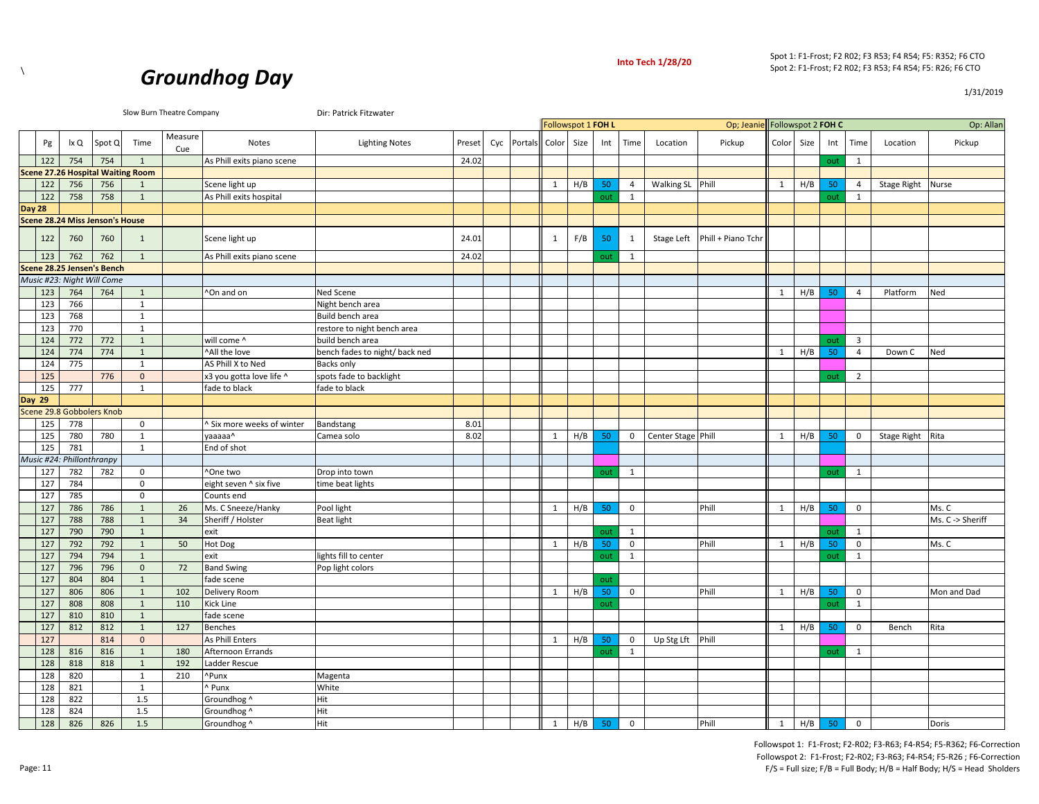\

# Groundhog Day

**Into Tech 1/28/20**

Spot 1: F1-Frost; F2 R02; F3 R53; F4 R54; F5: R352; F6 CTO
Spot 2: F1-Frost; F2 R02; F3 R53; F4 R54; F5: R26; F6 CTO

1/31/2019

Slow Burn Theatre Company — Dir: Patrick Fitzwater

| Pg | lx Q | Spot Q | Time | Measure Cue | Notes | Lighting Notes | Preset | Cyc | Portals | Followspot 1 FOH L (Op; Jeanie) Color | Size | Int | Time | Location | Pickup | Followspot 2 FOH C (Op: Allan) Color | Size | Int | Time | Location | Pickup |
|---|---|---|---|---|---|---|---|---|---|---|---|---|---|---|---|---|---|---|---|---|---|
| 122 | 754 | 754 | 1 | | As Phill exits piano scene | | 24.02 | | | | | | | | | | | out | 1 | | |
| **Scene 27.26 Hospital Waiting Room** | | | | | | | | | | | | | | | | | | | | | |
| 122 | 756 | 756 | 1 | | Scene light up | | | | | 1 | H/B | 50 | 4 | Walking SL | Phill | 1 | H/B | 50 | 4 | Stage Right | Nurse |
| 122 | 758 | 758 | 1 | | As Phill exits hospital | | | | | | | out | 1 | | | | | out | 1 | | |
| **Day 28** | | | | | | | | | | | | | | | | | | | | | |
| **Scene 28.24 Miss Jenson's House** | | | | | | | | | | | | | | | | | | | | | |
| 122 | 760 | 760 | 1 | | Scene light up | | 24.01 | | | 1 | F/B | 50 | 1 | Stage Left | Phill + Piano Tchr | | | | | | |
| 123 | 762 | 762 | 1 | | As Phill exits piano scene | | 24.02 | | | | | out | 1 | | | | | | | | |
| **Scene 28.25 Jensen's Bench** | | | | | | | | | | | | | | | | | | | | | |
| *Music #23: Night Will Come* | | | | | | | | | | | | | | | | | | | | | |
| 123 | 764 | 764 | 1 | | ^On and on | Ned Scene | | | | | | | | | | 1 | H/B | 50 | 4 | Platform | Ned |
| 123 | 766 | | 1 | | | Night bench area | | | | | | | | | | | | | | | |
| 123 | 768 | | 1 | | | Build bench area | | | | | | | | | | | | | | | |
| 123 | 770 | | 1 | | | restore to night bench area | | | | | | | | | | | | | | | |
| 124 | 772 | 772 | 1 | | will come ^ | build bench area | | | | | | | | | | | | out | 3 | | |
| 124 | 774 | 774 | 1 | | ^All the love | bench fades to night/ back ned | | | | | | | | | | 1 | H/B | 50 | 4 | Down C | Ned |
| 124 | 775 | | 1 | | AS Phill X to Ned | Backs only | | | | | | | | | | | | | | | |
| 125 | | 776 | 0 | | x3 you gotta love life ^ | spots fade to backlight | | | | | | | | | | | | out | 2 | | |
| 125 | 777 | | 1 | | fade to black | fade to black | | | | | | | | | | | | | | | |
| **Day 29** | | | | | | | | | | | | | | | | | | | | | |
| Scene 29.8 Gobbolers Knob | | | | | | | | | | | | | | | | | | | | | |
| 125 | 778 | | 0 | | ^ Six more weeks of winter | Bandstang | 8.01 | | | | | | | | | | | | | | |
| 125 | 780 | 780 | 1 | | yaaaaa^ | Camea solo | 8.02 | | | 1 | H/B | 50 | 0 | Center Stage | Phill | 1 | H/B | 50 | 0 | Stage Right | Rita |
| 125 | 781 | | 1 | | End of shot | | | | | | | | | | | | | | | | |
| *Music #24: Phillonthranpy* | | | | | | | | | | | | | | | | | | | | | |
| 127 | 782 | 782 | 0 | | ^One two | Drop into town | | | | | | out | 1 | | | | | out | 1 | | |
| 127 | 784 | | 0 | | eight seven ^ six five | time beat lights | | | | | | | | | | | | | | | |
| 127 | 785 | | 0 | | Counts end | | | | | | | | | | | | | | | | |
| 127 | 786 | 786 | 1 | 26 | Ms. C Sneeze/Hanky | Pool light | | | | 1 | H/B | 50 | 0 | | Phill | 1 | H/B | 50 | 0 | | Ms. C |
| 127 | 788 | 788 | 1 | 34 | Sheriff / Holster | Beat light | | | | | | | | | | | | | | | Ms. C -> Sheriff |
| 127 | 790 | 790 | 1 | | exit | | | | | | | out | 1 | | | | | out | 1 | | |
| 127 | 792 | 792 | 1 | 50 | Hot Dog | | | | | 1 | H/B | 50 | 0 | | Phill | 1 | H/B | 50 | 0 | | Ms. C |
| 127 | 794 | 794 | 1 | | exit | lights fill to center | | | | | | out | 1 | | | | | out | 1 | | |
| 127 | 796 | 796 | 0 | 72 | Band Swing | Pop light colors | | | | | | | | | | | | | | | |
| 127 | 804 | 804 | 1 | | fade scene | | | | | | | out | | | | | | | | | |
| 127 | 806 | 806 | 1 | 102 | Delivery Room | | | | | 1 | H/B | 50 | 0 | | Phill | 1 | H/B | 50 | 0 | | Mon and Dad |
| 127 | 808 | 808 | 1 | 110 | Kick Line | | | | | | | out | | | | | | out | 1 | | |
| 127 | 810 | 810 | 1 | | fade scene | | | | | | | | | | | | | | | | |
| 127 | 812 | 812 | 1 | 127 | Benches | | | | | | | | | | | 1 | H/B | 50 | 0 | Bench | Rita |
| 127 | | 814 | 0 | | As Phill Enters | | | | | 1 | H/B | 50 | 0 | Up Stg Lft | Phill | | | | | | |
| 128 | 816 | 816 | 1 | 180 | Afternoon Errands | | | | | | | out | 1 | | | | | out | 1 | | |
| 128 | 818 | 818 | 1 | 192 | Ladder Rescue | | | | | | | | | | | | | | | | |
| 128 | 820 | | 1 | 210 | ^Punx | Magenta | | | | | | | | | | | | | | | |
| 128 | 821 | | 1 | | ^ Punx | White | | | | | | | | | | | | | | | |
| 128 | 822 | | 1.5 | | Groundhog ^ | Hit | | | | | | | | | | | | | | | |
| 128 | 824 | | 1.5 | | Groundhog ^ | Hit | | | | | | | | | | | | | | | |
| 128 | 826 | 826 | 1.5 | | Groundhog ^ | Hit | | | | 1 | H/B | 50 | 0 | | Phill | 1 | H/B | 50 | 0 | | Doris |

Followspot 1: F1-Frost; F2-R02; F3-R63; F4-R54; F5-R362; F6-Correction
Followspot 2: F1-Frost; F2-R02; F3-R63; F4-R54; F5-R26 ; F6-Correction
F/S = Full size; F/B = Full Body; H/B = Half Body; H/S = Head Sholders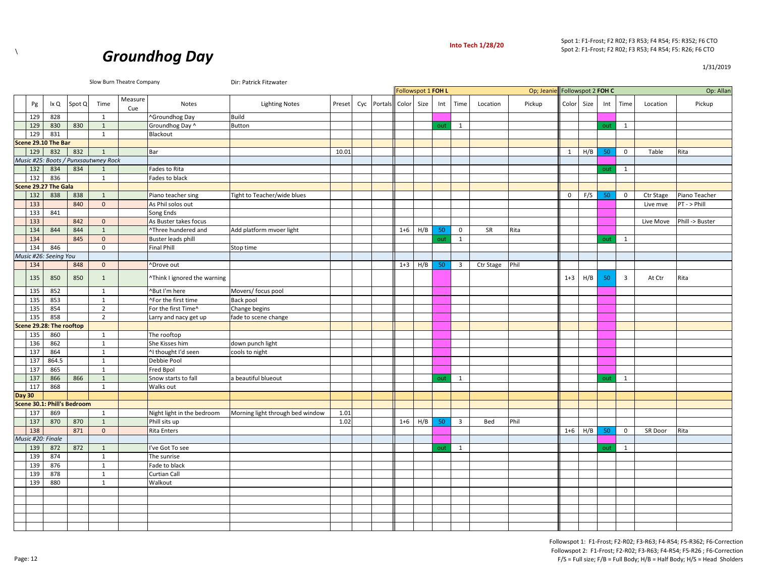\

# Groundhog Day

**Into Tech 1/28/20**

Spot 1: F1-Frost; F2 R02; F3 R53; F4 R54; F5: R352; F6 CTO
Spot 2: F1-Frost; F2 R02; F3 R53; F4 R54; F5: R26; F6 CTO

1/31/2019

Slow Burn Theatre Company — Dir: Patrick Fitzwater

| | | | | | | | | | | | Followspot 1 FOH L | | | | | Op; Jeanie | Followspot 2 FOH C | | | | | Op: Allan |
|---|---|---|---|---|---|---|---|---|---|---|---|---|---|---|---|---|---|---|---|---|---|---|
| Pg | lx Q | Spot Q | Time | Measure Cue | Notes | Lighting Notes | Preset | Cyc | Portals | Color | Size | Int | Time | Location | Pickup | Color | Size | Int | Time | Location | Pickup |
| 129 | 828 | | 1 | | ^Groundhog Day | Build | | | | | | | | | | | | | | | |
| 129 | 830 | 830 | 1 | | Groundhog Day ^ | Button | | | | | | out | 1 | | | | | out | 1 | | |
| 129 | 831 | | 1 | | Blackout | | | | | | | | | | | | | | | | |
| **Scene 29.10 The Bar** | | | | | | | | | | | | | | | | | | | | | |
| 129 | 832 | 832 | 1 | | Bar | | 10.01 | | | | | | | | | 1 | H/B | 50 | 0 | Table | Rita |
| *Music #25: Boots / Punxsautwney Rock* | | | | | | | | | | | | | | | | | | | | | |
| 132 | 834 | 834 | 1 | | Fades to Rita | | | | | | | | | | | | | out | 1 | | |
| 132 | 836 | | 1 | | Fades to black | | | | | | | | | | | | | | | | |
| **Scene 29.27 The Gala** | | | | | | | | | | | | | | | | | | | | | |
| 132 | 838 | 838 | 1 | | Piano teacher sing | Tight to Teacher/wide blues | | | | | | | | | | 0 | F/S | 50 | 0 | Ctr Stage | Piano Teacher |
| 133 | | 840 | 0 | | As Phil solos out | | | | | | | | | | | | | | | Live mve | PT - > Phill |
| 133 | 841 | | 1 | | Song Ends | | | | | | | | | | | | | | | | |
| 133 | | 842 | 0 | | As Buster takes focus | | | | | | | | | | | | | | | Live Move | Phill -> Buster |
| 134 | 844 | 844 | 1 | | ^Three hundered and | Add platform mvoer light | | | | 1+6 | H/B | 50 | 0 | SR | Rita | | | | | | |
| 134 | | 845 | 0 | | Buster leads phill | | | | | | | out | 1 | | | | | out | 1 | | |
| 134 | 846 | | 0 | | Final Phill | Stop time | | | | | | | | | | | | | | | |
| *Music #26: Seeing You* | | | | | | | | | | | | | | | | | | | | | |
| 134 | | 848 | 0 | | ^Drove out | | | | | 1+3 | H/B | 50 | 3 | Ctr Stage | Phil | | | | | | |
| 135 | 850 | 850 | 1 | | ^Think I ignored the warning | | | | | | | | | | | 1+3 | H/B | 50 | 3 | At Ctr | Rita |
| 135 | 852 | | 1 | | ^But I'm here | Movers/ focus pool | | | | | | | | | | | | | | | |
| 135 | 853 | | 1 | | ^For the first time | Back pool | | | | | | | | | | | | | | | |
| 135 | 854 | | 2 | | For the first Time^ | Change begins | | | | | | | | | | | | | | | |
| 135 | 858 | | 2 | | Larry and nacy get up | fade to scene change | | | | | | | | | | | | | | | |
| **Scene 29.28: The rooftop** | | | | | | | | | | | | | | | | | | | | | |
| 135 | 860 | | 1 | | The rooftop | | | | | | | | | | | | | | | | |
| 136 | 862 | | 1 | | She Kisses him | down punch light | | | | | | | | | | | | | | | |
| 137 | 864 | | 1 | | ^I thought I'd seen | cools to night | | | | | | | | | | | | | | | |
| 137 | 864.5 | | 1 | | Debbie Pool | | | | | | | | | | | | | | | | |
| 137 | 865 | | 1 | | Fred Bpol | | | | | | | | | | | | | | | | |
| 137 | 866 | 866 | 1 | | Snow starts to fall | a beautiful blueout | | | | | | out | 1 | | | | | out | 1 | | |
| 117 | 868 | | 1 | | Walks out | | | | | | | | | | | | | | | | |
| **Day 30** | | | | | | | | | | | | | | | | | | | | | |
| **Scene 30.1: Phill's Bedroom** | | | | | | | | | | | | | | | | | | | | | |
| 137 | 869 | | 1 | | Night light in the bedroom | Morning light through bed window | 1.01 | | | | | | | | | | | | | | |
| 137 | 870 | 870 | 1 | | Phill sits up | | 1.02 | | | 1+6 | H/B | 50 | 3 | Bed | Phil | | | | | | |
| 138 | | 871 | 0 | | Rita Enters | | | | | | | | | | | 1+6 | H/B | 50 | 0 | SR Door | Rita |
| *Music #20: Finale* | | | | | | | | | | | | | | | | | | | | | |
| 139 | 872 | 872 | 1 | | I've Got To see | | | | | | | out | 1 | | | | | out | 1 | | |
| 139 | 874 | | 1 | | The sunrise | | | | | | | | | | | | | | | | |
| 139 | 876 | | 1 | | Fade to black | | | | | | | | | | | | | | | | |
| 139 | 878 | | 1 | | Curtian Call | | | | | | | | | | | | | | | | |
| 139 | 880 | | 1 | | Walkout | | | | | | | | | | | | | | | | |

Followspot 1: F1-Frost; F2-R02; F3-R63; F4-R54; F5-R362; F6-Correction
Followspot 2: F1-Frost; F2-R02; F3-R63; F4-R54; F5-R26 ; F6-Correction
F/S = Full size; F/B = Full Body; H/B = Half Body; H/S = Head Sholders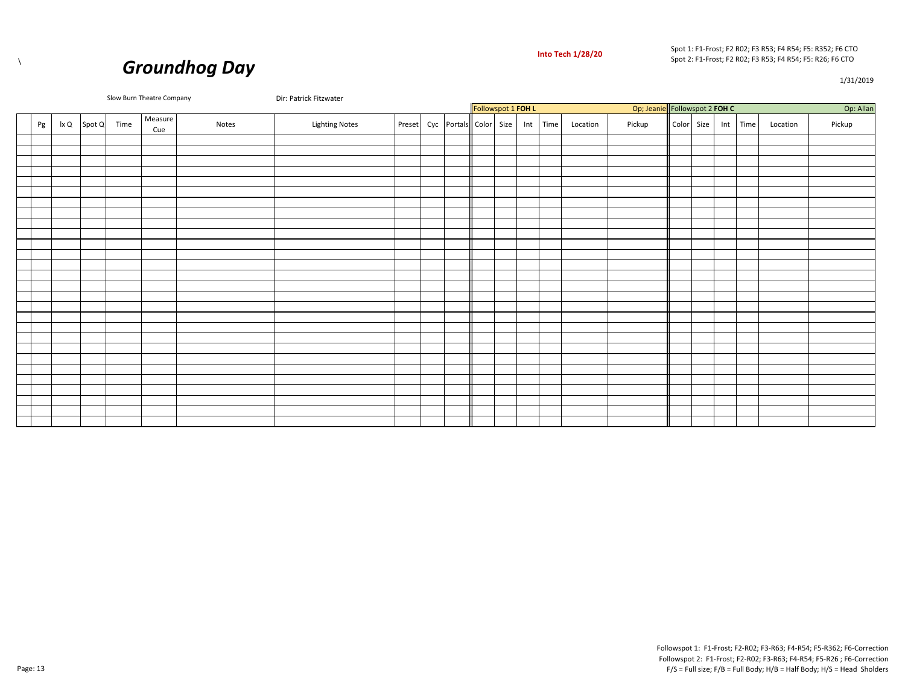\

# *Groundhog Day*

**Into Tech 1/28/20**

Spot 1: F1-Frost; F2 R02; F3 R53; F4 R54; F5: R352; F6 CTO
Spot 2: F1-Frost; F2 R02; F3 R53; F4 R54; F5: R26; F6 CTO

1/31/2019

Slow Burn Theatre Company

Dir: Patrick Fitzwater

| | | | | | | | | | | | Followspot 1 **FOH L** | | | | | Op; Jeanie | Followspot 2 **FOH C** | | | | | Op: Allan |
|---|---|---|---|---|---|---|---|---|---|---|---|---|---|---|---|---|---|---|---|---|---|---|
| | Pg | lx Q | Spot Q | Time | Measure Cue | Notes | Lighting Notes | Preset | Cyc | Portals | Color | Size | Int | Time | Location | Pickup | Color | Size | Int | Time | Location | Pickup |
| | | | | | | | | | | | | | | | | | | | | | | |
| | | | | | | | | | | | | | | | | | | | | | | |
| | | | | | | | | | | | | | | | | | | | | | | |
| | | | | | | | | | | | | | | | | | | | | | | |
| | | | | | | | | | | | | | | | | | | | | | | |
| | | | | | | | | | | | | | | | | | | | | | | |
| | | | | | | | | | | | | | | | | | | | | | | |
| | | | | | | | | | | | | | | | | | | | | | | |
| | | | | | | | | | | | | | | | | | | | | | | |
| | | | | | | | | | | | | | | | | | | | | | | |
| | | | | | | | | | | | | | | | | | | | | | | |
| | | | | | | | | | | | | | | | | | | | | | | |
| | | | | | | | | | | | | | | | | | | | | | | |
| | | | | | | | | | | | | | | | | | | | | | | |
| | | | | | | | | | | | | | | | | | | | | | | |
| | | | | | | | | | | | | | | | | | | | | | | |
| | | | | | | | | | | | | | | | | | | | | | | |
| | | | | | | | | | | | | | | | | | | | | | | |
| | | | | | | | | | | | | | | | | | | | | | | |
| | | | | | | | | | | | | | | | | | | | | | | |
| | | | | | | | | | | | | | | | | | | | | | | |
| | | | | | | | | | | | | | | | | | | | | | | |
| | | | | | | | | | | | | | | | | | | | | | | |
| | | | | | | | | | | | | | | | | | | | | | | |
| | | | | | | | | | | | | | | | | | | | | | | |
| | | | | | | | | | | | | | | | | | | | | | | |
| | | | | | | | | | | | | | | | | | | | | | | |
| | | | | | | | | | | | | | | | | | | | | | | |
| | | | | | | | | | | | | | | | | | | | | | | |
| | | | | | | | | | | | | | | | | | | | | | | |

Followspot 1: F1-Frost; F2-R02; F3-R63; F4-R54; F5-R362; F6-Correction
Followspot 2: F1-Frost; F2-R02; F3-R63; F4-R54; F5-R26 ; F6-Correction
F/S = Full size; F/B = Full Body; H/B = Half Body; H/S = Head Sholders